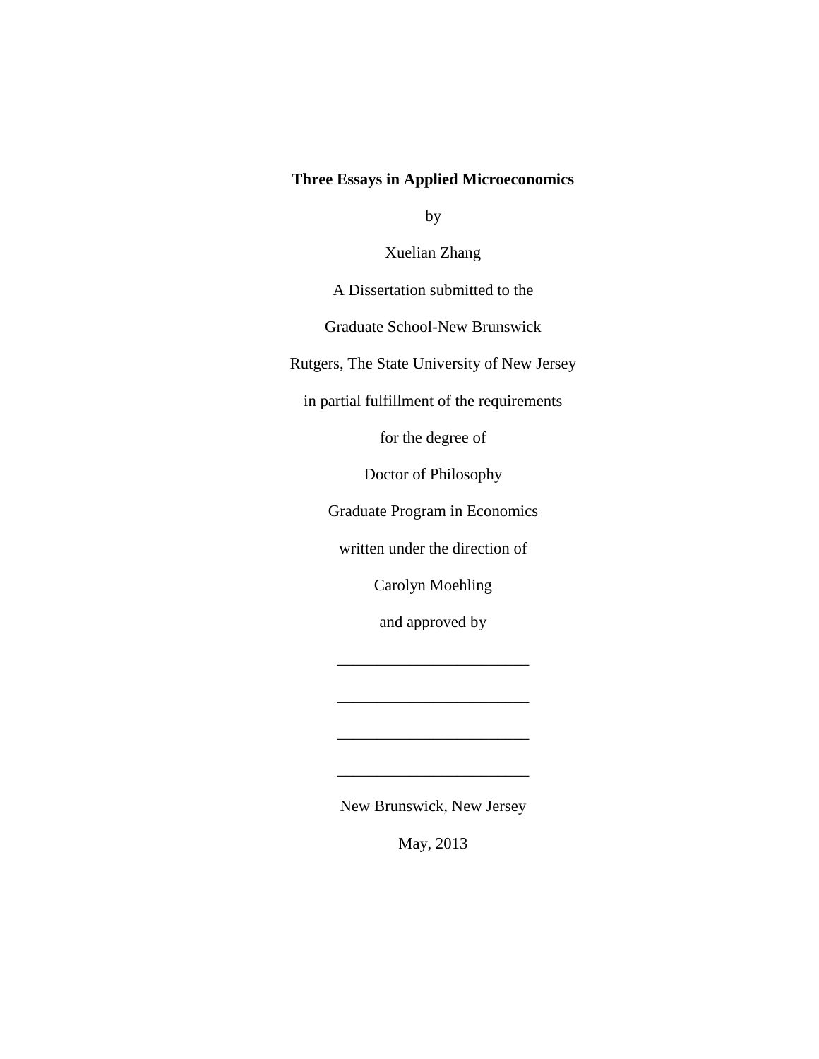**Three Essays in Applied Microeconomics**

by

Xuelian Zhang

A Dissertation submitted to the

Graduate School-New Brunswick

Rutgers, The State University of New Jersey

in partial fulfillment of the requirements

for the degree of

Doctor of Philosophy

Graduate Program in Economics

written under the direction of

Carolyn Moehling

and approved by

________________________

________________________

________________________

________________________

New Brunswick, New Jersey

May, 2013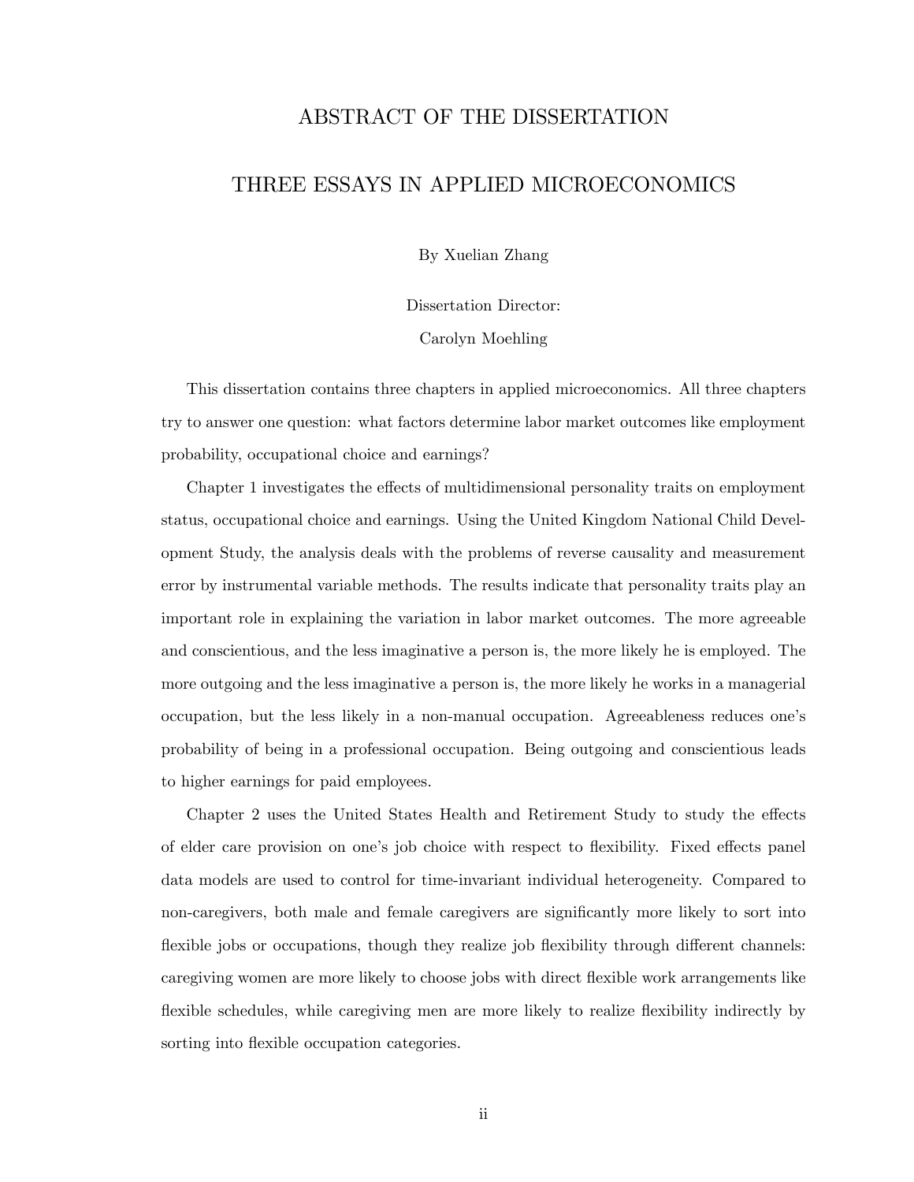# ABSTRACT OF THE DISSERTATION

# THREE ESSAYS IN APPLIED MICROECONOMICS

By Xuelian Zhang

Dissertation Director:

Carolyn Moehling

This dissertation contains three chapters in applied microeconomics. All three chapters try to answer one question: what factors determine labor market outcomes like employment probability, occupational choice and earnings?

Chapter 1 investigates the effects of multidimensional personality traits on employment status, occupational choice and earnings. Using the United Kingdom National Child Development Study, the analysis deals with the problems of reverse causality and measurement error by instrumental variable methods. The results indicate that personality traits play an important role in explaining the variation in labor market outcomes. The more agreeable and conscientious, and the less imaginative a person is, the more likely he is employed. The more outgoing and the less imaginative a person is, the more likely he works in a managerial occupation, but the less likely in a non-manual occupation. Agreeableness reduces one's probability of being in a professional occupation. Being outgoing and conscientious leads to higher earnings for paid employees.

Chapter 2 uses the United States Health and Retirement Study to study the effects of elder care provision on one's job choice with respect to flexibility. Fixed effects panel data models are used to control for time-invariant individual heterogeneity. Compared to non-caregivers, both male and female caregivers are significantly more likely to sort into flexible jobs or occupations, though they realize job flexibility through different channels: caregiving women are more likely to choose jobs with direct flexible work arrangements like flexible schedules, while caregiving men are more likely to realize flexibility indirectly by sorting into flexible occupation categories.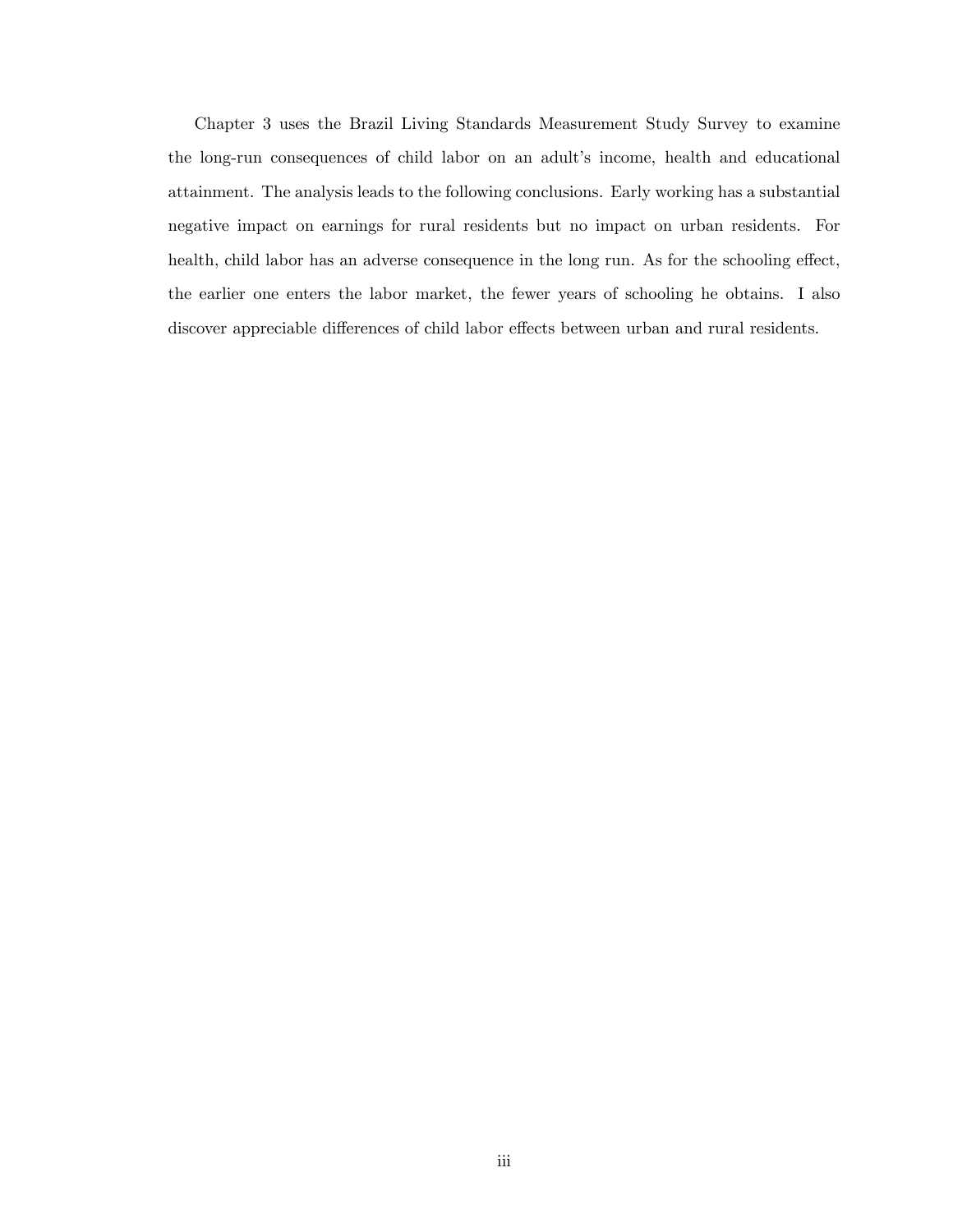Chapter 3 uses the Brazil Living Standards Measurement Study Survey to examine the long-run consequences of child labor on an adult's income, health and educational attainment. The analysis leads to the following conclusions. Early working has a substantial negative impact on earnings for rural residents but no impact on urban residents. For health, child labor has an adverse consequence in the long run. As for the schooling effect, the earlier one enters the labor market, the fewer years of schooling he obtains. I also discover appreciable differences of child labor effects between urban and rural residents.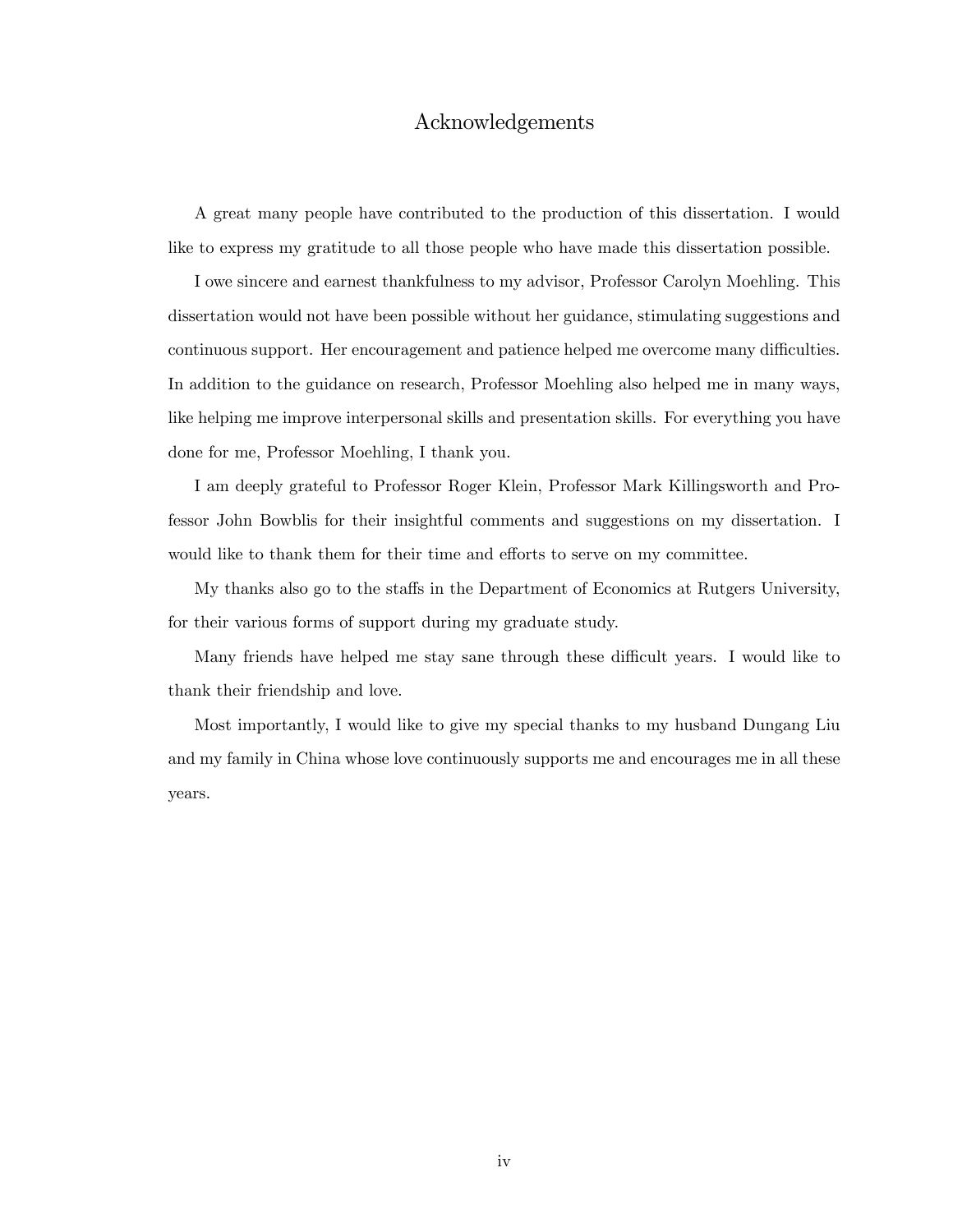# Acknowledgements

A great many people have contributed to the production of this dissertation. I would like to express my gratitude to all those people who have made this dissertation possible.

I owe sincere and earnest thankfulness to my advisor, Professor Carolyn Moehling. This dissertation would not have been possible without her guidance, stimulating suggestions and continuous support. Her encouragement and patience helped me overcome many difficulties. In addition to the guidance on research, Professor Moehling also helped me in many ways, like helping me improve interpersonal skills and presentation skills. For everything you have done for me, Professor Moehling, I thank you.

I am deeply grateful to Professor Roger Klein, Professor Mark Killingsworth and Professor John Bowblis for their insightful comments and suggestions on my dissertation. I would like to thank them for their time and efforts to serve on my committee.

My thanks also go to the staffs in the Department of Economics at Rutgers University, for their various forms of support during my graduate study.

Many friends have helped me stay sane through these difficult years. I would like to thank their friendship and love.

Most importantly, I would like to give my special thanks to my husband Dungang Liu and my family in China whose love continuously supports me and encourages me in all these years.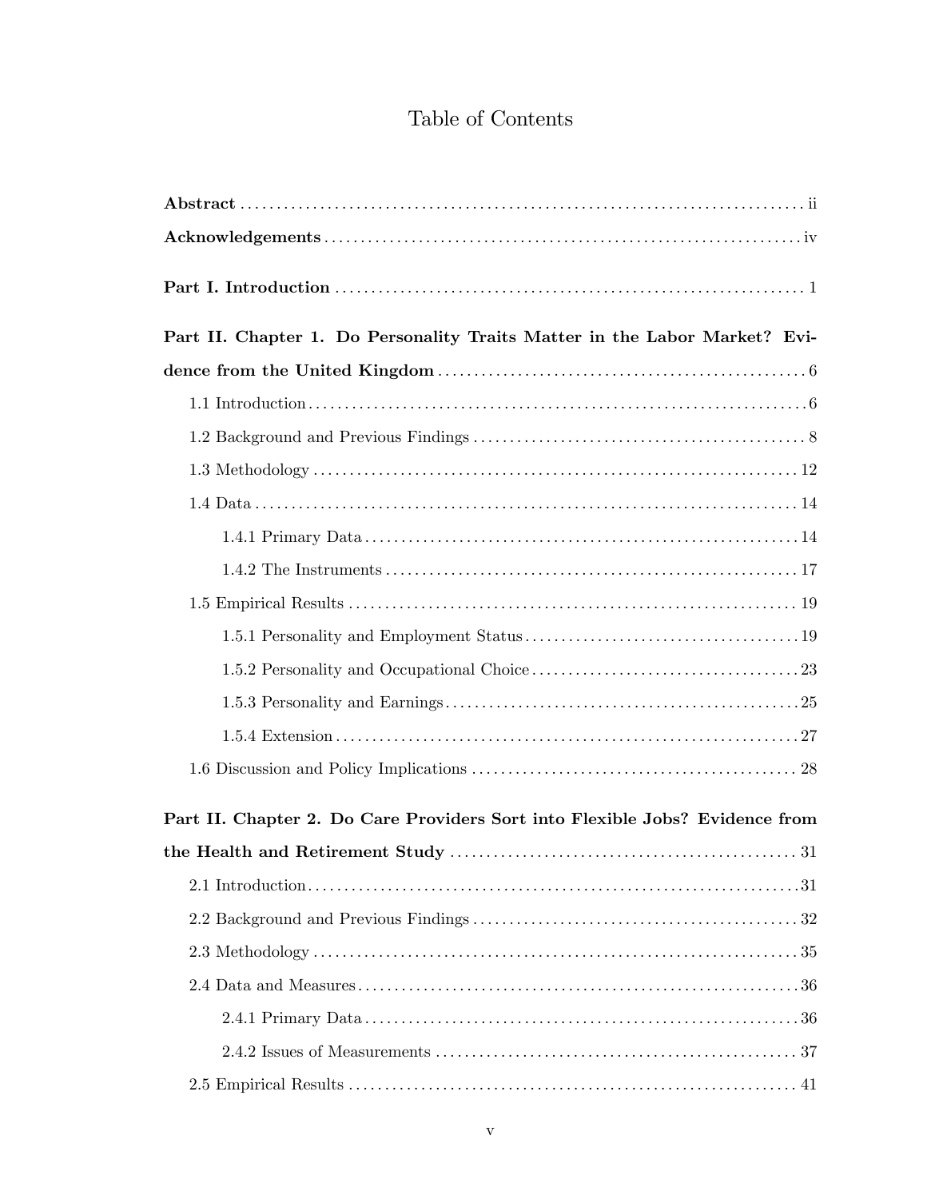# Table of Contents

**Abstract** ... ii

**Acknowledgements** ... iv

**Part I. Introduction** ... 1

**Part II. Chapter 1. Do Personality Traits Matter in the Labor Market? Evidence from the United Kingdom** ... 6

- 1.1 Introduction ... 6
- 1.2 Background and Previous Findings ... 8
- 1.3 Methodology ... 12
- 1.4 Data ... 14
  - 1.4.1 Primary Data ... 14
  - 1.4.2 The Instruments ... 17
- 1.5 Empirical Results ... 19
  - 1.5.1 Personality and Employment Status ... 19
  - 1.5.2 Personality and Occupational Choice ... 23
  - 1.5.3 Personality and Earnings ... 25
  - 1.5.4 Extension ... 27
- 1.6 Discussion and Policy Implications ... 28

**Part II. Chapter 2. Do Care Providers Sort into Flexible Jobs? Evidence from the Health and Retirement Study** ... 31

- 2.1 Introduction ... 31
- 2.2 Background and Previous Findings ... 32
- 2.3 Methodology ... 35
- 2.4 Data and Measures ... 36
  - 2.4.1 Primary Data ... 36
  - 2.4.2 Issues of Measurements ... 37
- 2.5 Empirical Results ... 41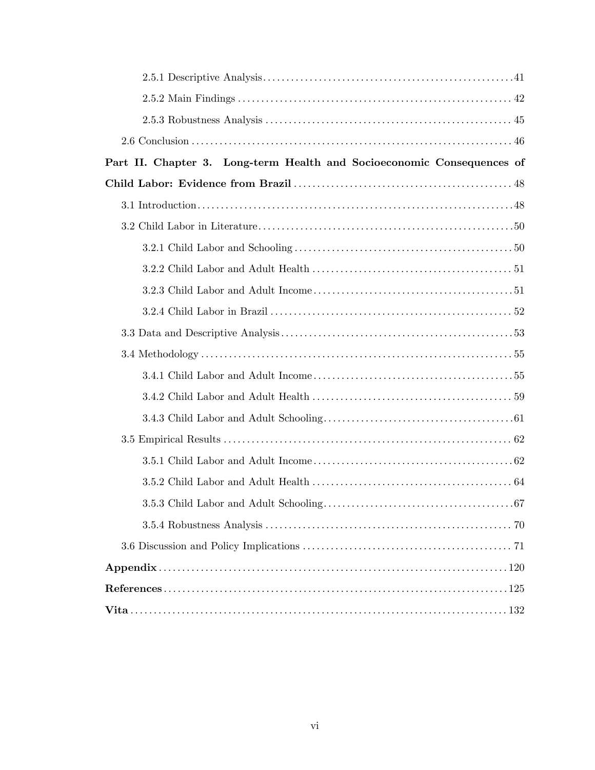2.5.1 Descriptive Analysis ........................................................ 41

2.5.2 Main Findings ............................................................. 42

2.5.3 Robustness Analysis ........................................................ 45

2.6 Conclusion ...................................................................... 46

**Part II. Chapter 3. Long-term Health and Socioeconomic Consequences of Child Labor: Evidence from Brazil** ........................................................ 48

3.1 Introduction .................................................................... 48

3.2 Child Labor in Literature ........................................................ 50

3.2.1 Child Labor and Schooling ................................................... 50

3.2.2 Child Labor and Adult Health ................................................ 51

3.2.3 Child Labor and Adult Income ................................................ 51

3.2.4 Child Labor in Brazil ....................................................... 52

3.3 Data and Descriptive Analysis .................................................... 53

3.4 Methodology ..................................................................... 55

3.4.1 Child Labor and Adult Income ................................................ 55

3.4.2 Child Labor and Adult Health ................................................ 59

3.4.3 Child Labor and Adult Schooling .............................................. 61

3.5 Empirical Results ................................................................ 62

3.5.1 Child Labor and Adult Income ................................................ 62

3.5.2 Child Labor and Adult Health ................................................ 64

3.5.3 Child Labor and Adult Schooling .............................................. 67

3.5.4 Robustness Analysis ........................................................ 70

3.6 Discussion and Policy Implications ............................................... 71

**Appendix** ........................................................................... 120

**References** ......................................................................... 125

**Vita** ............................................................................... 132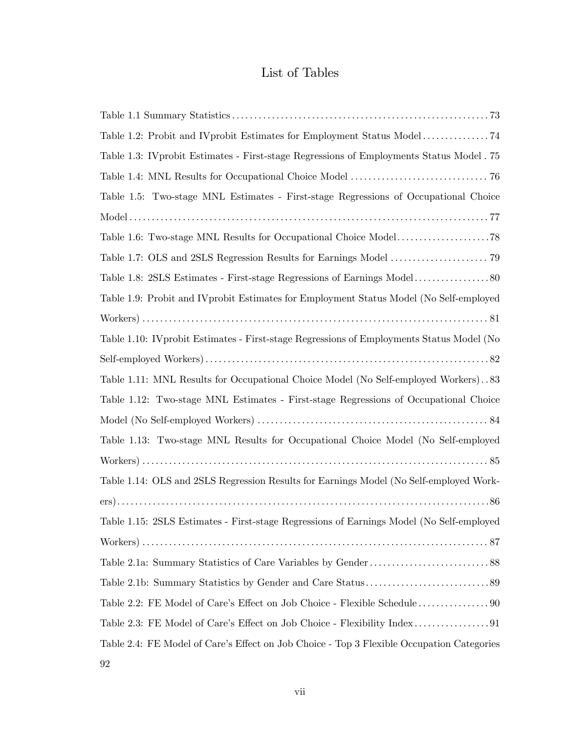# List of Tables

Table 1.1 Summary Statistics .......................................................... 73

Table 1.2: Probit and IVprobit Estimates for Employment Status Model ............... 74

Table 1.3: IVprobit Estimates - First-stage Regressions of Employments Status Model . 75

Table 1.4: MNL Results for Occupational Choice Model ............................... 76

Table 1.5: Two-stage MNL Estimates - First-stage Regressions of Occupational Choice Model ........................................................................... 77

Table 1.6: Two-stage MNL Results for Occupational Choice Model ..................... 78

Table 1.7: OLS and 2SLS Regression Results for Earnings Model ...................... 79

Table 1.8: 2SLS Estimates - First-stage Regressions of Earnings Model ................. 80

Table 1.9: Probit and IVprobit Estimates for Employment Status Model (No Self-employed Workers) ........................................................................... 81

Table 1.10: IVprobit Estimates - First-stage Regressions of Employments Status Model (No Self-employed Workers) ............................................................... 82

Table 1.11: MNL Results for Occupational Choice Model (No Self-employed Workers) .. 83

Table 1.12: Two-stage MNL Estimates - First-stage Regressions of Occupational Choice Model (No Self-employed Workers) .................................................... 84

Table 1.13: Two-stage MNL Results for Occupational Choice Model (No Self-employed Workers) ........................................................................... 85

Table 1.14: OLS and 2SLS Regression Results for Earnings Model (No Self-employed Workers) ........................................................................... 86

Table 1.15: 2SLS Estimates - First-stage Regressions of Earnings Model (No Self-employed Workers) ........................................................................... 87

Table 2.1a: Summary Statistics of Care Variables by Gender ........................... 88

Table 2.1b: Summary Statistics by Gender and Care Status ............................ 89

Table 2.2: FE Model of Care's Effect on Job Choice - Flexible Schedule ................ 90

Table 2.3: FE Model of Care's Effect on Job Choice - Flexibility Index ................. 91

Table 2.4: FE Model of Care's Effect on Job Choice - Top 3 Flexible Occupation Categories 92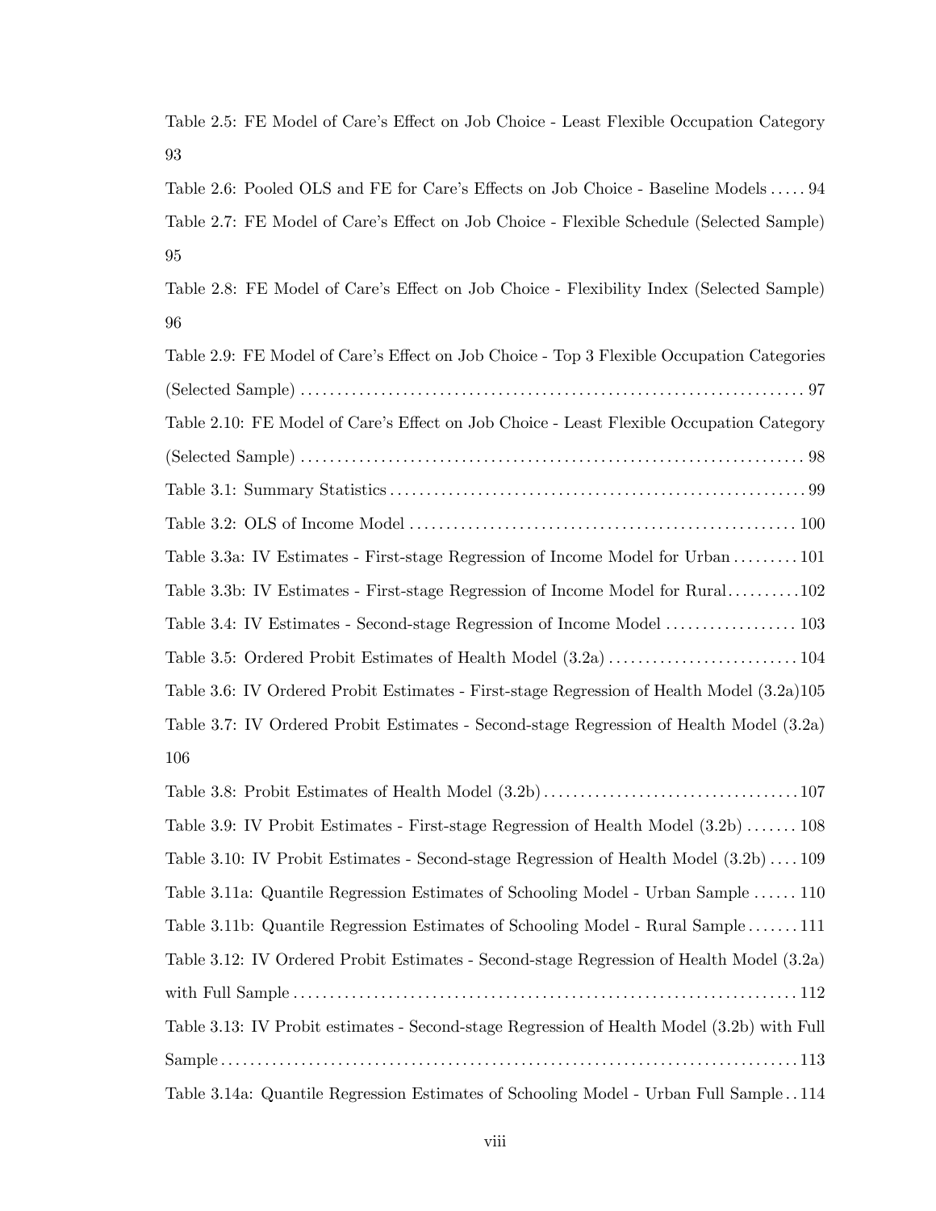Table 2.5: FE Model of Care's Effect on Job Choice - Least Flexible Occupation Category 93

Table 2.6: Pooled OLS and FE for Care's Effects on Job Choice - Baseline Models ..... 94

Table 2.7: FE Model of Care's Effect on Job Choice - Flexible Schedule (Selected Sample) 95

Table 2.8: FE Model of Care's Effect on Job Choice - Flexibility Index (Selected Sample) 96

Table 2.9: FE Model of Care's Effect on Job Choice - Top 3 Flexible Occupation Categories (Selected Sample) ..................................................................... 97

Table 2.10: FE Model of Care's Effect on Job Choice - Least Flexible Occupation Category (Selected Sample) ..................................................................... 98

Table 3.1: Summary Statistics ........................................................... 99

Table 3.2: OLS of Income Model ...................................................... 100

Table 3.3a: IV Estimates - First-stage Regression of Income Model for Urban ......... 101

Table 3.3b: IV Estimates - First-stage Regression of Income Model for Rural .......... 102

Table 3.4: IV Estimates - Second-stage Regression of Income Model .................. 103

Table 3.5: Ordered Probit Estimates of Health Model (3.2a) .......................... 104

Table 3.6: IV Ordered Probit Estimates - First-stage Regression of Health Model (3.2a) 105

Table 3.7: IV Ordered Probit Estimates - Second-stage Regression of Health Model (3.2a) 106

Table 3.8: Probit Estimates of Health Model (3.2b) ................................... 107

Table 3.9: IV Probit Estimates - First-stage Regression of Health Model (3.2b) ....... 108

Table 3.10: IV Probit Estimates - Second-stage Regression of Health Model (3.2b) .... 109

Table 3.11a: Quantile Regression Estimates of Schooling Model - Urban Sample ...... 110

Table 3.11b: Quantile Regression Estimates of Schooling Model - Rural Sample ....... 111

Table 3.12: IV Ordered Probit Estimates - Second-stage Regression of Health Model (3.2a) with Full Sample ..................................................................... 112

Table 3.13: IV Probit estimates - Second-stage Regression of Health Model (3.2b) with Full Sample ............................................................................ 113

Table 3.14a: Quantile Regression Estimates of Schooling Model - Urban Full Sample .. 114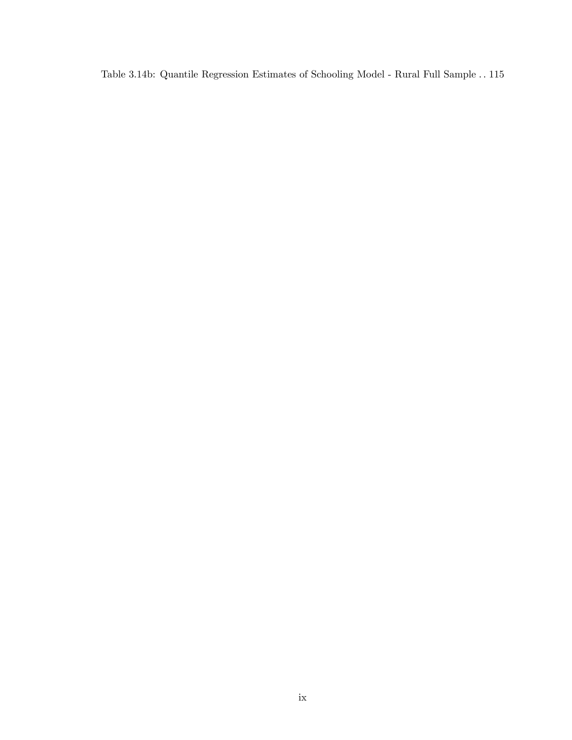Table 3.14b: Quantile Regression Estimates of Schooling Model - Rural Full Sample . . 115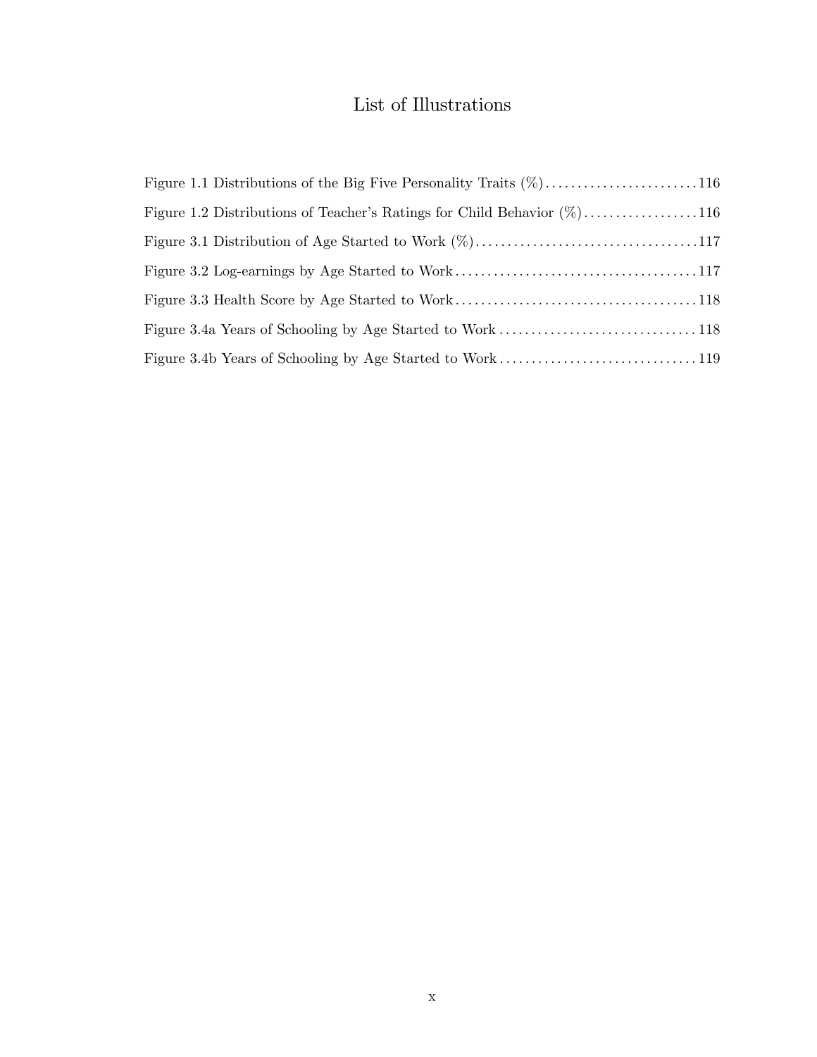# List of Illustrations

Figure 1.1 Distributions of the Big Five Personality Traits (%) ........................ 116

Figure 1.2 Distributions of Teacher's Ratings for Child Behavior (%) .................. 116

Figure 3.1 Distribution of Age Started to Work (%) .................................. 117

Figure 3.2 Log-earnings by Age Started to Work ..................................... 117

Figure 3.3 Health Score by Age Started to Work ...................................... 118

Figure 3.4a Years of Schooling by Age Started to Work .............................. 118

Figure 3.4b Years of Schooling by Age Started to Work .............................. 119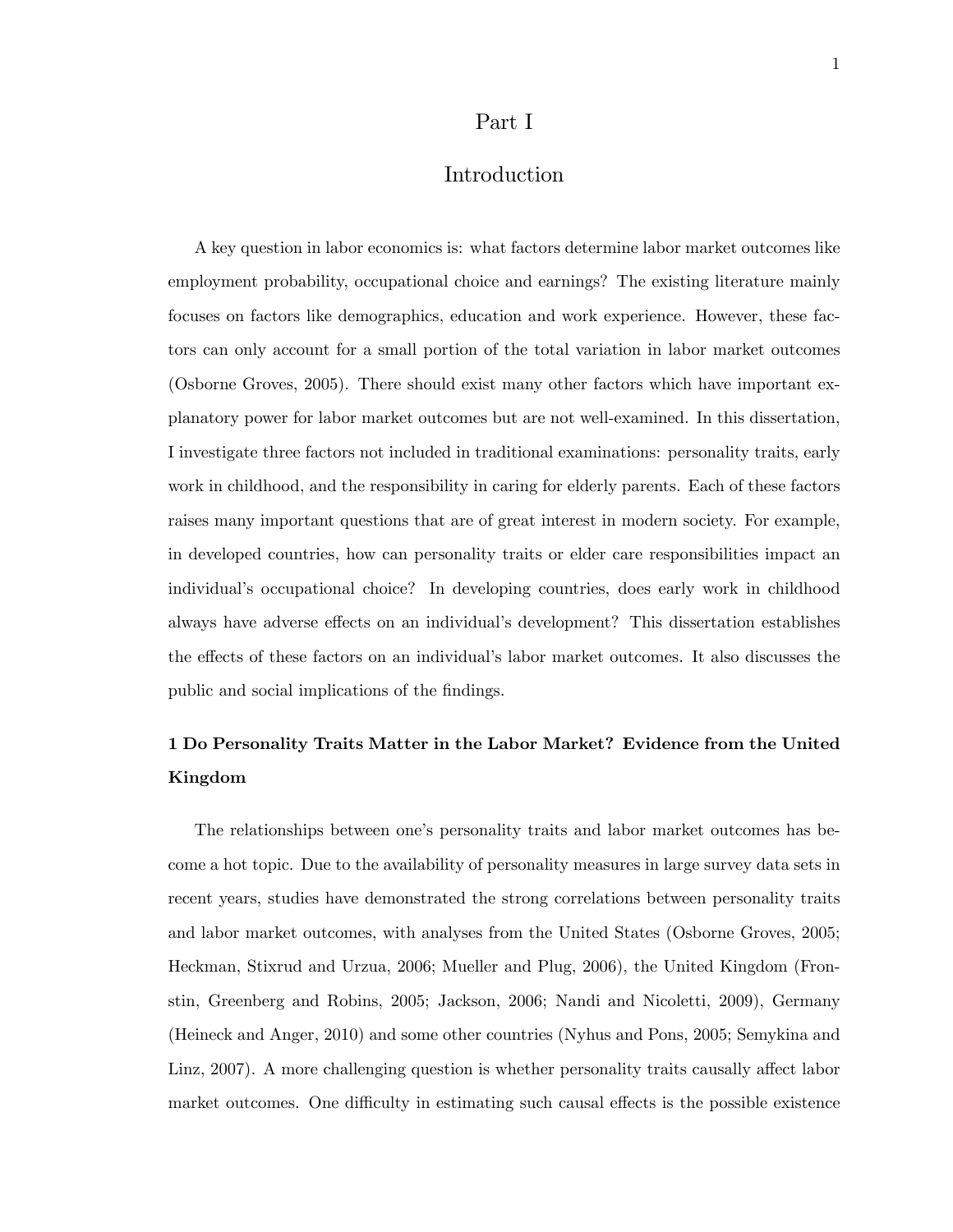# Part I

# Introduction

A key question in labor economics is: what factors determine labor market outcomes like employment probability, occupational choice and earnings? The existing literature mainly focuses on factors like demographics, education and work experience. However, these factors can only account for a small portion of the total variation in labor market outcomes (Osborne Groves, 2005). There should exist many other factors which have important explanatory power for labor market outcomes but are not well-examined. In this dissertation, I investigate three factors not included in traditional examinations: personality traits, early work in childhood, and the responsibility in caring for elderly parents. Each of these factors raises many important questions that are of great interest in modern society. For example, in developed countries, how can personality traits or elder care responsibilities impact an individual's occupational choice? In developing countries, does early work in childhood always have adverse effects on an individual's development? This dissertation establishes the effects of these factors on an individual's labor market outcomes. It also discusses the public and social implications of the findings.

## 1 Do Personality Traits Matter in the Labor Market? Evidence from the United Kingdom

The relationships between one's personality traits and labor market outcomes has become a hot topic. Due to the availability of personality measures in large survey data sets in recent years, studies have demonstrated the strong correlations between personality traits and labor market outcomes, with analyses from the United States (Osborne Groves, 2005; Heckman, Stixrud and Urzua, 2006; Mueller and Plug, 2006), the United Kingdom (Fronstin, Greenberg and Robins, 2005; Jackson, 2006; Nandi and Nicoletti, 2009), Germany (Heineck and Anger, 2010) and some other countries (Nyhus and Pons, 2005; Semykina and Linz, 2007). A more challenging question is whether personality traits causally affect labor market outcomes. One difficulty in estimating such causal effects is the possible existence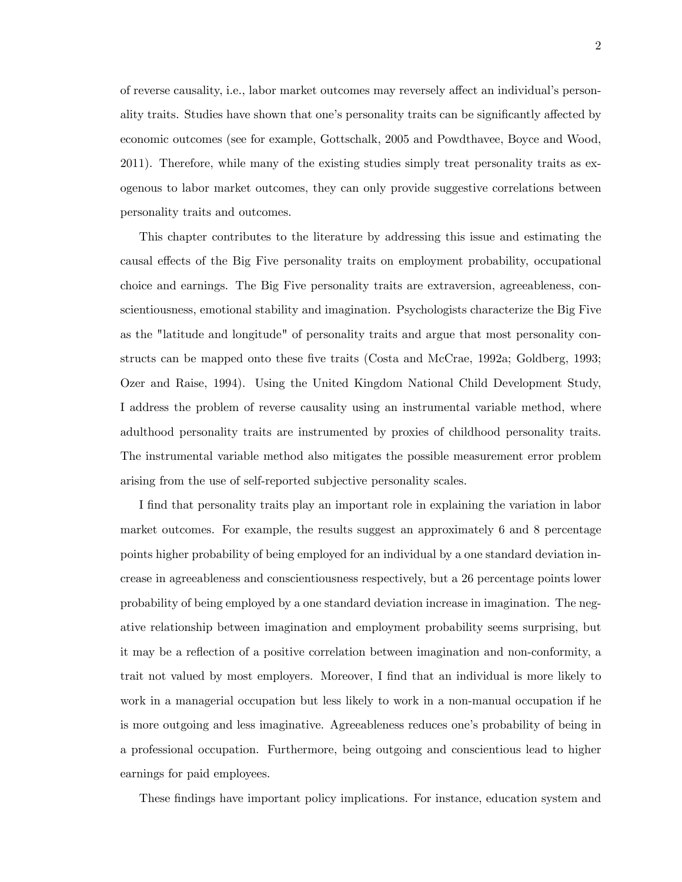of reverse causality, i.e., labor market outcomes may reversely affect an individual's personality traits. Studies have shown that one's personality traits can be significantly affected by economic outcomes (see for example, Gottschalk, 2005 and Powdthavee, Boyce and Wood, 2011). Therefore, while many of the existing studies simply treat personality traits as exogenous to labor market outcomes, they can only provide suggestive correlations between personality traits and outcomes.

This chapter contributes to the literature by addressing this issue and estimating the causal effects of the Big Five personality traits on employment probability, occupational choice and earnings. The Big Five personality traits are extraversion, agreeableness, conscientiousness, emotional stability and imagination. Psychologists characterize the Big Five as the "latitude and longitude" of personality traits and argue that most personality constructs can be mapped onto these five traits (Costa and McCrae, 1992a; Goldberg, 1993; Ozer and Raise, 1994). Using the United Kingdom National Child Development Study, I address the problem of reverse causality using an instrumental variable method, where adulthood personality traits are instrumented by proxies of childhood personality traits. The instrumental variable method also mitigates the possible measurement error problem arising from the use of self-reported subjective personality scales.

I find that personality traits play an important role in explaining the variation in labor market outcomes. For example, the results suggest an approximately 6 and 8 percentage points higher probability of being employed for an individual by a one standard deviation increase in agreeableness and conscientiousness respectively, but a 26 percentage points lower probability of being employed by a one standard deviation increase in imagination. The negative relationship between imagination and employment probability seems surprising, but it may be a reflection of a positive correlation between imagination and non-conformity, a trait not valued by most employers. Moreover, I find that an individual is more likely to work in a managerial occupation but less likely to work in a non-manual occupation if he is more outgoing and less imaginative. Agreeableness reduces one's probability of being in a professional occupation. Furthermore, being outgoing and conscientious lead to higher earnings for paid employees.

These findings have important policy implications. For instance, education system and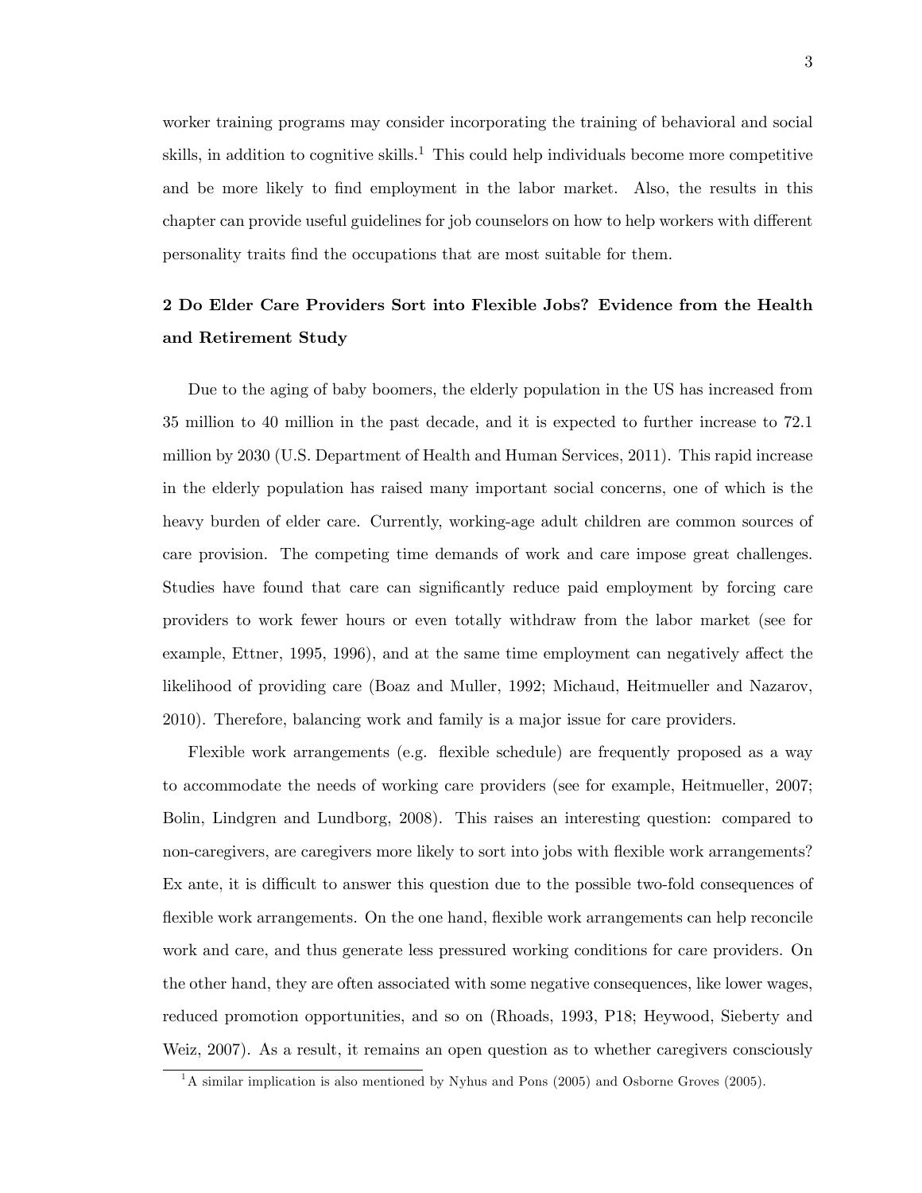worker training programs may consider incorporating the training of behavioral and social skills, in addition to cognitive skills.[1] This could help individuals become more competitive and be more likely to find employment in the labor market. Also, the results in this chapter can provide useful guidelines for job counselors on how to help workers with different personality traits find the occupations that are most suitable for them.

## 2 Do Elder Care Providers Sort into Flexible Jobs? Evidence from the Health and Retirement Study

Due to the aging of baby boomers, the elderly population in the US has increased from 35 million to 40 million in the past decade, and it is expected to further increase to 72.1 million by 2030 (U.S. Department of Health and Human Services, 2011). This rapid increase in the elderly population has raised many important social concerns, one of which is the heavy burden of elder care. Currently, working-age adult children are common sources of care provision. The competing time demands of work and care impose great challenges. Studies have found that care can significantly reduce paid employment by forcing care providers to work fewer hours or even totally withdraw from the labor market (see for example, Ettner, 1995, 1996), and at the same time employment can negatively affect the likelihood of providing care (Boaz and Muller, 1992; Michaud, Heitmueller and Nazarov, 2010). Therefore, balancing work and family is a major issue for care providers.

Flexible work arrangements (e.g. flexible schedule) are frequently proposed as a way to accommodate the needs of working care providers (see for example, Heitmueller, 2007; Bolin, Lindgren and Lundborg, 2008). This raises an interesting question: compared to non-caregivers, are caregivers more likely to sort into jobs with flexible work arrangements? Ex ante, it is difficult to answer this question due to the possible two-fold consequences of flexible work arrangements. On the one hand, flexible work arrangements can help reconcile work and care, and thus generate less pressured working conditions for care providers. On the other hand, they are often associated with some negative consequences, like lower wages, reduced promotion opportunities, and so on (Rhoads, 1993, P18; Heywood, Sieberty and Weiz, 2007). As a result, it remains an open question as to whether caregivers consciously

[1] A similar implication is also mentioned by Nyhus and Pons (2005) and Osborne Groves (2005).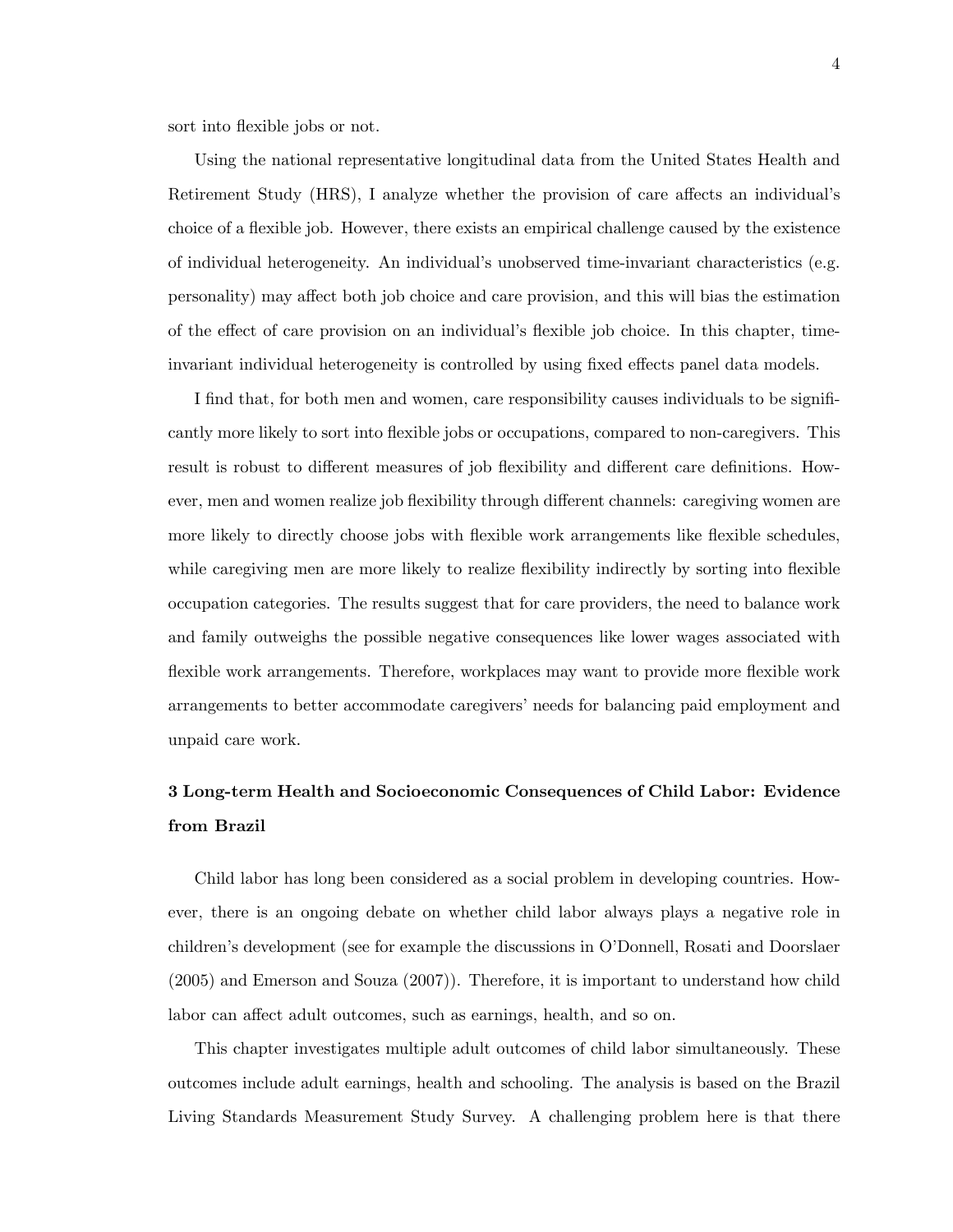sort into flexible jobs or not.

Using the national representative longitudinal data from the United States Health and Retirement Study (HRS), I analyze whether the provision of care affects an individual's choice of a flexible job. However, there exists an empirical challenge caused by the existence of individual heterogeneity. An individual's unobserved time-invariant characteristics (e.g. personality) may affect both job choice and care provision, and this will bias the estimation of the effect of care provision on an individual's flexible job choice. In this chapter, time-invariant individual heterogeneity is controlled by using fixed effects panel data models.

I find that, for both men and women, care responsibility causes individuals to be significantly more likely to sort into flexible jobs or occupations, compared to non-caregivers. This result is robust to different measures of job flexibility and different care definitions. However, men and women realize job flexibility through different channels: caregiving women are more likely to directly choose jobs with flexible work arrangements like flexible schedules, while caregiving men are more likely to realize flexibility indirectly by sorting into flexible occupation categories. The results suggest that for care providers, the need to balance work and family outweighs the possible negative consequences like lower wages associated with flexible work arrangements. Therefore, workplaces may want to provide more flexible work arrangements to better accommodate caregivers' needs for balancing paid employment and unpaid care work.

### 3 Long-term Health and Socioeconomic Consequences of Child Labor: Evidence from Brazil

Child labor has long been considered as a social problem in developing countries. However, there is an ongoing debate on whether child labor always plays a negative role in children's development (see for example the discussions in O'Donnell, Rosati and Doorslaer (2005) and Emerson and Souza (2007)). Therefore, it is important to understand how child labor can affect adult outcomes, such as earnings, health, and so on.

This chapter investigates multiple adult outcomes of child labor simultaneously. These outcomes include adult earnings, health and schooling. The analysis is based on the Brazil Living Standards Measurement Study Survey. A challenging problem here is that there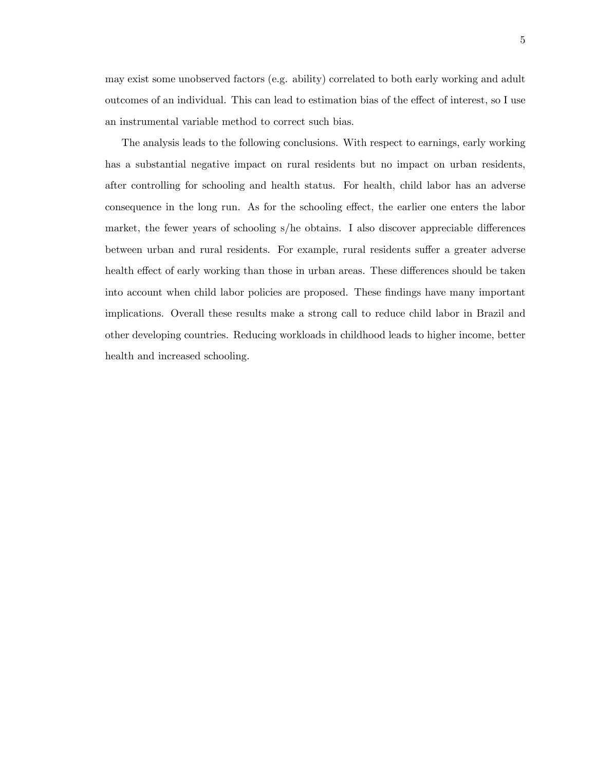may exist some unobserved factors (e.g. ability) correlated to both early working and adult outcomes of an individual. This can lead to estimation bias of the effect of interest, so I use an instrumental variable method to correct such bias.

The analysis leads to the following conclusions. With respect to earnings, early working has a substantial negative impact on rural residents but no impact on urban residents, after controlling for schooling and health status. For health, child labor has an adverse consequence in the long run. As for the schooling effect, the earlier one enters the labor market, the fewer years of schooling s/he obtains. I also discover appreciable differences between urban and rural residents. For example, rural residents suffer a greater adverse health effect of early working than those in urban areas. These differences should be taken into account when child labor policies are proposed. These findings have many important implications. Overall these results make a strong call to reduce child labor in Brazil and other developing countries. Reducing workloads in childhood leads to higher income, better health and increased schooling.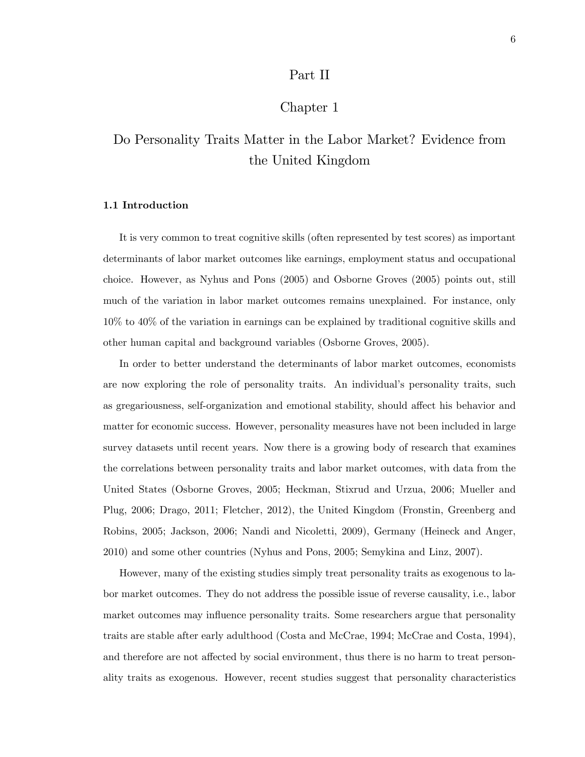# Part II

## Chapter 1

## Do Personality Traits Matter in the Labor Market? Evidence from the United Kingdom

### 1.1 Introduction

It is very common to treat cognitive skills (often represented by test scores) as important determinants of labor market outcomes like earnings, employment status and occupational choice. However, as Nyhus and Pons (2005) and Osborne Groves (2005) points out, still much of the variation in labor market outcomes remains unexplained. For instance, only 10% to 40% of the variation in earnings can be explained by traditional cognitive skills and other human capital and background variables (Osborne Groves, 2005).

In order to better understand the determinants of labor market outcomes, economists are now exploring the role of personality traits. An individual's personality traits, such as gregariousness, self-organization and emotional stability, should affect his behavior and matter for economic success. However, personality measures have not been included in large survey datasets until recent years. Now there is a growing body of research that examines the correlations between personality traits and labor market outcomes, with data from the United States (Osborne Groves, 2005; Heckman, Stixrud and Urzua, 2006; Mueller and Plug, 2006; Drago, 2011; Fletcher, 2012), the United Kingdom (Fronstin, Greenberg and Robins, 2005; Jackson, 2006; Nandi and Nicoletti, 2009), Germany (Heineck and Anger, 2010) and some other countries (Nyhus and Pons, 2005; Semykina and Linz, 2007).

However, many of the existing studies simply treat personality traits as exogenous to labor market outcomes. They do not address the possible issue of reverse causality, i.e., labor market outcomes may influence personality traits. Some researchers argue that personality traits are stable after early adulthood (Costa and McCrae, 1994; McCrae and Costa, 1994), and therefore are not affected by social environment, thus there is no harm to treat personality traits as exogenous. However, recent studies suggest that personality characteristics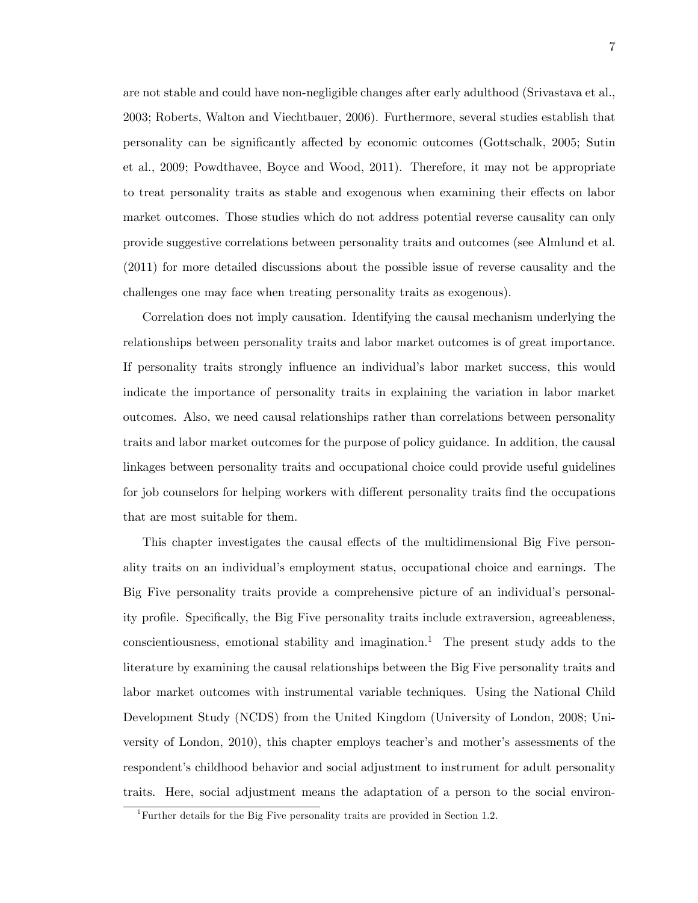are not stable and could have non-negligible changes after early adulthood (Srivastava et al., 2003; Roberts, Walton and Viechtbauer, 2006). Furthermore, several studies establish that personality can be significantly affected by economic outcomes (Gottschalk, 2005; Sutin et al., 2009; Powdthavee, Boyce and Wood, 2011). Therefore, it may not be appropriate to treat personality traits as stable and exogenous when examining their effects on labor market outcomes. Those studies which do not address potential reverse causality can only provide suggestive correlations between personality traits and outcomes (see Almlund et al. (2011) for more detailed discussions about the possible issue of reverse causality and the challenges one may face when treating personality traits as exogenous).

Correlation does not imply causation. Identifying the causal mechanism underlying the relationships between personality traits and labor market outcomes is of great importance. If personality traits strongly influence an individual's labor market success, this would indicate the importance of personality traits in explaining the variation in labor market outcomes. Also, we need causal relationships rather than correlations between personality traits and labor market outcomes for the purpose of policy guidance. In addition, the causal linkages between personality traits and occupational choice could provide useful guidelines for job counselors for helping workers with different personality traits find the occupations that are most suitable for them.

This chapter investigates the causal effects of the multidimensional Big Five personality traits on an individual's employment status, occupational choice and earnings. The Big Five personality traits provide a comprehensive picture of an individual's personality profile. Specifically, the Big Five personality traits include extraversion, agreeableness, conscientiousness, emotional stability and imagination.[1] The present study adds to the literature by examining the causal relationships between the Big Five personality traits and labor market outcomes with instrumental variable techniques. Using the National Child Development Study (NCDS) from the United Kingdom (University of London, 2008; University of London, 2010), this chapter employs teacher's and mother's assessments of the respondent's childhood behavior and social adjustment to instrument for adult personality traits. Here, social adjustment means the adaptation of a person to the social environ-

[1] Further details for the Big Five personality traits are provided in Section 1.2.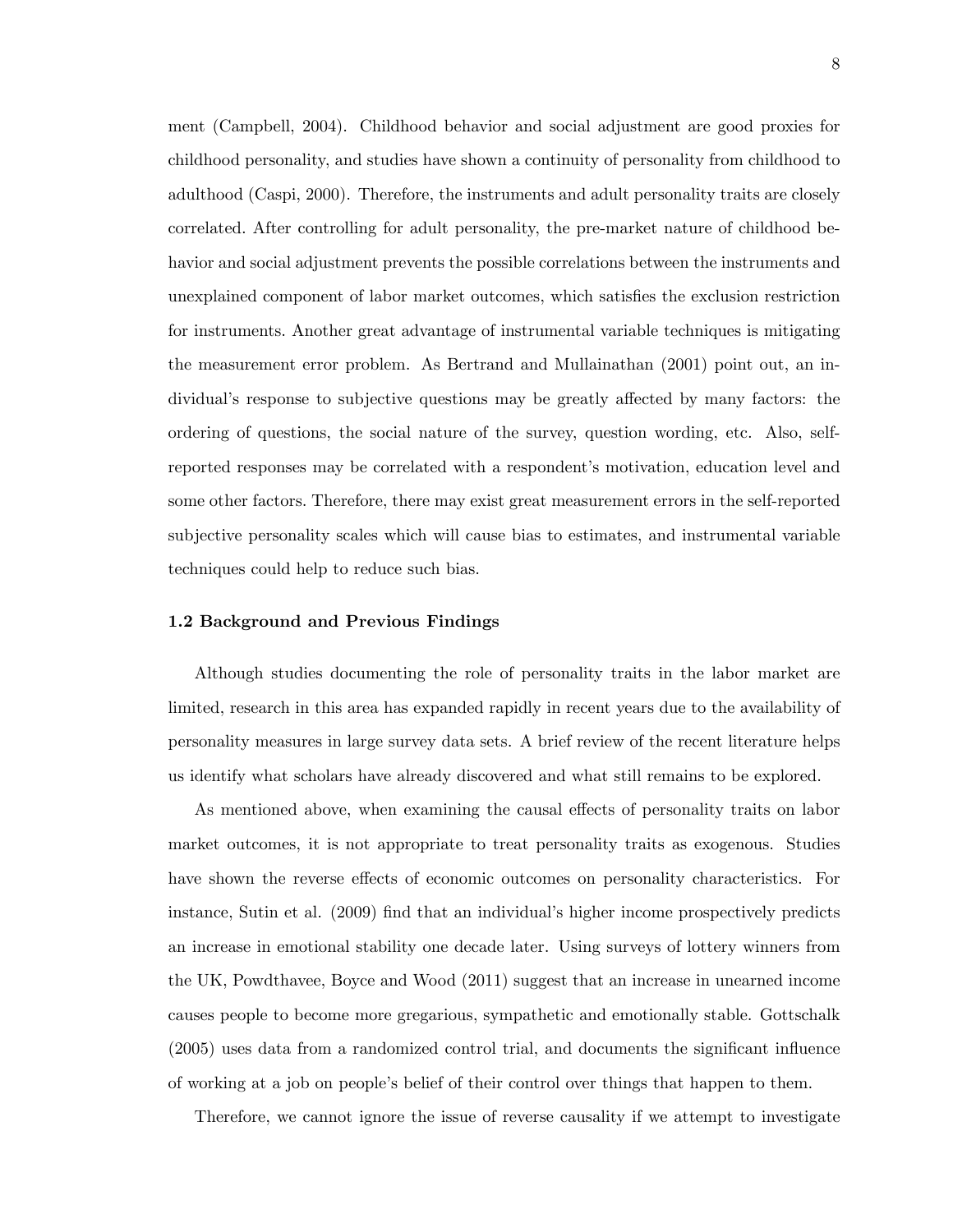ment (Campbell, 2004). Childhood behavior and social adjustment are good proxies for childhood personality, and studies have shown a continuity of personality from childhood to adulthood (Caspi, 2000). Therefore, the instruments and adult personality traits are closely correlated. After controlling for adult personality, the pre-market nature of childhood behavior and social adjustment prevents the possible correlations between the instruments and unexplained component of labor market outcomes, which satisfies the exclusion restriction for instruments. Another great advantage of instrumental variable techniques is mitigating the measurement error problem. As Bertrand and Mullainathan (2001) point out, an individual's response to subjective questions may be greatly affected by many factors: the ordering of questions, the social nature of the survey, question wording, etc. Also, self-reported responses may be correlated with a respondent's motivation, education level and some other factors. Therefore, there may exist great measurement errors in the self-reported subjective personality scales which will cause bias to estimates, and instrumental variable techniques could help to reduce such bias.

### 1.2 Background and Previous Findings

Although studies documenting the role of personality traits in the labor market are limited, research in this area has expanded rapidly in recent years due to the availability of personality measures in large survey data sets. A brief review of the recent literature helps us identify what scholars have already discovered and what still remains to be explored.

As mentioned above, when examining the causal effects of personality traits on labor market outcomes, it is not appropriate to treat personality traits as exogenous. Studies have shown the reverse effects of economic outcomes on personality characteristics. For instance, Sutin et al. (2009) find that an individual's higher income prospectively predicts an increase in emotional stability one decade later. Using surveys of lottery winners from the UK, Powdthavee, Boyce and Wood (2011) suggest that an increase in unearned income causes people to become more gregarious, sympathetic and emotionally stable. Gottschalk (2005) uses data from a randomized control trial, and documents the significant influence of working at a job on people's belief of their control over things that happen to them.

Therefore, we cannot ignore the issue of reverse causality if we attempt to investigate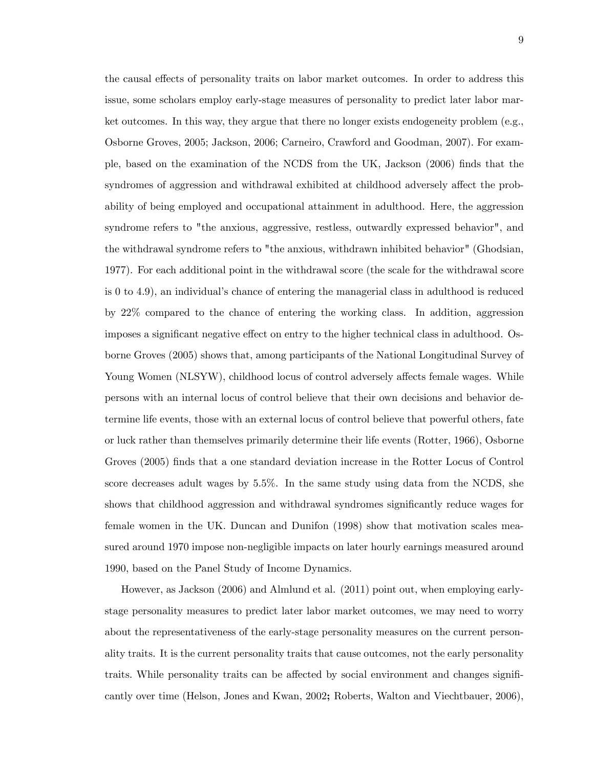the causal effects of personality traits on labor market outcomes. In order to address this issue, some scholars employ early-stage measures of personality to predict later labor market outcomes. In this way, they argue that there no longer exists endogeneity problem (e.g., Osborne Groves, 2005; Jackson, 2006; Carneiro, Crawford and Goodman, 2007). For example, based on the examination of the NCDS from the UK, Jackson (2006) finds that the syndromes of aggression and withdrawal exhibited at childhood adversely affect the probability of being employed and occupational attainment in adulthood. Here, the aggression syndrome refers to "the anxious, aggressive, restless, outwardly expressed behavior", and the withdrawal syndrome refers to "the anxious, withdrawn inhibited behavior" (Ghodsian, 1977). For each additional point in the withdrawal score (the scale for the withdrawal score is 0 to 4.9), an individual's chance of entering the managerial class in adulthood is reduced by 22% compared to the chance of entering the working class. In addition, aggression imposes a significant negative effect on entry to the higher technical class in adulthood. Osborne Groves (2005) shows that, among participants of the National Longitudinal Survey of Young Women (NLSYW), childhood locus of control adversely affects female wages. While persons with an internal locus of control believe that their own decisions and behavior determine life events, those with an external locus of control believe that powerful others, fate or luck rather than themselves primarily determine their life events (Rotter, 1966), Osborne Groves (2005) finds that a one standard deviation increase in the Rotter Locus of Control score decreases adult wages by 5.5%. In the same study using data from the NCDS, she shows that childhood aggression and withdrawal syndromes significantly reduce wages for female women in the UK. Duncan and Dunifon (1998) show that motivation scales measured around 1970 impose non-negligible impacts on later hourly earnings measured around 1990, based on the Panel Study of Income Dynamics.

However, as Jackson (2006) and Almlund et al. (2011) point out, when employing early-stage personality measures to predict later labor market outcomes, we may need to worry about the representativeness of the early-stage personality measures on the current personality traits. It is the current personality traits that cause outcomes, not the early personality traits. While personality traits can be affected by social environment and changes significantly over time (Helson, Jones and Kwan, 2002**;** Roberts, Walton and Viechtbauer, 2006),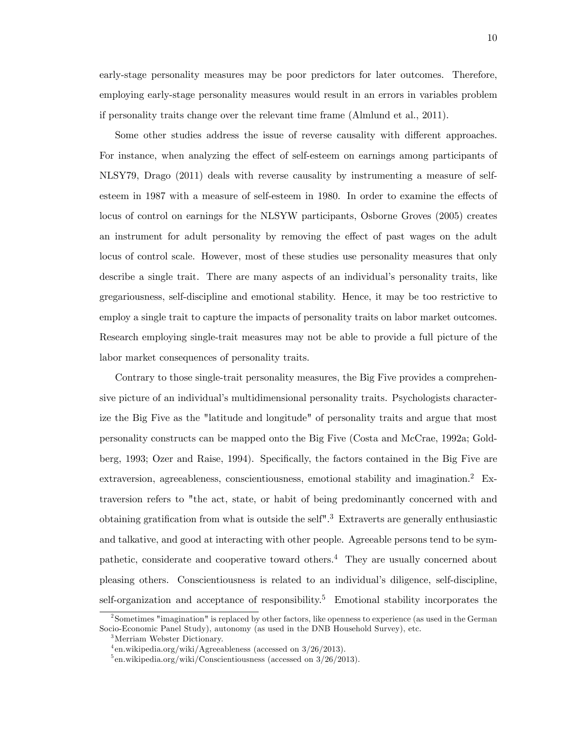early-stage personality measures may be poor predictors for later outcomes. Therefore, employing early-stage personality measures would result in an errors in variables problem if personality traits change over the relevant time frame (Almlund et al., 2011).

Some other studies address the issue of reverse causality with different approaches. For instance, when analyzing the effect of self-esteem on earnings among participants of NLSY79, Drago (2011) deals with reverse causality by instrumenting a measure of self-esteem in 1987 with a measure of self-esteem in 1980. In order to examine the effects of locus of control on earnings for the NLSYW participants, Osborne Groves (2005) creates an instrument for adult personality by removing the effect of past wages on the adult locus of control scale. However, most of these studies use personality measures that only describe a single trait. There are many aspects of an individual's personality traits, like gregariousness, self-discipline and emotional stability. Hence, it may be too restrictive to employ a single trait to capture the impacts of personality traits on labor market outcomes. Research employing single-trait measures may not be able to provide a full picture of the labor market consequences of personality traits.

Contrary to those single-trait personality measures, the Big Five provides a comprehensive picture of an individual's multidimensional personality traits. Psychologists characterize the Big Five as the "latitude and longitude" of personality traits and argue that most personality constructs can be mapped onto the Big Five (Costa and McCrae, 1992a; Goldberg, 1993; Ozer and Raise, 1994). Specifically, the factors contained in the Big Five are extraversion, agreeableness, conscientiousness, emotional stability and imagination.[2] Extraversion refers to "the act, state, or habit of being predominantly concerned with and obtaining gratification from what is outside the self".[3] Extraverts are generally enthusiastic and talkative, and good at interacting with other people. Agreeable persons tend to be sympathetic, considerate and cooperative toward others.[4] They are usually concerned about pleasing others. Conscientiousness is related to an individual's diligence, self-discipline, self-organization and acceptance of responsibility.[5] Emotional stability incorporates the

[2] Sometimes "imagination" is replaced by other factors, like openness to experience (as used in the German Socio-Economic Panel Study), autonomy (as used in the DNB Household Survey), etc.

[3] Merriam Webster Dictionary.

[4] en.wikipedia.org/wiki/Agreeableness (accessed on 3/26/2013).

[5] en.wikipedia.org/wiki/Conscientiousness (accessed on 3/26/2013).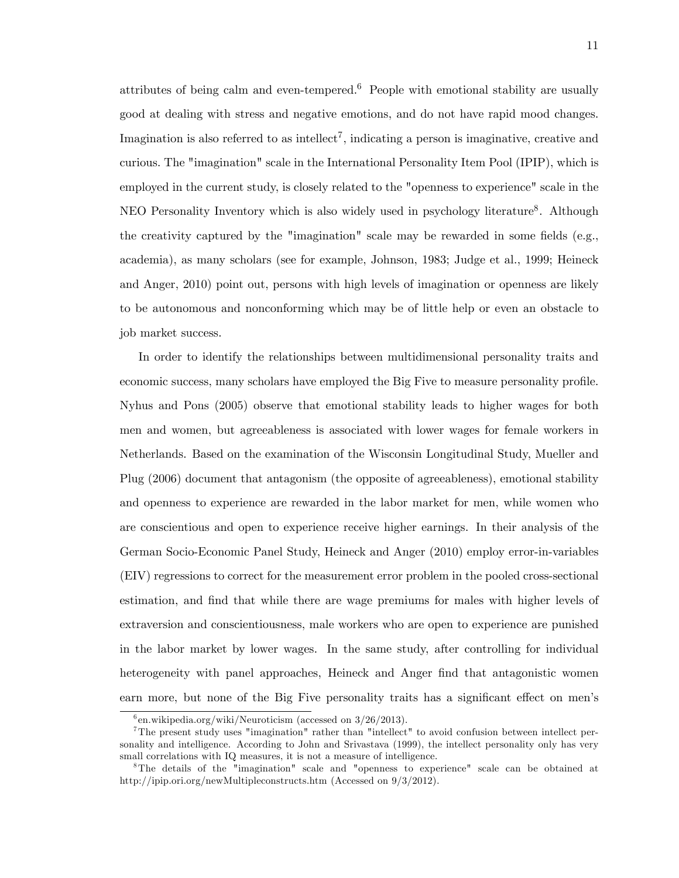attributes of being calm and even-tempered.[6] People with emotional stability are usually good at dealing with stress and negative emotions, and do not have rapid mood changes. Imagination is also referred to as intellect[7], indicating a person is imaginative, creative and curious. The "imagination" scale in the International Personality Item Pool (IPIP), which is employed in the current study, is closely related to the "openness to experience" scale in the NEO Personality Inventory which is also widely used in psychology literature[8]. Although the creativity captured by the "imagination" scale may be rewarded in some fields (e.g., academia), as many scholars (see for example, Johnson, 1983; Judge et al., 1999; Heineck and Anger, 2010) point out, persons with high levels of imagination or openness are likely to be autonomous and nonconforming which may be of little help or even an obstacle to job market success.

In order to identify the relationships between multidimensional personality traits and economic success, many scholars have employed the Big Five to measure personality profile. Nyhus and Pons (2005) observe that emotional stability leads to higher wages for both men and women, but agreeableness is associated with lower wages for female workers in Netherlands. Based on the examination of the Wisconsin Longitudinal Study, Mueller and Plug (2006) document that antagonism (the opposite of agreeableness), emotional stability and openness to experience are rewarded in the labor market for men, while women who are conscientious and open to experience receive higher earnings. In their analysis of the German Socio-Economic Panel Study, Heineck and Anger (2010) employ error-in-variables (EIV) regressions to correct for the measurement error problem in the pooled cross-sectional estimation, and find that while there are wage premiums for males with higher levels of extraversion and conscientiousness, male workers who are open to experience are punished in the labor market by lower wages. In the same study, after controlling for individual heterogeneity with panel approaches, Heineck and Anger find that antagonistic women earn more, but none of the Big Five personality traits has a significant effect on men's

[6] en.wikipedia.org/wiki/Neuroticism (accessed on 3/26/2013).

[7] The present study uses "imagination" rather than "intellect" to avoid confusion between intellect personality and intelligence. According to John and Srivastava (1999), the intellect personality only has very small correlations with IQ measures, it is not a measure of intelligence.

[8] The details of the "imagination" scale and "openness to experience" scale can be obtained at http://ipip.ori.org/newMultipleconstructs.htm (Accessed on 9/3/2012).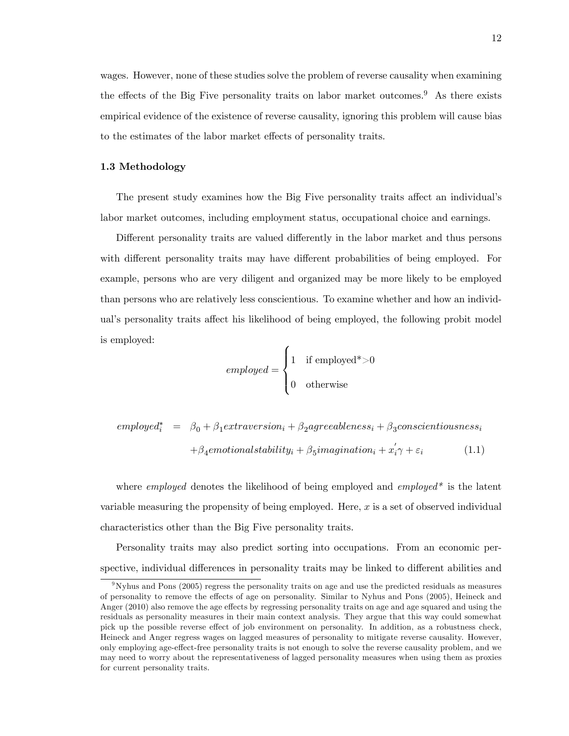wages. However, none of these studies solve the problem of reverse causality when examining the effects of the Big Five personality traits on labor market outcomes.[9] As there exists empirical evidence of the existence of reverse causality, ignoring this problem will cause bias to the estimates of the labor market effects of personality traits.

### 1.3 Methodology

The present study examines how the Big Five personality traits affect an individual's labor market outcomes, including employment status, occupational choice and earnings.

Different personality traits are valued differently in the labor market and thus persons with different personality traits may have different probabilities of being employed. For example, persons who are very diligent and organized may be more likely to be employed than persons who are relatively less conscientious. To examine whether and how an individual's personality traits affect his likelihood of being employed, the following probit model is employed:

$$employed = \begin{cases} 1 & \text{if employed*>0} \\ 0 & \text{otherwise} \end{cases}$$

$$\begin{aligned} employed_i^* \;\; = \;\; & \beta_0 + \beta_1 extraversion_i + \beta_2 agreeableness_i + \beta_3 conscientiousness_i \\ & + \beta_4 emotionalstability_i + \beta_5 imagination_i + x_i^{'}\gamma + \varepsilon_i \qquad (1.1) \end{aligned}$$

where *employed* denotes the likelihood of being employed and *employed\** is the latent variable measuring the propensity of being employed. Here, $x$ is a set of observed individual characteristics other than the Big Five personality traits.

Personality traits may also predict sorting into occupations. From an economic perspective, individual differences in personality traits may be linked to different abilities and

[9] Nyhus and Pons (2005) regress the personality traits on age and use the predicted residuals as measures of personality to remove the effects of age on personality. Similar to Nyhus and Pons (2005), Heineck and Anger (2010) also remove the age effects by regressing personality traits on age and age squared and using the residuals as personality measures in their main context analysis. They argue that this way could somewhat pick up the possible reverse effect of job environment on personality. In addition, as a robustness check, Heineck and Anger regress wages on lagged measures of personality to mitigate reverse causality. However, only employing age-effect-free personality traits is not enough to solve the reverse causality problem, and we may need to worry about the representativeness of lagged personality measures when using them as proxies for current personality traits.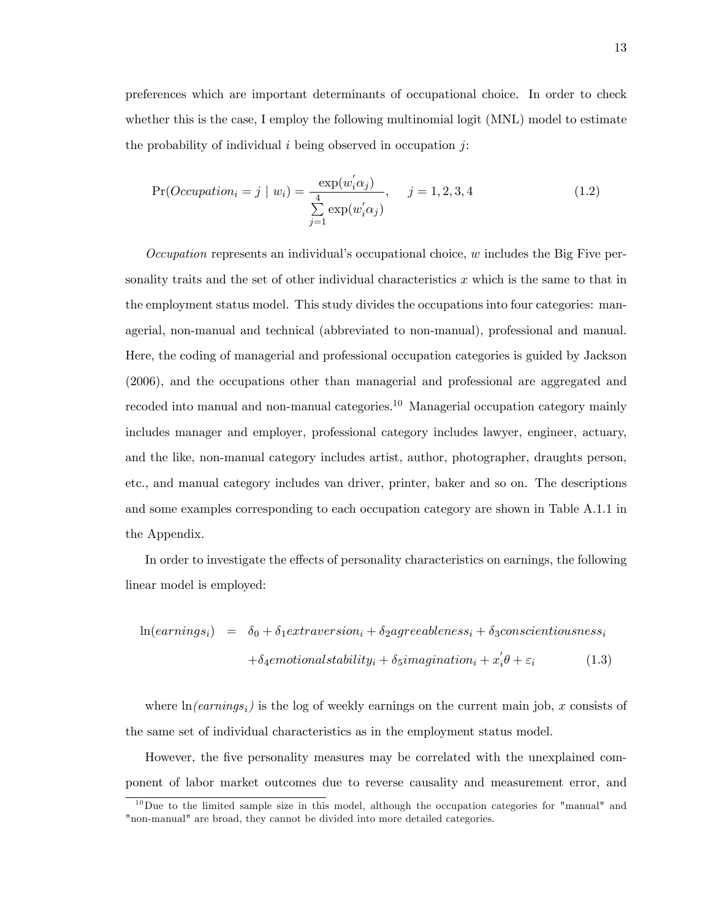preferences which are important determinants of occupational choice. In order to check whether this is the case, I employ the following multinomial logit (MNL) model to estimate the probability of individual $i$ being observed in occupation $j$:

$$\Pr(Occupation_i = j \mid w_i) = \frac{\exp(w_i^{'}\alpha_j)}{\sum_{j=1}^{4}\exp(w_i^{'}\alpha_j)}, \quad j = 1, 2, 3, 4 \tag{1.2}$$

*Occupation* represents an individual's occupational choice, $w$ includes the Big Five personality traits and the set of other individual characteristics $x$ which is the same to that in the employment status model. This study divides the occupations into four categories: managerial, non-manual and technical (abbreviated to non-manual), professional and manual. Here, the coding of managerial and professional occupation categories is guided by Jackson (2006), and the occupations other than managerial and professional are aggregated and recoded into manual and non-manual categories.[10] Managerial occupation category mainly includes manager and employer, professional category includes lawyer, engineer, actuary, and the like, non-manual category includes artist, author, photographer, draughts person, etc., and manual category includes van driver, printer, baker and so on. The descriptions and some examples corresponding to each occupation category are shown in Table A.1.1 in the Appendix.

In order to investigate the effects of personality characteristics on earnings, the following linear model is employed:

$$\begin{aligned}\ln(earnings_i) &= \delta_0 + \delta_1 extraversion_i + \delta_2 agreeableness_i + \delta_3 conscientiousness_i \\ &\quad + \delta_4 emotionalstability_i + \delta_5 imagination_i + x_i^{'}\theta + \varepsilon_i \end{aligned} \tag{1.3}$$

where $\ln(earnings_i)$ is the log of weekly earnings on the current main job, $x$ consists of the same set of individual characteristics as in the employment status model.

However, the five personality measures may be correlated with the unexplained component of labor market outcomes due to reverse causality and measurement error, and

[10] Due to the limited sample size in this model, although the occupation categories for "manual" and "non-manual" are broad, they cannot be divided into more detailed categories.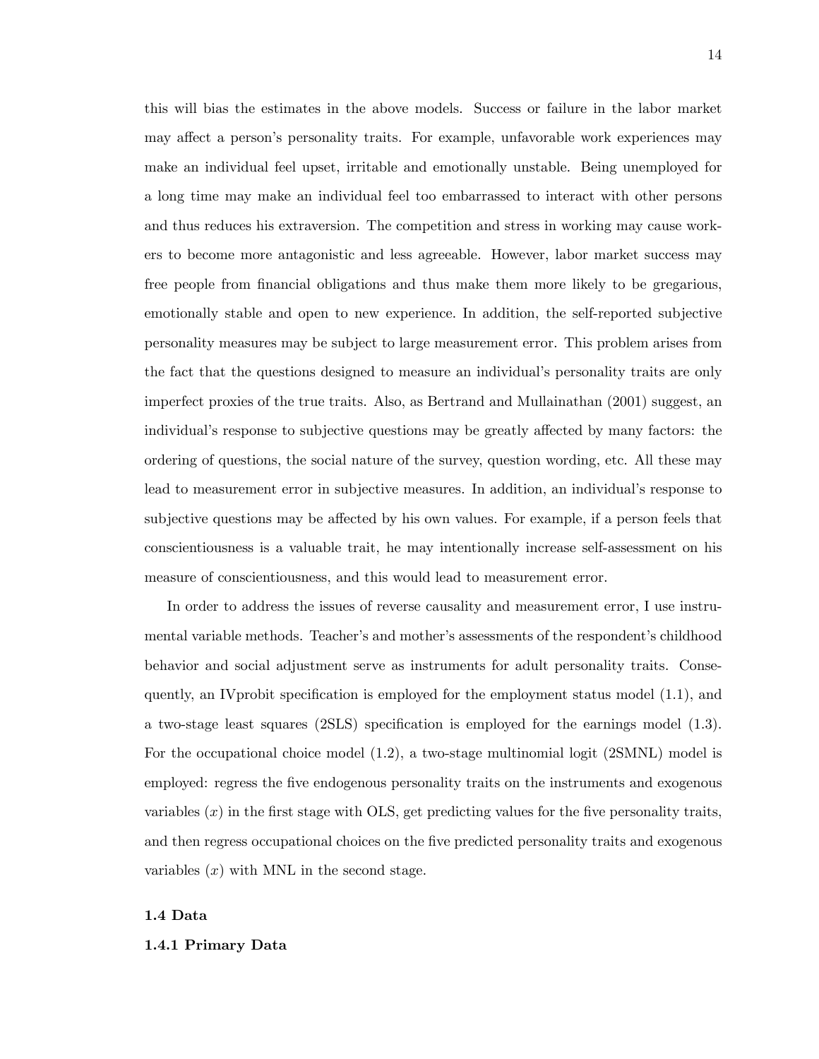this will bias the estimates in the above models. Success or failure in the labor market may affect a person's personality traits. For example, unfavorable work experiences may make an individual feel upset, irritable and emotionally unstable. Being unemployed for a long time may make an individual feel too embarrassed to interact with other persons and thus reduces his extraversion. The competition and stress in working may cause workers to become more antagonistic and less agreeable. However, labor market success may free people from financial obligations and thus make them more likely to be gregarious, emotionally stable and open to new experience. In addition, the self-reported subjective personality measures may be subject to large measurement error. This problem arises from the fact that the questions designed to measure an individual's personality traits are only imperfect proxies of the true traits. Also, as Bertrand and Mullainathan (2001) suggest, an individual's response to subjective questions may be greatly affected by many factors: the ordering of questions, the social nature of the survey, question wording, etc. All these may lead to measurement error in subjective measures. In addition, an individual's response to subjective questions may be affected by his own values. For example, if a person feels that conscientiousness is a valuable trait, he may intentionally increase self-assessment on his measure of conscientiousness, and this would lead to measurement error.

In order to address the issues of reverse causality and measurement error, I use instrumental variable methods. Teacher's and mother's assessments of the respondent's childhood behavior and social adjustment serve as instruments for adult personality traits. Consequently, an IVprobit specification is employed for the employment status model (1.1), and a two-stage least squares (2SLS) specification is employed for the earnings model (1.3). For the occupational choice model (1.2), a two-stage multinomial logit (2SMNL) model is employed: regress the five endogenous personality traits on the instruments and exogenous variables ($x$) in the first stage with OLS, get predicting values for the five personality traits, and then regress occupational choices on the five predicted personality traits and exogenous variables ($x$) with MNL in the second stage.

## 1.4 Data

### 1.4.1 Primary Data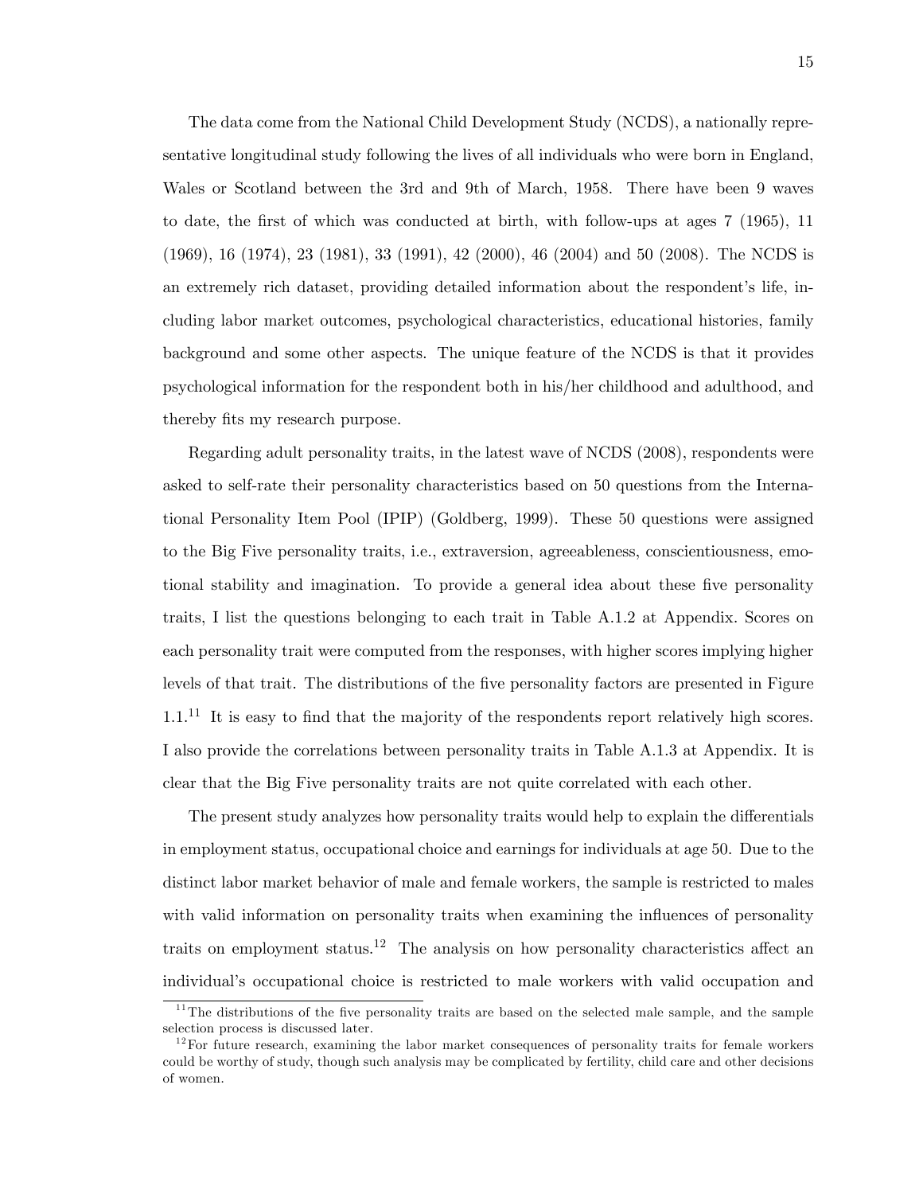The data come from the National Child Development Study (NCDS), a nationally representative longitudinal study following the lives of all individuals who were born in England, Wales or Scotland between the 3rd and 9th of March, 1958. There have been 9 waves to date, the first of which was conducted at birth, with follow-ups at ages 7 (1965), 11 (1969), 16 (1974), 23 (1981), 33 (1991), 42 (2000), 46 (2004) and 50 (2008). The NCDS is an extremely rich dataset, providing detailed information about the respondent's life, including labor market outcomes, psychological characteristics, educational histories, family background and some other aspects. The unique feature of the NCDS is that it provides psychological information for the respondent both in his/her childhood and adulthood, and thereby fits my research purpose.

Regarding adult personality traits, in the latest wave of NCDS (2008), respondents were asked to self-rate their personality characteristics based on 50 questions from the International Personality Item Pool (IPIP) (Goldberg, 1999). These 50 questions were assigned to the Big Five personality traits, i.e., extraversion, agreeableness, conscientiousness, emotional stability and imagination. To provide a general idea about these five personality traits, I list the questions belonging to each trait in Table A.1.2 at Appendix. Scores on each personality trait were computed from the responses, with higher scores implying higher levels of that trait. The distributions of the five personality factors are presented in Figure 1.1.[11] It is easy to find that the majority of the respondents report relatively high scores. I also provide the correlations between personality traits in Table A.1.3 at Appendix. It is clear that the Big Five personality traits are not quite correlated with each other.

The present study analyzes how personality traits would help to explain the differentials in employment status, occupational choice and earnings for individuals at age 50. Due to the distinct labor market behavior of male and female workers, the sample is restricted to males with valid information on personality traits when examining the influences of personality traits on employment status.[12] The analysis on how personality characteristics affect an individual's occupational choice is restricted to male workers with valid occupation and

[11] The distributions of the five personality traits are based on the selected male sample, and the sample selection process is discussed later.

[12] For future research, examining the labor market consequences of personality traits for female workers could be worthy of study, though such analysis may be complicated by fertility, child care and other decisions of women.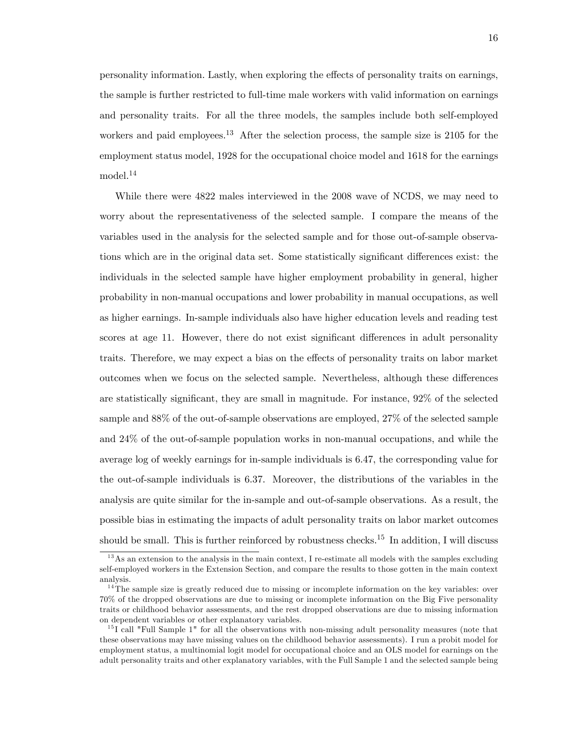personality information. Lastly, when exploring the effects of personality traits on earnings, the sample is further restricted to full-time male workers with valid information on earnings and personality traits. For all the three models, the samples include both self-employed workers and paid employees.[13] After the selection process, the sample size is 2105 for the employment status model, 1928 for the occupational choice model and 1618 for the earnings model.[14]

While there were 4822 males interviewed in the 2008 wave of NCDS, we may need to worry about the representativeness of the selected sample. I compare the means of the variables used in the analysis for the selected sample and for those out-of-sample observations which are in the original data set. Some statistically significant differences exist: the individuals in the selected sample have higher employment probability in general, higher probability in non-manual occupations and lower probability in manual occupations, as well as higher earnings. In-sample individuals also have higher education levels and reading test scores at age 11. However, there do not exist significant differences in adult personality traits. Therefore, we may expect a bias on the effects of personality traits on labor market outcomes when we focus on the selected sample. Nevertheless, although these differences are statistically significant, they are small in magnitude. For instance, 92% of the selected sample and 88% of the out-of-sample observations are employed, 27% of the selected sample and 24% of the out-of-sample population works in non-manual occupations, and while the average log of weekly earnings for in-sample individuals is 6.47, the corresponding value for the out-of-sample individuals is 6.37. Moreover, the distributions of the variables in the analysis are quite similar for the in-sample and out-of-sample observations. As a result, the possible bias in estimating the impacts of adult personality traits on labor market outcomes should be small. This is further reinforced by robustness checks.[15] In addition, I will discuss

---

[13] As an extension to the analysis in the main context, I re-estimate all models with the samples excluding self-employed workers in the Extension Section, and compare the results to those gotten in the main context analysis.

[14] The sample size is greatly reduced due to missing or incomplete information on the key variables: over 70% of the dropped observations are due to missing or incomplete information on the Big Five personality traits or childhood behavior assessments, and the rest dropped observations are due to missing information on dependent variables or other explanatory variables.

[15] I call "Full Sample 1" for all the observations with non-missing adult personality measures (note that these observations may have missing values on the childhood behavior assessments). I run a probit model for employment status, a multinomial logit model for occupational choice and an OLS model for earnings on the adult personality traits and other explanatory variables, with the Full Sample 1 and the selected sample being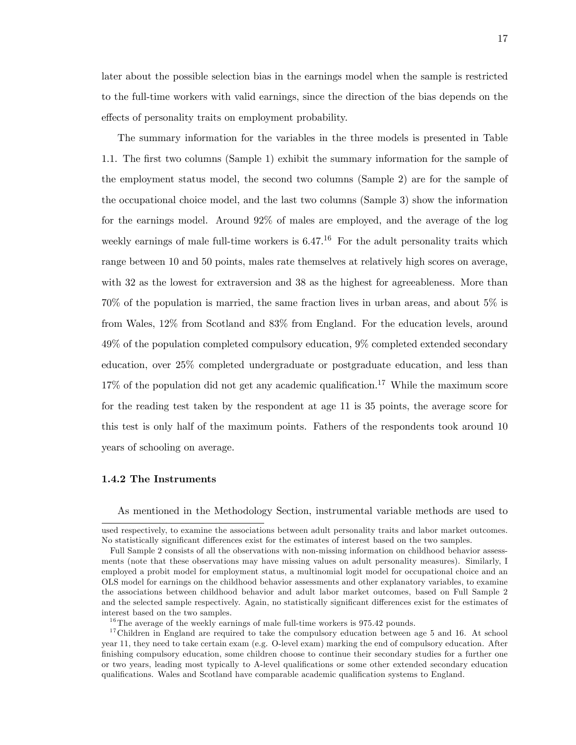later about the possible selection bias in the earnings model when the sample is restricted to the full-time workers with valid earnings, since the direction of the bias depends on the effects of personality traits on employment probability.

The summary information for the variables in the three models is presented in Table 1.1. The first two columns (Sample 1) exhibit the summary information for the sample of the employment status model, the second two columns (Sample 2) are for the sample of the occupational choice model, and the last two columns (Sample 3) show the information for the earnings model. Around 92% of males are employed, and the average of the log weekly earnings of male full-time workers is 6.47.[16] For the adult personality traits which range between 10 and 50 points, males rate themselves at relatively high scores on average, with 32 as the lowest for extraversion and 38 as the highest for agreeableness. More than 70% of the population is married, the same fraction lives in urban areas, and about 5% is from Wales, 12% from Scotland and 83% from England. For the education levels, around 49% of the population completed compulsory education, 9% completed extended secondary education, over 25% completed undergraduate or postgraduate education, and less than 17% of the population did not get any academic qualification.[17] While the maximum score for the reading test taken by the respondent at age 11 is 35 points, the average score for this test is only half of the maximum points. Fathers of the respondents took around 10 years of schooling on average.

### 1.4.2 The Instruments

As mentioned in the Methodology Section, instrumental variable methods are used to

---

used respectively, to examine the associations between adult personality traits and labor market outcomes. No statistically significant differences exist for the estimates of interest based on the two samples.

Full Sample 2 consists of all the observations with non-missing information on childhood behavior assessments (note that these observations may have missing values on adult personality measures). Similarly, I employed a probit model for employment status, a multinomial logit model for occupational choice and an OLS model for earnings on the childhood behavior assessments and other explanatory variables, to examine the associations between childhood behavior and adult labor market outcomes, based on Full Sample 2 and the selected sample respectively. Again, no statistically significant differences exist for the estimates of interest based on the two samples.

[16] The average of the weekly earnings of male full-time workers is 975.42 pounds.

[17] Children in England are required to take the compulsory education between age 5 and 16. At school year 11, they need to take certain exam (e.g. O-level exam) marking the end of compulsory education. After finishing compulsory education, some children choose to continue their secondary studies for a further one or two years, leading most typically to A-level qualifications or some other extended secondary education qualifications. Wales and Scotland have comparable academic qualification systems to England.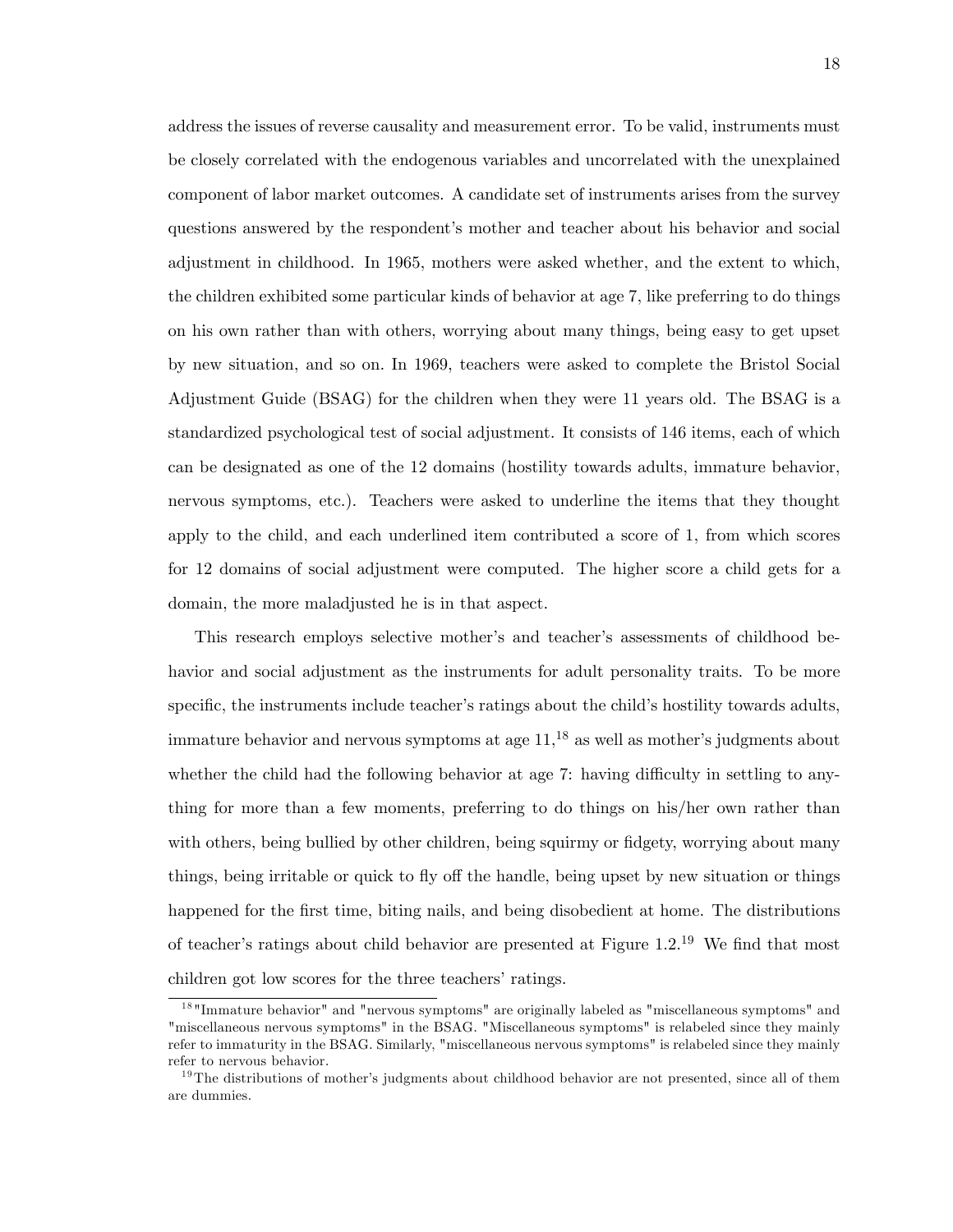address the issues of reverse causality and measurement error. To be valid, instruments must be closely correlated with the endogenous variables and uncorrelated with the unexplained component of labor market outcomes. A candidate set of instruments arises from the survey questions answered by the respondent's mother and teacher about his behavior and social adjustment in childhood. In 1965, mothers were asked whether, and the extent to which, the children exhibited some particular kinds of behavior at age 7, like preferring to do things on his own rather than with others, worrying about many things, being easy to get upset by new situation, and so on. In 1969, teachers were asked to complete the Bristol Social Adjustment Guide (BSAG) for the children when they were 11 years old. The BSAG is a standardized psychological test of social adjustment. It consists of 146 items, each of which can be designated as one of the 12 domains (hostility towards adults, immature behavior, nervous symptoms, etc.). Teachers were asked to underline the items that they thought apply to the child, and each underlined item contributed a score of 1, from which scores for 12 domains of social adjustment were computed. The higher score a child gets for a domain, the more maladjusted he is in that aspect.

This research employs selective mother's and teacher's assessments of childhood behavior and social adjustment as the instruments for adult personality traits. To be more specific, the instruments include teacher's ratings about the child's hostility towards adults, immature behavior and nervous symptoms at age 11,[18] as well as mother's judgments about whether the child had the following behavior at age 7: having difficulty in settling to anything for more than a few moments, preferring to do things on his/her own rather than with others, being bullied by other children, being squirmy or fidgety, worrying about many things, being irritable or quick to fly off the handle, being upset by new situation or things happened for the first time, biting nails, and being disobedient at home. The distributions of teacher's ratings about child behavior are presented at Figure 1.2.[19] We find that most children got low scores for the three teachers' ratings.

[18] "Immature behavior" and "nervous symptoms" are originally labeled as "miscellaneous symptoms" and "miscellaneous nervous symptoms" in the BSAG. "Miscellaneous symptoms" is relabeled since they mainly refer to immaturity in the BSAG. Similarly, "miscellaneous nervous symptoms" is relabeled since they mainly refer to nervous behavior.

[19] The distributions of mother's judgments about childhood behavior are not presented, since all of them are dummies.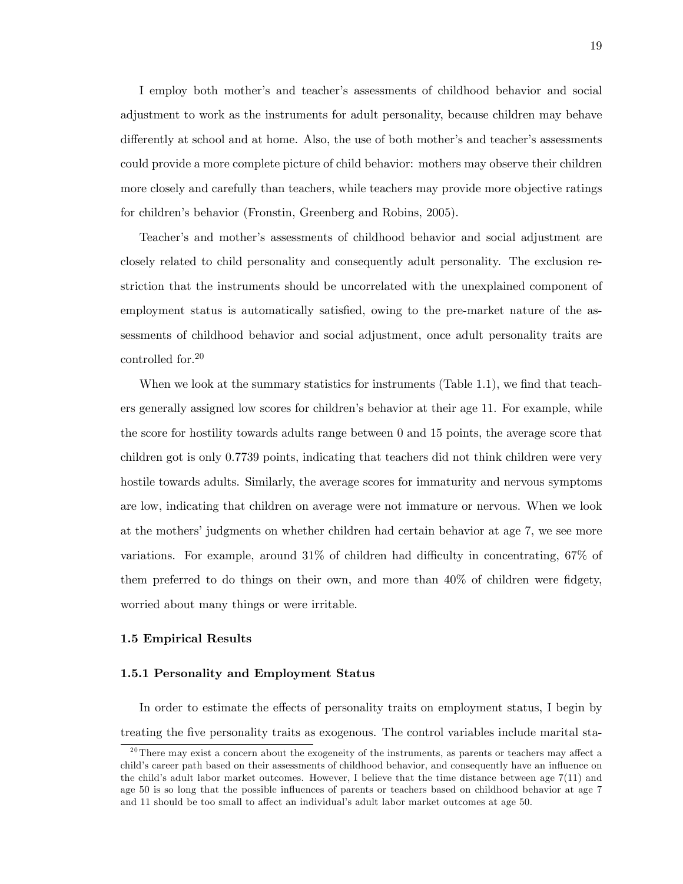I employ both mother's and teacher's assessments of childhood behavior and social adjustment to work as the instruments for adult personality, because children may behave differently at school and at home. Also, the use of both mother's and teacher's assessments could provide a more complete picture of child behavior: mothers may observe their children more closely and carefully than teachers, while teachers may provide more objective ratings for children's behavior (Fronstin, Greenberg and Robins, 2005).

Teacher's and mother's assessments of childhood behavior and social adjustment are closely related to child personality and consequently adult personality. The exclusion restriction that the instruments should be uncorrelated with the unexplained component of employment status is automatically satisfied, owing to the pre-market nature of the assessments of childhood behavior and social adjustment, once adult personality traits are controlled for.[20]

When we look at the summary statistics for instruments (Table 1.1), we find that teachers generally assigned low scores for children's behavior at their age 11. For example, while the score for hostility towards adults range between 0 and 15 points, the average score that children got is only 0.7739 points, indicating that teachers did not think children were very hostile towards adults. Similarly, the average scores for immaturity and nervous symptoms are low, indicating that children on average were not immature or nervous. When we look at the mothers' judgments on whether children had certain behavior at age 7, we see more variations. For example, around 31% of children had difficulty in concentrating, 67% of them preferred to do things on their own, and more than 40% of children were fidgety, worried about many things or were irritable.

### 1.5 Empirical Results

#### 1.5.1 Personality and Employment Status

In order to estimate the effects of personality traits on employment status, I begin by treating the five personality traits as exogenous. The control variables include marital sta-

[20] There may exist a concern about the exogeneity of the instruments, as parents or teachers may affect a child's career path based on their assessments of childhood behavior, and consequently have an influence on the child's adult labor market outcomes. However, I believe that the time distance between age 7(11) and age 50 is so long that the possible influences of parents or teachers based on childhood behavior at age 7 and 11 should be too small to affect an individual's adult labor market outcomes at age 50.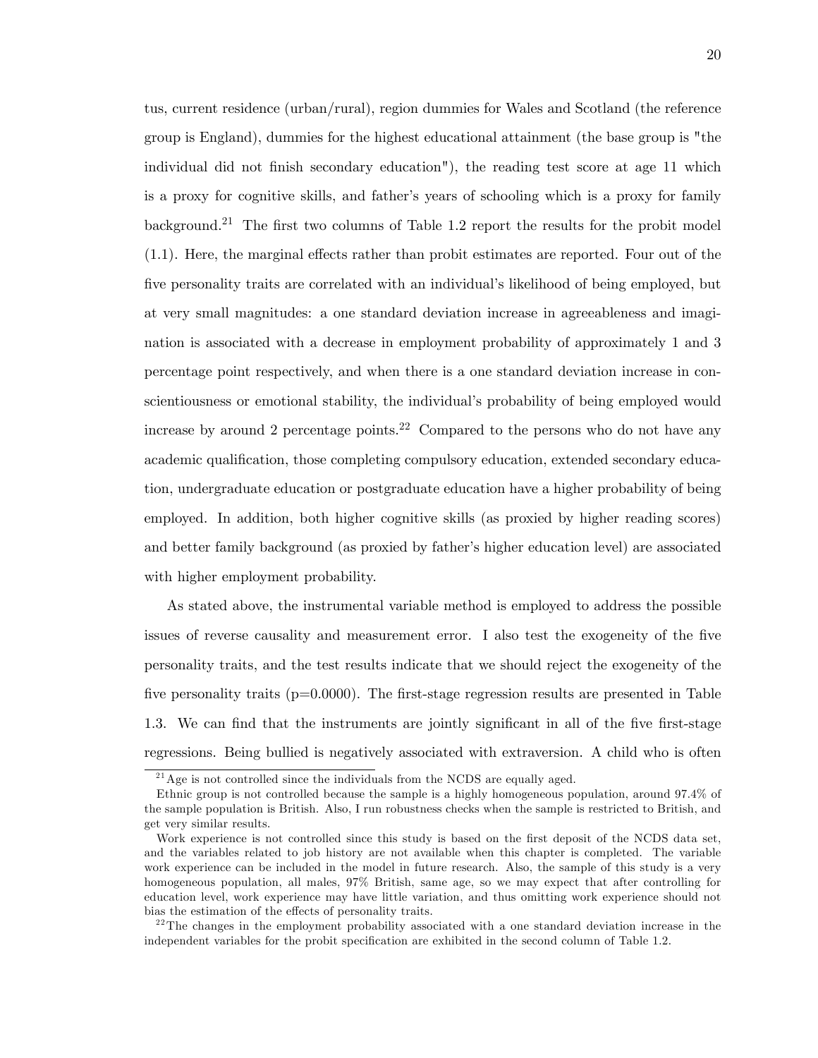tus, current residence (urban/rural), region dummies for Wales and Scotland (the reference group is England), dummies for the highest educational attainment (the base group is "the individual did not finish secondary education"), the reading test score at age 11 which is a proxy for cognitive skills, and father's years of schooling which is a proxy for family background.[21] The first two columns of Table 1.2 report the results for the probit model (1.1). Here, the marginal effects rather than probit estimates are reported. Four out of the five personality traits are correlated with an individual's likelihood of being employed, but at very small magnitudes: a one standard deviation increase in agreeableness and imagination is associated with a decrease in employment probability of approximately 1 and 3 percentage point respectively, and when there is a one standard deviation increase in conscientiousness or emotional stability, the individual's probability of being employed would increase by around 2 percentage points.[22] Compared to the persons who do not have any academic qualification, those completing compulsory education, extended secondary education, undergraduate education or postgraduate education have a higher probability of being employed. In addition, both higher cognitive skills (as proxied by higher reading scores) and better family background (as proxied by father's higher education level) are associated with higher employment probability.

As stated above, the instrumental variable method is employed to address the possible issues of reverse causality and measurement error. I also test the exogeneity of the five personality traits, and the test results indicate that we should reject the exogeneity of the five personality traits (p=0.0000). The first-stage regression results are presented in Table 1.3. We can find that the instruments are jointly significant in all of the five first-stage regressions. Being bullied is negatively associated with extraversion. A child who is often

---

[21] Age is not controlled since the individuals from the NCDS are equally aged.

Ethnic group is not controlled because the sample is a highly homogeneous population, around 97.4% of the sample population is British. Also, I run robustness checks when the sample is restricted to British, and get very similar results.

Work experience is not controlled since this study is based on the first deposit of the NCDS data set, and the variables related to job history are not available when this chapter is completed. The variable work experience can be included in the model in future research. Also, the sample of this study is a very homogeneous population, all males, 97% British, same age, so we may expect that after controlling for education level, work experience may have little variation, and thus omitting work experience should not bias the estimation of the effects of personality traits.

[22] The changes in the employment probability associated with a one standard deviation increase in the independent variables for the probit specification are exhibited in the second column of Table 1.2.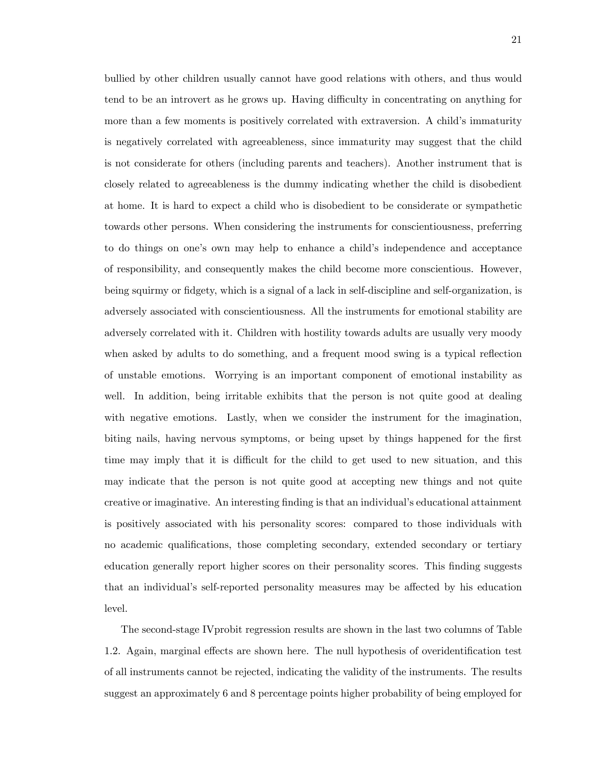bullied by other children usually cannot have good relations with others, and thus would tend to be an introvert as he grows up. Having difficulty in concentrating on anything for more than a few moments is positively correlated with extraversion. A child's immaturity is negatively correlated with agreeableness, since immaturity may suggest that the child is not considerate for others (including parents and teachers). Another instrument that is closely related to agreeableness is the dummy indicating whether the child is disobedient at home. It is hard to expect a child who is disobedient to be considerate or sympathetic towards other persons. When considering the instruments for conscientiousness, preferring to do things on one's own may help to enhance a child's independence and acceptance of responsibility, and consequently makes the child become more conscientious. However, being squirmy or fidgety, which is a signal of a lack in self-discipline and self-organization, is adversely associated with conscientiousness. All the instruments for emotional stability are adversely correlated with it. Children with hostility towards adults are usually very moody when asked by adults to do something, and a frequent mood swing is a typical reflection of unstable emotions. Worrying is an important component of emotional instability as well. In addition, being irritable exhibits that the person is not quite good at dealing with negative emotions. Lastly, when we consider the instrument for the imagination, biting nails, having nervous symptoms, or being upset by things happened for the first time may imply that it is difficult for the child to get used to new situation, and this may indicate that the person is not quite good at accepting new things and not quite creative or imaginative. An interesting finding is that an individual's educational attainment is positively associated with his personality scores: compared to those individuals with no academic qualifications, those completing secondary, extended secondary or tertiary education generally report higher scores on their personality scores. This finding suggests that an individual's self-reported personality measures may be affected by his education level.

The second-stage IVprobit regression results are shown in the last two columns of Table 1.2. Again, marginal effects are shown here. The null hypothesis of overidentification test of all instruments cannot be rejected, indicating the validity of the instruments. The results suggest an approximately 6 and 8 percentage points higher probability of being employed for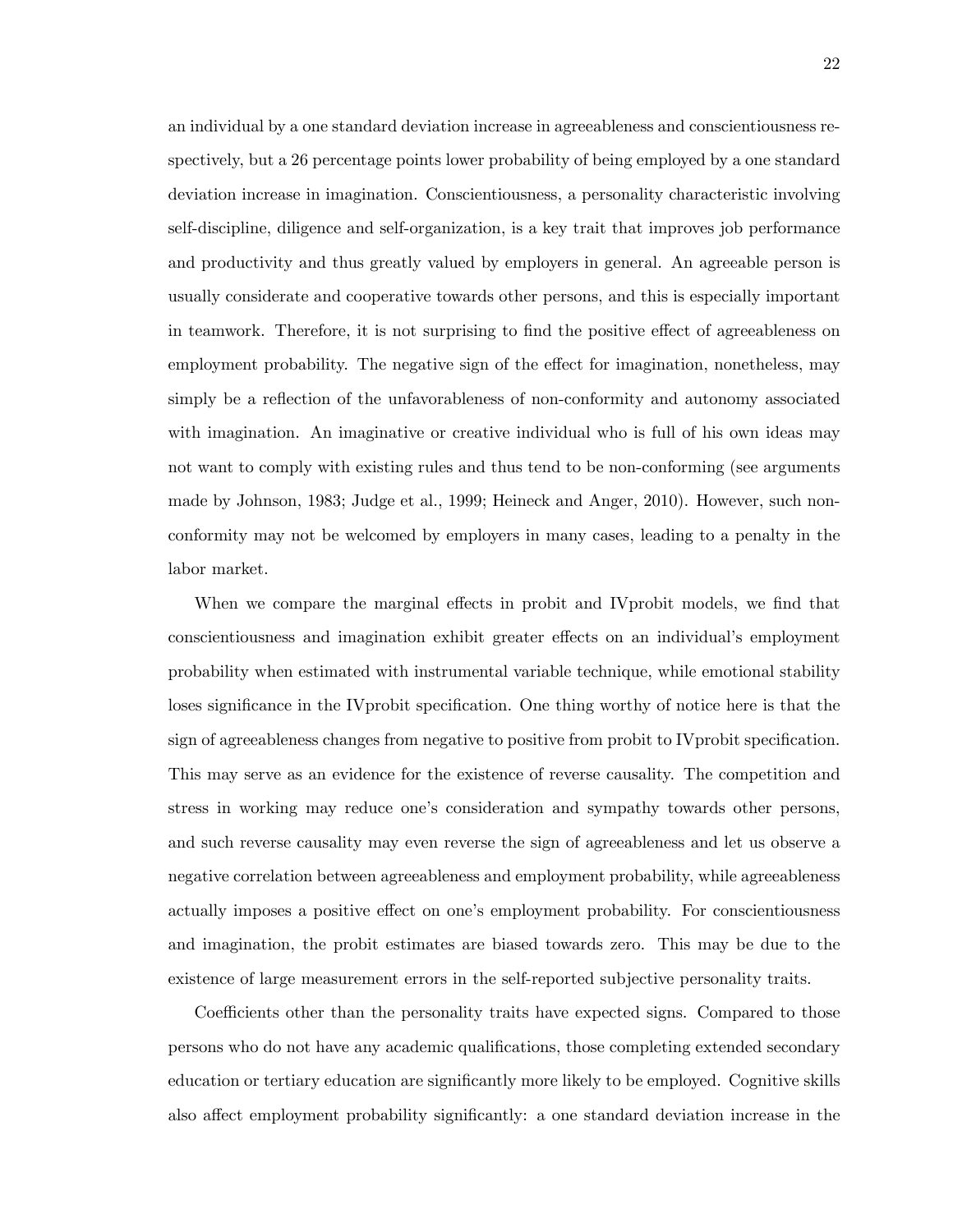an individual by a one standard deviation increase in agreeableness and conscientiousness respectively, but a 26 percentage points lower probability of being employed by a one standard deviation increase in imagination. Conscientiousness, a personality characteristic involving self-discipline, diligence and self-organization, is a key trait that improves job performance and productivity and thus greatly valued by employers in general. An agreeable person is usually considerate and cooperative towards other persons, and this is especially important in teamwork. Therefore, it is not surprising to find the positive effect of agreeableness on employment probability. The negative sign of the effect for imagination, nonetheless, may simply be a reflection of the unfavorableness of non-conformity and autonomy associated with imagination. An imaginative or creative individual who is full of his own ideas may not want to comply with existing rules and thus tend to be non-conforming (see arguments made by Johnson, 1983; Judge et al., 1999; Heineck and Anger, 2010). However, such non-conformity may not be welcomed by employers in many cases, leading to a penalty in the labor market.

When we compare the marginal effects in probit and IVprobit models, we find that conscientiousness and imagination exhibit greater effects on an individual's employment probability when estimated with instrumental variable technique, while emotional stability loses significance in the IVprobit specification. One thing worthy of notice here is that the sign of agreeableness changes from negative to positive from probit to IVprobit specification. This may serve as an evidence for the existence of reverse causality. The competition and stress in working may reduce one's consideration and sympathy towards other persons, and such reverse causality may even reverse the sign of agreeableness and let us observe a negative correlation between agreeableness and employment probability, while agreeableness actually imposes a positive effect on one's employment probability. For conscientiousness and imagination, the probit estimates are biased towards zero. This may be due to the existence of large measurement errors in the self-reported subjective personality traits.

Coefficients other than the personality traits have expected signs. Compared to those persons who do not have any academic qualifications, those completing extended secondary education or tertiary education are significantly more likely to be employed. Cognitive skills also affect employment probability significantly: a one standard deviation increase in the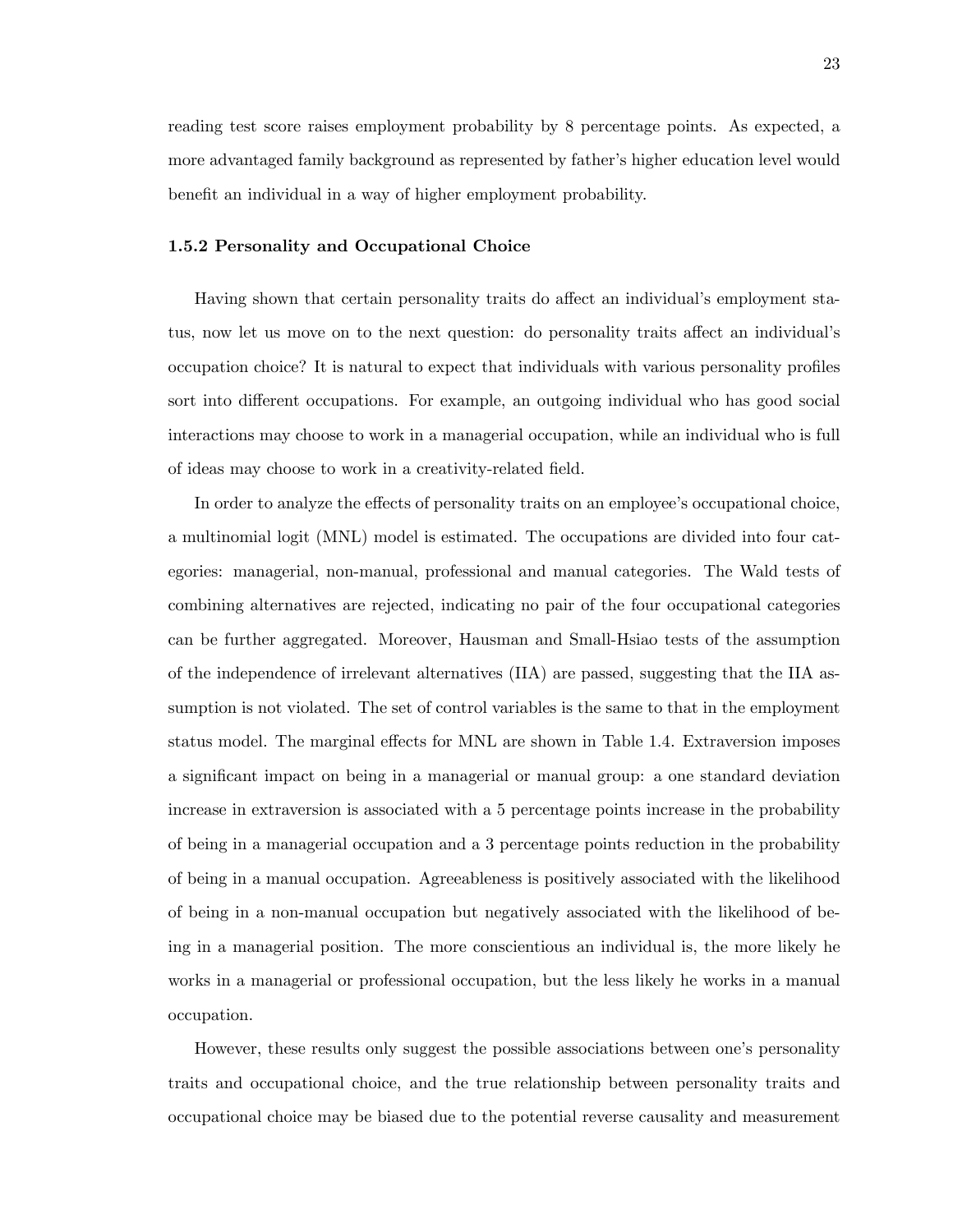reading test score raises employment probability by 8 percentage points. As expected, a more advantaged family background as represented by father's higher education level would benefit an individual in a way of higher employment probability.

### 1.5.2 Personality and Occupational Choice

Having shown that certain personality traits do affect an individual's employment status, now let us move on to the next question: do personality traits affect an individual's occupation choice? It is natural to expect that individuals with various personality profiles sort into different occupations. For example, an outgoing individual who has good social interactions may choose to work in a managerial occupation, while an individual who is full of ideas may choose to work in a creativity-related field.

In order to analyze the effects of personality traits on an employee's occupational choice, a multinomial logit (MNL) model is estimated. The occupations are divided into four categories: managerial, non-manual, professional and manual categories. The Wald tests of combining alternatives are rejected, indicating no pair of the four occupational categories can be further aggregated. Moreover, Hausman and Small-Hsiao tests of the assumption of the independence of irrelevant alternatives (IIA) are passed, suggesting that the IIA assumption is not violated. The set of control variables is the same to that in the employment status model. The marginal effects for MNL are shown in Table 1.4. Extraversion imposes a significant impact on being in a managerial or manual group: a one standard deviation increase in extraversion is associated with a 5 percentage points increase in the probability of being in a managerial occupation and a 3 percentage points reduction in the probability of being in a manual occupation. Agreeableness is positively associated with the likelihood of being in a non-manual occupation but negatively associated with the likelihood of being in a managerial position. The more conscientious an individual is, the more likely he works in a managerial or professional occupation, but the less likely he works in a manual occupation.

However, these results only suggest the possible associations between one's personality traits and occupational choice, and the true relationship between personality traits and occupational choice may be biased due to the potential reverse causality and measurement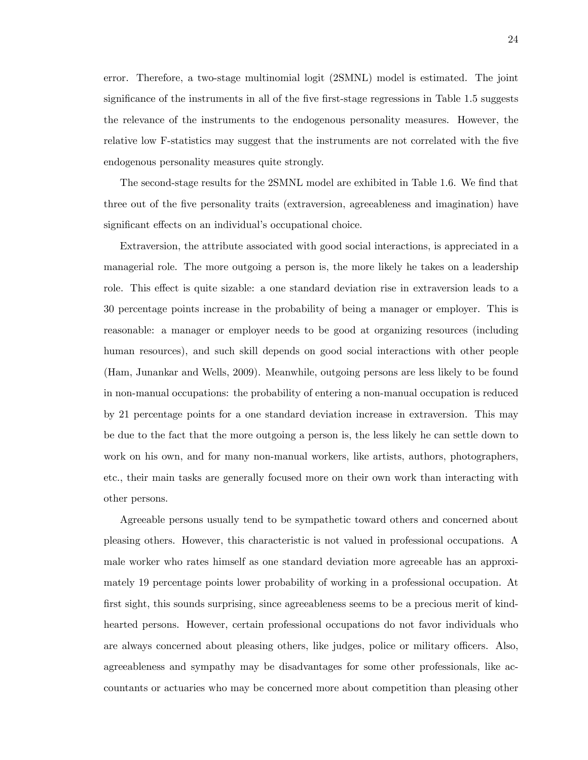error. Therefore, a two-stage multinomial logit (2SMNL) model is estimated. The joint significance of the instruments in all of the five first-stage regressions in Table 1.5 suggests the relevance of the instruments to the endogenous personality measures. However, the relative low F-statistics may suggest that the instruments are not correlated with the five endogenous personality measures quite strongly.

The second-stage results for the 2SMNL model are exhibited in Table 1.6. We find that three out of the five personality traits (extraversion, agreeableness and imagination) have significant effects on an individual's occupational choice.

Extraversion, the attribute associated with good social interactions, is appreciated in a managerial role. The more outgoing a person is, the more likely he takes on a leadership role. This effect is quite sizable: a one standard deviation rise in extraversion leads to a 30 percentage points increase in the probability of being a manager or employer. This is reasonable: a manager or employer needs to be good at organizing resources (including human resources), and such skill depends on good social interactions with other people (Ham, Junankar and Wells, 2009). Meanwhile, outgoing persons are less likely to be found in non-manual occupations: the probability of entering a non-manual occupation is reduced by 21 percentage points for a one standard deviation increase in extraversion. This may be due to the fact that the more outgoing a person is, the less likely he can settle down to work on his own, and for many non-manual workers, like artists, authors, photographers, etc., their main tasks are generally focused more on their own work than interacting with other persons.

Agreeable persons usually tend to be sympathetic toward others and concerned about pleasing others. However, this characteristic is not valued in professional occupations. A male worker who rates himself as one standard deviation more agreeable has an approximately 19 percentage points lower probability of working in a professional occupation. At first sight, this sounds surprising, since agreeableness seems to be a precious merit of kind-hearted persons. However, certain professional occupations do not favor individuals who are always concerned about pleasing others, like judges, police or military officers. Also, agreeableness and sympathy may be disadvantages for some other professionals, like accountants or actuaries who may be concerned more about competition than pleasing other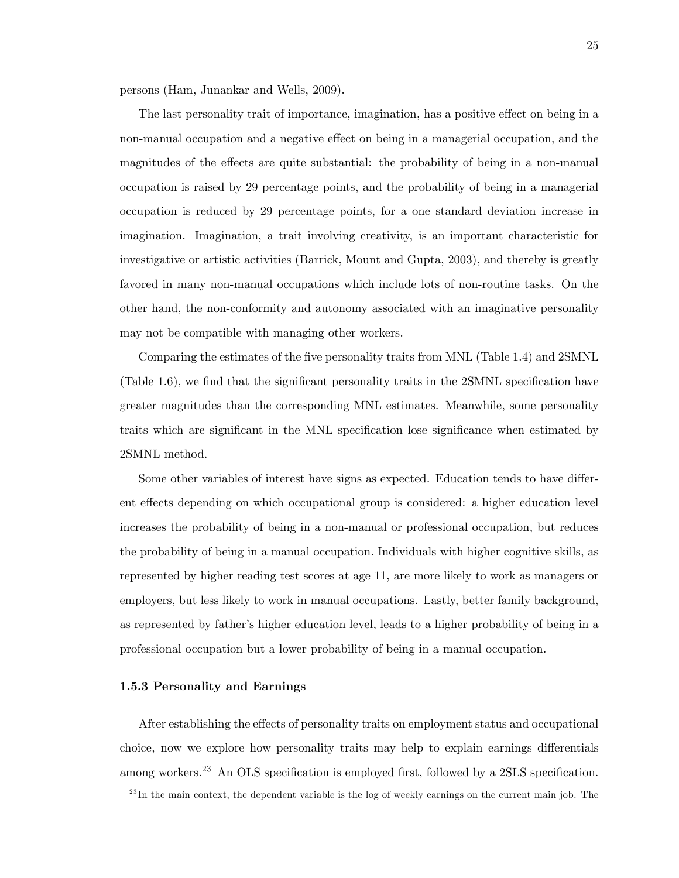persons (Ham, Junankar and Wells, 2009).

The last personality trait of importance, imagination, has a positive effect on being in a non-manual occupation and a negative effect on being in a managerial occupation, and the magnitudes of the effects are quite substantial: the probability of being in a non-manual occupation is raised by 29 percentage points, and the probability of being in a managerial occupation is reduced by 29 percentage points, for a one standard deviation increase in imagination. Imagination, a trait involving creativity, is an important characteristic for investigative or artistic activities (Barrick, Mount and Gupta, 2003), and thereby is greatly favored in many non-manual occupations which include lots of non-routine tasks. On the other hand, the non-conformity and autonomy associated with an imaginative personality may not be compatible with managing other workers.

Comparing the estimates of the five personality traits from MNL (Table 1.4) and 2SMNL (Table 1.6), we find that the significant personality traits in the 2SMNL specification have greater magnitudes than the corresponding MNL estimates. Meanwhile, some personality traits which are significant in the MNL specification lose significance when estimated by 2SMNL method.

Some other variables of interest have signs as expected. Education tends to have different effects depending on which occupational group is considered: a higher education level increases the probability of being in a non-manual or professional occupation, but reduces the probability of being in a manual occupation. Individuals with higher cognitive skills, as represented by higher reading test scores at age 11, are more likely to work as managers or employers, but less likely to work in manual occupations. Lastly, better family background, as represented by father's higher education level, leads to a higher probability of being in a professional occupation but a lower probability of being in a manual occupation.

### 1.5.3 Personality and Earnings

After establishing the effects of personality traits on employment status and occupational choice, now we explore how personality traits may help to explain earnings differentials among workers.[23] An OLS specification is employed first, followed by a 2SLS specification.

[23] In the main context, the dependent variable is the log of weekly earnings on the current main job. The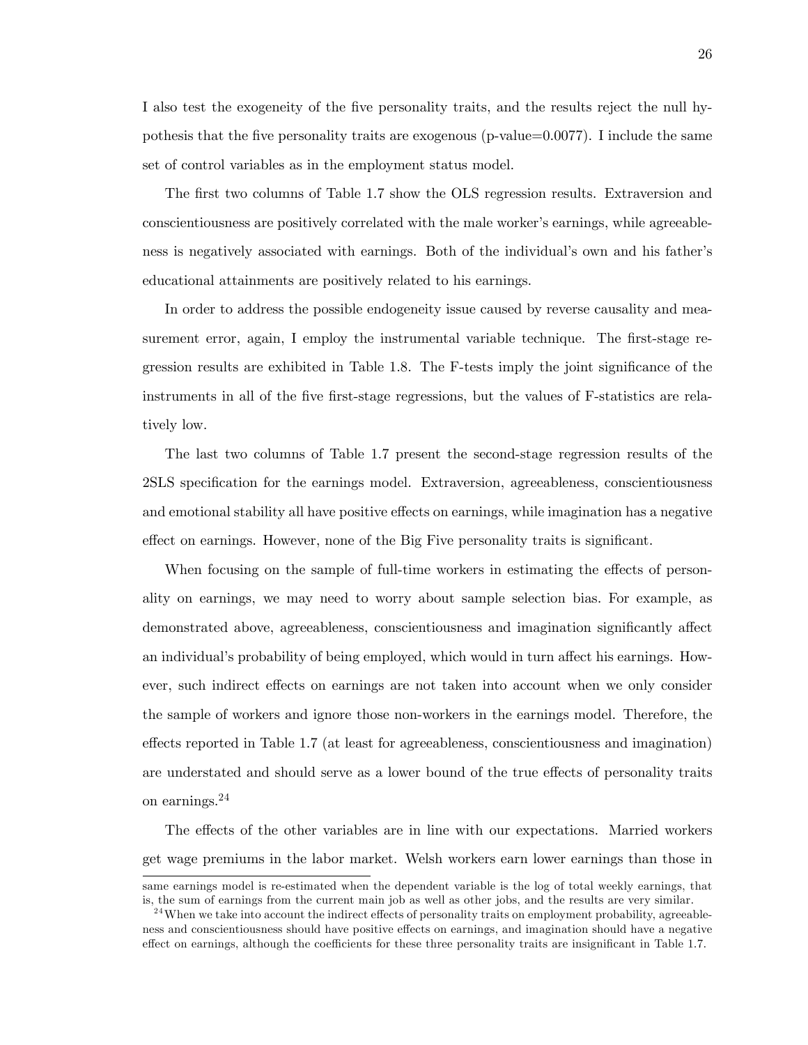I also test the exogeneity of the five personality traits, and the results reject the null hypothesis that the five personality traits are exogenous (p-value=0.0077). I include the same set of control variables as in the employment status model.

The first two columns of Table 1.7 show the OLS regression results. Extraversion and conscientiousness are positively correlated with the male worker's earnings, while agreeableness is negatively associated with earnings. Both of the individual's own and his father's educational attainments are positively related to his earnings.

In order to address the possible endogeneity issue caused by reverse causality and measurement error, again, I employ the instrumental variable technique. The first-stage regression results are exhibited in Table 1.8. The F-tests imply the joint significance of the instruments in all of the five first-stage regressions, but the values of F-statistics are relatively low.

The last two columns of Table 1.7 present the second-stage regression results of the 2SLS specification for the earnings model. Extraversion, agreeableness, conscientiousness and emotional stability all have positive effects on earnings, while imagination has a negative effect on earnings. However, none of the Big Five personality traits is significant.

When focusing on the sample of full-time workers in estimating the effects of personality on earnings, we may need to worry about sample selection bias. For example, as demonstrated above, agreeableness, conscientiousness and imagination significantly affect an individual's probability of being employed, which would in turn affect his earnings. However, such indirect effects on earnings are not taken into account when we only consider the sample of workers and ignore those non-workers in the earnings model. Therefore, the effects reported in Table 1.7 (at least for agreeableness, conscientiousness and imagination) are understated and should serve as a lower bound of the true effects of personality traits on earnings.[24]

The effects of the other variables are in line with our expectations. Married workers get wage premiums in the labor market. Welsh workers earn lower earnings than those in

---

same earnings model is re-estimated when the dependent variable is the log of total weekly earnings, that is, the sum of earnings from the current main job as well as other jobs, and the results are very similar.

[24] When we take into account the indirect effects of personality traits on employment probability, agreeableness and conscientiousness should have positive effects on earnings, and imagination should have a negative effect on earnings, although the coefficients for these three personality traits are insignificant in Table 1.7.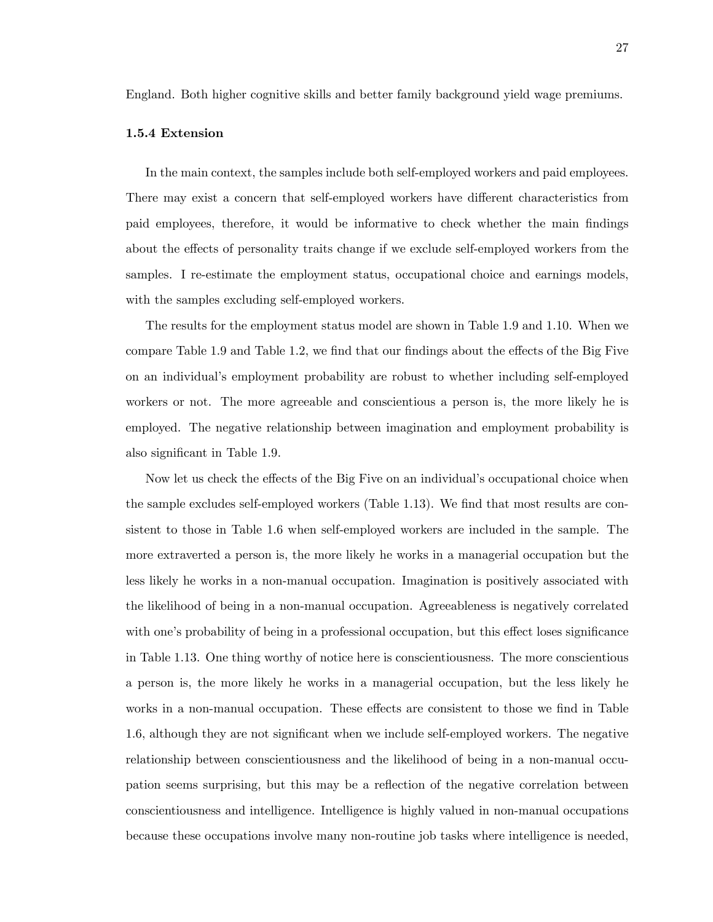England. Both higher cognitive skills and better family background yield wage premiums.

### 1.5.4 Extension

In the main context, the samples include both self-employed workers and paid employees. There may exist a concern that self-employed workers have different characteristics from paid employees, therefore, it would be informative to check whether the main findings about the effects of personality traits change if we exclude self-employed workers from the samples. I re-estimate the employment status, occupational choice and earnings models, with the samples excluding self-employed workers.

The results for the employment status model are shown in Table 1.9 and 1.10. When we compare Table 1.9 and Table 1.2, we find that our findings about the effects of the Big Five on an individual's employment probability are robust to whether including self-employed workers or not. The more agreeable and conscientious a person is, the more likely he is employed. The negative relationship between imagination and employment probability is also significant in Table 1.9.

Now let us check the effects of the Big Five on an individual's occupational choice when the sample excludes self-employed workers (Table 1.13). We find that most results are consistent to those in Table 1.6 when self-employed workers are included in the sample. The more extraverted a person is, the more likely he works in a managerial occupation but the less likely he works in a non-manual occupation. Imagination is positively associated with the likelihood of being in a non-manual occupation. Agreeableness is negatively correlated with one's probability of being in a professional occupation, but this effect loses significance in Table 1.13. One thing worthy of notice here is conscientiousness. The more conscientious a person is, the more likely he works in a managerial occupation, but the less likely he works in a non-manual occupation. These effects are consistent to those we find in Table 1.6, although they are not significant when we include self-employed workers. The negative relationship between conscientiousness and the likelihood of being in a non-manual occupation seems surprising, but this may be a reflection of the negative correlation between conscientiousness and intelligence. Intelligence is highly valued in non-manual occupations because these occupations involve many non-routine job tasks where intelligence is needed,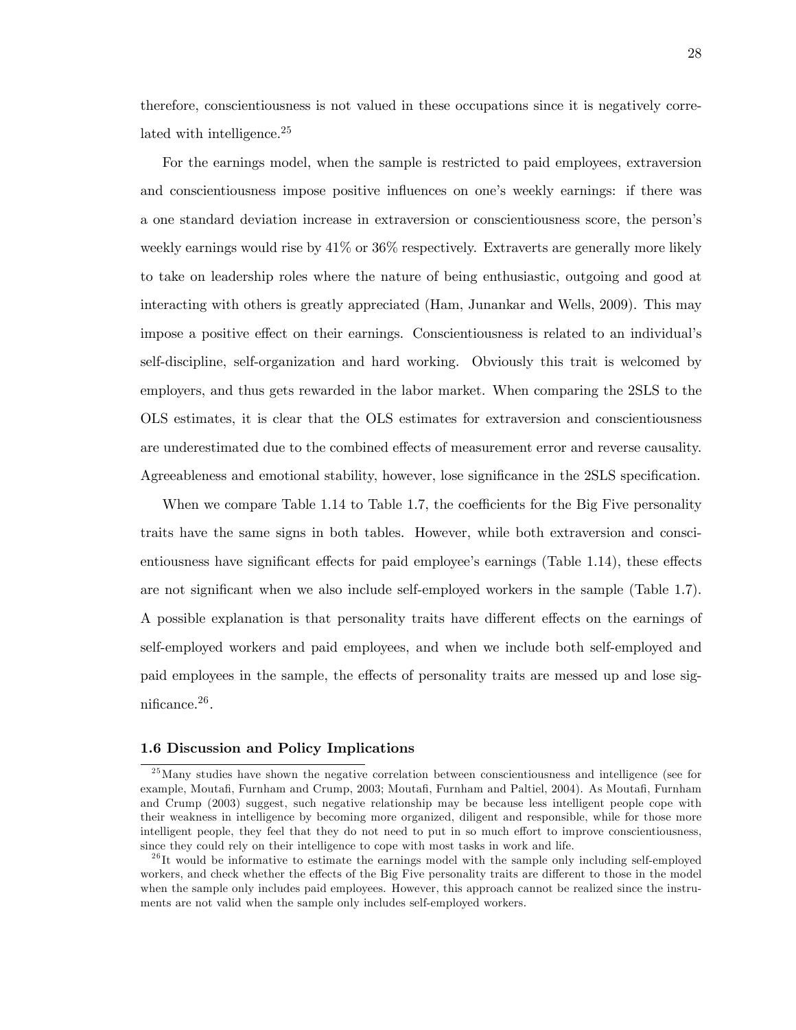therefore, conscientiousness is not valued in these occupations since it is negatively correlated with intelligence.[25]

For the earnings model, when the sample is restricted to paid employees, extraversion and conscientiousness impose positive influences on one's weekly earnings: if there was a one standard deviation increase in extraversion or conscientiousness score, the person's weekly earnings would rise by 41% or 36% respectively. Extraverts are generally more likely to take on leadership roles where the nature of being enthusiastic, outgoing and good at interacting with others is greatly appreciated (Ham, Junankar and Wells, 2009). This may impose a positive effect on their earnings. Conscientiousness is related to an individual's self-discipline, self-organization and hard working. Obviously this trait is welcomed by employers, and thus gets rewarded in the labor market. When comparing the 2SLS to the OLS estimates, it is clear that the OLS estimates for extraversion and conscientiousness are underestimated due to the combined effects of measurement error and reverse causality. Agreeableness and emotional stability, however, lose significance in the 2SLS specification.

When we compare Table 1.14 to Table 1.7, the coefficients for the Big Five personality traits have the same signs in both tables. However, while both extraversion and conscientiousness have significant effects for paid employee's earnings (Table 1.14), these effects are not significant when we also include self-employed workers in the sample (Table 1.7). A possible explanation is that personality traits have different effects on the earnings of self-employed workers and paid employees, and when we include both self-employed and paid employees in the sample, the effects of personality traits are messed up and lose significance.[26].

### 1.6 Discussion and Policy Implications

[25] Many studies have shown the negative correlation between conscientiousness and intelligence (see for example, Moutafi, Furnham and Crump, 2003; Moutafi, Furnham and Paltiel, 2004). As Moutafi, Furnham and Crump (2003) suggest, such negative relationship may be because less intelligent people cope with their weakness in intelligence by becoming more organized, diligent and responsible, while for those more intelligent people, they feel that they do not need to put in so much effort to improve conscientiousness, since they could rely on their intelligence to cope with most tasks in work and life.

[26] It would be informative to estimate the earnings model with the sample only including self-employed workers, and check whether the effects of the Big Five personality traits are different to those in the model when the sample only includes paid employees. However, this approach cannot be realized since the instruments are not valid when the sample only includes self-employed workers.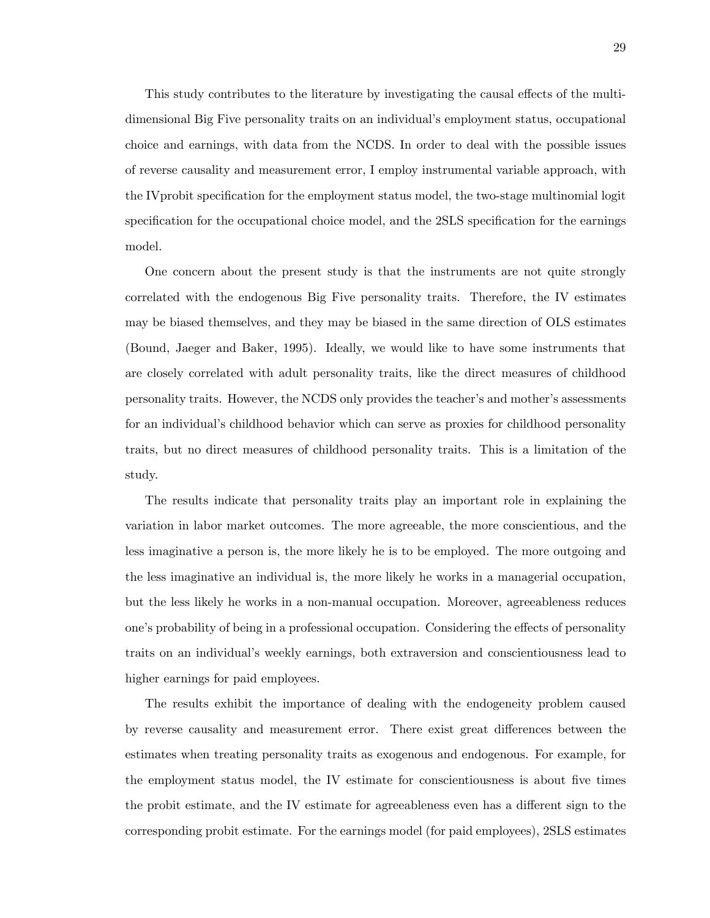This study contributes to the literature by investigating the causal effects of the multi-dimensional Big Five personality traits on an individual's employment status, occupational choice and earnings, with data from the NCDS. In order to deal with the possible issues of reverse causality and measurement error, I employ instrumental variable approach, with the IVprobit specification for the employment status model, the two-stage multinomial logit specification for the occupational choice model, and the 2SLS specification for the earnings model.

One concern about the present study is that the instruments are not quite strongly correlated with the endogenous Big Five personality traits. Therefore, the IV estimates may be biased themselves, and they may be biased in the same direction of OLS estimates (Bound, Jaeger and Baker, 1995). Ideally, we would like to have some instruments that are closely correlated with adult personality traits, like the direct measures of childhood personality traits. However, the NCDS only provides the teacher's and mother's assessments for an individual's childhood behavior which can serve as proxies for childhood personality traits, but no direct measures of childhood personality traits. This is a limitation of the study.

The results indicate that personality traits play an important role in explaining the variation in labor market outcomes. The more agreeable, the more conscientious, and the less imaginative a person is, the more likely he is to be employed. The more outgoing and the less imaginative an individual is, the more likely he works in a managerial occupation, but the less likely he works in a non-manual occupation. Moreover, agreeableness reduces one's probability of being in a professional occupation. Considering the effects of personality traits on an individual's weekly earnings, both extraversion and conscientiousness lead to higher earnings for paid employees.

The results exhibit the importance of dealing with the endogeneity problem caused by reverse causality and measurement error. There exist great differences between the estimates when treating personality traits as exogenous and endogenous. For example, for the employment status model, the IV estimate for conscientiousness is about five times the probit estimate, and the IV estimate for agreeableness even has a different sign to the corresponding probit estimate. For the earnings model (for paid employees), 2SLS estimates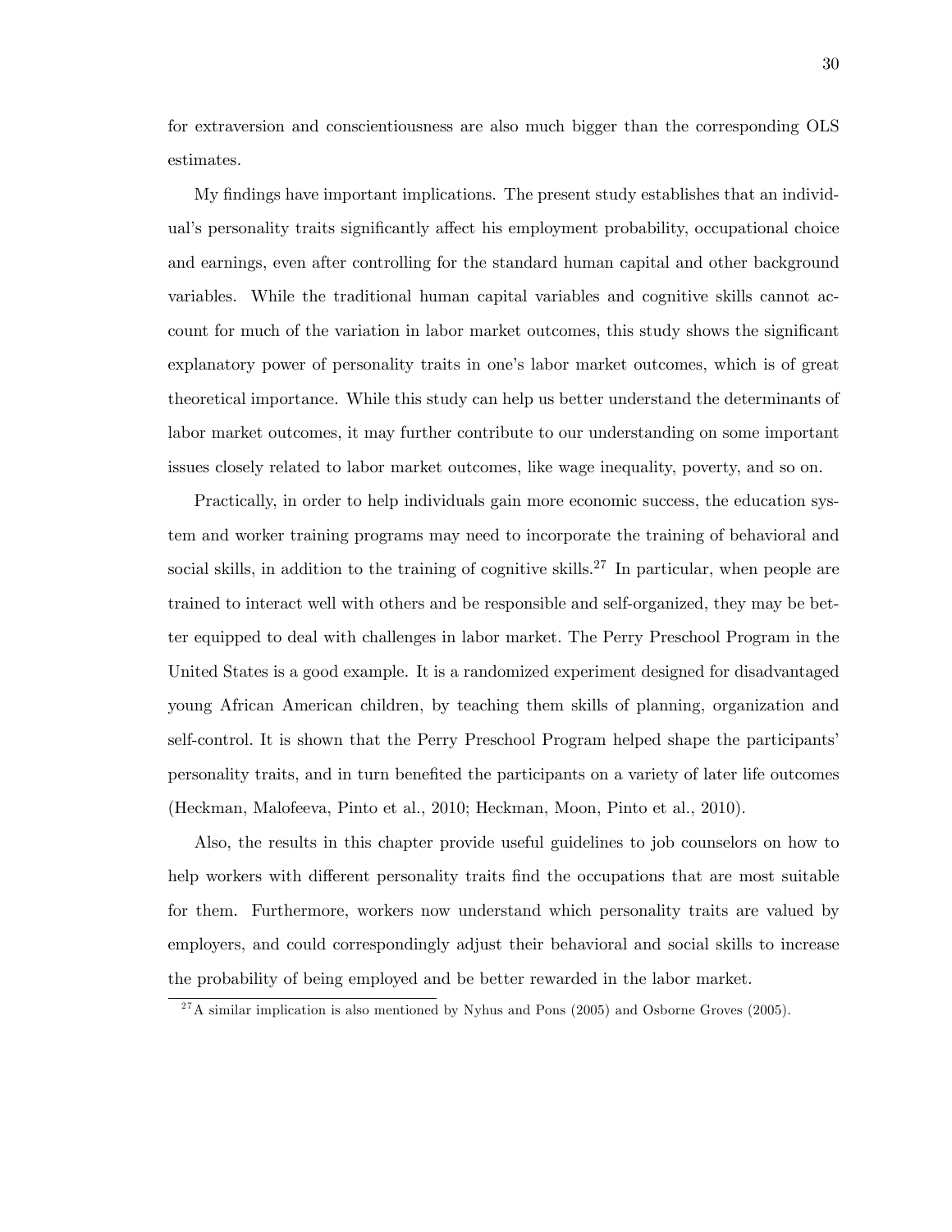for extraversion and conscientiousness are also much bigger than the corresponding OLS estimates.

My findings have important implications. The present study establishes that an individual's personality traits significantly affect his employment probability, occupational choice and earnings, even after controlling for the standard human capital and other background variables. While the traditional human capital variables and cognitive skills cannot account for much of the variation in labor market outcomes, this study shows the significant explanatory power of personality traits in one's labor market outcomes, which is of great theoretical importance. While this study can help us better understand the determinants of labor market outcomes, it may further contribute to our understanding on some important issues closely related to labor market outcomes, like wage inequality, poverty, and so on.

Practically, in order to help individuals gain more economic success, the education system and worker training programs may need to incorporate the training of behavioral and social skills, in addition to the training of cognitive skills.[27] In particular, when people are trained to interact well with others and be responsible and self-organized, they may be better equipped to deal with challenges in labor market. The Perry Preschool Program in the United States is a good example. It is a randomized experiment designed for disadvantaged young African American children, by teaching them skills of planning, organization and self-control. It is shown that the Perry Preschool Program helped shape the participants' personality traits, and in turn benefited the participants on a variety of later life outcomes (Heckman, Malofeeva, Pinto et al., 2010; Heckman, Moon, Pinto et al., 2010).

Also, the results in this chapter provide useful guidelines to job counselors on how to help workers with different personality traits find the occupations that are most suitable for them. Furthermore, workers now understand which personality traits are valued by employers, and could correspondingly adjust their behavioral and social skills to increase the probability of being employed and be better rewarded in the labor market.

[27] A similar implication is also mentioned by Nyhus and Pons (2005) and Osborne Groves (2005).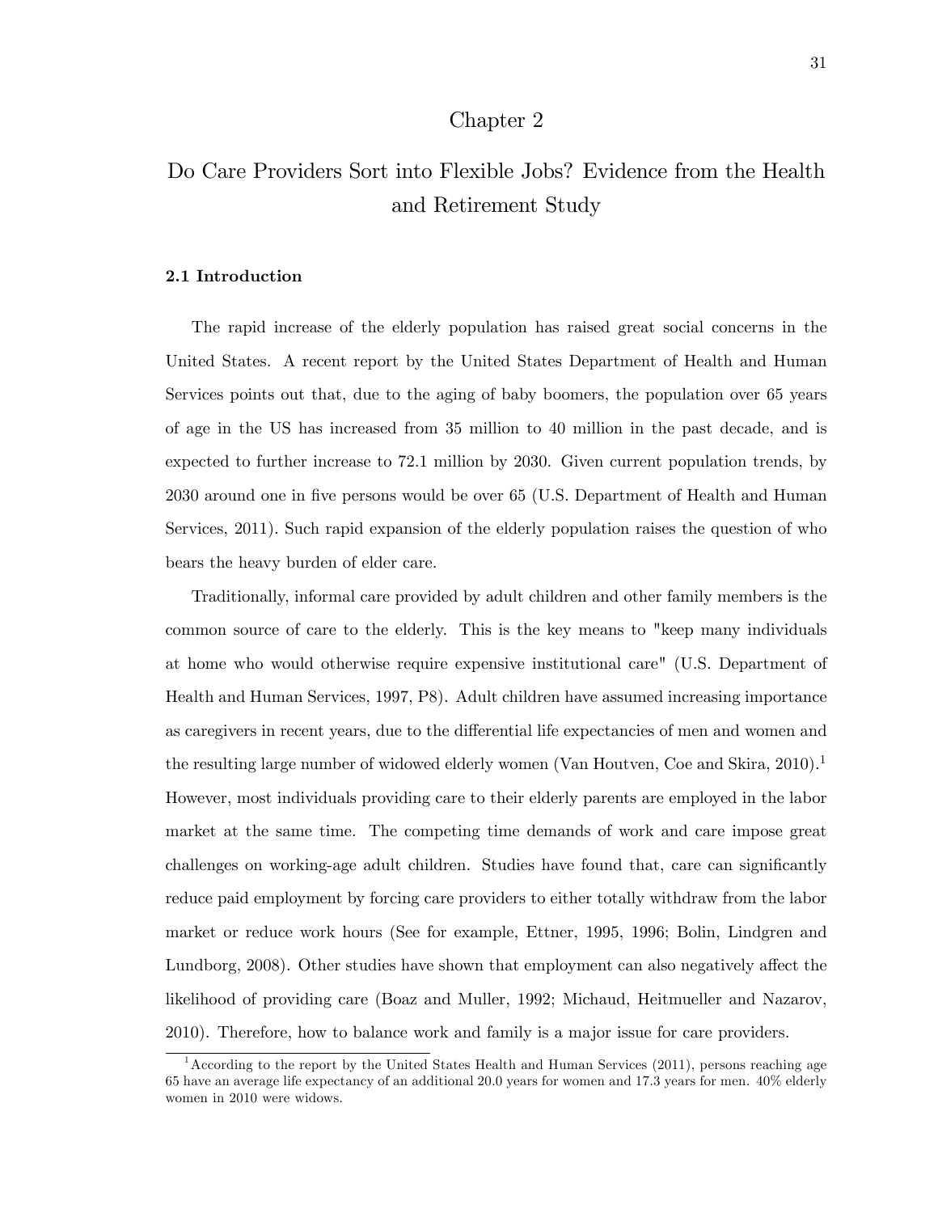# Chapter 2

# Do Care Providers Sort into Flexible Jobs? Evidence from the Health and Retirement Study

## 2.1 Introduction

The rapid increase of the elderly population has raised great social concerns in the United States. A recent report by the United States Department of Health and Human Services points out that, due to the aging of baby boomers, the population over 65 years of age in the US has increased from 35 million to 40 million in the past decade, and is expected to further increase to 72.1 million by 2030. Given current population trends, by 2030 around one in five persons would be over 65 (U.S. Department of Health and Human Services, 2011). Such rapid expansion of the elderly population raises the question of who bears the heavy burden of elder care.

Traditionally, informal care provided by adult children and other family members is the common source of care to the elderly. This is the key means to "keep many individuals at home who would otherwise require expensive institutional care" (U.S. Department of Health and Human Services, 1997, P8). Adult children have assumed increasing importance as caregivers in recent years, due to the differential life expectancies of men and women and the resulting large number of widowed elderly women (Van Houtven, Coe and Skira, 2010).[1] However, most individuals providing care to their elderly parents are employed in the labor market at the same time. The competing time demands of work and care impose great challenges on working-age adult children. Studies have found that, care can significantly reduce paid employment by forcing care providers to either totally withdraw from the labor market or reduce work hours (See for example, Ettner, 1995, 1996; Bolin, Lindgren and Lundborg, 2008). Other studies have shown that employment can also negatively affect the likelihood of providing care (Boaz and Muller, 1992; Michaud, Heitmueller and Nazarov, 2010). Therefore, how to balance work and family is a major issue for care providers.

[1] According to the report by the United States Health and Human Services (2011), persons reaching age 65 have an average life expectancy of an additional 20.0 years for women and 17.3 years for men. 40% elderly women in 2010 were widows.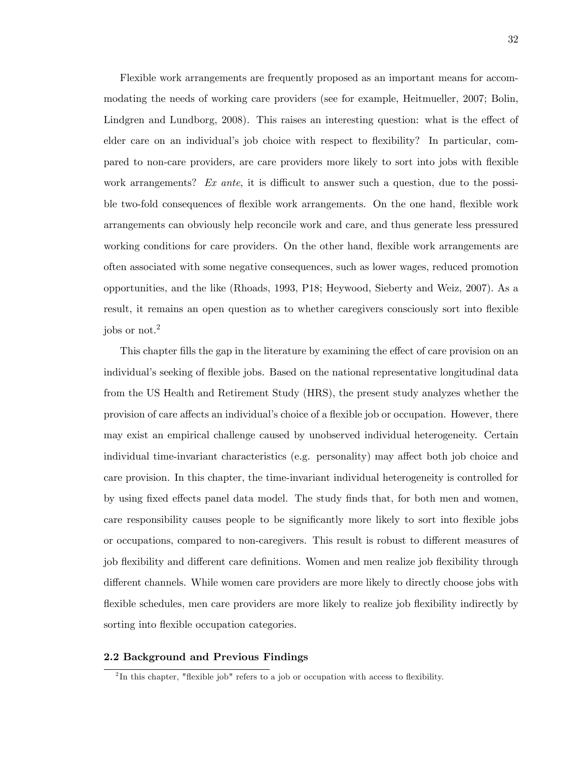Flexible work arrangements are frequently proposed as an important means for accommodating the needs of working care providers (see for example, Heitmueller, 2007; Bolin, Lindgren and Lundborg, 2008). This raises an interesting question: what is the effect of elder care on an individual's job choice with respect to flexibility? In particular, compared to non-care providers, are care providers more likely to sort into jobs with flexible work arrangements? *Ex ante*, it is difficult to answer such a question, due to the possible two-fold consequences of flexible work arrangements. On the one hand, flexible work arrangements can obviously help reconcile work and care, and thus generate less pressured working conditions for care providers. On the other hand, flexible work arrangements are often associated with some negative consequences, such as lower wages, reduced promotion opportunities, and the like (Rhoads, 1993, P18; Heywood, Sieberty and Weiz, 2007). As a result, it remains an open question as to whether caregivers consciously sort into flexible jobs or not.[2]

This chapter fills the gap in the literature by examining the effect of care provision on an individual's seeking of flexible jobs. Based on the national representative longitudinal data from the US Health and Retirement Study (HRS), the present study analyzes whether the provision of care affects an individual's choice of a flexible job or occupation. However, there may exist an empirical challenge caused by unobserved individual heterogeneity. Certain individual time-invariant characteristics (e.g. personality) may affect both job choice and care provision. In this chapter, the time-invariant individual heterogeneity is controlled for by using fixed effects panel data model. The study finds that, for both men and women, care responsibility causes people to be significantly more likely to sort into flexible jobs or occupations, compared to non-caregivers. This result is robust to different measures of job flexibility and different care definitions. Women and men realize job flexibility through different channels. While women care providers are more likely to directly choose jobs with flexible schedules, men care providers are more likely to realize job flexibility indirectly by sorting into flexible occupation categories.

## 2.2 Background and Previous Findings

[2] In this chapter, "flexible job" refers to a job or occupation with access to flexibility.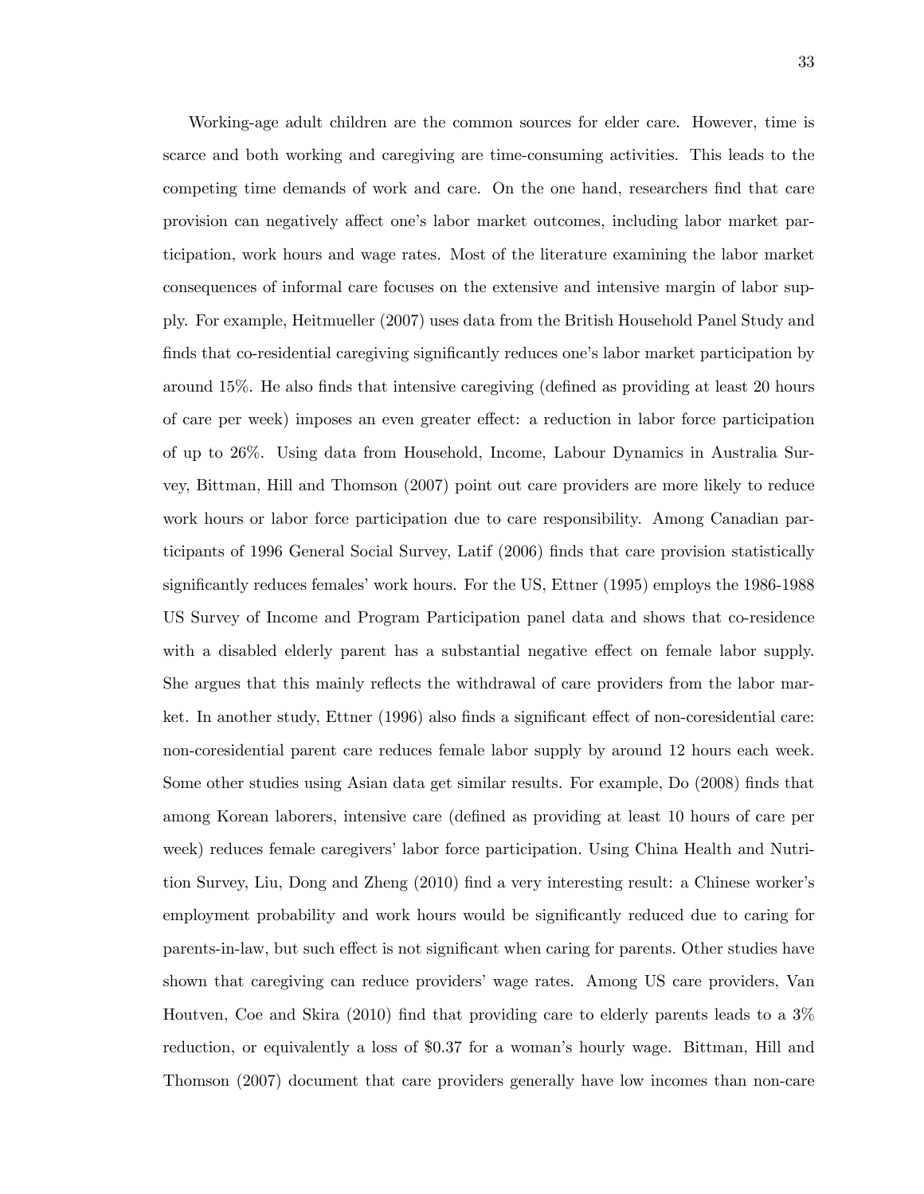Working-age adult children are the common sources for elder care. However, time is scarce and both working and caregiving are time-consuming activities. This leads to the competing time demands of work and care. On the one hand, researchers find that care provision can negatively affect one's labor market outcomes, including labor market participation, work hours and wage rates. Most of the literature examining the labor market consequences of informal care focuses on the extensive and intensive margin of labor supply. For example, Heitmueller (2007) uses data from the British Household Panel Study and finds that co-residential caregiving significantly reduces one's labor market participation by around 15%. He also finds that intensive caregiving (defined as providing at least 20 hours of care per week) imposes an even greater effect: a reduction in labor force participation of up to 26%. Using data from Household, Income, Labour Dynamics in Australia Survey, Bittman, Hill and Thomson (2007) point out care providers are more likely to reduce work hours or labor force participation due to care responsibility. Among Canadian participants of 1996 General Social Survey, Latif (2006) finds that care provision statistically significantly reduces females' work hours. For the US, Ettner (1995) employs the 1986-1988 US Survey of Income and Program Participation panel data and shows that co-residence with a disabled elderly parent has a substantial negative effect on female labor supply. She argues that this mainly reflects the withdrawal of care providers from the labor market. In another study, Ettner (1996) also finds a significant effect of non-coresidential care: non-coresidential parent care reduces female labor supply by around 12 hours each week. Some other studies using Asian data get similar results. For example, Do (2008) finds that among Korean laborers, intensive care (defined as providing at least 10 hours of care per week) reduces female caregivers' labor force participation. Using China Health and Nutrition Survey, Liu, Dong and Zheng (2010) find a very interesting result: a Chinese worker's employment probability and work hours would be significantly reduced due to caring for parents-in-law, but such effect is not significant when caring for parents. Other studies have shown that caregiving can reduce providers' wage rates. Among US care providers, Van Houtven, Coe and Skira (2010) find that providing care to elderly parents leads to a 3% reduction, or equivalently a loss of $0.37 for a woman's hourly wage. Bittman, Hill and Thomson (2007) document that care providers generally have low incomes than non-care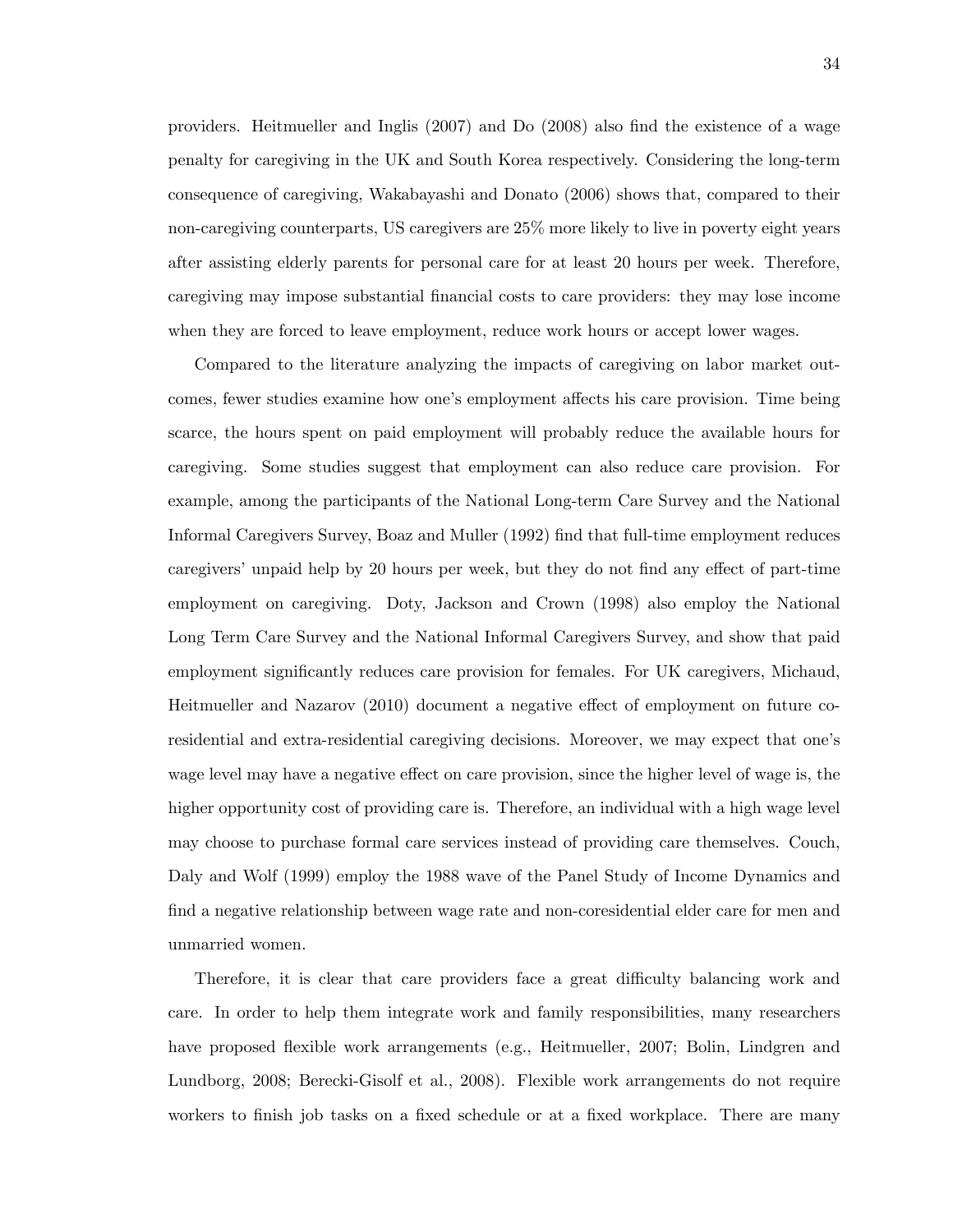providers. Heitmueller and Inglis (2007) and Do (2008) also find the existence of a wage penalty for caregiving in the UK and South Korea respectively. Considering the long-term consequence of caregiving, Wakabayashi and Donato (2006) shows that, compared to their non-caregiving counterparts, US caregivers are 25% more likely to live in poverty eight years after assisting elderly parents for personal care for at least 20 hours per week. Therefore, caregiving may impose substantial financial costs to care providers: they may lose income when they are forced to leave employment, reduce work hours or accept lower wages.

Compared to the literature analyzing the impacts of caregiving on labor market outcomes, fewer studies examine how one's employment affects his care provision. Time being scarce, the hours spent on paid employment will probably reduce the available hours for caregiving. Some studies suggest that employment can also reduce care provision. For example, among the participants of the National Long-term Care Survey and the National Informal Caregivers Survey, Boaz and Muller (1992) find that full-time employment reduces caregivers' unpaid help by 20 hours per week, but they do not find any effect of part-time employment on caregiving. Doty, Jackson and Crown (1998) also employ the National Long Term Care Survey and the National Informal Caregivers Survey, and show that paid employment significantly reduces care provision for females. For UK caregivers, Michaud, Heitmueller and Nazarov (2010) document a negative effect of employment on future co-residential and extra-residential caregiving decisions. Moreover, we may expect that one's wage level may have a negative effect on care provision, since the higher level of wage is, the higher opportunity cost of providing care is. Therefore, an individual with a high wage level may choose to purchase formal care services instead of providing care themselves. Couch, Daly and Wolf (1999) employ the 1988 wave of the Panel Study of Income Dynamics and find a negative relationship between wage rate and non-coresidential elder care for men and unmarried women.

Therefore, it is clear that care providers face a great difficulty balancing work and care. In order to help them integrate work and family responsibilities, many researchers have proposed flexible work arrangements (e.g., Heitmueller, 2007; Bolin, Lindgren and Lundborg, 2008; Berecki-Gisolf et al., 2008). Flexible work arrangements do not require workers to finish job tasks on a fixed schedule or at a fixed workplace. There are many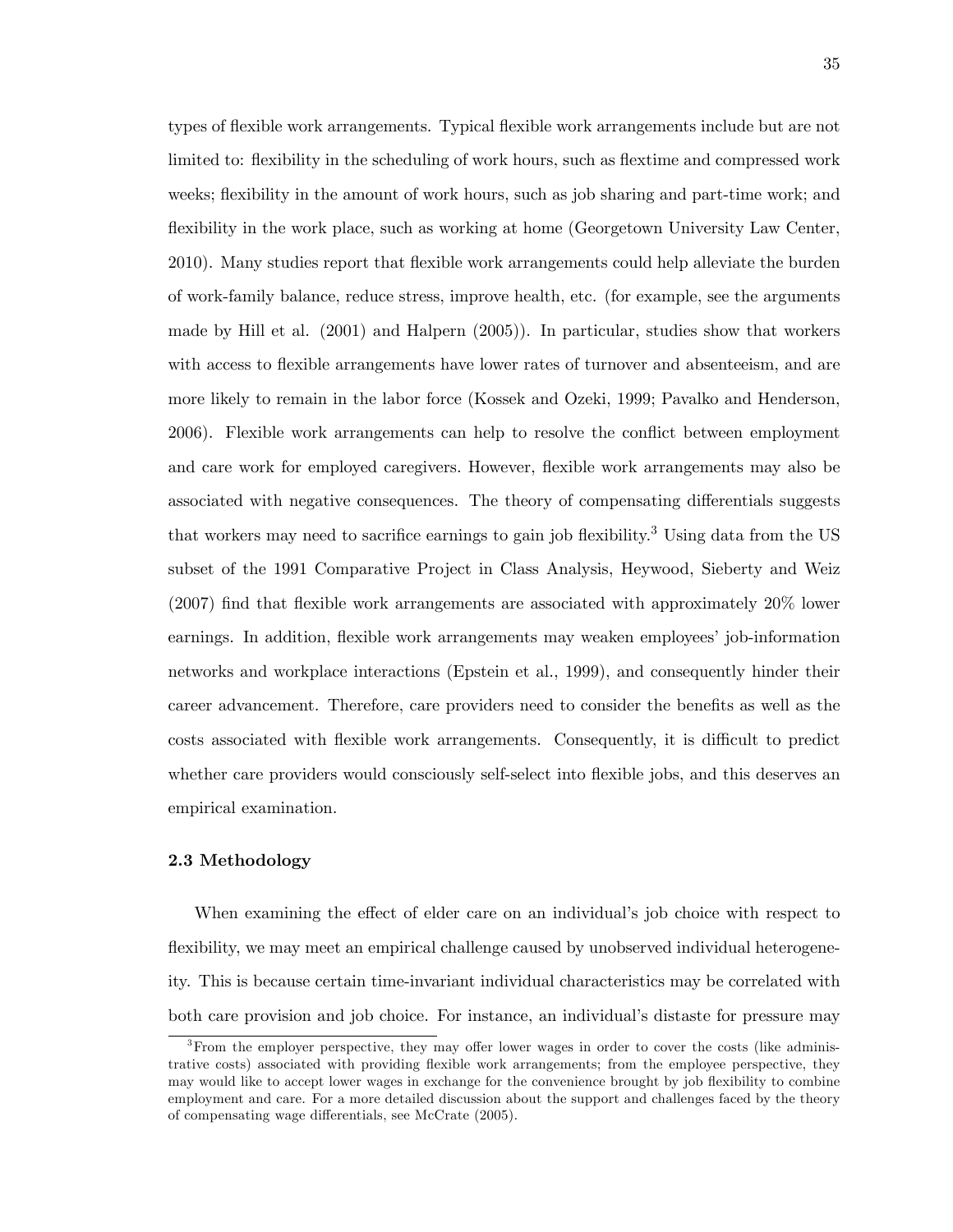types of flexible work arrangements. Typical flexible work arrangements include but are not limited to: flexibility in the scheduling of work hours, such as flextime and compressed work weeks; flexibility in the amount of work hours, such as job sharing and part-time work; and flexibility in the work place, such as working at home (Georgetown University Law Center, 2010). Many studies report that flexible work arrangements could help alleviate the burden of work-family balance, reduce stress, improve health, etc. (for example, see the arguments made by Hill et al. (2001) and Halpern (2005)). In particular, studies show that workers with access to flexible arrangements have lower rates of turnover and absenteeism, and are more likely to remain in the labor force (Kossek and Ozeki, 1999; Pavalko and Henderson, 2006). Flexible work arrangements can help to resolve the conflict between employment and care work for employed caregivers. However, flexible work arrangements may also be associated with negative consequences. The theory of compensating differentials suggests that workers may need to sacrifice earnings to gain job flexibility.[3] Using data from the US subset of the 1991 Comparative Project in Class Analysis, Heywood, Sieberty and Weiz (2007) find that flexible work arrangements are associated with approximately 20% lower earnings. In addition, flexible work arrangements may weaken employees' job-information networks and workplace interactions (Epstein et al., 1999), and consequently hinder their career advancement. Therefore, care providers need to consider the benefits as well as the costs associated with flexible work arrangements. Consequently, it is difficult to predict whether care providers would consciously self-select into flexible jobs, and this deserves an empirical examination.

### 2.3 Methodology

When examining the effect of elder care on an individual's job choice with respect to flexibility, we may meet an empirical challenge caused by unobserved individual heterogeneity. This is because certain time-invariant individual characteristics may be correlated with both care provision and job choice. For instance, an individual's distaste for pressure may

[3] From the employer perspective, they may offer lower wages in order to cover the costs (like administrative costs) associated with providing flexible work arrangements; from the employee perspective, they may would like to accept lower wages in exchange for the convenience brought by job flexibility to combine employment and care. For a more detailed discussion about the support and challenges faced by the theory of compensating wage differentials, see McCrate (2005).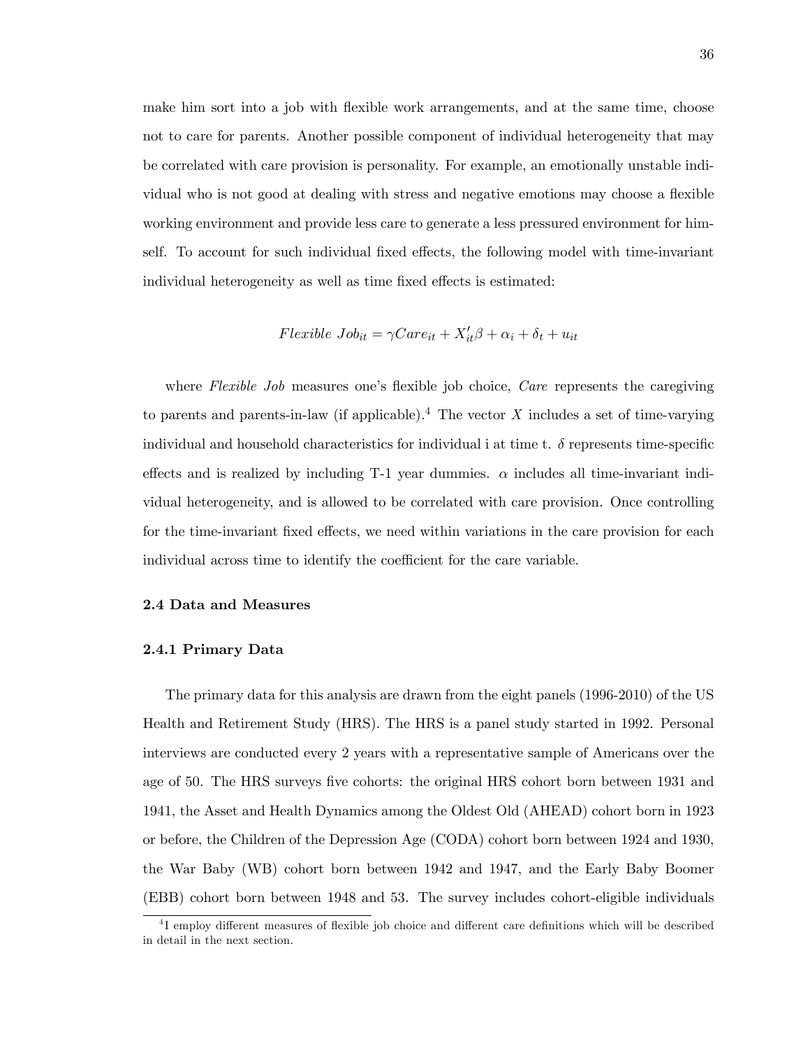make him sort into a job with flexible work arrangements, and at the same time, choose not to care for parents. Another possible component of individual heterogeneity that may be correlated with care provision is personality. For example, an emotionally unstable individual who is not good at dealing with stress and negative emotions may choose a flexible working environment and provide less care to generate a less pressured environment for himself. To account for such individual fixed effects, the following model with time-invariant individual heterogeneity as well as time fixed effects is estimated:

$$Flexible\ Job_{it} = \gamma Care_{it} + X_{it}'\beta + \alpha_i + \delta_t + u_{it}$$

where *Flexible Job* measures one's flexible job choice, *Care* represents the caregiving to parents and parents-in-law (if applicable).[4] The vector $X$ includes a set of time-varying individual and household characteristics for individual i at time t. $\delta$ represents time-specific effects and is realized by including T-1 year dummies. $\alpha$ includes all time-invariant individual heterogeneity, and is allowed to be correlated with care provision. Once controlling for the time-invariant fixed effects, we need within variations in the care provision for each individual across time to identify the coefficient for the care variable.

### 2.4 Data and Measures

#### 2.4.1 Primary Data

The primary data for this analysis are drawn from the eight panels (1996-2010) of the US Health and Retirement Study (HRS). The HRS is a panel study started in 1992. Personal interviews are conducted every 2 years with a representative sample of Americans over the age of 50. The HRS surveys five cohorts: the original HRS cohort born between 1931 and 1941, the Asset and Health Dynamics among the Oldest Old (AHEAD) cohort born in 1923 or before, the Children of the Depression Age (CODA) cohort born between 1924 and 1930, the War Baby (WB) cohort born between 1942 and 1947, and the Early Baby Boomer (EBB) cohort born between 1948 and 53. The survey includes cohort-eligible individuals

[4] I employ different measures of flexible job choice and different care definitions which will be described in detail in the next section.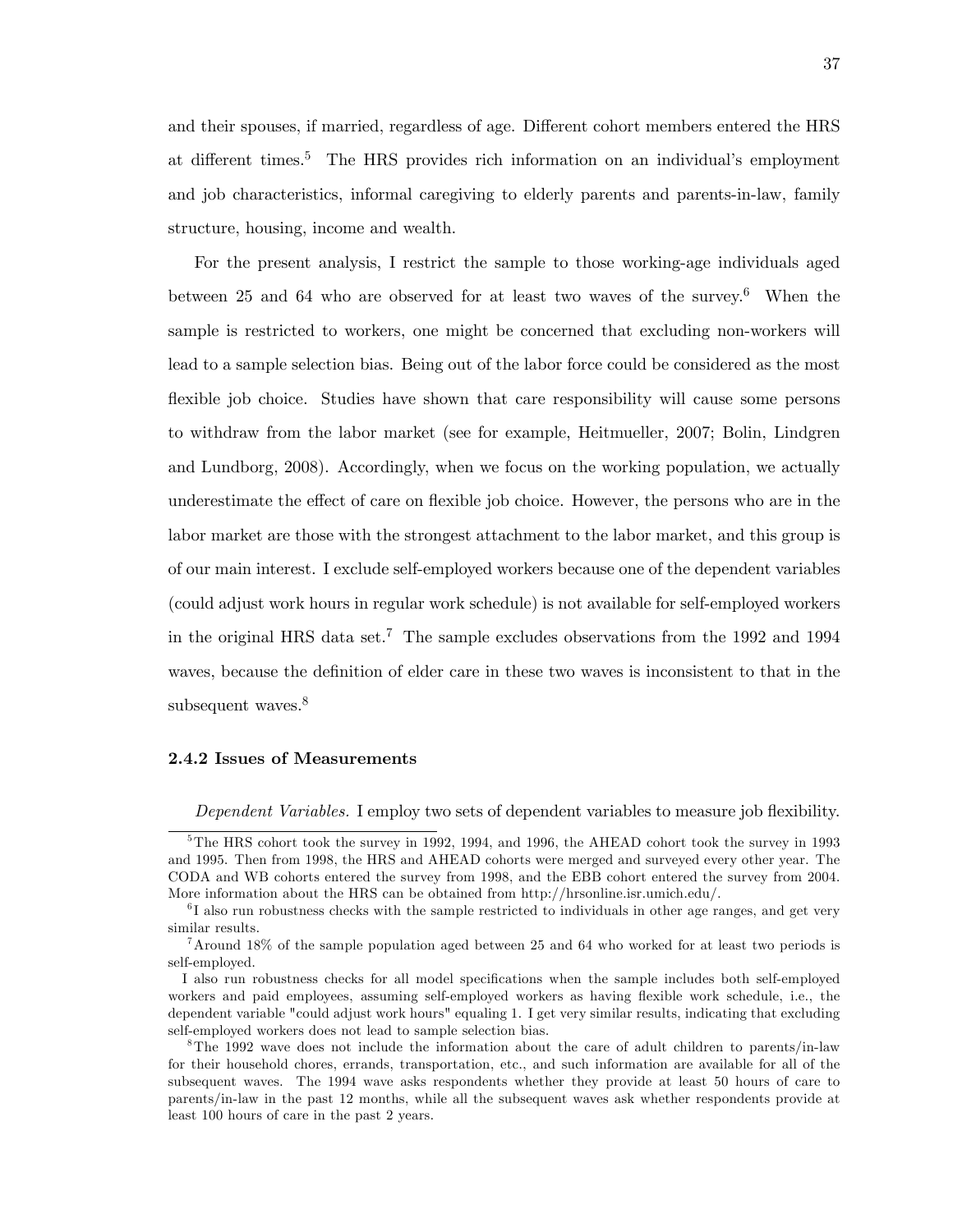and their spouses, if married, regardless of age. Different cohort members entered the HRS at different times.[5] The HRS provides rich information on an individual's employment and job characteristics, informal caregiving to elderly parents and parents-in-law, family structure, housing, income and wealth.

For the present analysis, I restrict the sample to those working-age individuals aged between 25 and 64 who are observed for at least two waves of the survey.[6] When the sample is restricted to workers, one might be concerned that excluding non-workers will lead to a sample selection bias. Being out of the labor force could be considered as the most flexible job choice. Studies have shown that care responsibility will cause some persons to withdraw from the labor market (see for example, Heitmueller, 2007; Bolin, Lindgren and Lundborg, 2008). Accordingly, when we focus on the working population, we actually underestimate the effect of care on flexible job choice. However, the persons who are in the labor market are those with the strongest attachment to the labor market, and this group is of our main interest. I exclude self-employed workers because one of the dependent variables (could adjust work hours in regular work schedule) is not available for self-employed workers in the original HRS data set.[7] The sample excludes observations from the 1992 and 1994 waves, because the definition of elder care in these two waves is inconsistent to that in the subsequent waves.[8]

### 2.4.2 Issues of Measurements

*Dependent Variables.* I employ two sets of dependent variables to measure job flexibility.

---

[5] The HRS cohort took the survey in 1992, 1994, and 1996, the AHEAD cohort took the survey in 1993 and 1995. Then from 1998, the HRS and AHEAD cohorts were merged and surveyed every other year. The CODA and WB cohorts entered the survey from 1998, and the EBB cohort entered the survey from 2004. More information about the HRS can be obtained from http://hrsonline.isr.umich.edu/.

[6] I also run robustness checks with the sample restricted to individuals in other age ranges, and get very similar results.

[7] Around 18% of the sample population aged between 25 and 64 who worked for at least two periods is self-employed.

I also run robustness checks for all model specifications when the sample includes both self-employed workers and paid employees, assuming self-employed workers as having flexible work schedule, i.e., the dependent variable "could adjust work hours" equaling 1. I get very similar results, indicating that excluding self-employed workers does not lead to sample selection bias.

[8] The 1992 wave does not include the information about the care of adult children to parents/in-law for their household chores, errands, transportation, etc., and such information are available for all of the subsequent waves. The 1994 wave asks respondents whether they provide at least 50 hours of care to parents/in-law in the past 12 months, while all the subsequent waves ask whether respondents provide at least 100 hours of care in the past 2 years.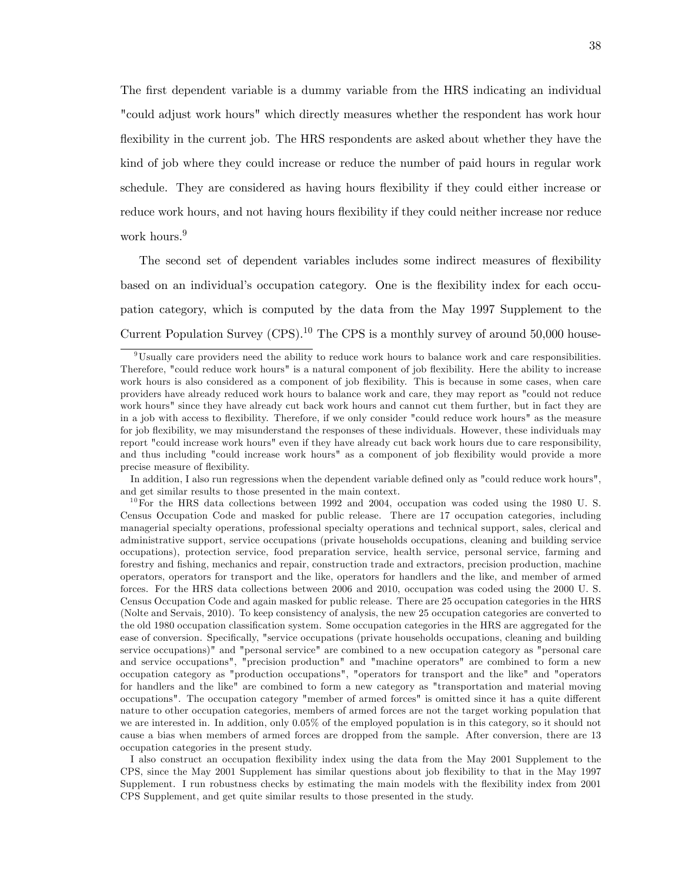The first dependent variable is a dummy variable from the HRS indicating an individual "could adjust work hours" which directly measures whether the respondent has work hour flexibility in the current job. The HRS respondents are asked about whether they have the kind of job where they could increase or reduce the number of paid hours in regular work schedule. They are considered as having hours flexibility if they could either increase or reduce work hours, and not having hours flexibility if they could neither increase nor reduce work hours.[9]

The second set of dependent variables includes some indirect measures of flexibility based on an individual's occupation category. One is the flexibility index for each occupation category, which is computed by the data from the May 1997 Supplement to the Current Population Survey (CPS).[10] The CPS is a monthly survey of around 50,000 house-

---

[9] Usually care providers need the ability to reduce work hours to balance work and care responsibilities. Therefore, "could reduce work hours" is a natural component of job flexibility. Here the ability to increase work hours is also considered as a component of job flexibility. This is because in some cases, when care providers have already reduced work hours to balance work and care, they may report as "could not reduce work hours" since they have already cut back work hours and cannot cut them further, but in fact they are in a job with access to flexibility. Therefore, if we only consider "could reduce work hours" as the measure for job flexibility, we may misunderstand the responses of these individuals. However, these individuals may report "could increase work hours" even if they have already cut back work hours due to care responsibility, and thus including "could increase work hours" as a component of job flexibility would provide a more precise measure of flexibility.

In addition, I also run regressions when the dependent variable defined only as "could reduce work hours", and get similar results to those presented in the main context.

[10] For the HRS data collections between 1992 and 2004, occupation was coded using the 1980 U. S. Census Occupation Code and masked for public release. There are 17 occupation categories, including managerial specialty operations, professional specialty operations and technical support, sales, clerical and administrative support, service occupations (private households occupations, cleaning and building service occupations), protection service, food preparation service, health service, personal service, farming and forestry and fishing, mechanics and repair, construction trade and extractors, precision production, machine operators, operators for transport and the like, operators for handlers and the like, and member of armed forces. For the HRS data collections between 2006 and 2010, occupation was coded using the 2000 U. S. Census Occupation Code and again masked for public release. There are 25 occupation categories in the HRS (Nolte and Servais, 2010). To keep consistency of analysis, the new 25 occupation categories are converted to the old 1980 occupation classification system. Some occupation categories in the HRS are aggregated for the ease of conversion. Specifically, "service occupations (private households occupations, cleaning and building service occupations)" and "personal service" are combined to a new occupation category as "personal care and service occupations", "precision production" and "machine operators" are combined to form a new occupation category as "production occupations", "operators for transport and the like" and "operators for handlers and the like" are combined to form a new category as "transportation and material moving occupations". The occupation category "member of armed forces" is omitted since it has a quite different nature to other occupation categories, members of armed forces are not the target working population that we are interested in. In addition, only 0.05% of the employed population is in this category, so it should not cause a bias when members of armed forces are dropped from the sample. After conversion, there are 13 occupation categories in the present study.

I also construct an occupation flexibility index using the data from the May 2001 Supplement to the CPS, since the May 2001 Supplement has similar questions about job flexibility to that in the May 1997 Supplement. I run robustness checks by estimating the main models with the flexibility index from 2001 CPS Supplement, and get quite similar results to those presented in the study.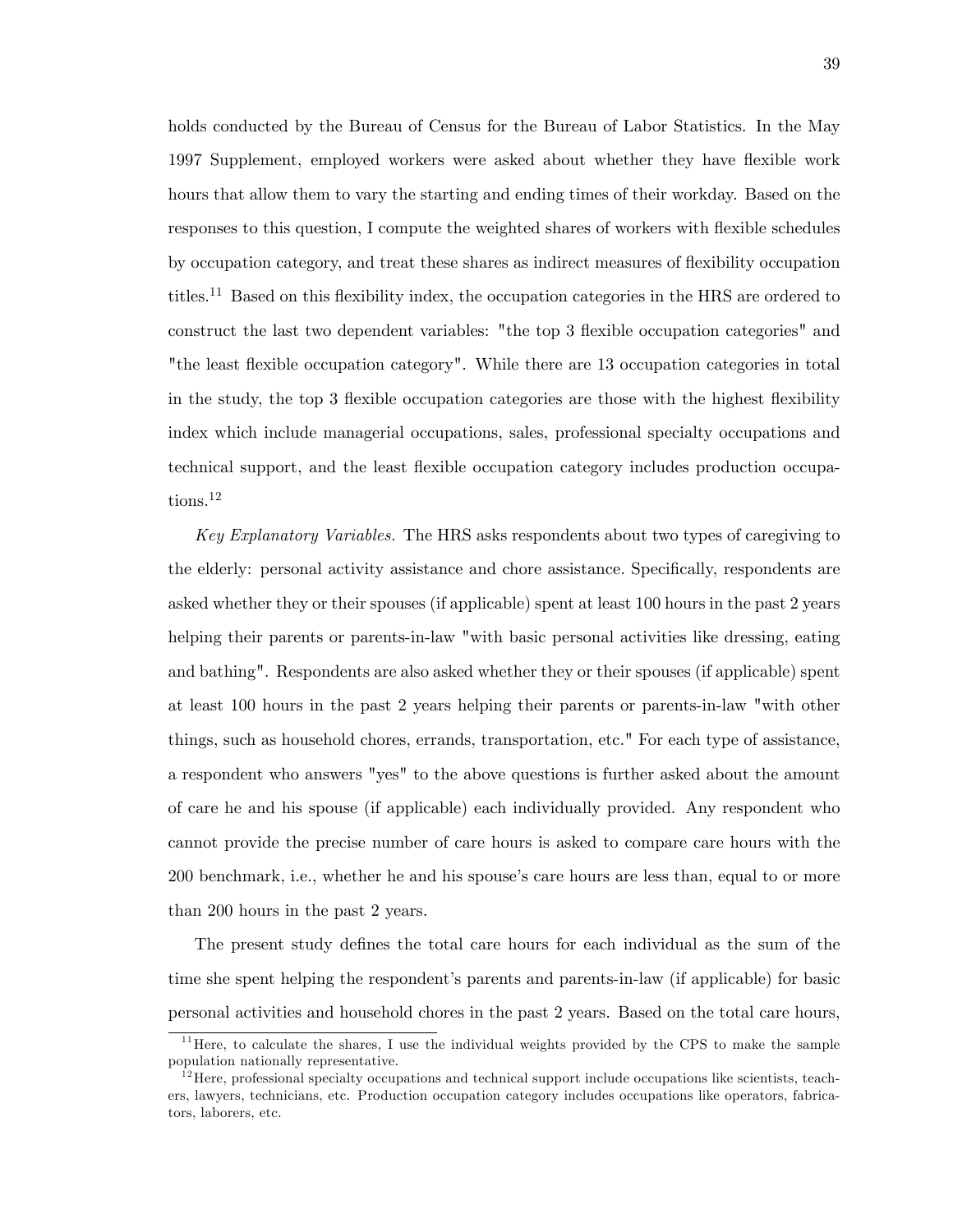holds conducted by the Bureau of Census for the Bureau of Labor Statistics. In the May 1997 Supplement, employed workers were asked about whether they have flexible work hours that allow them to vary the starting and ending times of their workday. Based on the responses to this question, I compute the weighted shares of workers with flexible schedules by occupation category, and treat these shares as indirect measures of flexibility occupation titles.[11] Based on this flexibility index, the occupation categories in the HRS are ordered to construct the last two dependent variables: "the top 3 flexible occupation categories" and "the least flexible occupation category". While there are 13 occupation categories in total in the study, the top 3 flexible occupation categories are those with the highest flexibility index which include managerial occupations, sales, professional specialty occupations and technical support, and the least flexible occupation category includes production occupations.[12]

*Key Explanatory Variables.* The HRS asks respondents about two types of caregiving to the elderly: personal activity assistance and chore assistance. Specifically, respondents are asked whether they or their spouses (if applicable) spent at least 100 hours in the past 2 years helping their parents or parents-in-law "with basic personal activities like dressing, eating and bathing". Respondents are also asked whether they or their spouses (if applicable) spent at least 100 hours in the past 2 years helping their parents or parents-in-law "with other things, such as household chores, errands, transportation, etc." For each type of assistance, a respondent who answers "yes" to the above questions is further asked about the amount of care he and his spouse (if applicable) each individually provided. Any respondent who cannot provide the precise number of care hours is asked to compare care hours with the 200 benchmark, i.e., whether he and his spouse's care hours are less than, equal to or more than 200 hours in the past 2 years.

The present study defines the total care hours for each individual as the sum of the time she spent helping the respondent's parents and parents-in-law (if applicable) for basic personal activities and household chores in the past 2 years. Based on the total care hours,

[11] Here, to calculate the shares, I use the individual weights provided by the CPS to make the sample population nationally representative.

[12] Here, professional specialty occupations and technical support include occupations like scientists, teachers, lawyers, technicians, etc. Production occupation category includes occupations like operators, fabricators, laborers, etc.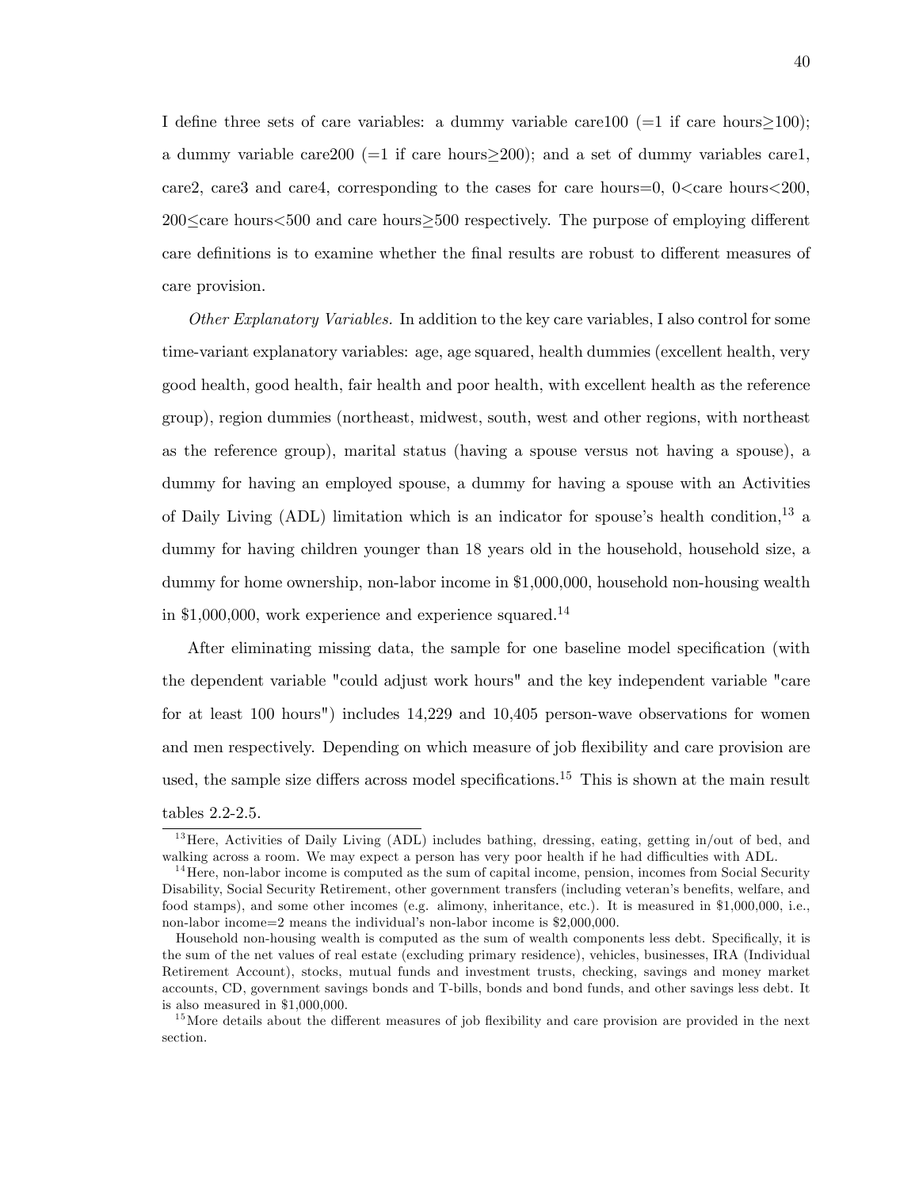I define three sets of care variables: a dummy variable care100 (=1 if care hours$\geq$100); a dummy variable care200 (=1 if care hours$\geq$200); and a set of dummy variables care1, care2, care3 and care4, corresponding to the cases for care hours=0, 0<care hours<200, 200$\leq$care hours<500 and care hours$\geq$500 respectively. The purpose of employing different care definitions is to examine whether the final results are robust to different measures of care provision.

*Other Explanatory Variables.* In addition to the key care variables, I also control for some time-variant explanatory variables: age, age squared, health dummies (excellent health, very good health, good health, fair health and poor health, with excellent health as the reference group), region dummies (northeast, midwest, south, west and other regions, with northeast as the reference group), marital status (having a spouse versus not having a spouse), a dummy for having an employed spouse, a dummy for having a spouse with an Activities of Daily Living (ADL) limitation which is an indicator for spouse's health condition,[13] a dummy for having children younger than 18 years old in the household, household size, a dummy for home ownership, non-labor income in \$1,000,000, household non-housing wealth in \$1,000,000, work experience and experience squared.[14]

After eliminating missing data, the sample for one baseline model specification (with the dependent variable "could adjust work hours" and the key independent variable "care for at least 100 hours") includes 14,229 and 10,405 person-wave observations for women and men respectively. Depending on which measure of job flexibility and care provision are used, the sample size differs across model specifications.[15] This is shown at the main result tables 2.2-2.5.

---

[13] Here, Activities of Daily Living (ADL) includes bathing, dressing, eating, getting in/out of bed, and walking across a room. We may expect a person has very poor health if he had difficulties with ADL.

[14] Here, non-labor income is computed as the sum of capital income, pension, incomes from Social Security Disability, Social Security Retirement, other government transfers (including veteran's benefits, welfare, and food stamps), and some other incomes (e.g. alimony, inheritance, etc.). It is measured in \$1,000,000, i.e., non-labor income=2 means the individual's non-labor income is \$2,000,000.

Household non-housing wealth is computed as the sum of wealth components less debt. Specifically, it is the sum of the net values of real estate (excluding primary residence), vehicles, businesses, IRA (Individual Retirement Account), stocks, mutual funds and investment trusts, checking, savings and money market accounts, CD, government savings bonds and T-bills, bonds and bond funds, and other savings less debt. It is also measured in \$1,000,000.

[15] More details about the different measures of job flexibility and care provision are provided in the next section.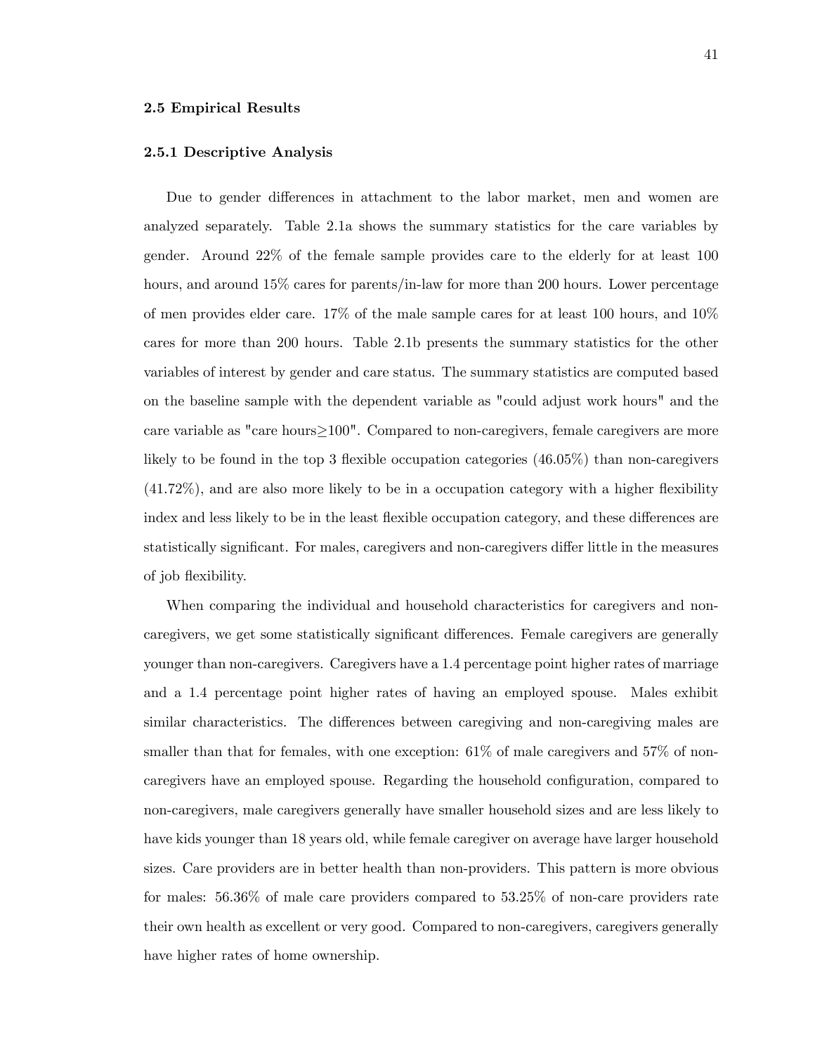### 2.5 Empirical Results

#### 2.5.1 Descriptive Analysis

Due to gender differences in attachment to the labor market, men and women are analyzed separately. Table 2.1a shows the summary statistics for the care variables by gender. Around 22% of the female sample provides care to the elderly for at least 100 hours, and around 15% cares for parents/in-law for more than 200 hours. Lower percentage of men provides elder care. 17% of the male sample cares for at least 100 hours, and 10% cares for more than 200 hours. Table 2.1b presents the summary statistics for the other variables of interest by gender and care status. The summary statistics are computed based on the baseline sample with the dependent variable as "could adjust work hours" and the care variable as "care hours≥100". Compared to non-caregivers, female caregivers are more likely to be found in the top 3 flexible occupation categories (46.05%) than non-caregivers (41.72%), and are also more likely to be in a occupation category with a higher flexibility index and less likely to be in the least flexible occupation category, and these differences are statistically significant. For males, caregivers and non-caregivers differ little in the measures of job flexibility.

When comparing the individual and household characteristics for caregivers and non-caregivers, we get some statistically significant differences. Female caregivers are generally younger than non-caregivers. Caregivers have a 1.4 percentage point higher rates of marriage and a 1.4 percentage point higher rates of having an employed spouse. Males exhibit similar characteristics. The differences between caregiving and non-caregiving males are smaller than that for females, with one exception: 61% of male caregivers and 57% of non-caregivers have an employed spouse. Regarding the household configuration, compared to non-caregivers, male caregivers generally have smaller household sizes and are less likely to have kids younger than 18 years old, while female caregiver on average have larger household sizes. Care providers are in better health than non-providers. This pattern is more obvious for males: 56.36% of male care providers compared to 53.25% of non-care providers rate their own health as excellent or very good. Compared to non-caregivers, caregivers generally have higher rates of home ownership.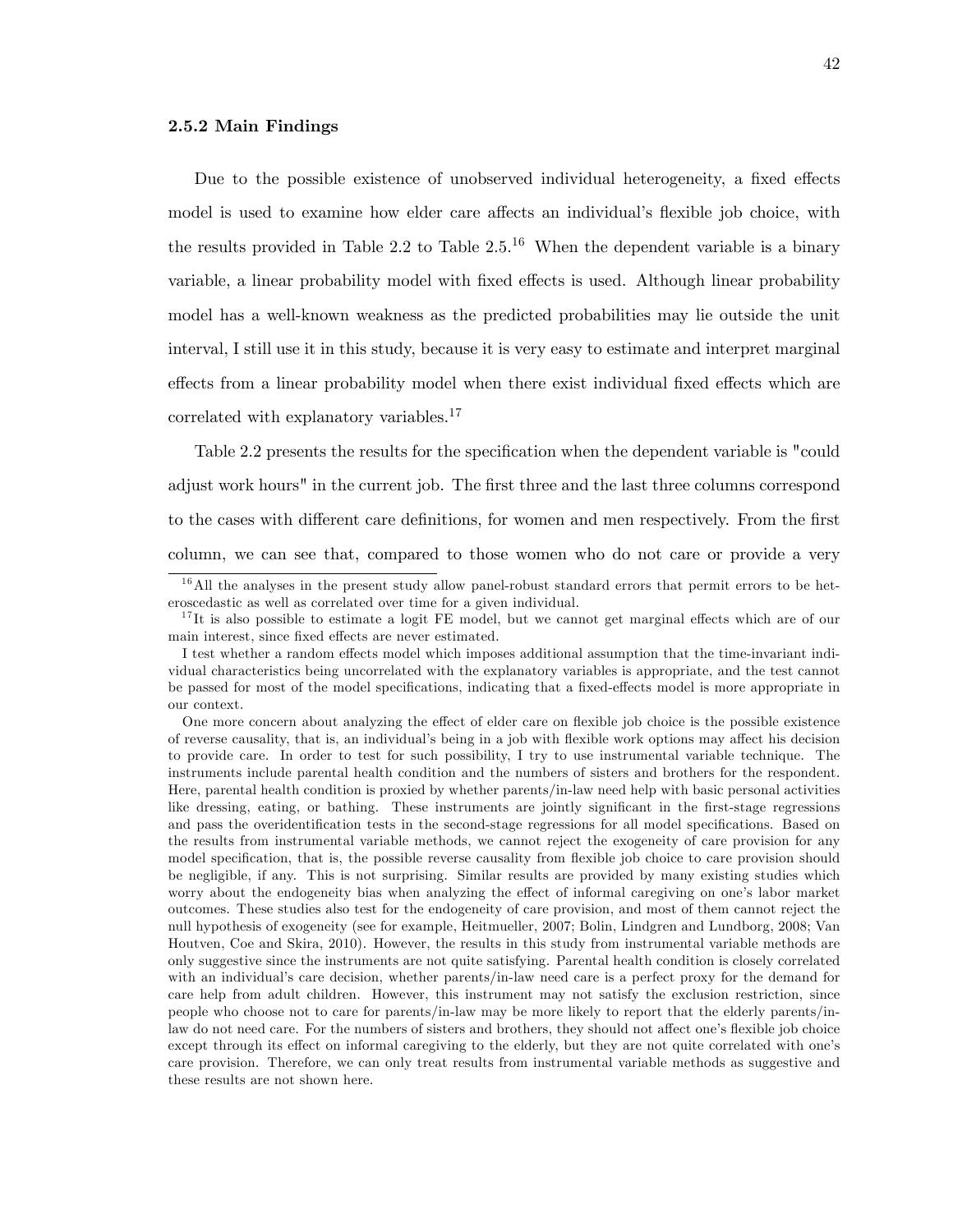### 2.5.2 Main Findings

Due to the possible existence of unobserved individual heterogeneity, a fixed effects model is used to examine how elder care affects an individual's flexible job choice, with the results provided in Table 2.2 to Table 2.5.[16] When the dependent variable is a binary variable, a linear probability model with fixed effects is used. Although linear probability model has a well-known weakness as the predicted probabilities may lie outside the unit interval, I still use it in this study, because it is very easy to estimate and interpret marginal effects from a linear probability model when there exist individual fixed effects which are correlated with explanatory variables.[17]

Table 2.2 presents the results for the specification when the dependent variable is "could adjust work hours" in the current job. The first three and the last three columns correspond to the cases with different care definitions, for women and men respectively. From the first column, we can see that, compared to those women who do not care or provide a very

---

[16] All the analyses in the present study allow panel-robust standard errors that permit errors to be heteroscedastic as well as correlated over time for a given individual.

[17] It is also possible to estimate a logit FE model, but we cannot get marginal effects which are of our main interest, since fixed effects are never estimated.

I test whether a random effects model which imposes additional assumption that the time-invariant individual characteristics being uncorrelated with the explanatory variables is appropriate, and the test cannot be passed for most of the model specifications, indicating that a fixed-effects model is more appropriate in our context.

One more concern about analyzing the effect of elder care on flexible job choice is the possible existence of reverse causality, that is, an individual's being in a job with flexible work options may affect his decision to provide care. In order to test for such possibility, I try to use instrumental variable technique. The instruments include parental health condition and the numbers of sisters and brothers for the respondent. Here, parental health condition is proxied by whether parents/in-law need help with basic personal activities like dressing, eating, or bathing. These instruments are jointly significant in the first-stage regressions and pass the overidentification tests in the second-stage regressions for all model specifications. Based on the results from instrumental variable methods, we cannot reject the exogeneity of care provision for any model specification, that is, the possible reverse causality from flexible job choice to care provision should be negligible, if any. This is not surprising. Similar results are provided by many existing studies which worry about the endogeneity bias when analyzing the effect of informal caregiving on one's labor market outcomes. These studies also test for the endogeneity of care provision, and most of them cannot reject the null hypothesis of exogeneity (see for example, Heitmueller, 2007; Bolin, Lindgren and Lundborg, 2008; Van Houtven, Coe and Skira, 2010). However, the results in this study from instrumental variable methods are only suggestive since the instruments are not quite satisfying. Parental health condition is closely correlated with an individual's care decision, whether parents/in-law need care is a perfect proxy for the demand for care help from adult children. However, this instrument may not satisfy the exclusion restriction, since people who choose not to care for parents/in-law may be more likely to report that the elderly parents/in-law do not need care. For the numbers of sisters and brothers, they should not affect one's flexible job choice except through its effect on informal caregiving to the elderly, but they are not quite correlated with one's care provision. Therefore, we can only treat results from instrumental variable methods as suggestive and these results are not shown here.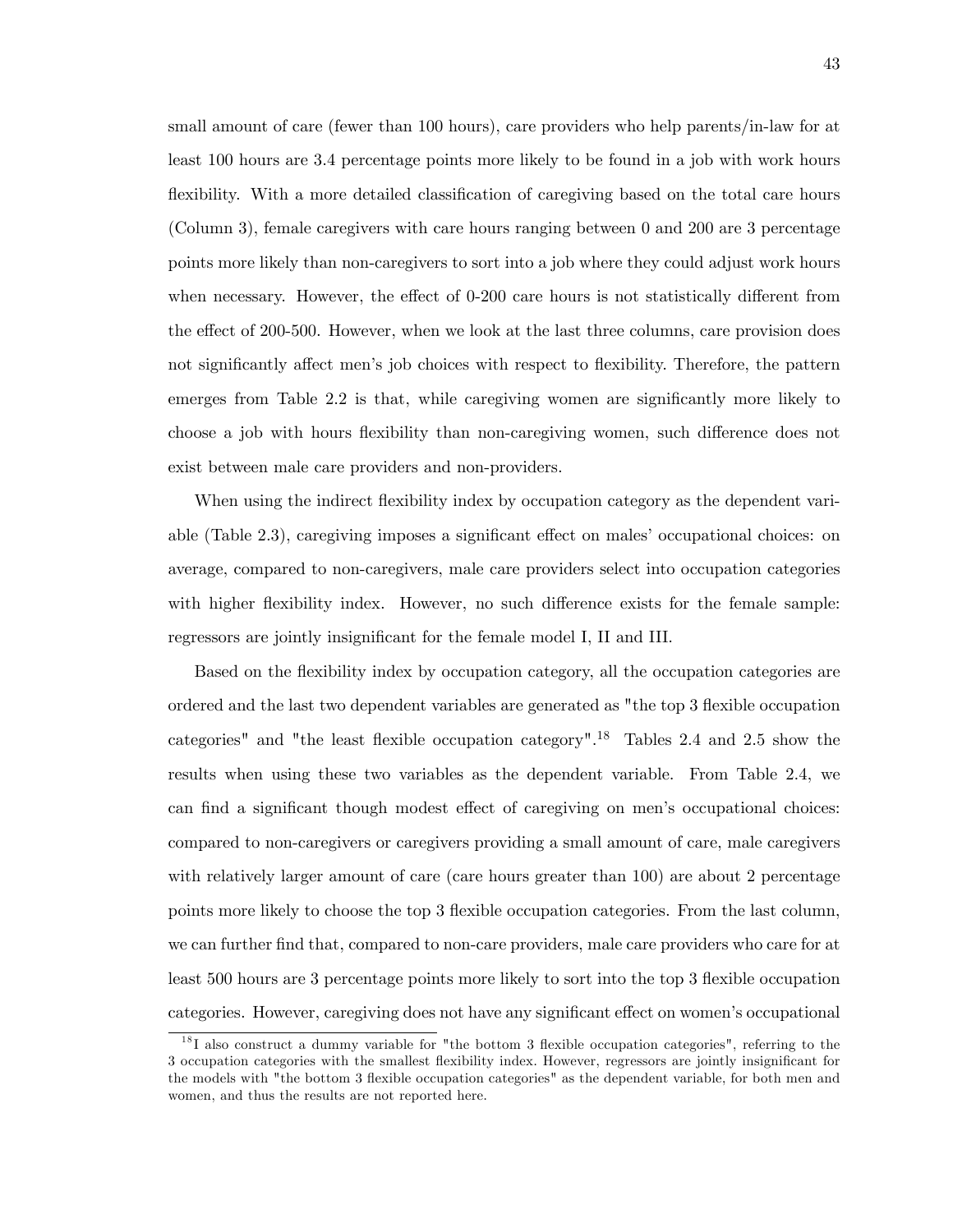small amount of care (fewer than 100 hours), care providers who help parents/in-law for at least 100 hours are 3.4 percentage points more likely to be found in a job with work hours flexibility. With a more detailed classification of caregiving based on the total care hours (Column 3), female caregivers with care hours ranging between 0 and 200 are 3 percentage points more likely than non-caregivers to sort into a job where they could adjust work hours when necessary. However, the effect of 0-200 care hours is not statistically different from the effect of 200-500. However, when we look at the last three columns, care provision does not significantly affect men's job choices with respect to flexibility. Therefore, the pattern emerges from Table 2.2 is that, while caregiving women are significantly more likely to choose a job with hours flexibility than non-caregiving women, such difference does not exist between male care providers and non-providers.

When using the indirect flexibility index by occupation category as the dependent variable (Table 2.3), caregiving imposes a significant effect on males' occupational choices: on average, compared to non-caregivers, male care providers select into occupation categories with higher flexibility index. However, no such difference exists for the female sample: regressors are jointly insignificant for the female model I, II and III.

Based on the flexibility index by occupation category, all the occupation categories are ordered and the last two dependent variables are generated as "the top 3 flexible occupation categories" and "the least flexible occupation category".[18] Tables 2.4 and 2.5 show the results when using these two variables as the dependent variable. From Table 2.4, we can find a significant though modest effect of caregiving on men's occupational choices: compared to non-caregivers or caregivers providing a small amount of care, male caregivers with relatively larger amount of care (care hours greater than 100) are about 2 percentage points more likely to choose the top 3 flexible occupation categories. From the last column, we can further find that, compared to non-care providers, male care providers who care for at least 500 hours are 3 percentage points more likely to sort into the top 3 flexible occupation categories. However, caregiving does not have any significant effect on women's occupational

[18] I also construct a dummy variable for "the bottom 3 flexible occupation categories", referring to the 3 occupation categories with the smallest flexibility index. However, regressors are jointly insignificant for the models with "the bottom 3 flexible occupation categories" as the dependent variable, for both men and women, and thus the results are not reported here.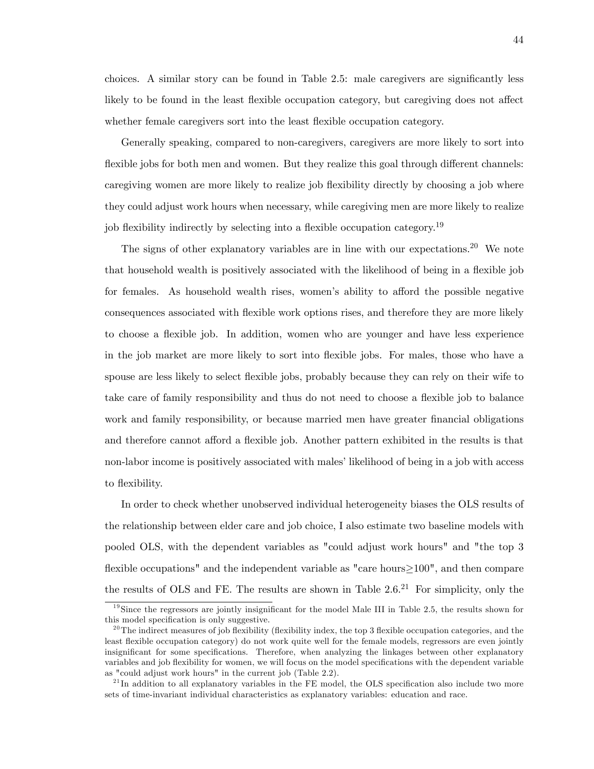choices. A similar story can be found in Table 2.5: male caregivers are significantly less likely to be found in the least flexible occupation category, but caregiving does not affect whether female caregivers sort into the least flexible occupation category.

Generally speaking, compared to non-caregivers, caregivers are more likely to sort into flexible jobs for both men and women. But they realize this goal through different channels: caregiving women are more likely to realize job flexibility directly by choosing a job where they could adjust work hours when necessary, while caregiving men are more likely to realize job flexibility indirectly by selecting into a flexible occupation category.[19]

The signs of other explanatory variables are in line with our expectations.[20] We note that household wealth is positively associated with the likelihood of being in a flexible job for females. As household wealth rises, women's ability to afford the possible negative consequences associated with flexible work options rises, and therefore they are more likely to choose a flexible job. In addition, women who are younger and have less experience in the job market are more likely to sort into flexible jobs. For males, those who have a spouse are less likely to select flexible jobs, probably because they can rely on their wife to take care of family responsibility and thus do not need to choose a flexible job to balance work and family responsibility, or because married men have greater financial obligations and therefore cannot afford a flexible job. Another pattern exhibited in the results is that non-labor income is positively associated with males' likelihood of being in a job with access to flexibility.

In order to check whether unobserved individual heterogeneity biases the OLS results of the relationship between elder care and job choice, I also estimate two baseline models with pooled OLS, with the dependent variables as "could adjust work hours" and "the top 3 flexible occupations" and the independent variable as "care hours$\geq$100", and then compare the results of OLS and FE. The results are shown in Table 2.6.[21] For simplicity, only the

---

[19] Since the regressors are jointly insignificant for the model Male III in Table 2.5, the results shown for this model specification is only suggestive.

[20] The indirect measures of job flexibility (flexibility index, the top 3 flexible occupation categories, and the least flexible occupation category) do not work quite well for the female models, regressors are even jointly insignificant for some specifications. Therefore, when analyzing the linkages between other explanatory variables and job flexibility for women, we will focus on the model specifications with the dependent variable as "could adjust work hours" in the current job (Table 2.2).

[21] In addition to all explanatory variables in the FE model, the OLS specification also include two more sets of time-invariant individual characteristics as explanatory variables: education and race.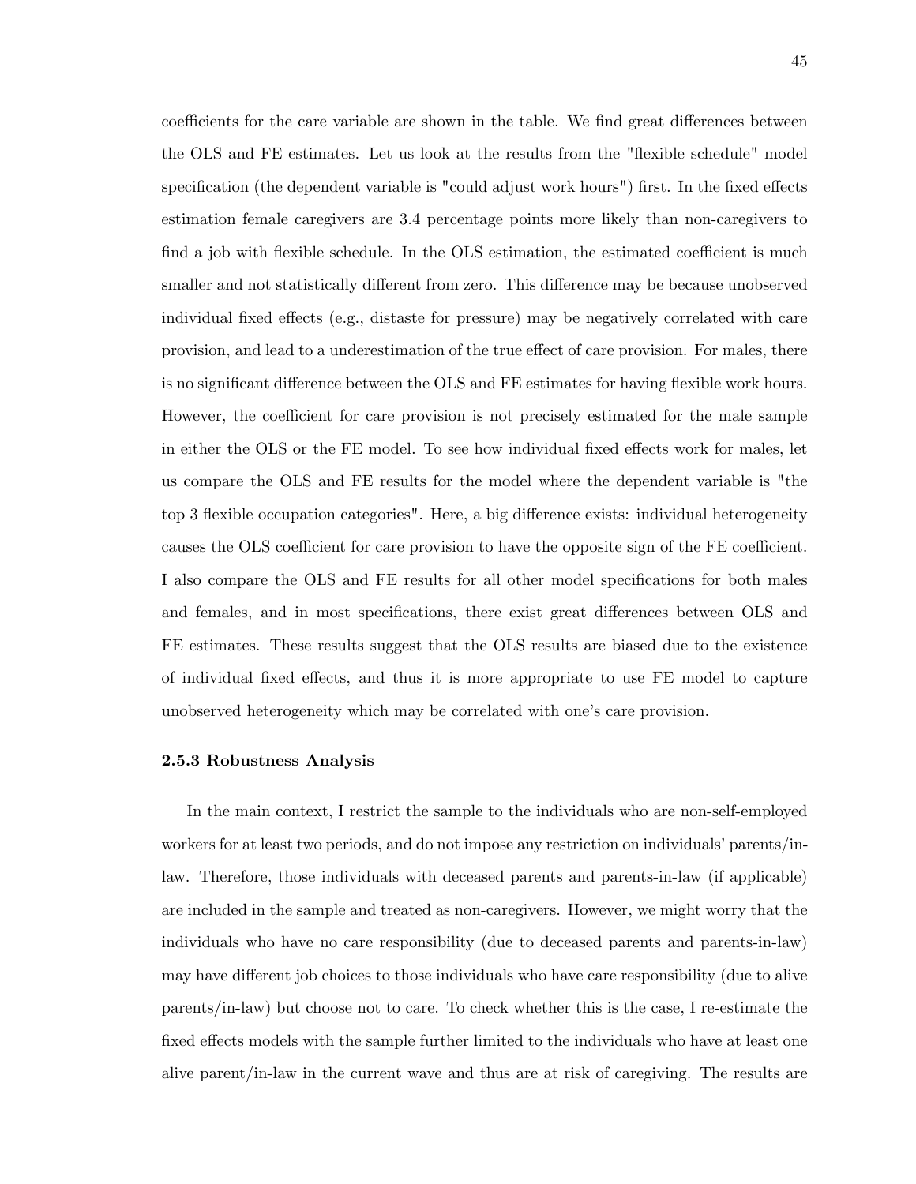coefficients for the care variable are shown in the table. We find great differences between the OLS and FE estimates. Let us look at the results from the "flexible schedule" model specification (the dependent variable is "could adjust work hours") first. In the fixed effects estimation female caregivers are 3.4 percentage points more likely than non-caregivers to find a job with flexible schedule. In the OLS estimation, the estimated coefficient is much smaller and not statistically different from zero. This difference may be because unobserved individual fixed effects (e.g., distaste for pressure) may be negatively correlated with care provision, and lead to a underestimation of the true effect of care provision. For males, there is no significant difference between the OLS and FE estimates for having flexible work hours. However, the coefficient for care provision is not precisely estimated for the male sample in either the OLS or the FE model. To see how individual fixed effects work for males, let us compare the OLS and FE results for the model where the dependent variable is "the top 3 flexible occupation categories". Here, a big difference exists: individual heterogeneity causes the OLS coefficient for care provision to have the opposite sign of the FE coefficient. I also compare the OLS and FE results for all other model specifications for both males and females, and in most specifications, there exist great differences between OLS and FE estimates. These results suggest that the OLS results are biased due to the existence of individual fixed effects, and thus it is more appropriate to use FE model to capture unobserved heterogeneity which may be correlated with one's care provision.

### 2.5.3 Robustness Analysis

In the main context, I restrict the sample to the individuals who are non-self-employed workers for at least two periods, and do not impose any restriction on individuals' parents/in-law. Therefore, those individuals with deceased parents and parents-in-law (if applicable) are included in the sample and treated as non-caregivers. However, we might worry that the individuals who have no care responsibility (due to deceased parents and parents-in-law) may have different job choices to those individuals who have care responsibility (due to alive parents/in-law) but choose not to care. To check whether this is the case, I re-estimate the fixed effects models with the sample further limited to the individuals who have at least one alive parent/in-law in the current wave and thus are at risk of caregiving. The results are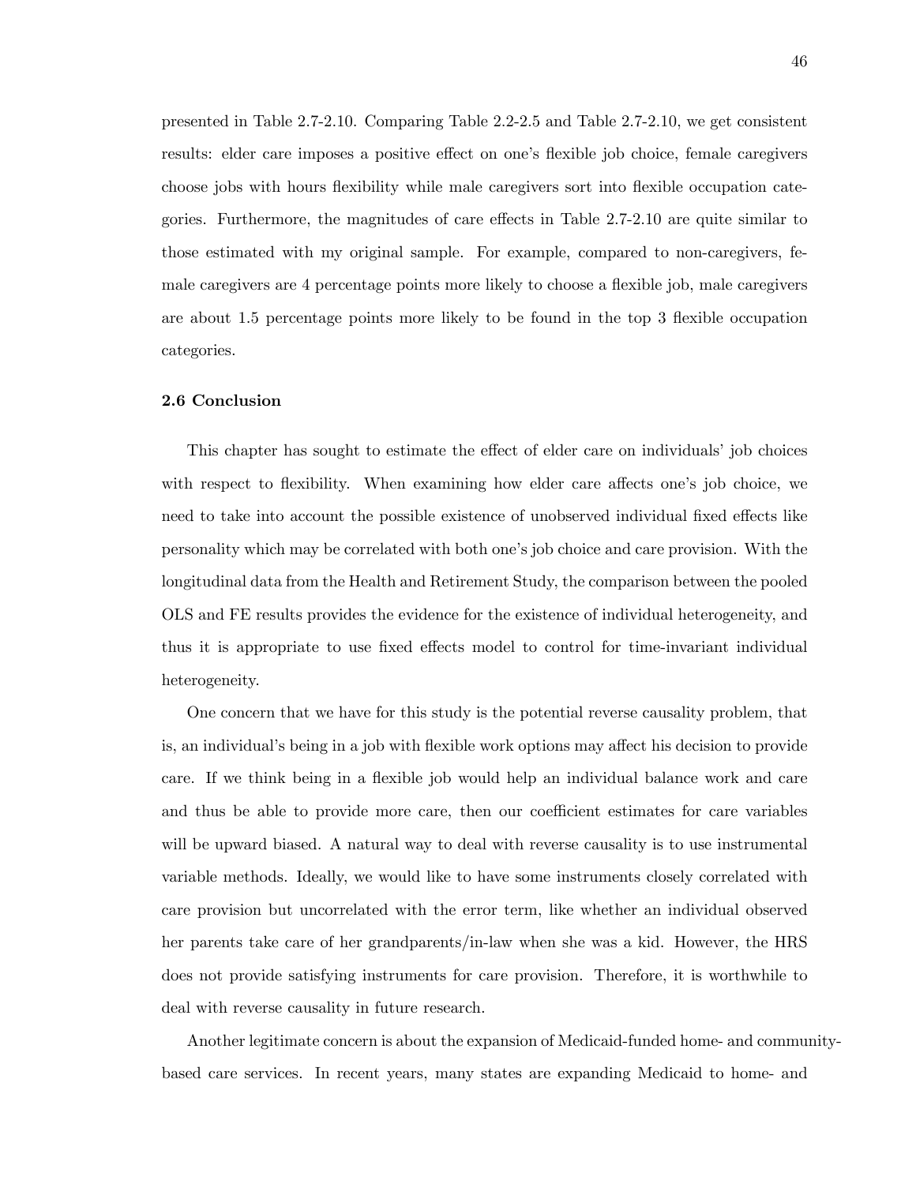presented in Table 2.7-2.10. Comparing Table 2.2-2.5 and Table 2.7-2.10, we get consistent results: elder care imposes a positive effect on one's flexible job choice, female caregivers choose jobs with hours flexibility while male caregivers sort into flexible occupation categories. Furthermore, the magnitudes of care effects in Table 2.7-2.10 are quite similar to those estimated with my original sample. For example, compared to non-caregivers, female caregivers are 4 percentage points more likely to choose a flexible job, male caregivers are about 1.5 percentage points more likely to be found in the top 3 flexible occupation categories.

### 2.6 Conclusion

This chapter has sought to estimate the effect of elder care on individuals' job choices with respect to flexibility. When examining how elder care affects one's job choice, we need to take into account the possible existence of unobserved individual fixed effects like personality which may be correlated with both one's job choice and care provision. With the longitudinal data from the Health and Retirement Study, the comparison between the pooled OLS and FE results provides the evidence for the existence of individual heterogeneity, and thus it is appropriate to use fixed effects model to control for time-invariant individual heterogeneity.

One concern that we have for this study is the potential reverse causality problem, that is, an individual's being in a job with flexible work options may affect his decision to provide care. If we think being in a flexible job would help an individual balance work and care and thus be able to provide more care, then our coefficient estimates for care variables will be upward biased. A natural way to deal with reverse causality is to use instrumental variable methods. Ideally, we would like to have some instruments closely correlated with care provision but uncorrelated with the error term, like whether an individual observed her parents take care of her grandparents/in-law when she was a kid. However, the HRS does not provide satisfying instruments for care provision. Therefore, it is worthwhile to deal with reverse causality in future research.

Another legitimate concern is about the expansion of Medicaid-funded home- and community-based care services. In recent years, many states are expanding Medicaid to home- and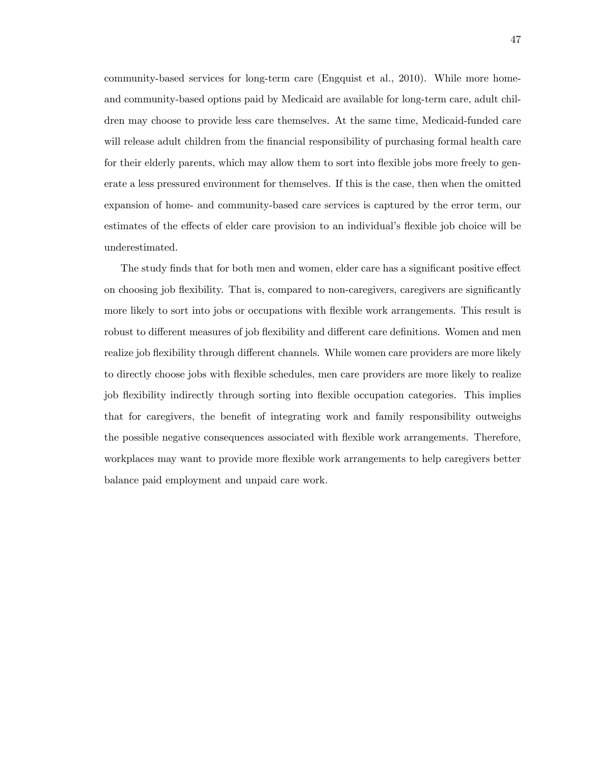community-based services for long-term care (Engquist et al., 2010). While more home- and community-based options paid by Medicaid are available for long-term care, adult children may choose to provide less care themselves. At the same time, Medicaid-funded care will release adult children from the financial responsibility of purchasing formal health care for their elderly parents, which may allow them to sort into flexible jobs more freely to generate a less pressured environment for themselves. If this is the case, then when the omitted expansion of home- and community-based care services is captured by the error term, our estimates of the effects of elder care provision to an individual's flexible job choice will be underestimated.

The study finds that for both men and women, elder care has a significant positive effect on choosing job flexibility. That is, compared to non-caregivers, caregivers are significantly more likely to sort into jobs or occupations with flexible work arrangements. This result is robust to different measures of job flexibility and different care definitions. Women and men realize job flexibility through different channels. While women care providers are more likely to directly choose jobs with flexible schedules, men care providers are more likely to realize job flexibility indirectly through sorting into flexible occupation categories. This implies that for caregivers, the benefit of integrating work and family responsibility outweighs the possible negative consequences associated with flexible work arrangements. Therefore, workplaces may want to provide more flexible work arrangements to help caregivers better balance paid employment and unpaid care work.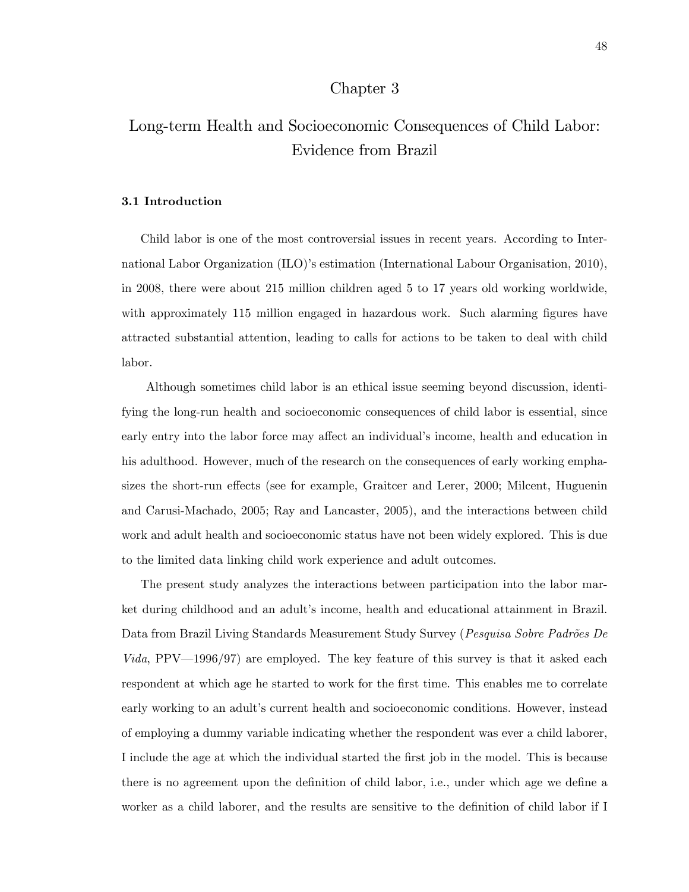# Chapter 3

# Long-term Health and Socioeconomic Consequences of Child Labor: Evidence from Brazil

### 3.1 Introduction

Child labor is one of the most controversial issues in recent years. According to International Labor Organization (ILO)'s estimation (International Labour Organisation, 2010), in 2008, there were about 215 million children aged 5 to 17 years old working worldwide, with approximately 115 million engaged in hazardous work. Such alarming figures have attracted substantial attention, leading to calls for actions to be taken to deal with child labor.

Although sometimes child labor is an ethical issue seeming beyond discussion, identifying the long-run health and socioeconomic consequences of child labor is essential, since early entry into the labor force may affect an individual's income, health and education in his adulthood. However, much of the research on the consequences of early working emphasizes the short-run effects (see for example, Graitcer and Lerer, 2000; Milcent, Huguenin and Carusi-Machado, 2005; Ray and Lancaster, 2005), and the interactions between child work and adult health and socioeconomic status have not been widely explored. This is due to the limited data linking child work experience and adult outcomes.

The present study analyzes the interactions between participation into the labor market during childhood and an adult's income, health and educational attainment in Brazil. Data from Brazil Living Standards Measurement Study Survey (*Pesquisa Sobre Padrões De Vida*, PPV—1996/97) are employed. The key feature of this survey is that it asked each respondent at which age he started to work for the first time. This enables me to correlate early working to an adult's current health and socioeconomic conditions. However, instead of employing a dummy variable indicating whether the respondent was ever a child laborer, I include the age at which the individual started the first job in the model. This is because there is no agreement upon the definition of child labor, i.e., under which age we define a worker as a child laborer, and the results are sensitive to the definition of child labor if I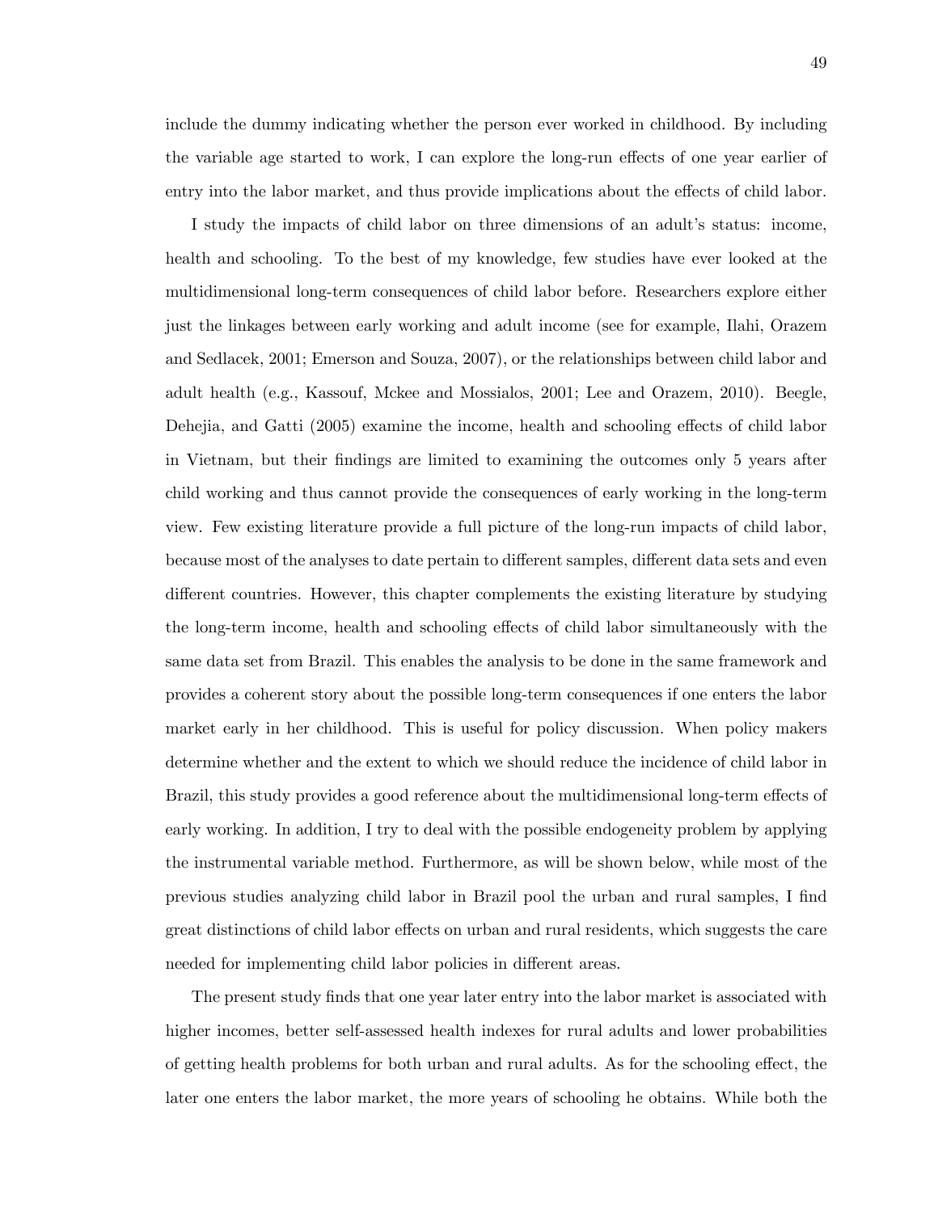include the dummy indicating whether the person ever worked in childhood. By including the variable age started to work, I can explore the long-run effects of one year earlier of entry into the labor market, and thus provide implications about the effects of child labor.

I study the impacts of child labor on three dimensions of an adult's status: income, health and schooling. To the best of my knowledge, few studies have ever looked at the multidimensional long-term consequences of child labor before. Researchers explore either just the linkages between early working and adult income (see for example, Ilahi, Orazem and Sedlacek, 2001; Emerson and Souza, 2007), or the relationships between child labor and adult health (e.g., Kassouf, Mckee and Mossialos, 2001; Lee and Orazem, 2010). Beegle, Dehejia, and Gatti (2005) examine the income, health and schooling effects of child labor in Vietnam, but their findings are limited to examining the outcomes only 5 years after child working and thus cannot provide the consequences of early working in the long-term view. Few existing literature provide a full picture of the long-run impacts of child labor, because most of the analyses to date pertain to different samples, different data sets and even different countries. However, this chapter complements the existing literature by studying the long-term income, health and schooling effects of child labor simultaneously with the same data set from Brazil. This enables the analysis to be done in the same framework and provides a coherent story about the possible long-term consequences if one enters the labor market early in her childhood. This is useful for policy discussion. When policy makers determine whether and the extent to which we should reduce the incidence of child labor in Brazil, this study provides a good reference about the multidimensional long-term effects of early working. In addition, I try to deal with the possible endogeneity problem by applying the instrumental variable method. Furthermore, as will be shown below, while most of the previous studies analyzing child labor in Brazil pool the urban and rural samples, I find great distinctions of child labor effects on urban and rural residents, which suggests the care needed for implementing child labor policies in different areas.

The present study finds that one year later entry into the labor market is associated with higher incomes, better self-assessed health indexes for rural adults and lower probabilities of getting health problems for both urban and rural adults. As for the schooling effect, the later one enters the labor market, the more years of schooling he obtains. While both the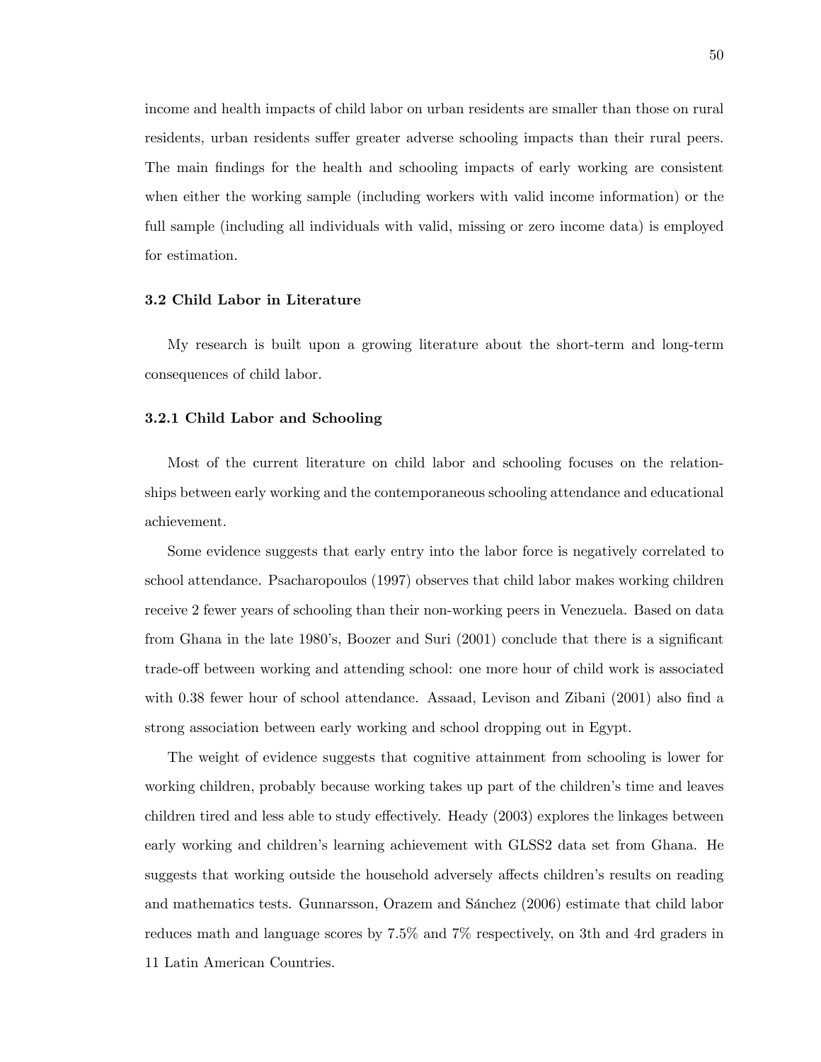income and health impacts of child labor on urban residents are smaller than those on rural residents, urban residents suffer greater adverse schooling impacts than their rural peers. The main findings for the health and schooling impacts of early working are consistent when either the working sample (including workers with valid income information) or the full sample (including all individuals with valid, missing or zero income data) is employed for estimation.

### 3.2 Child Labor in Literature

My research is built upon a growing literature about the short-term and long-term consequences of child labor.

#### 3.2.1 Child Labor and Schooling

Most of the current literature on child labor and schooling focuses on the relationships between early working and the contemporaneous schooling attendance and educational achievement.

Some evidence suggests that early entry into the labor force is negatively correlated to school attendance. Psacharopoulos (1997) observes that child labor makes working children receive 2 fewer years of schooling than their non-working peers in Venezuela. Based on data from Ghana in the late 1980's, Boozer and Suri (2001) conclude that there is a significant trade-off between working and attending school: one more hour of child work is associated with 0.38 fewer hour of school attendance. Assaad, Levison and Zibani (2001) also find a strong association between early working and school dropping out in Egypt.

The weight of evidence suggests that cognitive attainment from schooling is lower for working children, probably because working takes up part of the children's time and leaves children tired and less able to study effectively. Heady (2003) explores the linkages between early working and children's learning achievement with GLSS2 data set from Ghana. He suggests that working outside the household adversely affects children's results on reading and mathematics tests. Gunnarsson, Orazem and Sánchez (2006) estimate that child labor reduces math and language scores by 7.5% and 7% respectively, on 3th and 4rd graders in 11 Latin American Countries.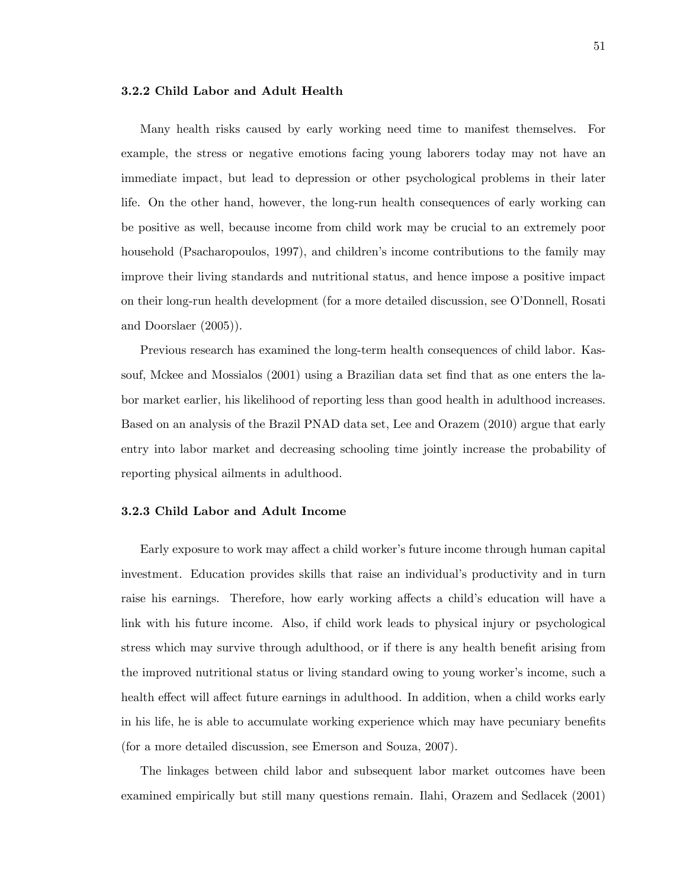### 3.2.2 Child Labor and Adult Health

Many health risks caused by early working need time to manifest themselves. For example, the stress or negative emotions facing young laborers today may not have an immediate impact, but lead to depression or other psychological problems in their later life. On the other hand, however, the long-run health consequences of early working can be positive as well, because income from child work may be crucial to an extremely poor household (Psacharopoulos, 1997), and children's income contributions to the family may improve their living standards and nutritional status, and hence impose a positive impact on their long-run health development (for a more detailed discussion, see O'Donnell, Rosati and Doorslaer (2005)).

Previous research has examined the long-term health consequences of child labor. Kassouf, Mckee and Mossialos (2001) using a Brazilian data set find that as one enters the labor market earlier, his likelihood of reporting less than good health in adulthood increases. Based on an analysis of the Brazil PNAD data set, Lee and Orazem (2010) argue that early entry into labor market and decreasing schooling time jointly increase the probability of reporting physical ailments in adulthood.

### 3.2.3 Child Labor and Adult Income

Early exposure to work may affect a child worker's future income through human capital investment. Education provides skills that raise an individual's productivity and in turn raise his earnings. Therefore, how early working affects a child's education will have a link with his future income. Also, if child work leads to physical injury or psychological stress which may survive through adulthood, or if there is any health benefit arising from the improved nutritional status or living standard owing to young worker's income, such a health effect will affect future earnings in adulthood. In addition, when a child works early in his life, he is able to accumulate working experience which may have pecuniary benefits (for a more detailed discussion, see Emerson and Souza, 2007).

The linkages between child labor and subsequent labor market outcomes have been examined empirically but still many questions remain. Ilahi, Orazem and Sedlacek (2001)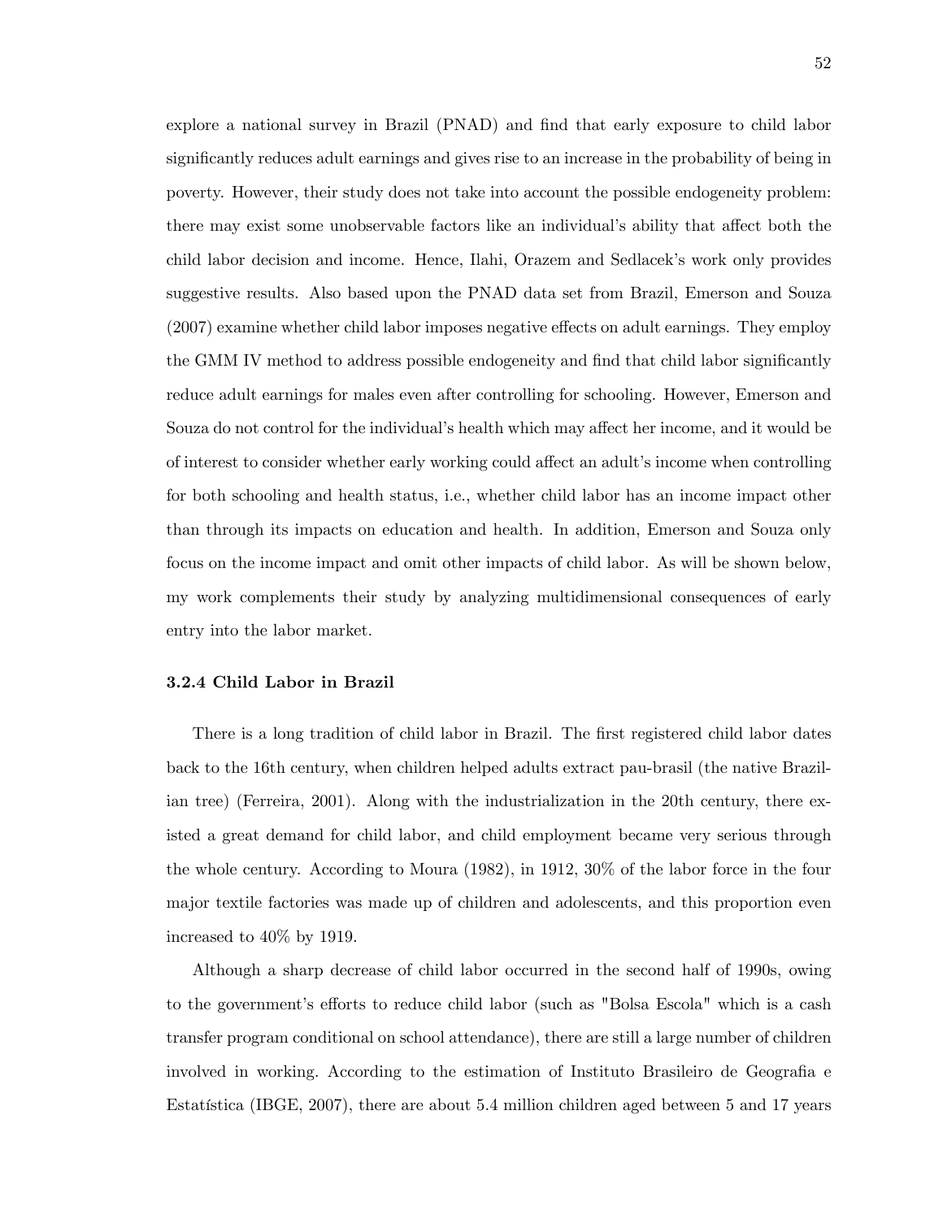explore a national survey in Brazil (PNAD) and find that early exposure to child labor significantly reduces adult earnings and gives rise to an increase in the probability of being in poverty. However, their study does not take into account the possible endogeneity problem: there may exist some unobservable factors like an individual's ability that affect both the child labor decision and income. Hence, Ilahi, Orazem and Sedlacek's work only provides suggestive results. Also based upon the PNAD data set from Brazil, Emerson and Souza (2007) examine whether child labor imposes negative effects on adult earnings. They employ the GMM IV method to address possible endogeneity and find that child labor significantly reduce adult earnings for males even after controlling for schooling. However, Emerson and Souza do not control for the individual's health which may affect her income, and it would be of interest to consider whether early working could affect an adult's income when controlling for both schooling and health status, i.e., whether child labor has an income impact other than through its impacts on education and health. In addition, Emerson and Souza only focus on the income impact and omit other impacts of child labor. As will be shown below, my work complements their study by analyzing multidimensional consequences of early entry into the labor market.

### 3.2.4 Child Labor in Brazil

There is a long tradition of child labor in Brazil. The first registered child labor dates back to the 16th century, when children helped adults extract pau-brasil (the native Brazilian tree) (Ferreira, 2001). Along with the industrialization in the 20th century, there existed a great demand for child labor, and child employment became very serious through the whole century. According to Moura (1982), in 1912, 30% of the labor force in the four major textile factories was made up of children and adolescents, and this proportion even increased to 40% by 1919.

Although a sharp decrease of child labor occurred in the second half of 1990s, owing to the government's efforts to reduce child labor (such as "Bolsa Escola" which is a cash transfer program conditional on school attendance), there are still a large number of children involved in working. According to the estimation of Instituto Brasileiro de Geografia e Estatística (IBGE, 2007), there are about 5.4 million children aged between 5 and 17 years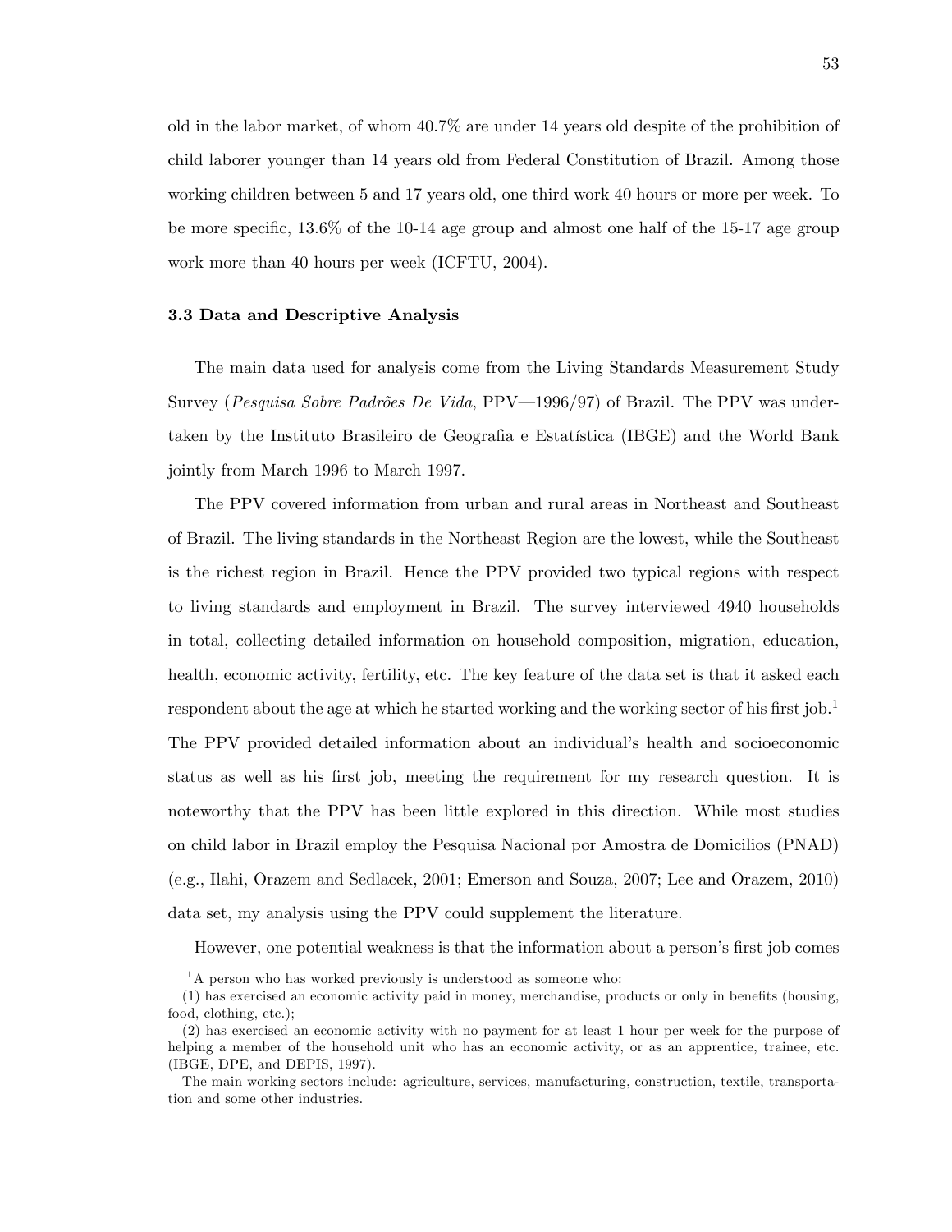old in the labor market, of whom 40.7% are under 14 years old despite of the prohibition of child laborer younger than 14 years old from Federal Constitution of Brazil. Among those working children between 5 and 17 years old, one third work 40 hours or more per week. To be more specific, 13.6% of the 10-14 age group and almost one half of the 15-17 age group work more than 40 hours per week (ICFTU, 2004).

### 3.3 Data and Descriptive Analysis

The main data used for analysis come from the Living Standards Measurement Study Survey (*Pesquisa Sobre Padrões De Vida*, PPV—1996/97) of Brazil. The PPV was undertaken by the Instituto Brasileiro de Geografia e Estatística (IBGE) and the World Bank jointly from March 1996 to March 1997.

The PPV covered information from urban and rural areas in Northeast and Southeast of Brazil. The living standards in the Northeast Region are the lowest, while the Southeast is the richest region in Brazil. Hence the PPV provided two typical regions with respect to living standards and employment in Brazil. The survey interviewed 4940 households in total, collecting detailed information on household composition, migration, education, health, economic activity, fertility, etc. The key feature of the data set is that it asked each respondent about the age at which he started working and the working sector of his first job.[1] The PPV provided detailed information about an individual's health and socioeconomic status as well as his first job, meeting the requirement for my research question. It is noteworthy that the PPV has been little explored in this direction. While most studies on child labor in Brazil employ the Pesquisa Nacional por Amostra de Domicilios (PNAD) (e.g., Ilahi, Orazem and Sedlacek, 2001; Emerson and Souza, 2007; Lee and Orazem, 2010) data set, my analysis using the PPV could supplement the literature.

However, one potential weakness is that the information about a person's first job comes

[1] A person who has worked previously is understood as someone who:

(1) has exercised an economic activity paid in money, merchandise, products or only in benefits (housing, food, clothing, etc.);

(2) has exercised an economic activity with no payment for at least 1 hour per week for the purpose of helping a member of the household unit who has an economic activity, or as an apprentice, trainee, etc. (IBGE, DPE, and DEPIS, 1997).

The main working sectors include: agriculture, services, manufacturing, construction, textile, transportation and some other industries.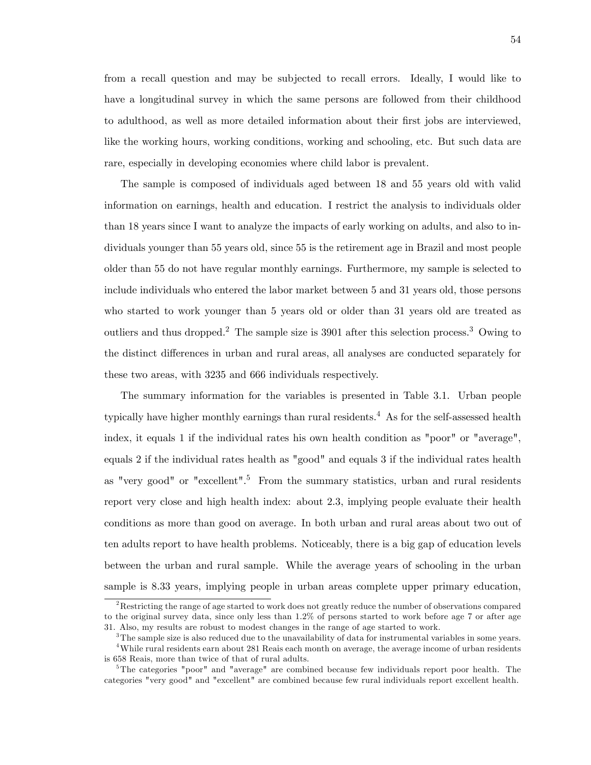from a recall question and may be subjected to recall errors. Ideally, I would like to have a longitudinal survey in which the same persons are followed from their childhood to adulthood, as well as more detailed information about their first jobs are interviewed, like the working hours, working conditions, working and schooling, etc. But such data are rare, especially in developing economies where child labor is prevalent.

The sample is composed of individuals aged between 18 and 55 years old with valid information on earnings, health and education. I restrict the analysis to individuals older than 18 years since I want to analyze the impacts of early working on adults, and also to individuals younger than 55 years old, since 55 is the retirement age in Brazil and most people older than 55 do not have regular monthly earnings. Furthermore, my sample is selected to include individuals who entered the labor market between 5 and 31 years old, those persons who started to work younger than 5 years old or older than 31 years old are treated as outliers and thus dropped.[2] The sample size is 3901 after this selection process.[3] Owing to the distinct differences in urban and rural areas, all analyses are conducted separately for these two areas, with 3235 and 666 individuals respectively.

The summary information for the variables is presented in Table 3.1. Urban people typically have higher monthly earnings than rural residents.[4] As for the self-assessed health index, it equals 1 if the individual rates his own health condition as "poor" or "average", equals 2 if the individual rates health as "good" and equals 3 if the individual rates health as "very good" or "excellent".[5] From the summary statistics, urban and rural residents report very close and high health index: about 2.3, implying people evaluate their health conditions as more than good on average. In both urban and rural areas about two out of ten adults report to have health problems. Noticeably, there is a big gap of education levels between the urban and rural sample. While the average years of schooling in the urban sample is 8.33 years, implying people in urban areas complete upper primary education,

[2] Restricting the range of age started to work does not greatly reduce the number of observations compared to the original survey data, since only less than 1.2% of persons started to work before age 7 or after age 31. Also, my results are robust to modest changes in the range of age started to work.

[3] The sample size is also reduced due to the unavailability of data for instrumental variables in some years.

[4] While rural residents earn about 281 Reais each month on average, the average income of urban residents is 658 Reais, more than twice of that of rural adults.

[5] The categories "poor" and "average" are combined because few individuals report poor health. The categories "very good" and "excellent" are combined because few rural individuals report excellent health.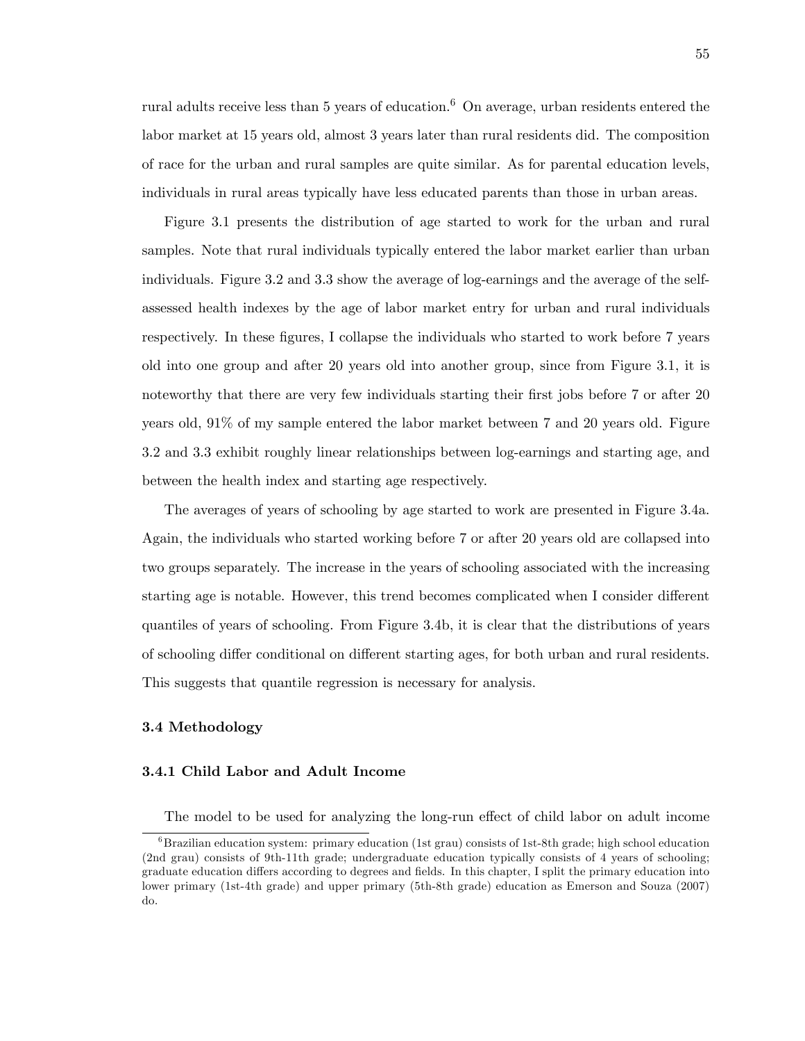rural adults receive less than 5 years of education.[6] On average, urban residents entered the labor market at 15 years old, almost 3 years later than rural residents did. The composition of race for the urban and rural samples are quite similar. As for parental education levels, individuals in rural areas typically have less educated parents than those in urban areas.

Figure 3.1 presents the distribution of age started to work for the urban and rural samples. Note that rural individuals typically entered the labor market earlier than urban individuals. Figure 3.2 and 3.3 show the average of log-earnings and the average of the self-assessed health indexes by the age of labor market entry for urban and rural individuals respectively. In these figures, I collapse the individuals who started to work before 7 years old into one group and after 20 years old into another group, since from Figure 3.1, it is noteworthy that there are very few individuals starting their first jobs before 7 or after 20 years old, 91% of my sample entered the labor market between 7 and 20 years old. Figure 3.2 and 3.3 exhibit roughly linear relationships between log-earnings and starting age, and between the health index and starting age respectively.

The averages of years of schooling by age started to work are presented in Figure 3.4a. Again, the individuals who started working before 7 or after 20 years old are collapsed into two groups separately. The increase in the years of schooling associated with the increasing starting age is notable. However, this trend becomes complicated when I consider different quantiles of years of schooling. From Figure 3.4b, it is clear that the distributions of years of schooling differ conditional on different starting ages, for both urban and rural residents. This suggests that quantile regression is necessary for analysis.

### 3.4 Methodology

#### 3.4.1 Child Labor and Adult Income

The model to be used for analyzing the long-run effect of child labor on adult income

[6] Brazilian education system: primary education (1st grau) consists of 1st-8th grade; high school education (2nd grau) consists of 9th-11th grade; undergraduate education typically consists of 4 years of schooling; graduate education differs according to degrees and fields. In this chapter, I split the primary education into lower primary (1st-4th grade) and upper primary (5th-8th grade) education as Emerson and Souza (2007) do.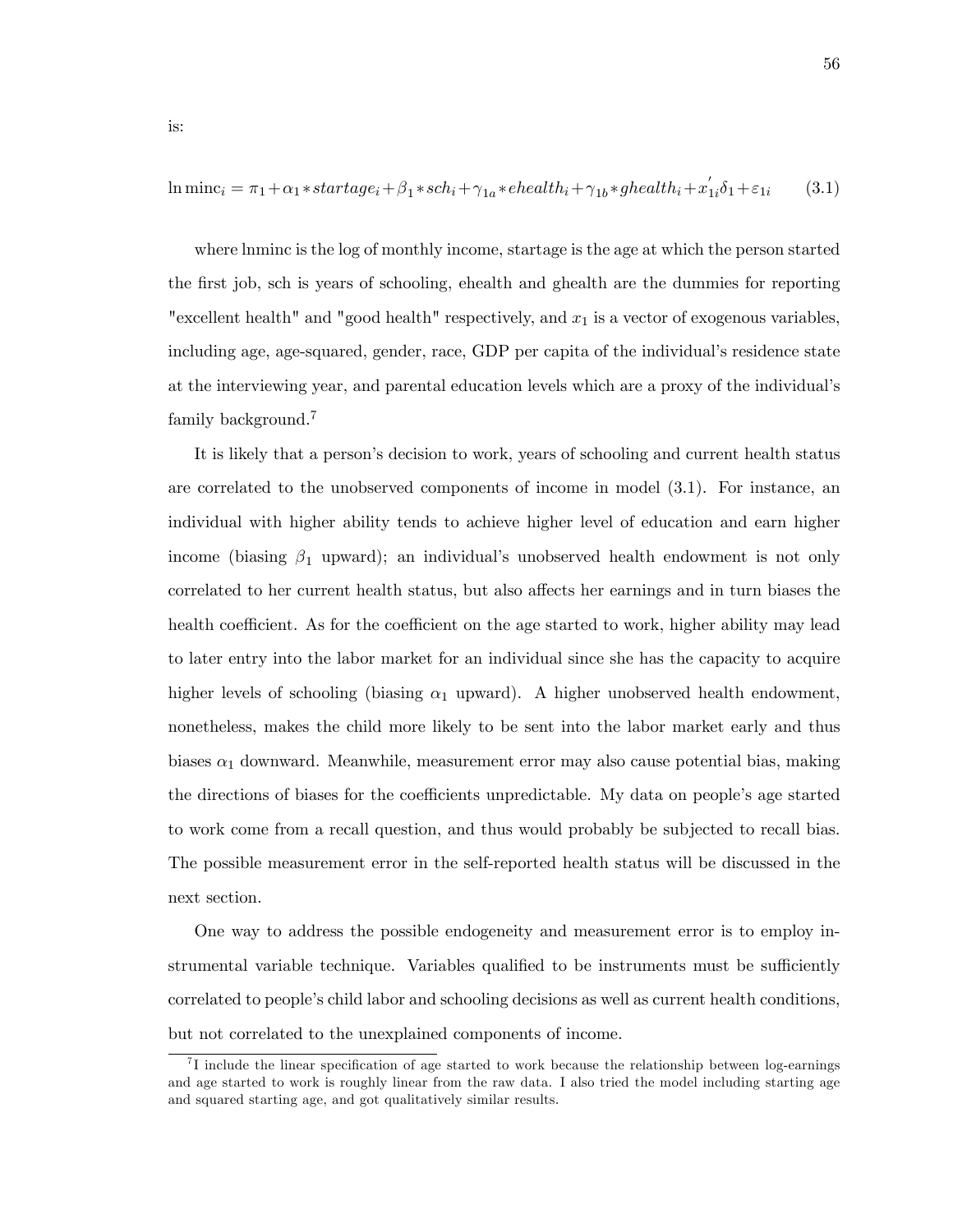is:

$$\ln \text{minc}_i = \pi_1 + \alpha_1 * startage_i + \beta_1 * sch_i + \gamma_{1a} * ehealth_i + \gamma_{1b} * ghealth_i + x_{1i}^{'}\delta_1 + \varepsilon_{1i} \qquad (3.1)$$

where lnminc is the log of monthly income, startage is the age at which the person started the first job, sch is years of schooling, ehealth and ghealth are the dummies for reporting "excellent health" and "good health" respectively, and $x_1$ is a vector of exogenous variables, including age, age-squared, gender, race, GDP per capita of the individual's residence state at the interviewing year, and parental education levels which are a proxy of the individual's family background.[7]

It is likely that a person's decision to work, years of schooling and current health status are correlated to the unobserved components of income in model (3.1). For instance, an individual with higher ability tends to achieve higher level of education and earn higher income (biasing $\beta_1$ upward); an individual's unobserved health endowment is not only correlated to her current health status, but also affects her earnings and in turn biases the health coefficient. As for the coefficient on the age started to work, higher ability may lead to later entry into the labor market for an individual since she has the capacity to acquire higher levels of schooling (biasing $\alpha_1$ upward). A higher unobserved health endowment, nonetheless, makes the child more likely to be sent into the labor market early and thus biases $\alpha_1$ downward. Meanwhile, measurement error may also cause potential bias, making the directions of biases for the coefficients unpredictable. My data on people's age started to work come from a recall question, and thus would probably be subjected to recall bias. The possible measurement error in the self-reported health status will be discussed in the next section.

One way to address the possible endogeneity and measurement error is to employ instrumental variable technique. Variables qualified to be instruments must be sufficiently correlated to people's child labor and schooling decisions as well as current health conditions, but not correlated to the unexplained components of income.

[7] I include the linear specification of age started to work because the relationship between log-earnings and age started to work is roughly linear from the raw data. I also tried the model including starting age and squared starting age, and got qualitatively similar results.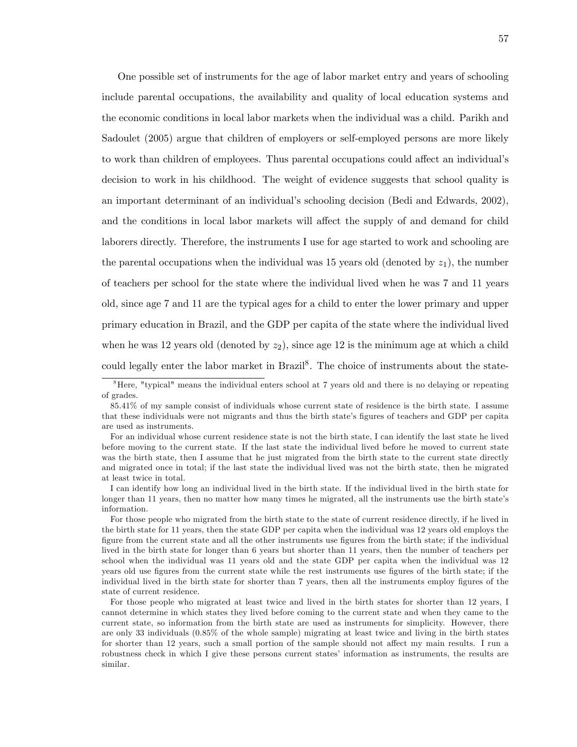One possible set of instruments for the age of labor market entry and years of schooling include parental occupations, the availability and quality of local education systems and the economic conditions in local labor markets when the individual was a child. Parikh and Sadoulet (2005) argue that children of employers or self-employed persons are more likely to work than children of employees. Thus parental occupations could affect an individual's decision to work in his childhood. The weight of evidence suggests that school quality is an important determinant of an individual's schooling decision (Bedi and Edwards, 2002), and the conditions in local labor markets will affect the supply of and demand for child laborers directly. Therefore, the instruments I use for age started to work and schooling are the parental occupations when the individual was 15 years old (denoted by $z_1$), the number of teachers per school for the state where the individual lived when he was 7 and 11 years old, since age 7 and 11 are the typical ages for a child to enter the lower primary and upper primary education in Brazil, and the GDP per capita of the state where the individual lived when he was 12 years old (denoted by $z_2$), since age 12 is the minimum age at which a child could legally enter the labor market in Brazil[8]. The choice of instruments about the state-

[8] Here, "typical" means the individual enters school at 7 years old and there is no delaying or repeating of grades.

85.41% of my sample consist of individuals whose current state of residence is the birth state. I assume that these individuals were not migrants and thus the birth state's figures of teachers and GDP per capita are used as instruments.

For an individual whose current residence state is not the birth state, I can identify the last state he lived before moving to the current state. If the last state the individual lived before he moved to current state was the birth state, then I assume that he just migrated from the birth state to the current state directly and migrated once in total; if the last state the individual lived was not the birth state, then he migrated at least twice in total.

I can identify how long an individual lived in the birth state. If the individual lived in the birth state for longer than 11 years, then no matter how many times he migrated, all the instruments use the birth state's information.

For those people who migrated from the birth state to the state of current residence directly, if he lived in the birth state for 11 years, then the state GDP per capita when the individual was 12 years old employs the figure from the current state and all the other instruments use figures from the birth state; if the individual lived in the birth state for longer than 6 years but shorter than 11 years, then the number of teachers per school when the individual was 11 years old and the state GDP per capita when the individual was 12 years old use figures from the current state while the rest instruments use figures of the birth state; if the individual lived in the birth state for shorter than 7 years, then all the instruments employ figures of the state of current residence.

For those people who migrated at least twice and lived in the birth states for shorter than 12 years, I cannot determine in which states they lived before coming to the current state and when they came to the current state, so information from the birth state are used as instruments for simplicity. However, there are only 33 individuals (0.85% of the whole sample) migrating at least twice and living in the birth states for shorter than 12 years, such a small portion of the sample should not affect my main results. I run a robustness check in which I give these persons current states' information as instruments, the results are similar.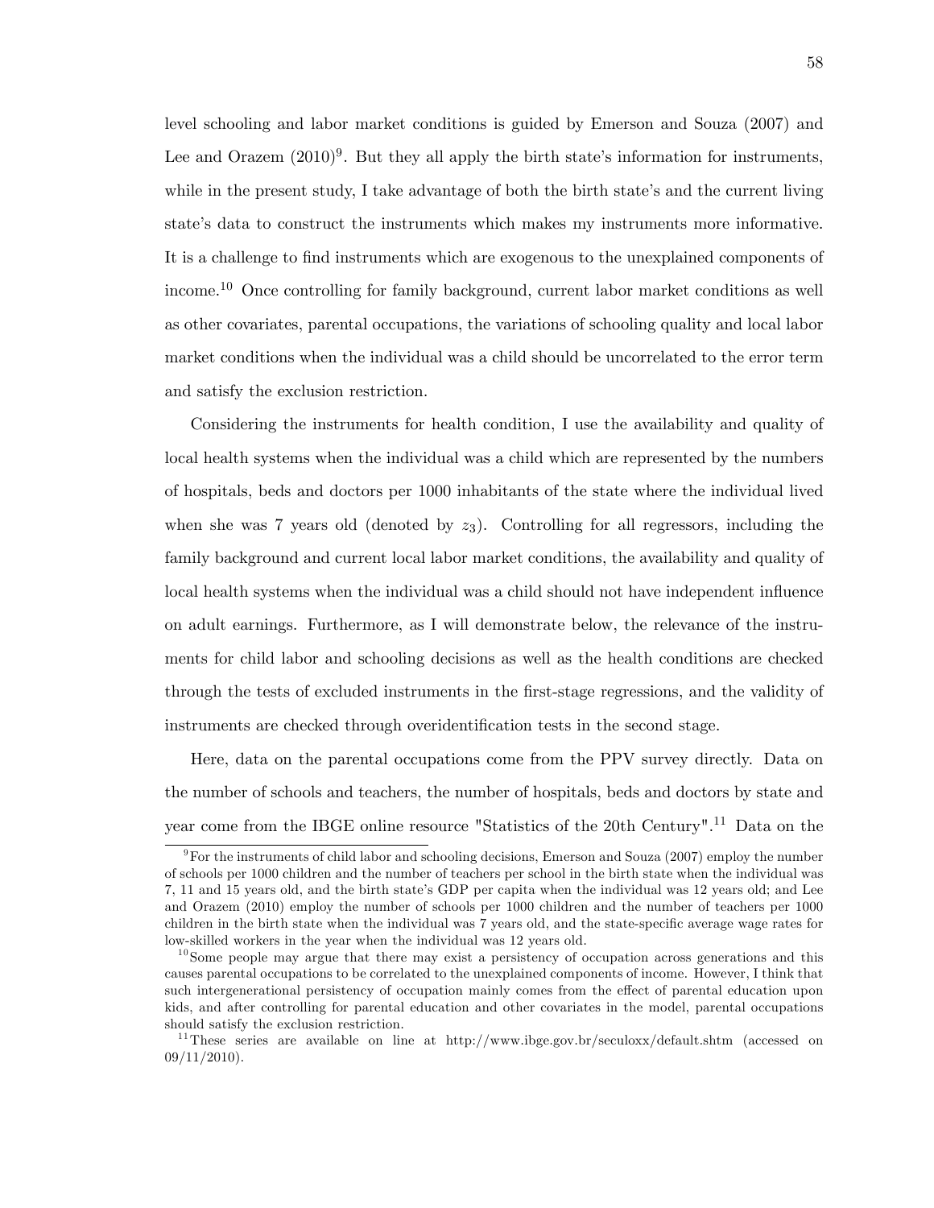level schooling and labor market conditions is guided by Emerson and Souza (2007) and Lee and Orazem (2010)[9]. But they all apply the birth state's information for instruments, while in the present study, I take advantage of both the birth state's and the current living state's data to construct the instruments which makes my instruments more informative. It is a challenge to find instruments which are exogenous to the unexplained components of income.[10] Once controlling for family background, current labor market conditions as well as other covariates, parental occupations, the variations of schooling quality and local labor market conditions when the individual was a child should be uncorrelated to the error term and satisfy the exclusion restriction.

Considering the instruments for health condition, I use the availability and quality of local health systems when the individual was a child which are represented by the numbers of hospitals, beds and doctors per 1000 inhabitants of the state where the individual lived when she was 7 years old (denoted by $z_3$). Controlling for all regressors, including the family background and current local labor market conditions, the availability and quality of local health systems when the individual was a child should not have independent influence on adult earnings. Furthermore, as I will demonstrate below, the relevance of the instruments for child labor and schooling decisions as well as the health conditions are checked through the tests of excluded instruments in the first-stage regressions, and the validity of instruments are checked through overidentification tests in the second stage.

Here, data on the parental occupations come from the PPV survey directly. Data on the number of schools and teachers, the number of hospitals, beds and doctors by state and year come from the IBGE online resource "Statistics of the 20th Century".[11] Data on the

---

[9] For the instruments of child labor and schooling decisions, Emerson and Souza (2007) employ the number of schools per 1000 children and the number of teachers per school in the birth state when the individual was 7, 11 and 15 years old, and the birth state's GDP per capita when the individual was 12 years old; and Lee and Orazem (2010) employ the number of schools per 1000 children and the number of teachers per 1000 children in the birth state when the individual was 7 years old, and the state-specific average wage rates for low-skilled workers in the year when the individual was 12 years old.

[10] Some people may argue that there may exist a persistency of occupation across generations and this causes parental occupations to be correlated to the unexplained components of income. However, I think that such intergenerational persistency of occupation mainly comes from the effect of parental education upon kids, and after controlling for parental education and other covariates in the model, parental occupations should satisfy the exclusion restriction.

[11] These series are available on line at http://www.ibge.gov.br/seculoxx/default.shtm (accessed on 09/11/2010).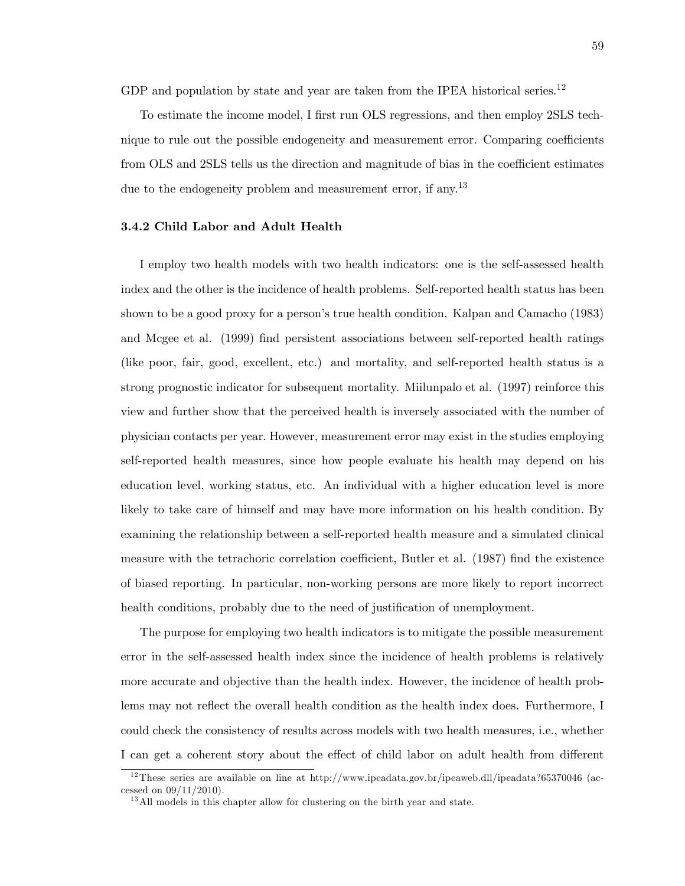GDP and population by state and year are taken from the IPEA historical series.[12]

To estimate the income model, I first run OLS regressions, and then employ 2SLS technique to rule out the possible endogeneity and measurement error. Comparing coefficients from OLS and 2SLS tells us the direction and magnitude of bias in the coefficient estimates due to the endogeneity problem and measurement error, if any.[13]

### 3.4.2 Child Labor and Adult Health

I employ two health models with two health indicators: one is the self-assessed health index and the other is the incidence of health problems. Self-reported health status has been shown to be a good proxy for a person's true health condition. Kalpan and Camacho (1983) and Mcgee et al. (1999) find persistent associations between self-reported health ratings (like poor, fair, good, excellent, etc.) and mortality, and self-reported health status is a strong prognostic indicator for subsequent mortality. Miilunpalo et al. (1997) reinforce this view and further show that the perceived health is inversely associated with the number of physician contacts per year. However, measurement error may exist in the studies employing self-reported health measures, since how people evaluate his health may depend on his education level, working status, etc. An individual with a higher education level is more likely to take care of himself and may have more information on his health condition. By examining the relationship between a self-reported health measure and a simulated clinical measure with the tetrachoric correlation coefficient, Butler et al. (1987) find the existence of biased reporting. In particular, non-working persons are more likely to report incorrect health conditions, probably due to the need of justification of unemployment.

The purpose for employing two health indicators is to mitigate the possible measurement error in the self-assessed health index since the incidence of health problems is relatively more accurate and objective than the health index. However, the incidence of health problems may not reflect the overall health condition as the health index does. Furthermore, I could check the consistency of results across models with two health measures, i.e., whether I can get a coherent story about the effect of child labor on adult health from different

[12] These series are available on line at http://www.ipeadata.gov.br/ipeaweb.dll/ipeadata?65370046 (accessed on 09/11/2010).

[13] All models in this chapter allow for clustering on the birth year and state.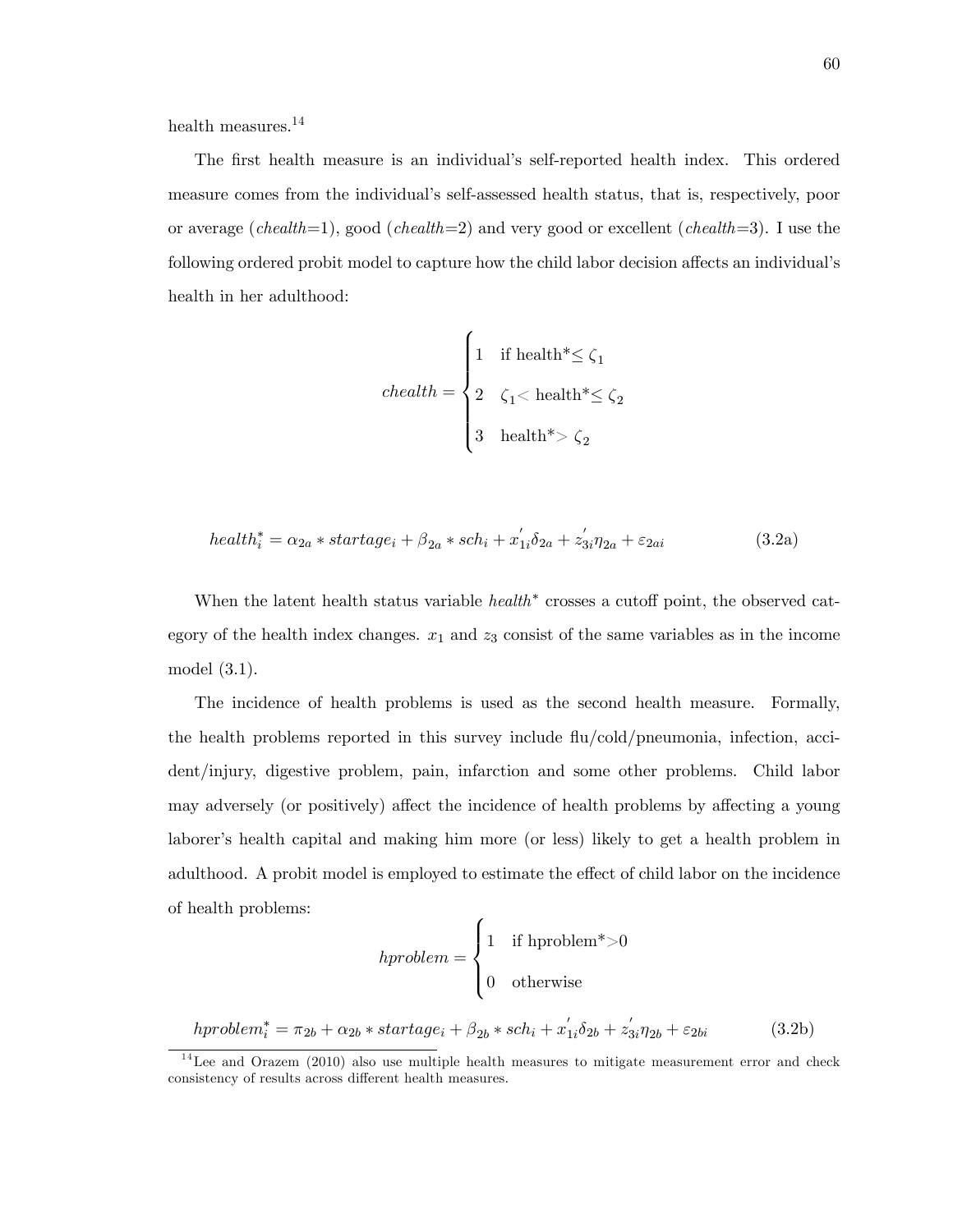health measures.[14]

The first health measure is an individual's self-reported health index. This ordered measure comes from the individual's self-assessed health status, that is, respectively, poor or average (*chealth*=1), good (*chealth*=2) and very good or excellent (*chealth*=3). I use the following ordered probit model to capture how the child labor decision affects an individual's health in her adulthood:

$$chealth = \begin{cases} 1 & \text{if health}^* \leq \zeta_1 \\ 2 & \zeta_1 < \text{health}^* \leq \zeta_2 \\ 3 & \text{health}^* > \zeta_2 \end{cases}$$

$$health_i^* = \alpha_{2a} * startage_i + \beta_{2a} * sch_i + x_{1i}^{'}\delta_{2a} + z_{3i}^{'}\eta_{2a} + \varepsilon_{2ai} \tag{3.2a}$$

When the latent health status variable $health^*$ crosses a cutoff point, the observed category of the health index changes. $x_1$ and $z_3$ consist of the same variables as in the income model (3.1).

The incidence of health problems is used as the second health measure. Formally, the health problems reported in this survey include flu/cold/pneumonia, infection, accident/injury, digestive problem, pain, infarction and some other problems. Child labor may adversely (or positively) affect the incidence of health problems by affecting a young laborer's health capital and making him more (or less) likely to get a health problem in adulthood. A probit model is employed to estimate the effect of child labor on the incidence of health problems:

$$hproblem = \begin{cases} 1 & \text{if hproblem}^* > 0 \\ 0 & \text{otherwise} \end{cases}$$

$$hproblem_i^* = \pi_{2b} + \alpha_{2b} * startage_i + \beta_{2b} * sch_i + x_{1i}^{'}\delta_{2b} + z_{3i}^{'}\eta_{2b} + \varepsilon_{2bi} \tag{3.2b}$$

[14] Lee and Orazem (2010) also use multiple health measures to mitigate measurement error and check consistency of results across different health measures.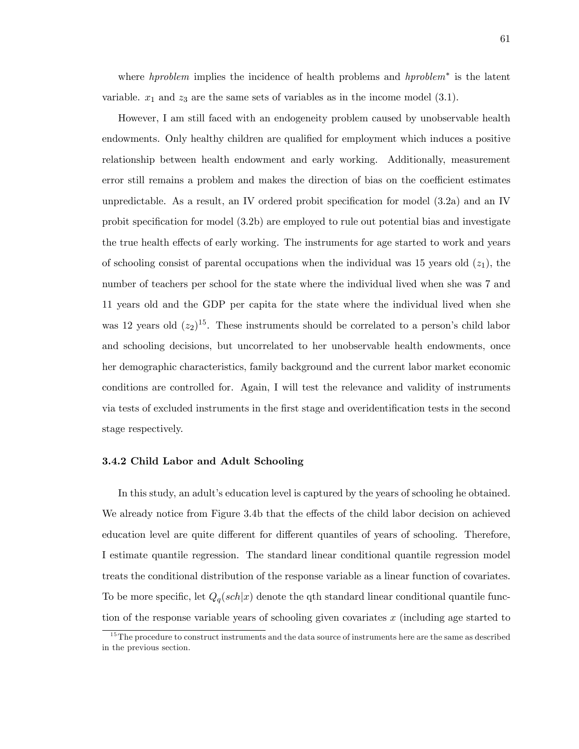where *hproblem* implies the incidence of health problems and *hproblem*$^*$ is the latent variable. $x_1$ and $z_3$ are the same sets of variables as in the income model (3.1).

However, I am still faced with an endogeneity problem caused by unobservable health endowments. Only healthy children are qualified for employment which induces a positive relationship between health endowment and early working. Additionally, measurement error still remains a problem and makes the direction of bias on the coefficient estimates unpredictable. As a result, an IV ordered probit specification for model (3.2a) and an IV probit specification for model (3.2b) are employed to rule out potential bias and investigate the true health effects of early working. The instruments for age started to work and years of schooling consist of parental occupations when the individual was 15 years old ($z_1$), the number of teachers per school for the state where the individual lived when she was 7 and 11 years old and the GDP per capita for the state where the individual lived when she was 12 years old ($z_2$)[15]. These instruments should be correlated to a person's child labor and schooling decisions, but uncorrelated to her unobservable health endowments, once her demographic characteristics, family background and the current labor market economic conditions are controlled for. Again, I will test the relevance and validity of instruments via tests of excluded instruments in the first stage and overidentification tests in the second stage respectively.

### 3.4.2 Child Labor and Adult Schooling

In this study, an adult's education level is captured by the years of schooling he obtained. We already notice from Figure 3.4b that the effects of the child labor decision on achieved education level are quite different for different quantiles of years of schooling. Therefore, I estimate quantile regression. The standard linear conditional quantile regression model treats the conditional distribution of the response variable as a linear function of covariates. To be more specific, let $Q_q(sch|x)$ denote the qth standard linear conditional quantile function of the response variable years of schooling given covariates $x$ (including age started to

[15] The procedure to construct instruments and the data source of instruments here are the same as described in the previous section.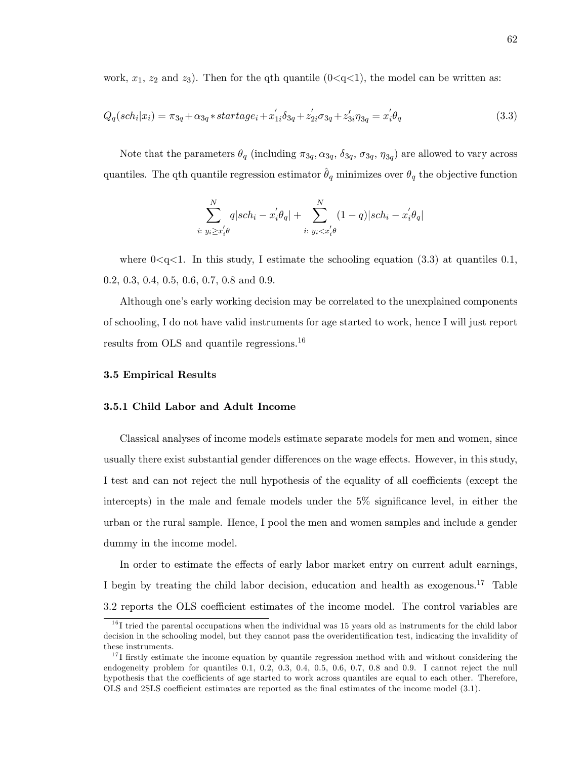work, $x_1$, $z_2$ and $z_3$). Then for the qth quantile (0<q<1), the model can be written as:

$$Q_q(sch_i|x_i) = \pi_{3q} + \alpha_{3q} * startage_i + x_{1i}^{'}\delta_{3q} + z_{2i}^{'}\sigma_{3q} + z_{3i}^{'}\eta_{3q} = x_i^{'}\theta_q \tag{3.3}$$

Note that the parameters $\theta_q$ (including $\pi_{3q}, \alpha_{3q}$, $\delta_{3q}$, $\sigma_{3q}$, $\eta_{3q}$) are allowed to vary across quantiles. The qth quantile regression estimator $\hat{\theta}_q$ minimizes over $\theta_q$ the objective function

$$\sum_{i:\ y_i \geq x_i^{'}\theta}^{N} q|sch_i - x_i^{'}\theta_q| + \sum_{i:\ y_i < x_i^{'}\theta}^{N} (1-q)|sch_i - x_i^{'}\theta_q|$$

where 0<q<1. In this study, I estimate the schooling equation (3.3) at quantiles 0.1, 0.2, 0.3, 0.4, 0.5, 0.6, 0.7, 0.8 and 0.9.

Although one's early working decision may be correlated to the unexplained components of schooling, I do not have valid instruments for age started to work, hence I will just report results from OLS and quantile regressions.[16]

### 3.5 Empirical Results

#### 3.5.1 Child Labor and Adult Income

Classical analyses of income models estimate separate models for men and women, since usually there exist substantial gender differences on the wage effects. However, in this study, I test and can not reject the null hypothesis of the equality of all coefficients (except the intercepts) in the male and female models under the 5% significance level, in either the urban or the rural sample. Hence, I pool the men and women samples and include a gender dummy in the income model.

In order to estimate the effects of early labor market entry on current adult earnings, I begin by treating the child labor decision, education and health as exogenous.[17] Table 3.2 reports the OLS coefficient estimates of the income model. The control variables are

[16] I tried the parental occupations when the individual was 15 years old as instruments for the child labor decision in the schooling model, but they cannot pass the overidentification test, indicating the invalidity of these instruments.

[17] I firstly estimate the income equation by quantile regression method with and without considering the endogeneity problem for quantiles 0.1, 0.2, 0.3, 0.4, 0.5, 0.6, 0.7, 0.8 and 0.9. I cannot reject the null hypothesis that the coefficients of age started to work across quantiles are equal to each other. Therefore, OLS and 2SLS coefficient estimates are reported as the final estimates of the income model (3.1).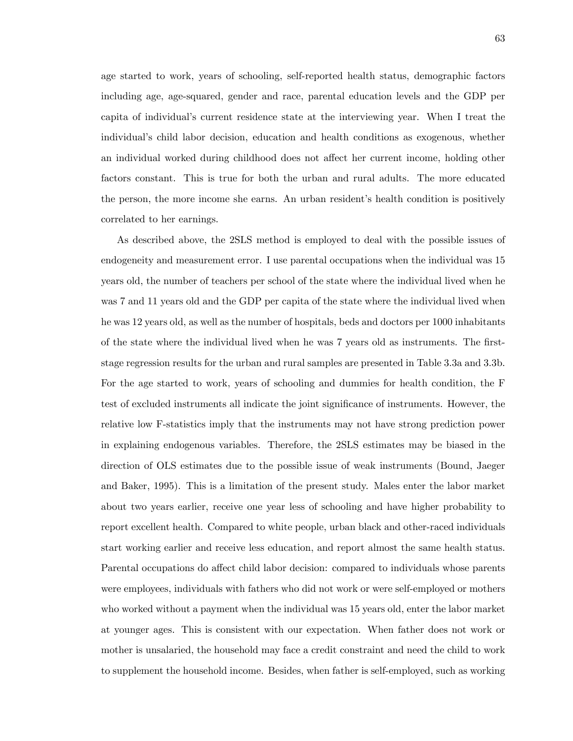age started to work, years of schooling, self-reported health status, demographic factors including age, age-squared, gender and race, parental education levels and the GDP per capita of individual's current residence state at the interviewing year. When I treat the individual's child labor decision, education and health conditions as exogenous, whether an individual worked during childhood does not affect her current income, holding other factors constant. This is true for both the urban and rural adults. The more educated the person, the more income she earns. An urban resident's health condition is positively correlated to her earnings.

As described above, the 2SLS method is employed to deal with the possible issues of endogeneity and measurement error. I use parental occupations when the individual was 15 years old, the number of teachers per school of the state where the individual lived when he was 7 and 11 years old and the GDP per capita of the state where the individual lived when he was 12 years old, as well as the number of hospitals, beds and doctors per 1000 inhabitants of the state where the individual lived when he was 7 years old as instruments. The first-stage regression results for the urban and rural samples are presented in Table 3.3a and 3.3b. For the age started to work, years of schooling and dummies for health condition, the F test of excluded instruments all indicate the joint significance of instruments. However, the relative low F-statistics imply that the instruments may not have strong prediction power in explaining endogenous variables. Therefore, the 2SLS estimates may be biased in the direction of OLS estimates due to the possible issue of weak instruments (Bound, Jaeger and Baker, 1995). This is a limitation of the present study. Males enter the labor market about two years earlier, receive one year less of schooling and have higher probability to report excellent health. Compared to white people, urban black and other-raced individuals start working earlier and receive less education, and report almost the same health status. Parental occupations do affect child labor decision: compared to individuals whose parents were employees, individuals with fathers who did not work or were self-employed or mothers who worked without a payment when the individual was 15 years old, enter the labor market at younger ages. This is consistent with our expectation. When father does not work or mother is unsalaried, the household may face a credit constraint and need the child to work to supplement the household income. Besides, when father is self-employed, such as working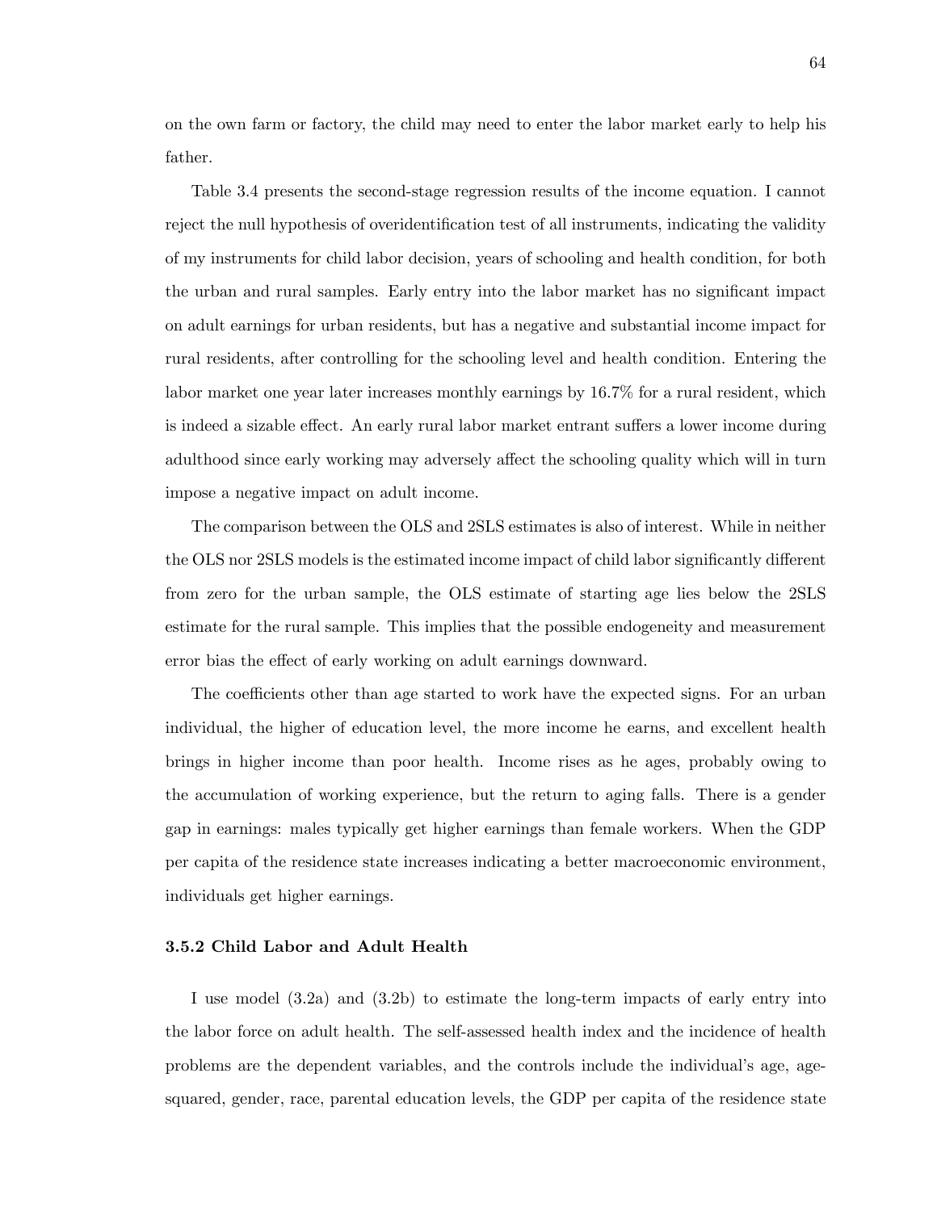on the own farm or factory, the child may need to enter the labor market early to help his father.

Table 3.4 presents the second-stage regression results of the income equation. I cannot reject the null hypothesis of overidentification test of all instruments, indicating the validity of my instruments for child labor decision, years of schooling and health condition, for both the urban and rural samples. Early entry into the labor market has no significant impact on adult earnings for urban residents, but has a negative and substantial income impact for rural residents, after controlling for the schooling level and health condition. Entering the labor market one year later increases monthly earnings by 16.7% for a rural resident, which is indeed a sizable effect. An early rural labor market entrant suffers a lower income during adulthood since early working may adversely affect the schooling quality which will in turn impose a negative impact on adult income.

The comparison between the OLS and 2SLS estimates is also of interest. While in neither the OLS nor 2SLS models is the estimated income impact of child labor significantly different from zero for the urban sample, the OLS estimate of starting age lies below the 2SLS estimate for the rural sample. This implies that the possible endogeneity and measurement error bias the effect of early working on adult earnings downward.

The coefficients other than age started to work have the expected signs. For an urban individual, the higher of education level, the more income he earns, and excellent health brings in higher income than poor health. Income rises as he ages, probably owing to the accumulation of working experience, but the return to aging falls. There is a gender gap in earnings: males typically get higher earnings than female workers. When the GDP per capita of the residence state increases indicating a better macroeconomic environment, individuals get higher earnings.

### 3.5.2 Child Labor and Adult Health

I use model (3.2a) and (3.2b) to estimate the long-term impacts of early entry into the labor force on adult health. The self-assessed health index and the incidence of health problems are the dependent variables, and the controls include the individual's age, age-squared, gender, race, parental education levels, the GDP per capita of the residence state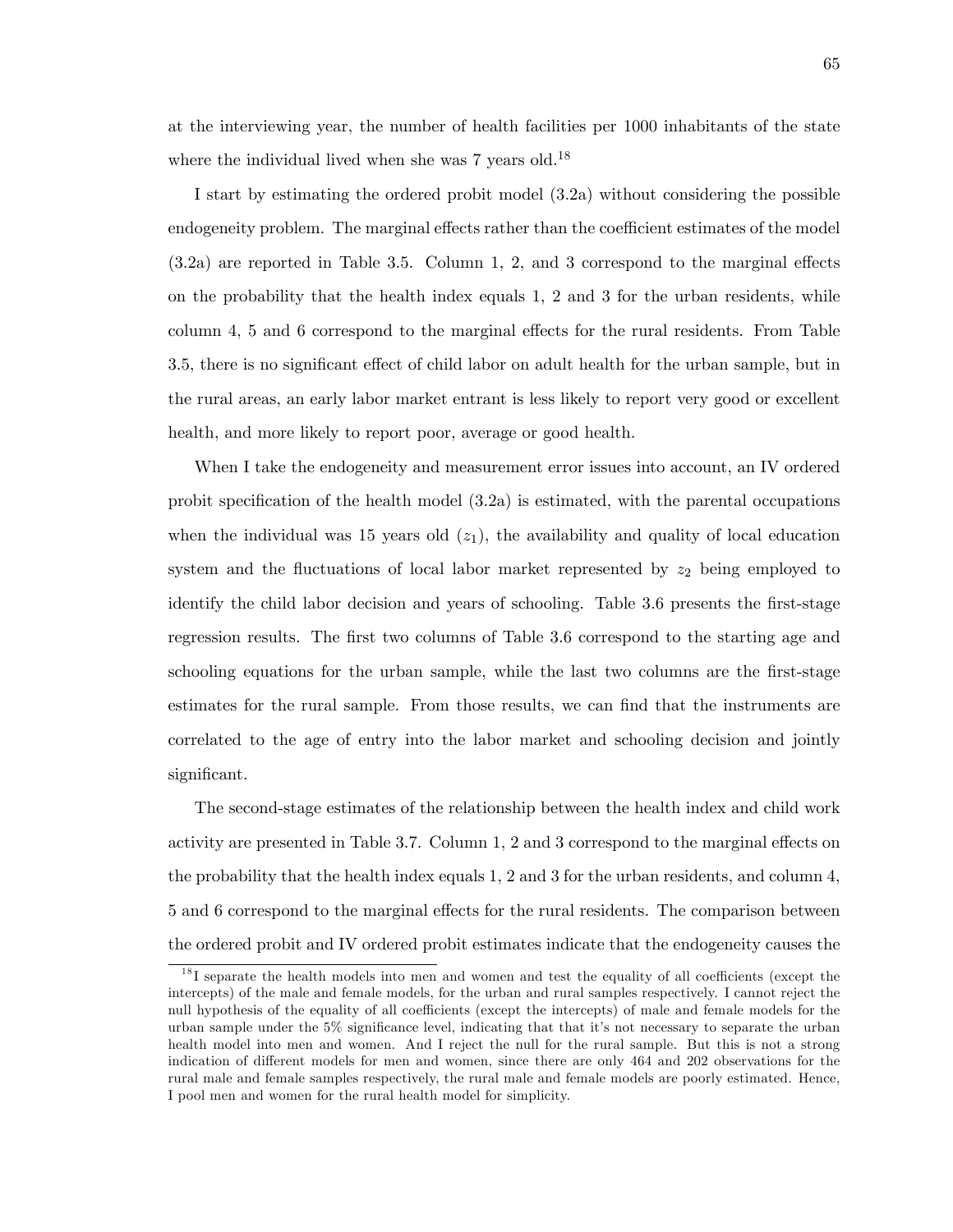at the interviewing year, the number of health facilities per 1000 inhabitants of the state where the individual lived when she was 7 years old.[18]

I start by estimating the ordered probit model (3.2a) without considering the possible endogeneity problem. The marginal effects rather than the coefficient estimates of the model (3.2a) are reported in Table 3.5. Column 1, 2, and 3 correspond to the marginal effects on the probability that the health index equals 1, 2 and 3 for the urban residents, while column 4, 5 and 6 correspond to the marginal effects for the rural residents. From Table 3.5, there is no significant effect of child labor on adult health for the urban sample, but in the rural areas, an early labor market entrant is less likely to report very good or excellent health, and more likely to report poor, average or good health.

When I take the endogeneity and measurement error issues into account, an IV ordered probit specification of the health model (3.2a) is estimated, with the parental occupations when the individual was 15 years old ($z_1$), the availability and quality of local education system and the fluctuations of local labor market represented by $z_2$ being employed to identify the child labor decision and years of schooling. Table 3.6 presents the first-stage regression results. The first two columns of Table 3.6 correspond to the starting age and schooling equations for the urban sample, while the last two columns are the first-stage estimates for the rural sample. From those results, we can find that the instruments are correlated to the age of entry into the labor market and schooling decision and jointly significant.

The second-stage estimates of the relationship between the health index and child work activity are presented in Table 3.7. Column 1, 2 and 3 correspond to the marginal effects on the probability that the health index equals 1, 2 and 3 for the urban residents, and column 4, 5 and 6 correspond to the marginal effects for the rural residents. The comparison between the ordered probit and IV ordered probit estimates indicate that the endogeneity causes the

[18] I separate the health models into men and women and test the equality of all coefficients (except the intercepts) of the male and female models, for the urban and rural samples respectively. I cannot reject the null hypothesis of the equality of all coefficients (except the intercepts) of male and female models for the urban sample under the 5% significance level, indicating that that it's not necessary to separate the urban health model into men and women. And I reject the null for the rural sample. But this is not a strong indication of different models for men and women, since there are only 464 and 202 observations for the rural male and female samples respectively, the rural male and female models are poorly estimated. Hence, I pool men and women for the rural health model for simplicity.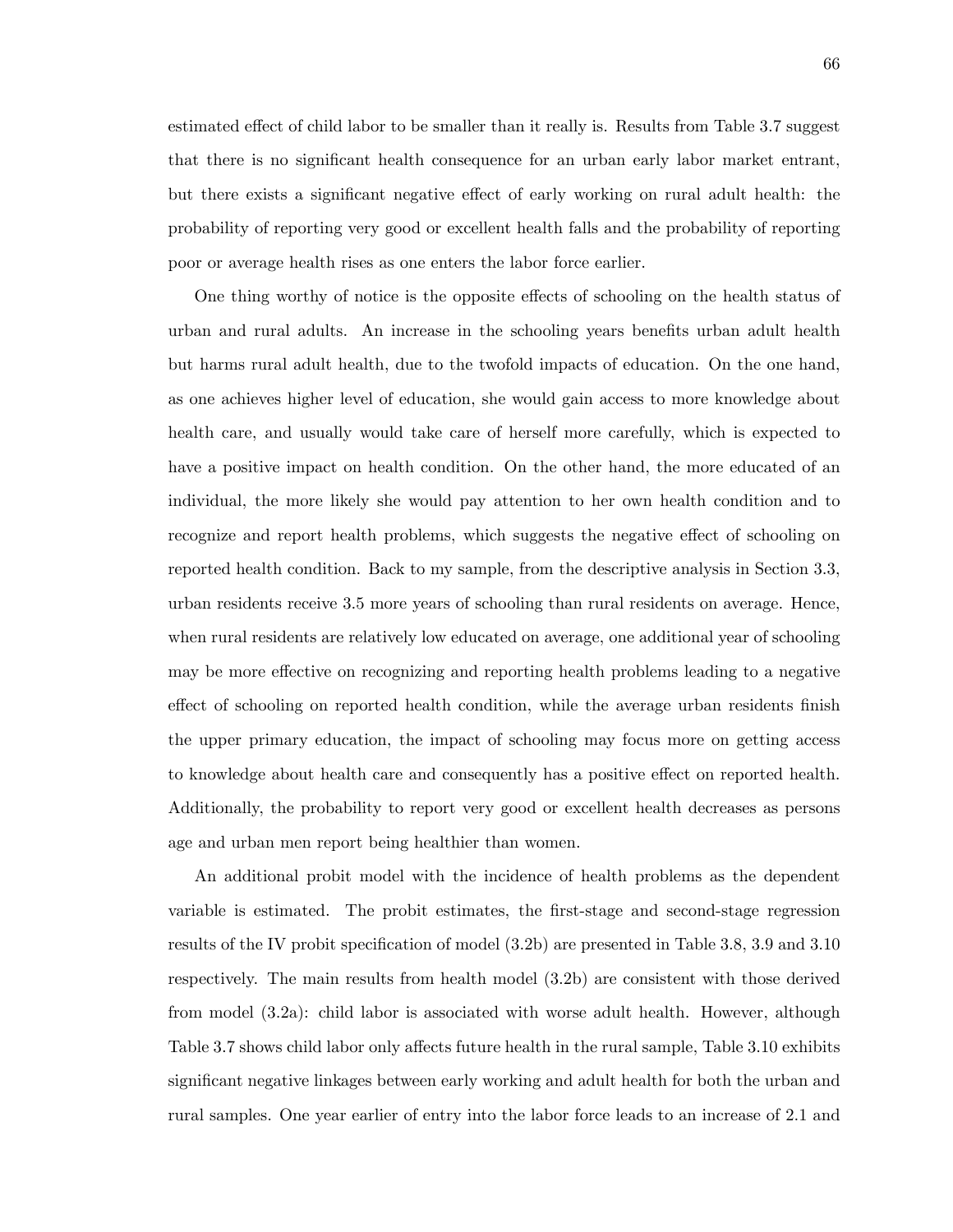estimated effect of child labor to be smaller than it really is. Results from Table 3.7 suggest that there is no significant health consequence for an urban early labor market entrant, but there exists a significant negative effect of early working on rural adult health: the probability of reporting very good or excellent health falls and the probability of reporting poor or average health rises as one enters the labor force earlier.

One thing worthy of notice is the opposite effects of schooling on the health status of urban and rural adults. An increase in the schooling years benefits urban adult health but harms rural adult health, due to the twofold impacts of education. On the one hand, as one achieves higher level of education, she would gain access to more knowledge about health care, and usually would take care of herself more carefully, which is expected to have a positive impact on health condition. On the other hand, the more educated of an individual, the more likely she would pay attention to her own health condition and to recognize and report health problems, which suggests the negative effect of schooling on reported health condition. Back to my sample, from the descriptive analysis in Section 3.3, urban residents receive 3.5 more years of schooling than rural residents on average. Hence, when rural residents are relatively low educated on average, one additional year of schooling may be more effective on recognizing and reporting health problems leading to a negative effect of schooling on reported health condition, while the average urban residents finish the upper primary education, the impact of schooling may focus more on getting access to knowledge about health care and consequently has a positive effect on reported health. Additionally, the probability to report very good or excellent health decreases as persons age and urban men report being healthier than women.

An additional probit model with the incidence of health problems as the dependent variable is estimated. The probit estimates, the first-stage and second-stage regression results of the IV probit specification of model (3.2b) are presented in Table 3.8, 3.9 and 3.10 respectively. The main results from health model (3.2b) are consistent with those derived from model (3.2a): child labor is associated with worse adult health. However, although Table 3.7 shows child labor only affects future health in the rural sample, Table 3.10 exhibits significant negative linkages between early working and adult health for both the urban and rural samples. One year earlier of entry into the labor force leads to an increase of 2.1 and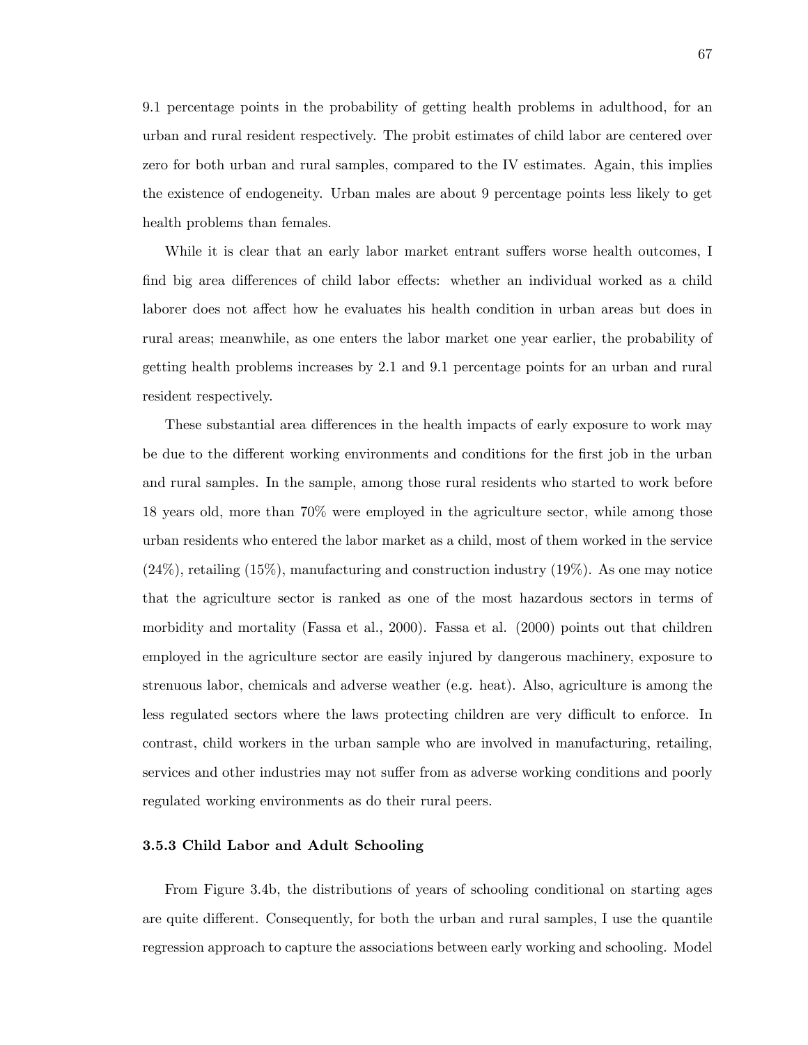9.1 percentage points in the probability of getting health problems in adulthood, for an urban and rural resident respectively. The probit estimates of child labor are centered over zero for both urban and rural samples, compared to the IV estimates. Again, this implies the existence of endogeneity. Urban males are about 9 percentage points less likely to get health problems than females.

While it is clear that an early labor market entrant suffers worse health outcomes, I find big area differences of child labor effects: whether an individual worked as a child laborer does not affect how he evaluates his health condition in urban areas but does in rural areas; meanwhile, as one enters the labor market one year earlier, the probability of getting health problems increases by 2.1 and 9.1 percentage points for an urban and rural resident respectively.

These substantial area differences in the health impacts of early exposure to work may be due to the different working environments and conditions for the first job in the urban and rural samples. In the sample, among those rural residents who started to work before 18 years old, more than 70% were employed in the agriculture sector, while among those urban residents who entered the labor market as a child, most of them worked in the service (24%), retailing (15%), manufacturing and construction industry (19%). As one may notice that the agriculture sector is ranked as one of the most hazardous sectors in terms of morbidity and mortality (Fassa et al., 2000). Fassa et al. (2000) points out that children employed in the agriculture sector are easily injured by dangerous machinery, exposure to strenuous labor, chemicals and adverse weather (e.g. heat). Also, agriculture is among the less regulated sectors where the laws protecting children are very difficult to enforce. In contrast, child workers in the urban sample who are involved in manufacturing, retailing, services and other industries may not suffer from as adverse working conditions and poorly regulated working environments as do their rural peers.

### 3.5.3 Child Labor and Adult Schooling

From Figure 3.4b, the distributions of years of schooling conditional on starting ages are quite different. Consequently, for both the urban and rural samples, I use the quantile regression approach to capture the associations between early working and schooling. Model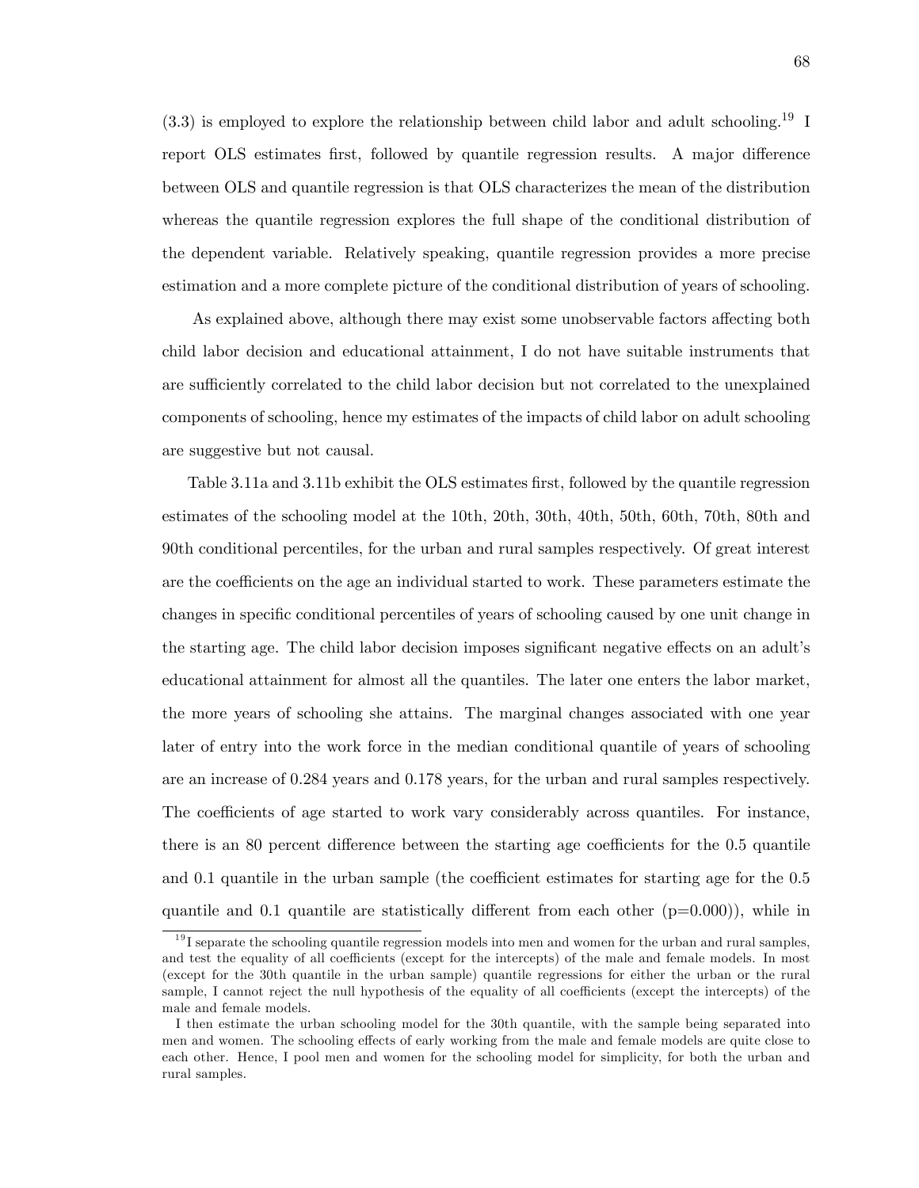(3.3) is employed to explore the relationship between child labor and adult schooling.[19] I report OLS estimates first, followed by quantile regression results. A major difference between OLS and quantile regression is that OLS characterizes the mean of the distribution whereas the quantile regression explores the full shape of the conditional distribution of the dependent variable. Relatively speaking, quantile regression provides a more precise estimation and a more complete picture of the conditional distribution of years of schooling.

As explained above, although there may exist some unobservable factors affecting both child labor decision and educational attainment, I do not have suitable instruments that are sufficiently correlated to the child labor decision but not correlated to the unexplained components of schooling, hence my estimates of the impacts of child labor on adult schooling are suggestive but not causal.

Table 3.11a and 3.11b exhibit the OLS estimates first, followed by the quantile regression estimates of the schooling model at the 10th, 20th, 30th, 40th, 50th, 60th, 70th, 80th and 90th conditional percentiles, for the urban and rural samples respectively. Of great interest are the coefficients on the age an individual started to work. These parameters estimate the changes in specific conditional percentiles of years of schooling caused by one unit change in the starting age. The child labor decision imposes significant negative effects on an adult's educational attainment for almost all the quantiles. The later one enters the labor market, the more years of schooling she attains. The marginal changes associated with one year later of entry into the work force in the median conditional quantile of years of schooling are an increase of 0.284 years and 0.178 years, for the urban and rural samples respectively. The coefficients of age started to work vary considerably across quantiles. For instance, there is an 80 percent difference between the starting age coefficients for the 0.5 quantile and 0.1 quantile in the urban sample (the coefficient estimates for starting age for the 0.5 quantile and 0.1 quantile are statistically different from each other (p=0.000)), while in

[19] I separate the schooling quantile regression models into men and women for the urban and rural samples, and test the equality of all coefficients (except for the intercepts) of the male and female models. In most (except for the 30th quantile in the urban sample) quantile regressions for either the urban or the rural sample, I cannot reject the null hypothesis of the equality of all coefficients (except the intercepts) of the male and female models.

I then estimate the urban schooling model for the 30th quantile, with the sample being separated into men and women. The schooling effects of early working from the male and female models are quite close to each other. Hence, I pool men and women for the schooling model for simplicity, for both the urban and rural samples.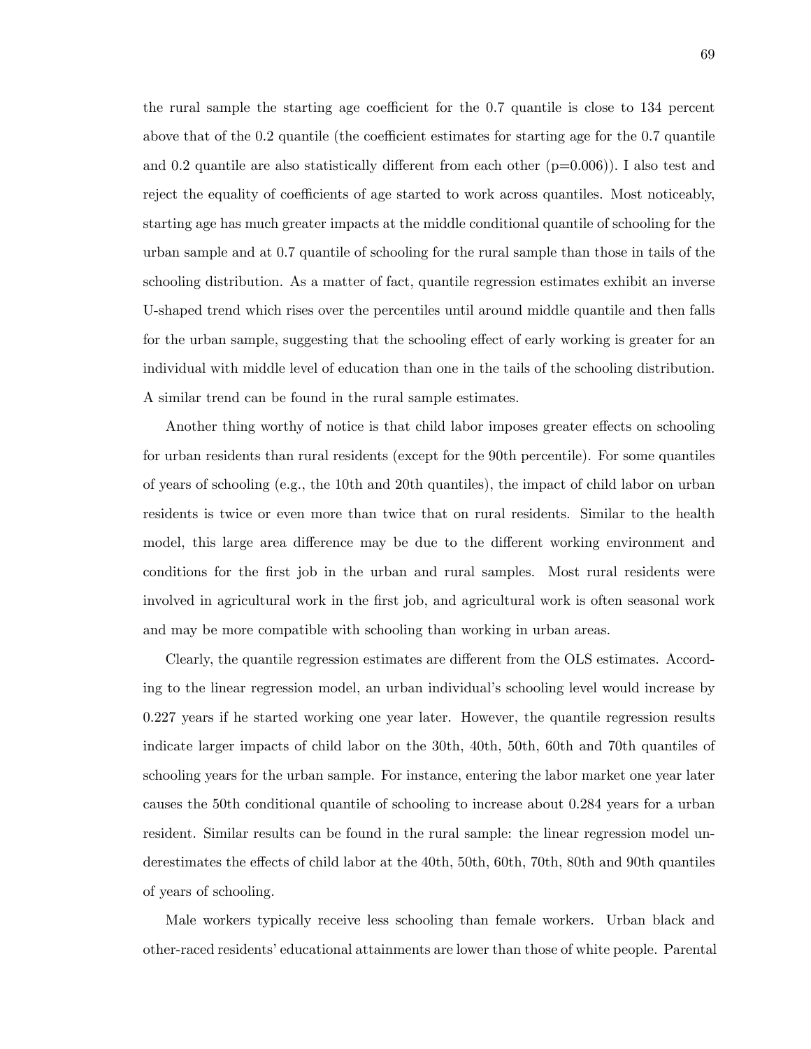the rural sample the starting age coefficient for the 0.7 quantile is close to 134 percent above that of the 0.2 quantile (the coefficient estimates for starting age for the 0.7 quantile and 0.2 quantile are also statistically different from each other ($p=0.006$)). I also test and reject the equality of coefficients of age started to work across quantiles. Most noticeably, starting age has much greater impacts at the middle conditional quantile of schooling for the urban sample and at 0.7 quantile of schooling for the rural sample than those in tails of the schooling distribution. As a matter of fact, quantile regression estimates exhibit an inverse U-shaped trend which rises over the percentiles until around middle quantile and then falls for the urban sample, suggesting that the schooling effect of early working is greater for an individual with middle level of education than one in the tails of the schooling distribution. A similar trend can be found in the rural sample estimates.

Another thing worthy of notice is that child labor imposes greater effects on schooling for urban residents than rural residents (except for the 90th percentile). For some quantiles of years of schooling (e.g., the 10th and 20th quantiles), the impact of child labor on urban residents is twice or even more than twice that on rural residents. Similar to the health model, this large area difference may be due to the different working environment and conditions for the first job in the urban and rural samples. Most rural residents were involved in agricultural work in the first job, and agricultural work is often seasonal work and may be more compatible with schooling than working in urban areas.

Clearly, the quantile regression estimates are different from the OLS estimates. According to the linear regression model, an urban individual's schooling level would increase by 0.227 years if he started working one year later. However, the quantile regression results indicate larger impacts of child labor on the 30th, 40th, 50th, 60th and 70th quantiles of schooling years for the urban sample. For instance, entering the labor market one year later causes the 50th conditional quantile of schooling to increase about 0.284 years for a urban resident. Similar results can be found in the rural sample: the linear regression model underestimates the effects of child labor at the 40th, 50th, 60th, 70th, 80th and 90th quantiles of years of schooling.

Male workers typically receive less schooling than female workers. Urban black and other-raced residents' educational attainments are lower than those of white people. Parental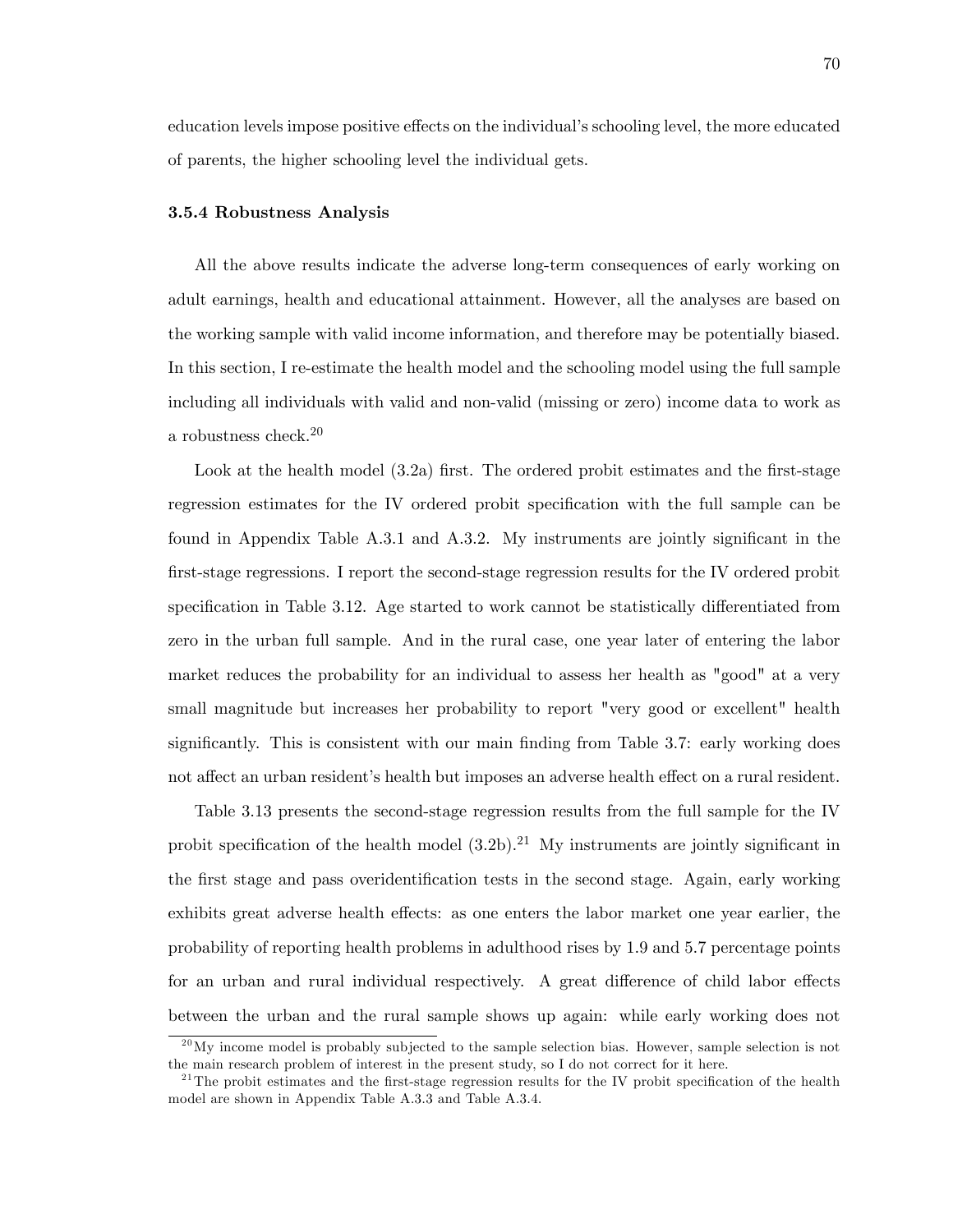education levels impose positive effects on the individual's schooling level, the more educated of parents, the higher schooling level the individual gets.

### 3.5.4 Robustness Analysis

All the above results indicate the adverse long-term consequences of early working on adult earnings, health and educational attainment. However, all the analyses are based on the working sample with valid income information, and therefore may be potentially biased. In this section, I re-estimate the health model and the schooling model using the full sample including all individuals with valid and non-valid (missing or zero) income data to work as a robustness check.[20]

Look at the health model (3.2a) first. The ordered probit estimates and the first-stage regression estimates for the IV ordered probit specification with the full sample can be found in Appendix Table A.3.1 and A.3.2. My instruments are jointly significant in the first-stage regressions. I report the second-stage regression results for the IV ordered probit specification in Table 3.12. Age started to work cannot be statistically differentiated from zero in the urban full sample. And in the rural case, one year later of entering the labor market reduces the probability for an individual to assess her health as "good" at a very small magnitude but increases her probability to report "very good or excellent" health significantly. This is consistent with our main finding from Table 3.7: early working does not affect an urban resident's health but imposes an adverse health effect on a rural resident.

Table 3.13 presents the second-stage regression results from the full sample for the IV probit specification of the health model (3.2b).[21] My instruments are jointly significant in the first stage and pass overidentification tests in the second stage. Again, early working exhibits great adverse health effects: as one enters the labor market one year earlier, the probability of reporting health problems in adulthood rises by 1.9 and 5.7 percentage points for an urban and rural individual respectively. A great difference of child labor effects between the urban and the rural sample shows up again: while early working does not

[20] My income model is probably subjected to the sample selection bias. However, sample selection is not the main research problem of interest in the present study, so I do not correct for it here.

[21] The probit estimates and the first-stage regression results for the IV probit specification of the health model are shown in Appendix Table A.3.3 and Table A.3.4.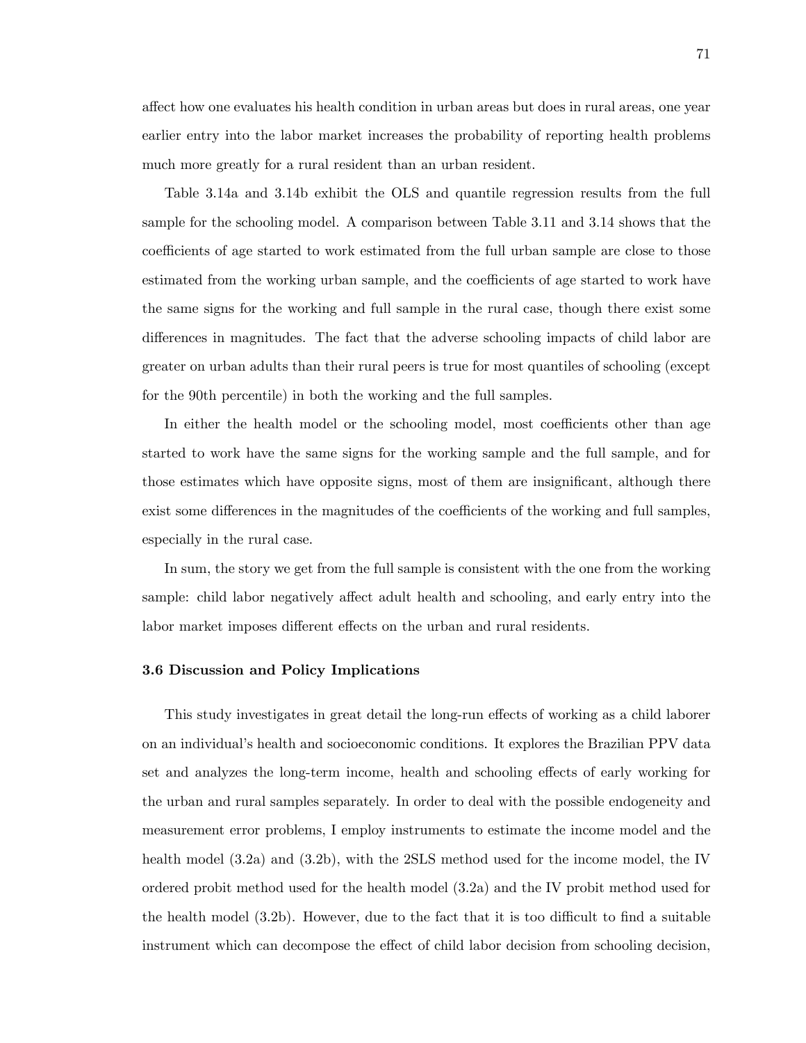affect how one evaluates his health condition in urban areas but does in rural areas, one year earlier entry into the labor market increases the probability of reporting health problems much more greatly for a rural resident than an urban resident.

Table 3.14a and 3.14b exhibit the OLS and quantile regression results from the full sample for the schooling model. A comparison between Table 3.11 and 3.14 shows that the coefficients of age started to work estimated from the full urban sample are close to those estimated from the working urban sample, and the coefficients of age started to work have the same signs for the working and full sample in the rural case, though there exist some differences in magnitudes. The fact that the adverse schooling impacts of child labor are greater on urban adults than their rural peers is true for most quantiles of schooling (except for the 90th percentile) in both the working and the full samples.

In either the health model or the schooling model, most coefficients other than age started to work have the same signs for the working sample and the full sample, and for those estimates which have opposite signs, most of them are insignificant, although there exist some differences in the magnitudes of the coefficients of the working and full samples, especially in the rural case.

In sum, the story we get from the full sample is consistent with the one from the working sample: child labor negatively affect adult health and schooling, and early entry into the labor market imposes different effects on the urban and rural residents.

### 3.6 Discussion and Policy Implications

This study investigates in great detail the long-run effects of working as a child laborer on an individual's health and socioeconomic conditions. It explores the Brazilian PPV data set and analyzes the long-term income, health and schooling effects of early working for the urban and rural samples separately. In order to deal with the possible endogeneity and measurement error problems, I employ instruments to estimate the income model and the health model (3.2a) and (3.2b), with the 2SLS method used for the income model, the IV ordered probit method used for the health model (3.2a) and the IV probit method used for the health model (3.2b). However, due to the fact that it is too difficult to find a suitable instrument which can decompose the effect of child labor decision from schooling decision,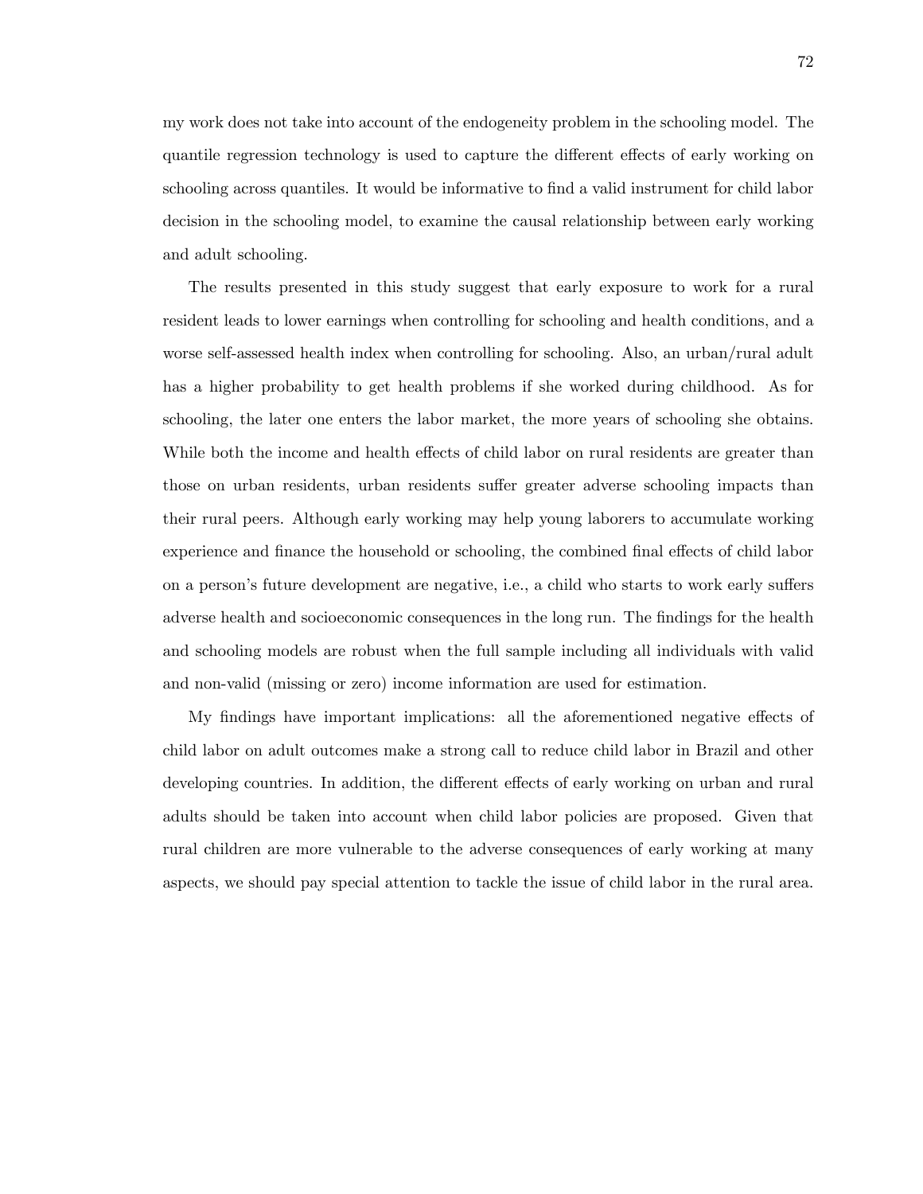my work does not take into account of the endogeneity problem in the schooling model. The quantile regression technology is used to capture the different effects of early working on schooling across quantiles. It would be informative to find a valid instrument for child labor decision in the schooling model, to examine the causal relationship between early working and adult schooling.

The results presented in this study suggest that early exposure to work for a rural resident leads to lower earnings when controlling for schooling and health conditions, and a worse self-assessed health index when controlling for schooling. Also, an urban/rural adult has a higher probability to get health problems if she worked during childhood. As for schooling, the later one enters the labor market, the more years of schooling she obtains. While both the income and health effects of child labor on rural residents are greater than those on urban residents, urban residents suffer greater adverse schooling impacts than their rural peers. Although early working may help young laborers to accumulate working experience and finance the household or schooling, the combined final effects of child labor on a person's future development are negative, i.e., a child who starts to work early suffers adverse health and socioeconomic consequences in the long run. The findings for the health and schooling models are robust when the full sample including all individuals with valid and non-valid (missing or zero) income information are used for estimation.

My findings have important implications: all the aforementioned negative effects of child labor on adult outcomes make a strong call to reduce child labor in Brazil and other developing countries. In addition, the different effects of early working on urban and rural adults should be taken into account when child labor policies are proposed. Given that rural children are more vulnerable to the adverse consequences of early working at many aspects, we should pay special attention to tackle the issue of child labor in the rural area.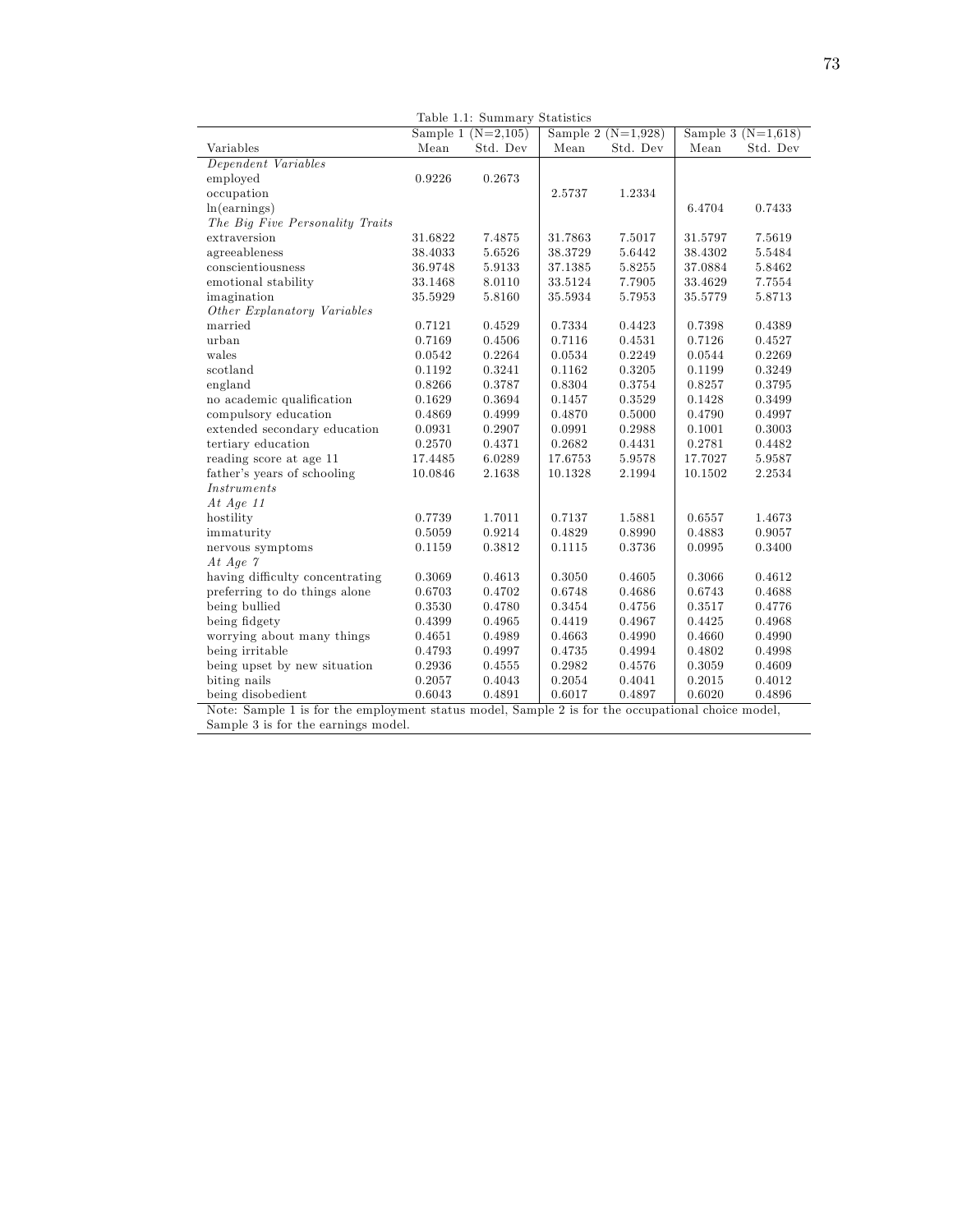Table 1.1: Summary Statistics

| Variables | Sample 1 (N=2,105) Mean | Sample 1 Std. Dev | Sample 2 (N=1,928) Mean | Sample 2 Std. Dev | Sample 3 (N=1,618) Mean | Sample 3 Std. Dev |
|---|---|---|---|---|---|---|
| *Dependent Variables* | | | | | | |
| employed | 0.9226 | 0.2673 | | | | |
| occupation | | | 2.5737 | 1.2334 | | |
| ln(earnings) | | | | | 6.4704 | 0.7433 |
| *The Big Five Personality Traits* | | | | | | |
| extraversion | 31.6822 | 7.4875 | 31.7863 | 7.5017 | 31.5797 | 7.5619 |
| agreeableness | 38.4033 | 5.6526 | 38.3729 | 5.6442 | 38.4302 | 5.5484 |
| conscientiousness | 36.9748 | 5.9133 | 37.1385 | 5.8255 | 37.0884 | 5.8462 |
| emotional stability | 33.1468 | 8.0110 | 33.5124 | 7.7905 | 33.4629 | 7.7554 |
| imagination | 35.5929 | 5.8160 | 35.5934 | 5.7953 | 35.5779 | 5.8713 |
| *Other Explanatory Variables* | | | | | | |
| married | 0.7121 | 0.4529 | 0.7334 | 0.4423 | 0.7398 | 0.4389 |
| urban | 0.7169 | 0.4506 | 0.7116 | 0.4531 | 0.7126 | 0.4527 |
| wales | 0.0542 | 0.2264 | 0.0534 | 0.2249 | 0.0544 | 0.2269 |
| scotland | 0.1192 | 0.3241 | 0.1162 | 0.3205 | 0.1199 | 0.3249 |
| england | 0.8266 | 0.3787 | 0.8304 | 0.3754 | 0.8257 | 0.3795 |
| no academic qualification | 0.1629 | 0.3694 | 0.1457 | 0.3529 | 0.1428 | 0.3499 |
| compulsory education | 0.4869 | 0.4999 | 0.4870 | 0.5000 | 0.4790 | 0.4997 |
| extended secondary education | 0.0931 | 0.2907 | 0.0991 | 0.2988 | 0.1001 | 0.3003 |
| tertiary education | 0.2570 | 0.4371 | 0.2682 | 0.4431 | 0.2781 | 0.4482 |
| reading score at age 11 | 17.4485 | 6.0289 | 17.6753 | 5.9578 | 17.7027 | 5.9587 |
| father's years of schooling | 10.0846 | 2.1638 | 10.1328 | 2.1994 | 10.1502 | 2.2534 |
| *Instruments* | | | | | | |
| *At Age 11* | | | | | | |
| hostility | 0.7739 | 1.7011 | 0.7137 | 1.5881 | 0.6557 | 1.4673 |
| immaturity | 0.5059 | 0.9214 | 0.4829 | 0.8990 | 0.4883 | 0.9057 |
| nervous symptoms | 0.1159 | 0.3812 | 0.1115 | 0.3736 | 0.0995 | 0.3400 |
| *At Age 7* | | | | | | |
| having difficulty concentrating | 0.3069 | 0.4613 | 0.3050 | 0.4605 | 0.3066 | 0.4612 |
| preferring to do things alone | 0.6703 | 0.4702 | 0.6748 | 0.4686 | 0.6743 | 0.4688 |
| being bullied | 0.3530 | 0.4780 | 0.3454 | 0.4756 | 0.3517 | 0.4776 |
| being fidgety | 0.4399 | 0.4965 | 0.4419 | 0.4967 | 0.4425 | 0.4968 |
| worrying about many things | 0.4651 | 0.4989 | 0.4663 | 0.4990 | 0.4660 | 0.4990 |
| being irritable | 0.4793 | 0.4997 | 0.4735 | 0.4994 | 0.4802 | 0.4998 |
| being upset by new situation | 0.2936 | 0.4555 | 0.2982 | 0.4576 | 0.3059 | 0.4609 |
| biting nails | 0.2057 | 0.4043 | 0.2054 | 0.4041 | 0.2015 | 0.4012 |
| being disobedient | 0.6043 | 0.4891 | 0.6017 | 0.4897 | 0.6020 | 0.4896 |

Note: Sample 1 is for the employment status model, Sample 2 is for the occupational choice model, Sample 3 is for the earnings model.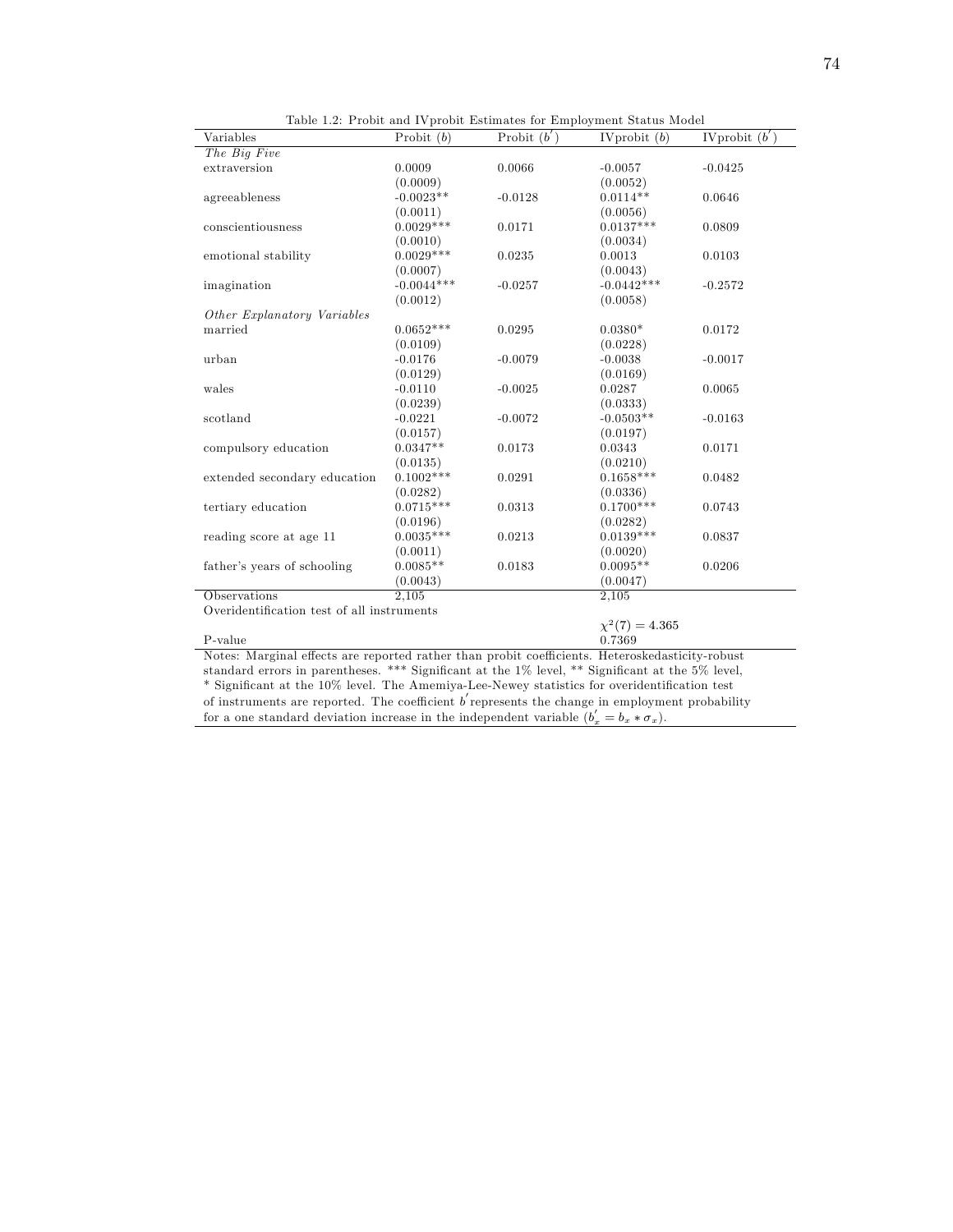Table 1.2: Probit and IVprobit Estimates for Employment Status Model

| Variables | Probit ($b$) | Probit ($b'$) | IVprobit ($b$) | IVprobit ($b'$) |
|---|---|---|---|---|
| *The Big Five* | | | | |
| extraversion | 0.0009 | 0.0066 | -0.0057 | -0.0425 |
| | (0.0009) | | (0.0052) | |
| agreeableness | -0.0023** | -0.0128 | 0.0114** | 0.0646 |
| | (0.0011) | | (0.0056) | |
| conscientiousness | 0.0029*** | 0.0171 | 0.0137*** | 0.0809 |
| | (0.0010) | | (0.0034) | |
| emotional stability | 0.0029*** | 0.0235 | 0.0013 | 0.0103 |
| | (0.0007) | | (0.0043) | |
| imagination | -0.0044*** | -0.0257 | -0.0442*** | -0.2572 |
| | (0.0012) | | (0.0058) | |
| *Other Explanatory Variables* | | | | |
| married | 0.0652*** | 0.0295 | 0.0380* | 0.0172 |
| | (0.0109) | | (0.0228) | |
| urban | -0.0176 | -0.0079 | -0.0038 | -0.0017 |
| | (0.0129) | | (0.0169) | |
| wales | -0.0110 | -0.0025 | 0.0287 | 0.0065 |
| | (0.0239) | | (0.0333) | |
| scotland | -0.0221 | -0.0072 | -0.0503** | -0.0163 |
| | (0.0157) | | (0.0197) | |
| compulsory education | 0.0347** | 0.0173 | 0.0343 | 0.0171 |
| | (0.0135) | | (0.0210) | |
| extended secondary education | 0.1002*** | 0.0291 | 0.1658*** | 0.0482 |
| | (0.0282) | | (0.0336) | |
| tertiary education | 0.0715*** | 0.0313 | 0.1700*** | 0.0743 |
| | (0.0196) | | (0.0282) | |
| reading score at age 11 | 0.0035*** | 0.0213 | 0.0139*** | 0.0837 |
| | (0.0011) | | (0.0020) | |
| father's years of schooling | 0.0085** | 0.0183 | 0.0095** | 0.0206 |
| | (0.0043) | | (0.0047) | |
| Observations | 2,105 | | 2,105 | |
| Overidentification test of all instruments | | | | |
| | | | $\chi^2(7) = 4.365$ | |
| P-value | | | 0.7369 | |

Notes: Marginal effects are reported rather than probit coefficients. Heteroskedasticity-robust standard errors in parentheses. *** Significant at the 1% level, ** Significant at the 5% level, * Significant at the 10% level. The Amemiya-Lee-Newey statistics for overidentification test of instruments are reported. The coefficient $b'$ represents the change in employment probability for a one standard deviation increase in the independent variable ($b'_x = b_x * \sigma_x$).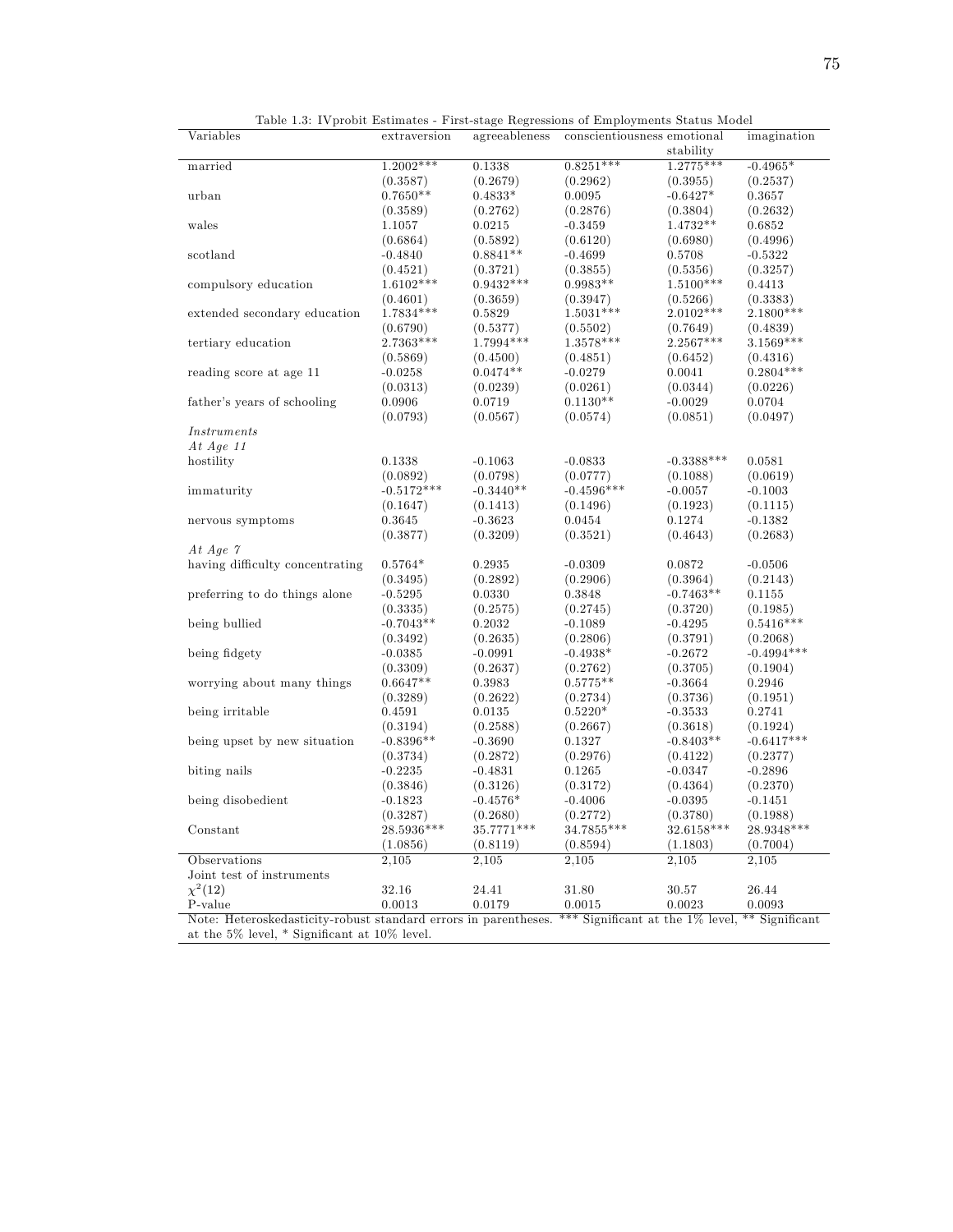Table 1.3: IVprobit Estimates - First-stage Regressions of Employments Status Model

| Variables | extraversion | agreeableness | conscientiousness | emotional stability | imagination |
|---|---|---|---|---|---|
| married | 1.2002*** | 0.1338 | 0.8251*** | 1.2775*** | -0.4965* |
| | (0.3587) | (0.2679) | (0.2962) | (0.3955) | (0.2537) |
| urban | 0.7650** | 0.4833* | 0.0095 | -0.6427* | 0.3657 |
| | (0.3589) | (0.2762) | (0.2876) | (0.3804) | (0.2632) |
| wales | 1.1057 | 0.0215 | -0.3459 | 1.4732** | 0.6852 |
| | (0.6864) | (0.5892) | (0.6120) | (0.6980) | (0.4996) |
| scotland | -0.4840 | 0.8841** | -0.4699 | 0.5708 | -0.5322 |
| | (0.4521) | (0.3721) | (0.3855) | (0.5356) | (0.3257) |
| compulsory education | 1.6102*** | 0.9432*** | 0.9983** | 1.5100*** | 0.4413 |
| | (0.4601) | (0.3659) | (0.3947) | (0.5266) | (0.3383) |
| extended secondary education | 1.7834*** | 0.5829 | 1.5031*** | 2.0102*** | 2.1800*** |
| | (0.6790) | (0.5377) | (0.5502) | (0.7649) | (0.4839) |
| tertiary education | 2.7363*** | 1.7994*** | 1.3578*** | 2.2567*** | 3.1569*** |
| | (0.5869) | (0.4500) | (0.4851) | (0.6452) | (0.4316) |
| reading score at age 11 | -0.0258 | 0.0474** | -0.0279 | 0.0041 | 0.2804*** |
| | (0.0313) | (0.0239) | (0.0261) | (0.0344) | (0.0226) |
| father's years of schooling | 0.0906 | 0.0719 | 0.1130** | -0.0029 | 0.0704 |
| | (0.0793) | (0.0567) | (0.0574) | (0.0851) | (0.0497) |
| *Instruments* | | | | | |
| *At Age 11* | | | | | |
| hostility | 0.1338 | -0.1063 | -0.0833 | -0.3388*** | 0.0581 |
| | (0.0892) | (0.0798) | (0.0777) | (0.1088) | (0.0619) |
| immaturity | -0.5172*** | -0.3440** | -0.4596*** | -0.0057 | -0.1003 |
| | (0.1647) | (0.1413) | (0.1496) | (0.1923) | (0.1115) |
| nervous symptoms | 0.3645 | -0.3623 | 0.0454 | 0.1274 | -0.1382 |
| | (0.3877) | (0.3209) | (0.3521) | (0.4643) | (0.2683) |
| *At Age 7* | | | | | |
| having difficulty concentrating | 0.5764* | 0.2935 | -0.0309 | 0.0872 | -0.0506 |
| | (0.3495) | (0.2892) | (0.2906) | (0.3964) | (0.2143) |
| preferring to do things alone | -0.5295 | 0.0330 | 0.3848 | -0.7463** | 0.1155 |
| | (0.3335) | (0.2575) | (0.2745) | (0.3720) | (0.1985) |
| being bullied | -0.7043** | 0.2032 | -0.1089 | -0.4295 | 0.5416*** |
| | (0.3492) | (0.2635) | (0.2806) | (0.3791) | (0.2068) |
| being fidgety | -0.0385 | -0.0991 | -0.4938* | -0.2672 | -0.4994*** |
| | (0.3309) | (0.2637) | (0.2762) | (0.3705) | (0.1904) |
| worrying about many things | 0.6647** | 0.3983 | 0.5775** | -0.3664 | 0.2946 |
| | (0.3289) | (0.2622) | (0.2734) | (0.3736) | (0.1951) |
| being irritable | 0.4591 | 0.0135 | 0.5220* | -0.3533 | 0.2741 |
| | (0.3194) | (0.2588) | (0.2667) | (0.3618) | (0.1924) |
| being upset by new situation | -0.8396** | -0.3690 | 0.1327 | -0.8403** | -0.6417*** |
| | (0.3734) | (0.2872) | (0.2976) | (0.4122) | (0.2377) |
| biting nails | -0.2235 | -0.4831 | 0.1265 | -0.0347 | -0.2896 |
| | (0.3846) | (0.3126) | (0.3172) | (0.4364) | (0.2370) |
| being disobedient | -0.1823 | -0.4576* | -0.4006 | -0.0395 | -0.1451 |
| | (0.3287) | (0.2680) | (0.2772) | (0.3780) | (0.1988) |
| Constant | 28.5936*** | 35.7771*** | 34.7855*** | 32.6158*** | 28.9348*** |
| | (1.0856) | (0.8119) | (0.8594) | (1.1803) | (0.7004) |
| Observations | 2,105 | 2,105 | 2,105 | 2,105 | 2,105 |
| Joint test of instruments | | | | | |
| $\chi^2(12)$ | 32.16 | 24.41 | 31.80 | 30.57 | 26.44 |
| P-value | 0.0013 | 0.0179 | 0.0015 | 0.0023 | 0.0093 |

Note: Heteroskedasticity-robust standard errors in parentheses. *** Significant at the 1% level, ** Significant at the 5% level, * Significant at 10% level.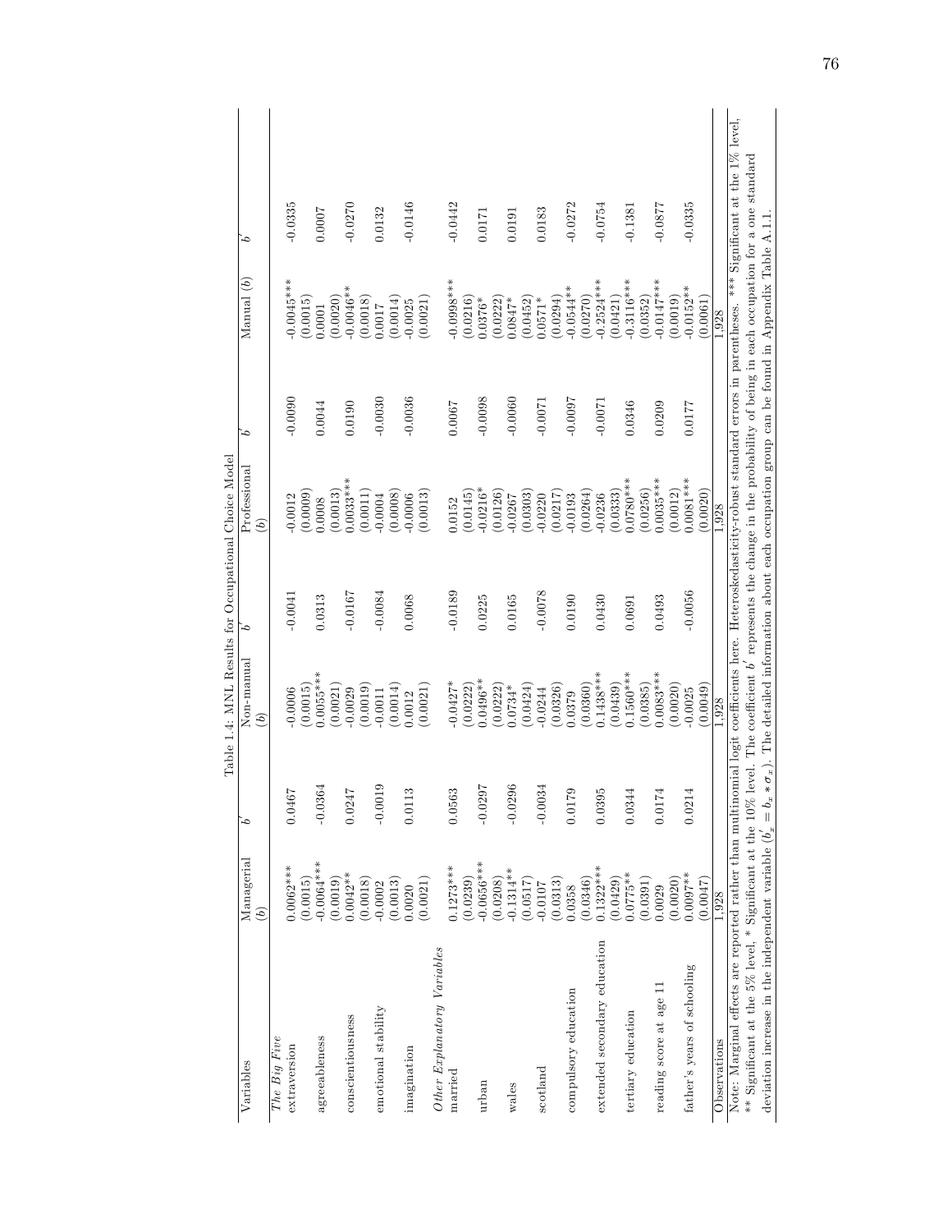Table 1.4: MNL Results for Occupational Choice Model

| Variables | Managerial $(b)$ | $b'$ | Non-manual $(b)$ | $b'$ | Professional $(b)$ | $b'$ | Manual $(b)$ | $b'$ |
|---|---|---|---|---|---|---|---|---|
| *The Big Five* | | | | | | | | |
| extraversion | 0.0062*** | 0.0467 | -0.0006 | -0.0041 | -0.0012 | -0.0090 | -0.0045*** | -0.0335 |
| | (0.0015) | | (0.0015) | | (0.0009) | | (0.0015) | |
| agreeableness | -0.0064*** | -0.0364 | 0.0055*** | 0.0313 | 0.0008 | 0.0044 | 0.0001 | 0.0007 |
| | (0.0019) | | (0.0021) | | (0.0013) | | (0.0020) | |
| conscientiousness | 0.0042** | 0.0247 | -0.0029 | -0.0167 | 0.0033*** | 0.0190 | -0.0046** | -0.0270 |
| | (0.0018) | | (0.0019) | | (0.0011) | | (0.0018) | |
| emotional stability | -0.0002 | -0.0019 | -0.0011 | -0.0084 | -0.0004 | -0.0030 | 0.0017 | 0.0132 |
| | (0.0013) | | (0.0014) | | (0.0008) | | (0.0014) | |
| imagination | 0.0020 | 0.0113 | 0.0012 | 0.0068 | -0.0006 | -0.0036 | -0.0025 | -0.0146 |
| | (0.0021) | | (0.0021) | | (0.0013) | | (0.0021) | |
| *Other Explanatory Variables* | | | | | | | | |
| married | 0.1273*** | 0.0563 | -0.0427* | -0.0189 | 0.0152 | 0.0067 | -0.0998*** | -0.0442 |
| | (0.0239) | | (0.0222) | | (0.0145) | | (0.0216) | |
| urban | -0.0656*** | -0.0297 | 0.0496** | 0.0225 | -0.0216* | -0.0098 | 0.0376* | 0.0171 |
| | (0.0208) | | (0.0222) | | (0.0126) | | (0.0222) | |
| wales | -0.1314** | -0.0296 | 0.0734* | 0.0165 | -0.0267 | -0.0060 | 0.0847* | 0.0191 |
| | (0.0517) | | (0.0424) | | (0.0303) | | (0.0452) | |
| scotland | -0.0107 | -0.0034 | -0.0244 | -0.0078 | -0.0220 | -0.0071 | 0.0571* | 0.0183 |
| | (0.0313) | | (0.0326) | | (0.0217) | | (0.0294) | |
| compulsory education | 0.0358 | 0.0179 | 0.0379 | 0.0190 | -0.0193 | -0.0097 | -0.0544** | -0.0272 |
| | (0.0346) | | (0.0360) | | (0.0264) | | (0.0270) | |
| extended secondary education | 0.1322*** | 0.0395 | 0.1438*** | 0.0430 | -0.0236 | -0.0071 | -0.2524*** | -0.0754 |
| | (0.0429) | | (0.0439) | | (0.0333) | | (0.0421) | |
| tertiary education | 0.0775** | 0.0344 | 0.1560*** | 0.0691 | 0.0780*** | 0.0346 | -0.3116*** | -0.1381 |
| | (0.0391) | | (0.0385) | | (0.0256) | | (0.0352) | |
| reading score at age 11 | 0.0029 | 0.0174 | 0.0083*** | 0.0493 | 0.0035*** | 0.0209 | -0.0147*** | -0.0877 |
| | (0.0020) | | (0.0020) | | (0.0012) | | (0.0019) | |
| father's years of schooling | 0.0097** | 0.0214 | -0.0025 | -0.0056 | 0.0081*** | 0.0177 | -0.0152** | -0.0335 |
| | (0.0047) | | (0.0049) | | (0.0020) | | (0.0061) | |
| Observations | 1,928 | | 1,928 | | 1,928 | | 1,928 | |

Note: Marginal effects are reported rather than multinomial logit coefficients here. Heteroskedasticity-robust standard errors in parentheses. *** Significant at the 1% level, ** Significant at the 5% level, * Significant at the 10% level. The coefficient $b'$ represents the change in the probability of being in each occupation for a one standard deviation increase in the independent variable ($b'_x = b_x * \sigma_x$). The detailed information about each occupation group can be found in Appendix Table A.1.1.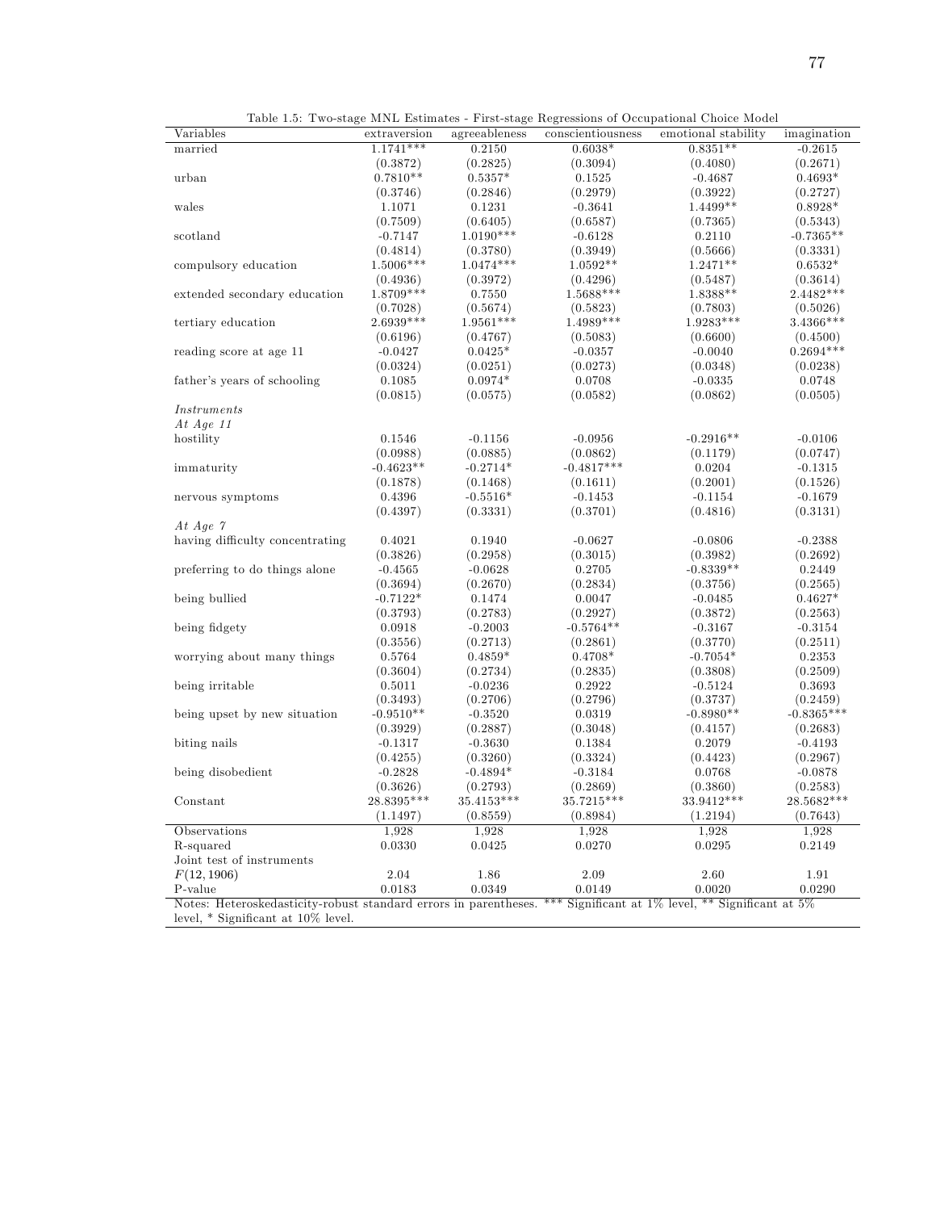Table 1.5: Two-stage MNL Estimates - First-stage Regressions of Occupational Choice Model

| Variables | extraversion | agreeableness | conscientiousness | emotional stability | imagination |
|---|---|---|---|---|---|
| married | 1.1741*** | 0.2150 | 0.6038* | 0.8351** | -0.2615 |
| | (0.3872) | (0.2825) | (0.3094) | (0.4080) | (0.2671) |
| urban | 0.7810** | 0.5357* | 0.1525 | -0.4687 | 0.4693* |
| | (0.3746) | (0.2846) | (0.2979) | (0.3922) | (0.2727) |
| wales | 1.1071 | 0.1231 | -0.3641 | 1.4499** | 0.8928* |
| | (0.7509) | (0.6405) | (0.6587) | (0.7365) | (0.5343) |
| scotland | -0.7147 | 1.0190*** | -0.6128 | 0.2110 | -0.7365** |
| | (0.4814) | (0.3780) | (0.3949) | (0.5666) | (0.3331) |
| compulsory education | 1.5006*** | 1.0474*** | 1.0592** | 1.2471** | 0.6532* |
| | (0.4936) | (0.3972) | (0.4296) | (0.5487) | (0.3614) |
| extended secondary education | 1.8709*** | 0.7550 | 1.5688*** | 1.8388** | 2.4482*** |
| | (0.7028) | (0.5674) | (0.5823) | (0.7803) | (0.5026) |
| tertiary education | 2.6939*** | 1.9561*** | 1.4989*** | 1.9283*** | 3.4366*** |
| | (0.6196) | (0.4767) | (0.5083) | (0.6600) | (0.4500) |
| reading score at age 11 | -0.0427 | 0.0425* | -0.0357 | -0.0040 | 0.2694*** |
| | (0.0324) | (0.0251) | (0.0273) | (0.0348) | (0.0238) |
| father's years of schooling | 0.1085 | 0.0974* | 0.0708 | -0.0335 | 0.0748 |
| | (0.0815) | (0.0575) | (0.0582) | (0.0862) | (0.0505) |
| *Instruments* | | | | | |
| *At Age 11* | | | | | |
| hostility | 0.1546 | -0.1156 | -0.0956 | -0.2916** | -0.0106 |
| | (0.0988) | (0.0885) | (0.0862) | (0.1179) | (0.0747) |
| immaturity | -0.4623** | -0.2714* | -0.4817*** | 0.0204 | -0.1315 |
| | (0.1878) | (0.1468) | (0.1611) | (0.2001) | (0.1526) |
| nervous symptoms | 0.4396 | -0.5516* | -0.1453 | -0.1154 | -0.1679 |
| | (0.4397) | (0.3331) | (0.3701) | (0.4816) | (0.3131) |
| *At Age 7* | | | | | |
| having difficulty concentrating | 0.4021 | 0.1940 | -0.0627 | -0.0806 | -0.2388 |
| | (0.3826) | (0.2958) | (0.3015) | (0.3982) | (0.2692) |
| preferring to do things alone | -0.4565 | -0.0628 | 0.2705 | -0.8339** | 0.2449 |
| | (0.3694) | (0.2670) | (0.2834) | (0.3756) | (0.2565) |
| being bullied | -0.7122* | 0.1474 | 0.0047 | -0.0485 | 0.4627* |
| | (0.3793) | (0.2783) | (0.2927) | (0.3872) | (0.2563) |
| being fidgety | 0.0918 | -0.2003 | -0.5764** | -0.3167 | -0.3154 |
| | (0.3556) | (0.2713) | (0.2861) | (0.3770) | (0.2511) |
| worrying about many things | 0.5764 | 0.4859* | 0.4708* | -0.7054* | 0.2353 |
| | (0.3604) | (0.2734) | (0.2835) | (0.3808) | (0.2509) |
| being irritable | 0.5011 | -0.0236 | 0.2922 | -0.5124 | 0.3693 |
| | (0.3493) | (0.2706) | (0.2796) | (0.3737) | (0.2459) |
| being upset by new situation | -0.9510** | -0.3520 | 0.0319 | -0.8980** | -0.8365*** |
| | (0.3929) | (0.2887) | (0.3048) | (0.4157) | (0.2683) |
| biting nails | -0.1317 | -0.3630 | 0.1384 | 0.2079 | -0.4193 |
| | (0.4255) | (0.3260) | (0.3324) | (0.4423) | (0.2967) |
| being disobedient | -0.2828 | -0.4894* | -0.3184 | 0.0768 | -0.0878 |
| | (0.3626) | (0.2793) | (0.2869) | (0.3860) | (0.2583) |
| Constant | 28.8395*** | 35.4153*** | 35.7215*** | 33.9412*** | 28.5682*** |
| | (1.1497) | (0.8559) | (0.8984) | (1.2194) | (0.7643) |
| Observations | 1,928 | 1,928 | 1,928 | 1,928 | 1,928 |
| R-squared | 0.0330 | 0.0425 | 0.0270 | 0.0295 | 0.2149 |
| Joint test of instruments | | | | | |
| $F(12, 1906)$ | 2.04 | 1.86 | 2.09 | 2.60 | 1.91 |
| P-value | 0.0183 | 0.0349 | 0.0149 | 0.0020 | 0.0290 |

Notes: Heteroskedasticity-robust standard errors in parentheses. *** Significant at 1% level, ** Significant at 5% level, * Significant at 10% level.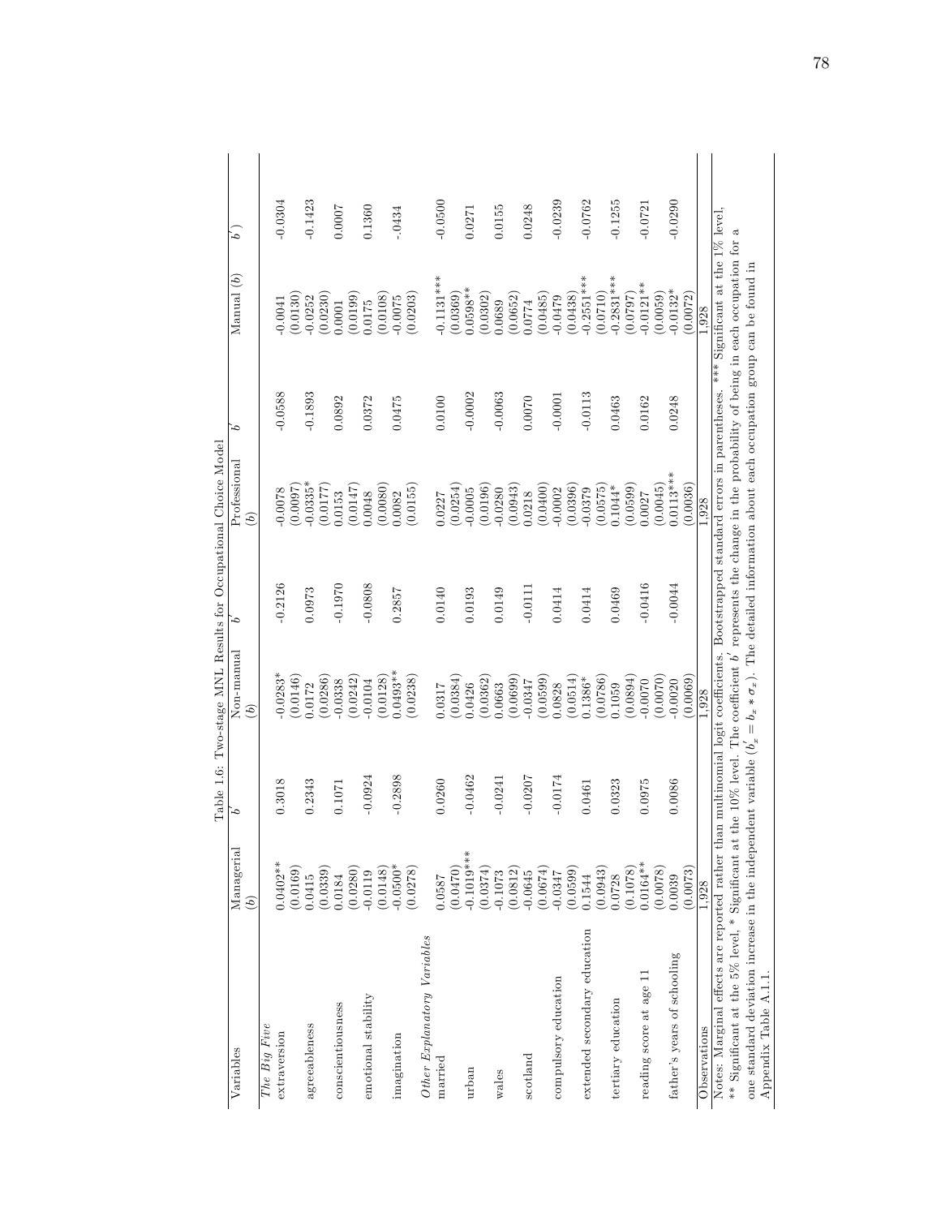Table 1.6: Two-stage MNL Results for Occupational Choice Model

| Variables | Managerial $(b)$ | $b'$ | Non-manual $(b)$ | $b'$ | Professional $(b)$ | $b'$ | Manual $(b)$ | $b'$ |
|---|---|---|---|---|---|---|---|---|
| *The Big Five* | | | | | | | | |
| extraversion | 0.0402** | 0.3018 | -0.0283* | -0.2126 | -0.0078 | -0.0588 | -0.0041 | -0.0304 |
| | (0.0169) | | (0.0146) | | (0.0097) | | (0.0130) | |
| agreeableness | 0.0415 | 0.2343 | 0.0172 | 0.0973 | -0.0335* | -0.1893 | -0.0252 | -0.1423 |
| | (0.0339) | | (0.0286) | | (0.0177) | | (0.0230) | |
| conscientiousness | 0.0184 | 0.1071 | -0.0338 | -0.1970 | 0.0153 | 0.0892 | 0.0001 | 0.0007 |
| | (0.0280) | | (0.0242) | | (0.0147) | | (0.0199) | |
| emotional stability | -0.0119 | -0.0924 | -0.0104 | -0.0808 | 0.0048 | 0.0372 | 0.0175 | 0.1360 |
| | (0.0148) | | (0.0128) | | (0.0080) | | (0.0108) | |
| imagination | -0.0500* | -0.2898 | 0.0493** | 0.2857 | 0.0082 | 0.0475 | -0.0075 | -.0434 |
| | (0.0278) | | (0.0238) | | (0.0155) | | (0.0203) | |
| *Other Explanatory Variables* | | | | | | | | |
| married | 0.0587 | 0.0260 | 0.0317 | 0.0140 | 0.0227 | 0.0100 | -0.1131*** | -0.0500 |
| | (0.0470) | | (0.0384) | | (0.0254) | | (0.0369) | |
| urban | -0.1019*** | -0.0462 | 0.0426 | 0.0193 | -0.0005 | -0.0002 | 0.0598** | 0.0271 |
| | (0.0374) | | (0.0362) | | (0.0196) | | (0.0302) | |
| wales | -0.1073 | -0.0241 | 0.0663 | 0.0149 | -0.0280 | -0.0063 | 0.0689 | 0.0155 |
| | (0.0812) | | (0.0699) | | (0.0943) | | (0.0652) | |
| scotland | -0.0645 | -0.0207 | -0.0347 | -0.0111 | 0.0218 | 0.0070 | 0.0774 | 0.0248 |
| | (0.0674) | | (0.0599) | | (0.0400) | | (0.0485) | |
| compulsory education | -0.0347 | -0.0174 | 0.0828 | 0.0414 | -0.0002 | -0.0001 | -0.0479 | -0.0239 |
| | (0.0599) | | (0.0514) | | (0.0396) | | (0.0438) | |
| extended secondary education | 0.1544 | 0.0461 | 0.1386* | 0.0414 | -0.0379 | -0.0113 | -0.2551*** | -0.0762 |
| | (0.0943) | | (0.0786) | | (0.0575) | | (0.0710) | |
| tertiary education | 0.0728 | 0.0323 | 0.1059 | 0.0469 | 0.1044* | 0.0463 | -0.2831*** | -0.1255 |
| | (0.1078) | | (0.0894) | | (0.0599) | | (0.0797) | |
| reading score at age 11 | 0.0164** | 0.0975 | -0.0070 | -0.0416 | 0.0027 | 0.0162 | -0.0121** | -0.0721 |
| | (0.0078) | | (0.0070) | | (0.0045) | | (0.0059) | |
| father's years of schooling | 0.0039 | 0.0086 | -0.0020 | -0.0044 | 0.0113*** | 0.0248 | -0.0132* | -0.0290 |
| | (0.0073) | | (0.0069) | | (0.0036) | | (0.0072) | |
| Observations | 1,928 | | 1,928 | | 1,928 | | 1,928 | |

Notes: Marginal effects are reported rather than multinomial logit coefficients. Bootstrapped standard errors in parentheses. *** Significant at the 1% level, ** Significant at the 5% level, * Significant at the 10% level. The coefficient $b'$ represents the change in the probability of being in each occupation for a one standard deviation increase in the independent variable ($b'_x = b_x * \sigma_x$). The detailed information about each occupation group can be found in Appendix Table A.1.1.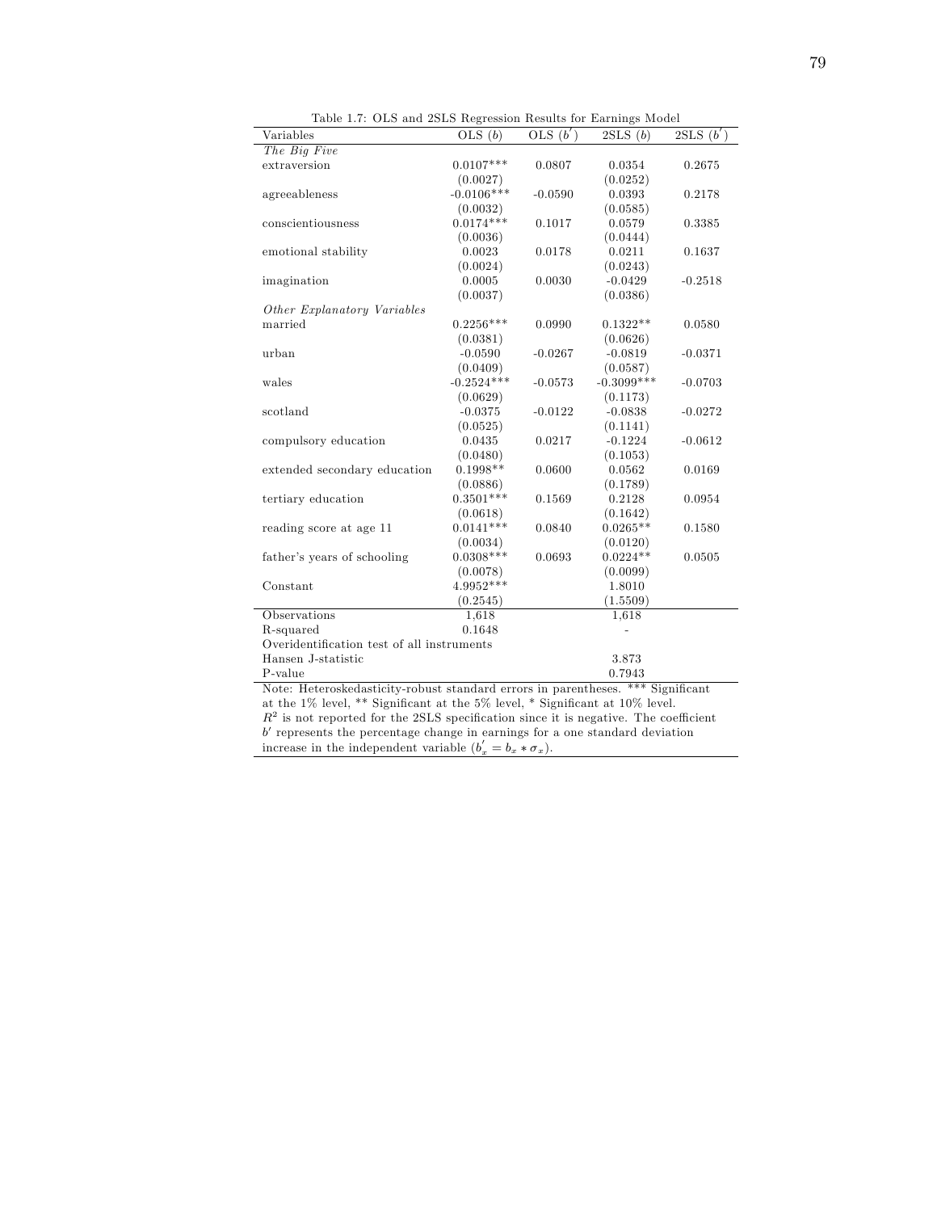Table 1.7: OLS and 2SLS Regression Results for Earnings Model

| Variables | OLS ($b$) | OLS ($b'$) | 2SLS ($b$) | 2SLS ($b'$) |
|---|---|---|---|---|
| *The Big Five* | | | | |
| extraversion | 0.0107*** | 0.0807 | 0.0354 | 0.2675 |
| | (0.0027) | | (0.0252) | |
| agreeableness | -0.0106*** | -0.0590 | 0.0393 | 0.2178 |
| | (0.0032) | | (0.0585) | |
| conscientiousness | 0.0174*** | 0.1017 | 0.0579 | 0.3385 |
| | (0.0036) | | (0.0444) | |
| emotional stability | 0.0023 | 0.0178 | 0.0211 | 0.1637 |
| | (0.0024) | | (0.0243) | |
| imagination | 0.0005 | 0.0030 | -0.0429 | -0.2518 |
| | (0.0037) | | (0.0386) | |
| *Other Explanatory Variables* | | | | |
| married | 0.2256*** | 0.0990 | 0.1322** | 0.0580 |
| | (0.0381) | | (0.0626) | |
| urban | -0.0590 | -0.0267 | -0.0819 | -0.0371 |
| | (0.0409) | | (0.0587) | |
| wales | -0.2524*** | -0.0573 | -0.3099*** | -0.0703 |
| | (0.0629) | | (0.1173) | |
| scotland | -0.0375 | -0.0122 | -0.0838 | -0.0272 |
| | (0.0525) | | (0.1141) | |
| compulsory education | 0.0435 | 0.0217 | -0.1224 | -0.0612 |
| | (0.0480) | | (0.1053) | |
| extended secondary education | 0.1998** | 0.0600 | 0.0562 | 0.0169 |
| | (0.0886) | | (0.1789) | |
| tertiary education | 0.3501*** | 0.1569 | 0.2128 | 0.0954 |
| | (0.0618) | | (0.1642) | |
| reading score at age 11 | 0.0141*** | 0.0840 | 0.0265** | 0.1580 |
| | (0.0034) | | (0.0120) | |
| father's years of schooling | 0.0308*** | 0.0693 | 0.0224** | 0.0505 |
| | (0.0078) | | (0.0099) | |
| Constant | 4.9952*** | | 1.8010 | |
| | (0.2545) | | (1.5509) | |
| Observations | 1,618 | | 1,618 | |
| R-squared | 0.1648 | | - | |
| Overidentification test of all instruments | | | | |
| Hansen J-statistic | | | 3.873 | |
| P-value | | | 0.7943 | |

Note: Heteroskedasticity-robust standard errors in parentheses. *** Significant at the 1% level, ** Significant at the 5% level, * Significant at 10% level. $R^2$ is not reported for the 2SLS specification since it is negative. The coefficient $b'$ represents the percentage change in earnings for a one standard deviation increase in the independent variable ($b_x^{'} = b_x * \sigma_x$).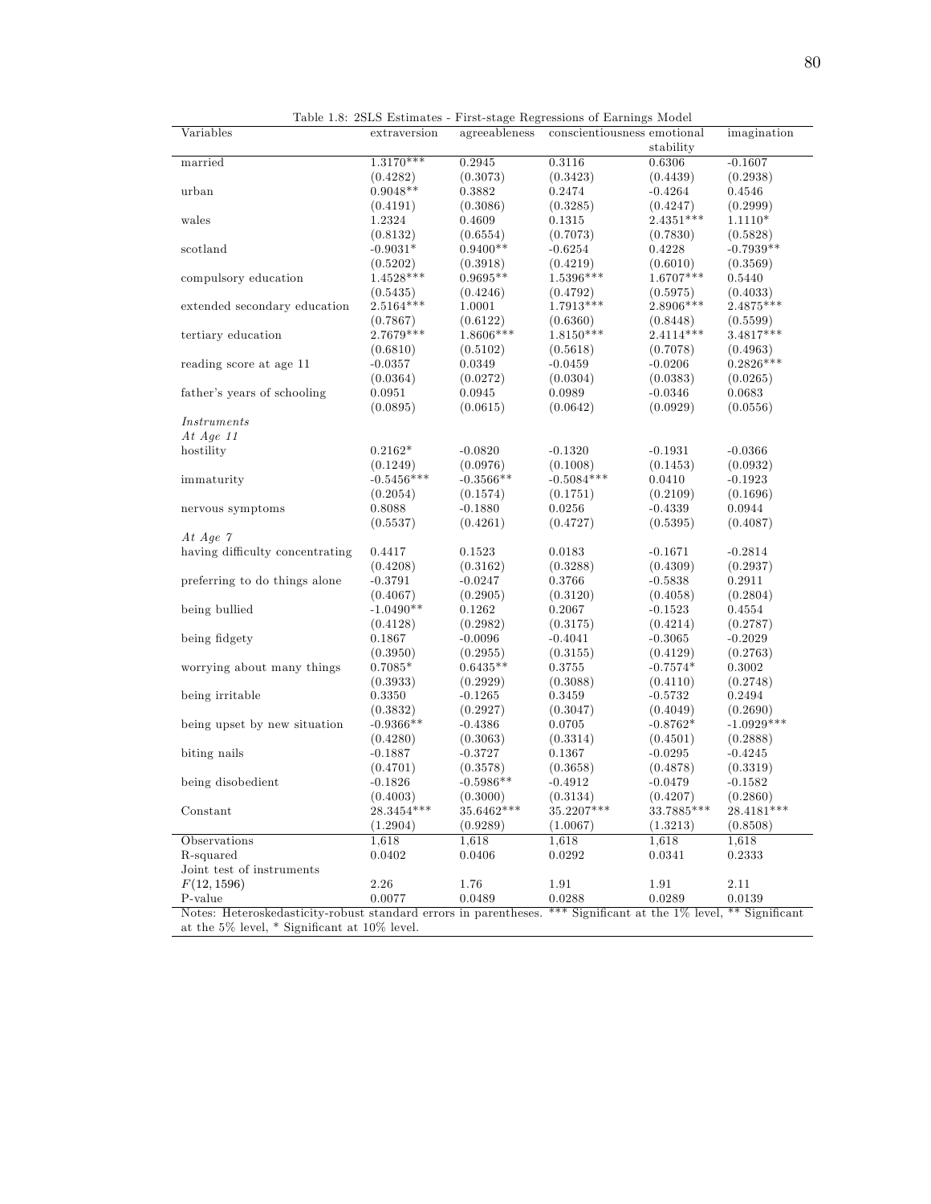Table 1.8: 2SLS Estimates - First-stage Regressions of Earnings Model

| Variables | extraversion | agreeableness | conscientiousness | emotional stability | imagination |
|---|---|---|---|---|---|
| married | 1.3170*** | 0.2945 | 0.3116 | 0.6306 | -0.1607 |
| | (0.4282) | (0.3073) | (0.3423) | (0.4439) | (0.2938) |
| urban | 0.9048** | 0.3882 | 0.2474 | -0.4264 | 0.4546 |
| | (0.4191) | (0.3086) | (0.3285) | (0.4247) | (0.2999) |
| wales | 1.2324 | 0.4609 | 0.1315 | 2.4351*** | 1.1110* |
| | (0.8132) | (0.6554) | (0.7073) | (0.7830) | (0.5828) |
| scotland | -0.9031* | 0.9400** | -0.6254 | 0.4228 | -0.7939** |
| | (0.5202) | (0.3918) | (0.4219) | (0.6010) | (0.3569) |
| compulsory education | 1.4528*** | 0.9695** | 1.5396*** | 1.6707*** | 0.5440 |
| | (0.5435) | (0.4246) | (0.4792) | (0.5975) | (0.4033) |
| extended secondary education | 2.5164*** | 1.0001 | 1.7913*** | 2.8906*** | 2.4875*** |
| | (0.7867) | (0.6122) | (0.6360) | (0.8448) | (0.5599) |
| tertiary education | 2.7679*** | 1.8606*** | 1.8150*** | 2.4114*** | 3.4817*** |
| | (0.6810) | (0.5102) | (0.5618) | (0.7078) | (0.4963) |
| reading score at age 11 | -0.0357 | 0.0349 | -0.0459 | -0.0206 | 0.2826*** |
| | (0.0364) | (0.0272) | (0.0304) | (0.0383) | (0.0265) |
| father's years of schooling | 0.0951 | 0.0945 | 0.0989 | -0.0346 | 0.0683 |
| | (0.0895) | (0.0615) | (0.0642) | (0.0929) | (0.0556) |
| *Instruments* | | | | | |
| *At Age 11* | | | | | |
| hostility | 0.2162* | -0.0820 | -0.1320 | -0.1931 | -0.0366 |
| | (0.1249) | (0.0976) | (0.1008) | (0.1453) | (0.0932) |
| immaturity | -0.5456*** | -0.3566** | -0.5084*** | 0.0410 | -0.1923 |
| | (0.2054) | (0.1574) | (0.1751) | (0.2109) | (0.1696) |
| nervous symptoms | 0.8088 | -0.1880 | 0.0256 | -0.4339 | 0.0944 |
| | (0.5537) | (0.4261) | (0.4727) | (0.5395) | (0.4087) |
| *At Age 7* | | | | | |
| having difficulty concentrating | 0.4417 | 0.1523 | 0.0183 | -0.1671 | -0.2814 |
| | (0.4208) | (0.3162) | (0.3288) | (0.4309) | (0.2937) |
| preferring to do things alone | -0.3791 | -0.0247 | 0.3766 | -0.5838 | 0.2911 |
| | (0.4067) | (0.2905) | (0.3120) | (0.4058) | (0.2804) |
| being bullied | -1.0490** | 0.1262 | 0.2067 | -0.1523 | 0.4554 |
| | (0.4128) | (0.2982) | (0.3175) | (0.4214) | (0.2787) |
| being fidgety | 0.1867 | -0.0096 | -0.4041 | -0.3065 | -0.2029 |
| | (0.3950) | (0.2955) | (0.3155) | (0.4129) | (0.2763) |
| worrying about many things | 0.7085* | 0.6435** | 0.3755 | -0.7574* | 0.3002 |
| | (0.3933) | (0.2929) | (0.3088) | (0.4110) | (0.2748) |
| being irritable | 0.3350 | -0.1265 | 0.3459 | -0.5732 | 0.2494 |
| | (0.3832) | (0.2927) | (0.3047) | (0.4049) | (0.2690) |
| being upset by new situation | -0.9366** | -0.4386 | 0.0705 | -0.8762* | -1.0929*** |
| | (0.4280) | (0.3063) | (0.3314) | (0.4501) | (0.2888) |
| biting nails | -0.1887 | -0.3727 | 0.1367 | -0.0295 | -0.4245 |
| | (0.4701) | (0.3578) | (0.3658) | (0.4878) | (0.3319) |
| being disobedient | -0.1826 | -0.5986** | -0.4912 | -0.0479 | -0.1582 |
| | (0.4003) | (0.3000) | (0.3134) | (0.4207) | (0.2860) |
| Constant | 28.3454*** | 35.6462*** | 35.2207*** | 33.7885*** | 28.4181*** |
| | (1.2904) | (0.9289) | (1.0067) | (1.3213) | (0.8508) |
| Observations | 1,618 | 1,618 | 1,618 | 1,618 | 1,618 |
| R-squared | 0.0402 | 0.0406 | 0.0292 | 0.0341 | 0.2333 |
| Joint test of instruments | | | | | |
| $F(12, 1596)$ | 2.26 | 1.76 | 1.91 | 1.91 | 2.11 |
| P-value | 0.0077 | 0.0489 | 0.0288 | 0.0289 | 0.0139 |

Notes: Heteroskedasticity-robust standard errors in parentheses. *** Significant at the 1% level, ** Significant at the 5% level, * Significant at 10% level.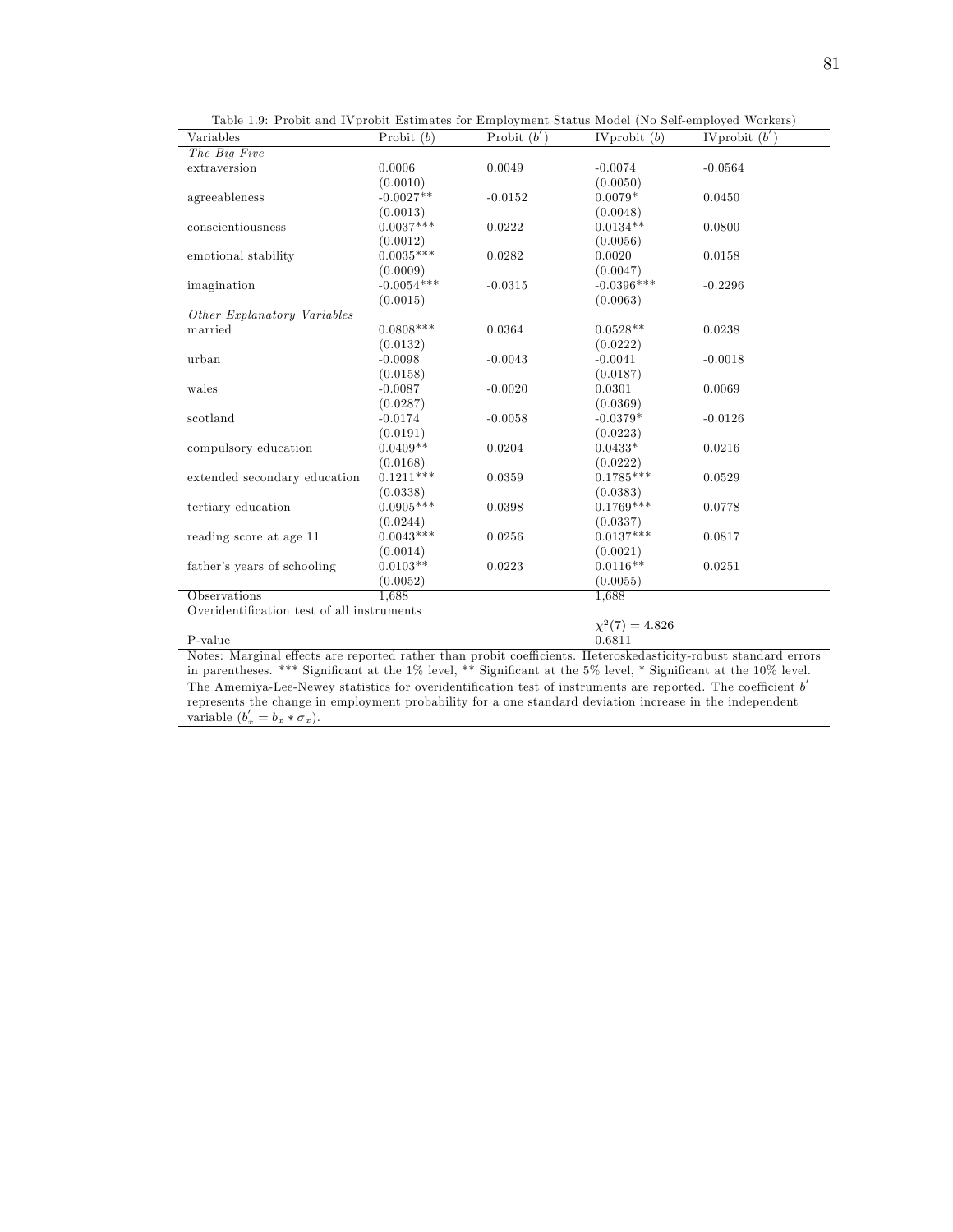Table 1.9: Probit and IVprobit Estimates for Employment Status Model (No Self-employed Workers)

| Variables | Probit ($b$) | Probit ($b'$) | IVprobit ($b$) | IVprobit ($b'$) |
|---|---|---|---|---|
| *The Big Five* | | | | |
| extraversion | 0.0006 | 0.0049 | -0.0074 | -0.0564 |
| | (0.0010) | | (0.0050) | |
| agreeableness | -0.0027** | -0.0152 | 0.0079* | 0.0450 |
| | (0.0013) | | (0.0048) | |
| conscientiousness | 0.0037*** | 0.0222 | 0.0134** | 0.0800 |
| | (0.0012) | | (0.0056) | |
| emotional stability | 0.0035*** | 0.0282 | 0.0020 | 0.0158 |
| | (0.0009) | | (0.0047) | |
| imagination | -0.0054*** | -0.0315 | -0.0396*** | -0.2296 |
| | (0.0015) | | (0.0063) | |
| *Other Explanatory Variables* | | | | |
| married | 0.0808*** | 0.0364 | 0.0528** | 0.0238 |
| | (0.0132) | | (0.0222) | |
| urban | -0.0098 | -0.0043 | -0.0041 | -0.0018 |
| | (0.0158) | | (0.0187) | |
| wales | -0.0087 | -0.0020 | 0.0301 | 0.0069 |
| | (0.0287) | | (0.0369) | |
| scotland | -0.0174 | -0.0058 | -0.0379* | -0.0126 |
| | (0.0191) | | (0.0223) | |
| compulsory education | 0.0409** | 0.0204 | 0.0433* | 0.0216 |
| | (0.0168) | | (0.0222) | |
| extended secondary education | 0.1211*** | 0.0359 | 0.1785*** | 0.0529 |
| | (0.0338) | | (0.0383) | |
| tertiary education | 0.0905*** | 0.0398 | 0.1769*** | 0.0778 |
| | (0.0244) | | (0.0337) | |
| reading score at age 11 | 0.0043*** | 0.0256 | 0.0137*** | 0.0817 |
| | (0.0014) | | (0.0021) | |
| father's years of schooling | 0.0103** | 0.0223 | 0.0116** | 0.0251 |
| | (0.0052) | | (0.0055) | |
| Observations | 1,688 | | 1,688 | |
| Overidentification test of all instruments | | | | |
| | | | $\chi^2(7) = 4.826$ | |
| P-value | | | 0.6811 | |

Notes: Marginal effects are reported rather than probit coefficients. Heteroskedasticity-robust standard errors in parentheses. *** Significant at the 1% level, ** Significant at the 5% level, * Significant at the 10% level. The Amemiya-Lee-Newey statistics for overidentification test of instruments are reported. The coefficient $b'$ represents the change in employment probability for a one standard deviation increase in the independent variable ($b'_x = b_x * \sigma_x$).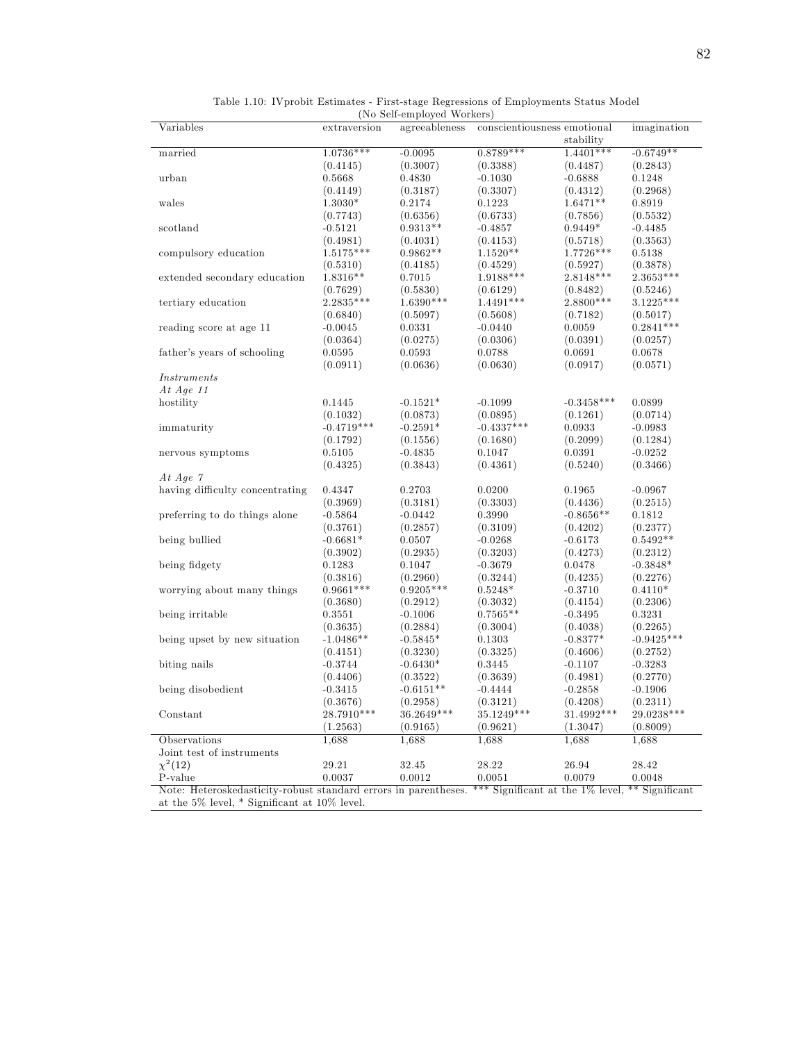Table 1.10: IVprobit Estimates - First-stage Regressions of Employments Status Model (No Self-employed Workers)

| Variables | extraversion | agreeableness | conscientiousness | emotional stability | imagination |
|---|---|---|---|---|---|
| married | 1.0736*** | -0.0095 | 0.8789*** | 1.4401*** | -0.6749** |
| | (0.4145) | (0.3007) | (0.3388) | (0.4487) | (0.2843) |
| urban | 0.5668 | 0.4830 | -0.1030 | -0.6888 | 0.1248 |
| | (0.4149) | (0.3187) | (0.3307) | (0.4312) | (0.2968) |
| wales | 1.3030* | 0.2174 | 0.1223 | 1.6471** | 0.8919 |
| | (0.7743) | (0.6356) | (0.6733) | (0.7856) | (0.5532) |
| scotland | -0.5121 | 0.9313** | -0.4857 | 0.9449* | -0.4485 |
| | (0.4981) | (0.4031) | (0.4153) | (0.5718) | (0.3563) |
| compulsory education | 1.5175*** | 0.9862** | 1.1520** | 1.7726*** | 0.5138 |
| | (0.5310) | (0.4185) | (0.4529) | (0.5927) | (0.3878) |
| extended secondary education | 1.8316** | 0.7015 | 1.9188*** | 2.8148*** | 2.3653*** |
| | (0.7629) | (0.5830) | (0.6129) | (0.8482) | (0.5246) |
| tertiary education | 2.2835*** | 1.6390*** | 1.4491*** | 2.8800*** | 3.1225*** |
| | (0.6840) | (0.5097) | (0.5608) | (0.7182) | (0.5017) |
| reading score at age 11 | -0.0045 | 0.0331 | -0.0440 | 0.0059 | 0.2841*** |
| | (0.0364) | (0.0275) | (0.0306) | (0.0391) | (0.0257) |
| father's years of schooling | 0.0595 | 0.0593 | 0.0788 | 0.0691 | 0.0678 |
| | (0.0911) | (0.0636) | (0.0630) | (0.0917) | (0.0571) |
| *Instruments* | | | | | |
| *At Age 11* | | | | | |
| hostility | 0.1445 | -0.1521* | -0.1099 | -0.3458*** | 0.0899 |
| | (0.1032) | (0.0873) | (0.0895) | (0.1261) | (0.0714) |
| immaturity | -0.4719*** | -0.2591* | -0.4337*** | 0.0933 | -0.0983 |
| | (0.1792) | (0.1556) | (0.1680) | (0.2099) | (0.1284) |
| nervous symptoms | 0.5105 | -0.4835 | 0.1047 | 0.0391 | -0.0252 |
| | (0.4325) | (0.3843) | (0.4361) | (0.5240) | (0.3466) |
| *At Age 7* | | | | | |
| having difficulty concentrating | 0.4347 | 0.2703 | 0.0200 | 0.1965 | -0.0967 |
| | (0.3969) | (0.3181) | (0.3303) | (0.4436) | (0.2515) |
| preferring to do things alone | -0.5864 | -0.0442 | 0.3990 | -0.8656** | 0.1812 |
| | (0.3761) | (0.2857) | (0.3109) | (0.4202) | (0.2377) |
| being bullied | -0.6681* | 0.0507 | -0.0268 | -0.6173 | 0.5492** |
| | (0.3902) | (0.2935) | (0.3203) | (0.4273) | (0.2312) |
| being fidgety | 0.1283 | 0.1047 | -0.3679 | 0.0478 | -0.3848* |
| | (0.3816) | (0.2960) | (0.3244) | (0.4235) | (0.2276) |
| worrying about many things | 0.9661*** | 0.9205*** | 0.5248* | -0.3710 | 0.4110* |
| | (0.3680) | (0.2912) | (0.3032) | (0.4154) | (0.2306) |
| being irritable | 0.3551 | -0.1006 | 0.7565** | -0.3495 | 0.3231 |
| | (0.3635) | (0.2884) | (0.3004) | (0.4038) | (0.2265) |
| being upset by new situation | -1.0486** | -0.5845* | 0.1303 | -0.8377* | -0.9425*** |
| | (0.4151) | (0.3230) | (0.3325) | (0.4606) | (0.2752) |
| biting nails | -0.3744 | -0.6430* | 0.3445 | -0.1107 | -0.3283 |
| | (0.4406) | (0.3522) | (0.3639) | (0.4981) | (0.2770) |
| being disobedient | -0.3415 | -0.6151** | -0.4444 | -0.2858 | -0.1906 |
| | (0.3676) | (0.2958) | (0.3121) | (0.4208) | (0.2311) |
| Constant | 28.7910*** | 36.2649*** | 35.1249*** | 31.4992*** | 29.0238*** |
| | (1.2563) | (0.9165) | (0.9621) | (1.3047) | (0.8009) |
| Observations | 1,688 | 1,688 | 1,688 | 1,688 | 1,688 |
| Joint test of instruments | | | | | |
| $\chi^2(12)$ | 29.21 | 32.45 | 28.22 | 26.94 | 28.42 |
| P-value | 0.0037 | 0.0012 | 0.0051 | 0.0079 | 0.0048 |

Note: Heteroskedasticity-robust standard errors in parentheses. *** Significant at the 1% level, ** Significant at the 5% level, * Significant at 10% level.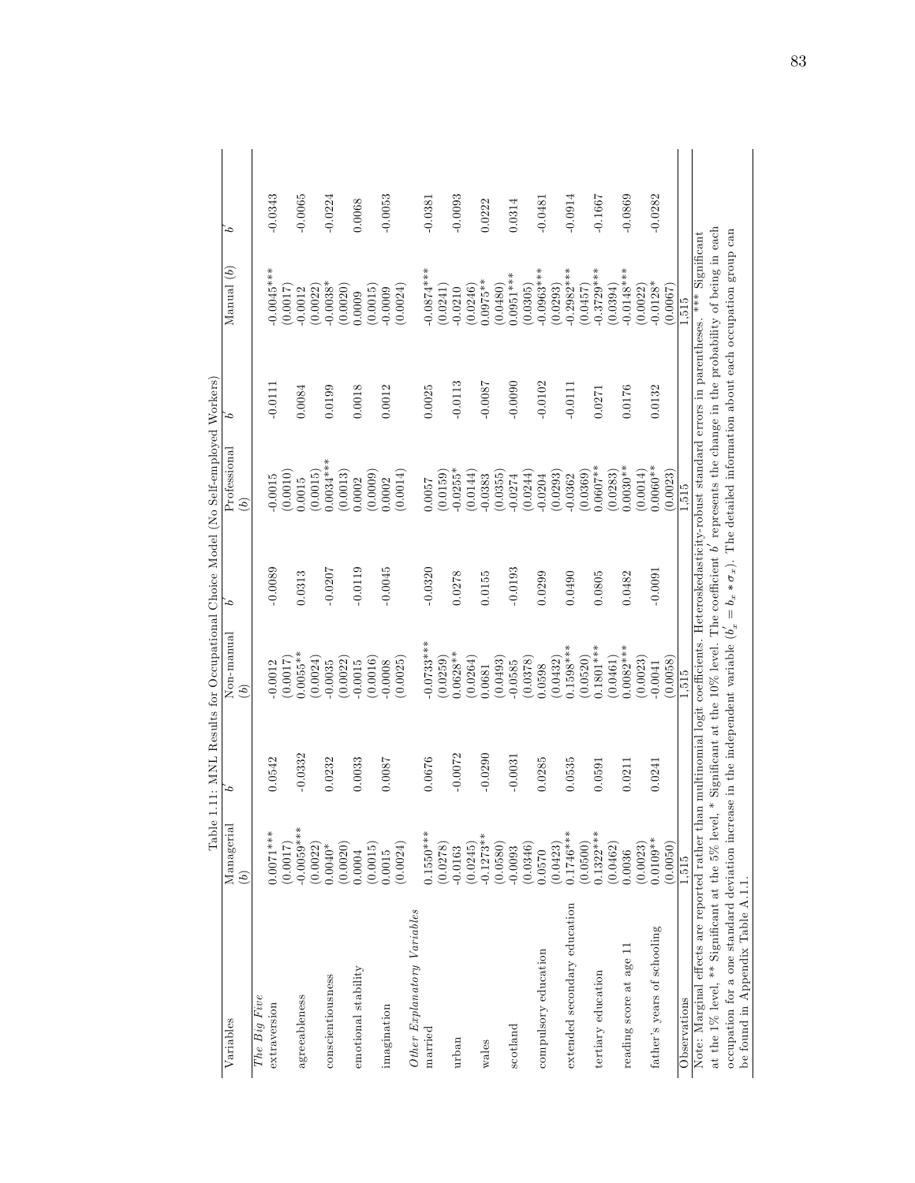Table 1.11: MNL Results for Occupational Choice Model (No Self-employed Workers)

| Variables | Managerial ($b$) | $b'$ | Non-manual ($b$) | $b'$ | Professional ($b$) | $b'$ | Manual ($b$) | $b'$ |
|---|---|---|---|---|---|---|---|---|
| *The Big Five* | | | | | | | | |
| extraversion | 0.0071*** | 0.0542 | -0.0012 | -0.0089 | -0.0015 | -0.0111 | -0.0045*** | -0.0343 |
| | (0.0017) | | (0.0017) | | (0.0010) | | (0.0017) | |
| agreeableness | -0.0059*** | -0.0332 | 0.0055** | 0.0313 | 0.0015 | 0.0084 | -0.0012 | -0.0065 |
| | (0.0022) | | (0.0024) | | (0.0015) | | (0.0022) | |
| conscientiousness | 0.0040* | 0.0232 | -0.0035 | -0.0207 | 0.0034*** | 0.0199 | -0.0038* | -0.0224 |
| | (0.0020) | | (0.0022) | | (0.0013) | | (0.0020) | |
| emotional stability | 0.0004 | 0.0033 | -0.0015 | -0.0119 | 0.0002 | 0.0018 | 0.0009 | 0.0068 |
| | (0.0015) | | (0.0016) | | (0.0009) | | (0.0015) | |
| imagination | 0.0015 | 0.0087 | -0.0008 | -0.0045 | 0.0002 | 0.0012 | -0.0009 | -0.0053 |
| | (0.0024) | | (0.0025) | | (0.0014) | | (0.0024) | |
| *Other Explanatory Variables* | | | | | | | | |
| married | 0.1550*** | 0.0676 | -0.0733*** | -0.0320 | 0.0057 | 0.0025 | -0.0874*** | -0.0381 |
| | (0.0278) | | (0.0259) | | (0.0159) | | (0.0241) | |
| urban | -0.0163 | -0.0072 | 0.0628** | 0.0278 | -0.0255* | -0.0113 | -0.0210 | -0.0093 |
| | (0.0245) | | (0.0264) | | (0.0144) | | (0.0246) | |
| wales | -0.1273** | -0.0290 | 0.0681 | 0.0155 | -0.0383 | -0.0087 | 0.0975** | 0.0222 |
| | (0.0580) | | (0.0493) | | (0.0355) | | (0.0480) | |
| scotland | -0.0093 | -0.0031 | -0.0585 | -0.0193 | -0.0274 | -0.0090 | 0.0951*** | 0.0314 |
| | (0.0346) | | (0.0378) | | (0.0244) | | (0.0305) | |
| compulsory education | 0.0570 | 0.0285 | 0.0598 | 0.0299 | -0.0204 | -0.0102 | -0.0963*** | -0.0481 |
| | (0.0423) | | (0.0432) | | (0.0293) | | (0.0293) | |
| extended secondary education | 0.1746*** | 0.0535 | 0.1598*** | 0.0490 | -0.0362 | -0.0111 | -0.2982*** | -0.0914 |
| | (0.0500) | | (0.0520) | | (0.0369) | | (0.0457) | |
| tertiary education | 0.1322*** | 0.0591 | 0.1801*** | 0.0805 | 0.0607** | 0.0271 | -0.3729*** | -0.1667 |
| | (0.0462) | | (0.0461) | | (0.0283) | | (0.0394) | |
| reading score at age 11 | 0.0036 | 0.0211 | 0.0082*** | 0.0482 | 0.0030** | 0.0176 | -0.0148*** | -0.0869 |
| | (0.0023) | | (0.0023) | | (0.0014) | | (0.0022) | |
| father's years of schooling | 0.0109** | 0.0241 | -0.0041 | -0.0091 | 0.0060** | 0.0132 | -0.0128* | -0.0282 |
| | (0.0050) | | (0.0058) | | (0.0023) | | (0.0067) | |
| Observations | 1,515 | | 1,515 | | 1,515 | | 1,515 | |

Note: Marginal effects are reported rather than multinomial logit coefficients. Heteroskedasticity-robust standard errors in parentheses. *** Significant at the 1% level, ** Significant at the 5% level, * Significant at the 10% level. The coefficient $b'$ represents the change in the probability of being in each occupation for a one standard deviation increase in the independent variable ($b'_x = b_x * \sigma_x$). The detailed information about each occupation group can be found in Appendix Table A.1.1.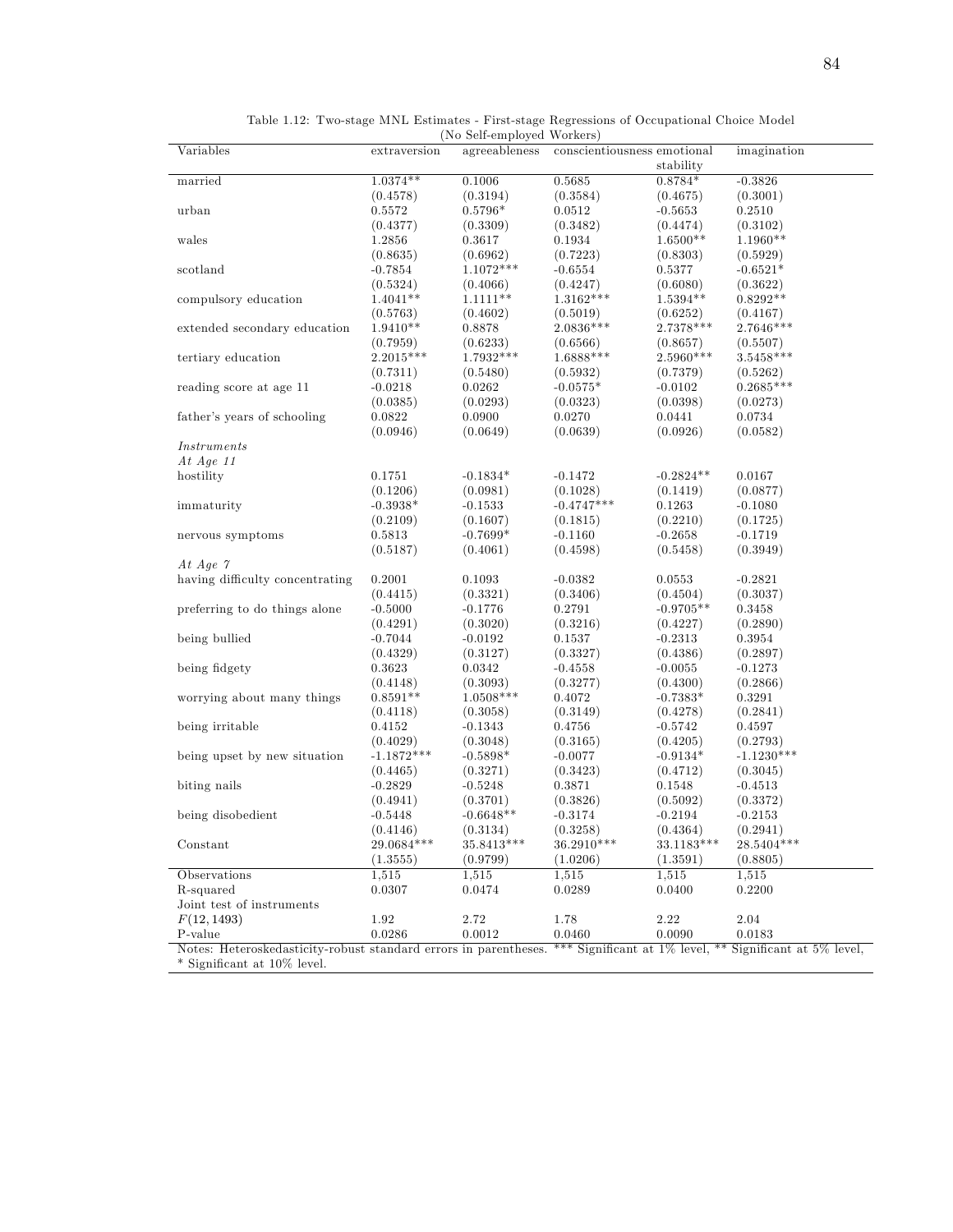Table 1.12: Two-stage MNL Estimates - First-stage Regressions of Occupational Choice Model (No Self-employed Workers)

| Variables | extraversion | agreeableness | conscientiousness | emotional stability | imagination |
|---|---|---|---|---|---|
| married | 1.0374** | 0.1006 | 0.5685 | 0.8784* | -0.3826 |
| | (0.4578) | (0.3194) | (0.3584) | (0.4675) | (0.3001) |
| urban | 0.5572 | 0.5796* | 0.0512 | -0.5653 | 0.2510 |
| | (0.4377) | (0.3309) | (0.3482) | (0.4474) | (0.3102) |
| wales | 1.2856 | 0.3617 | 0.1934 | 1.6500** | 1.1960** |
| | (0.8635) | (0.6962) | (0.7223) | (0.8303) | (0.5929) |
| scotland | -0.7854 | 1.1072*** | -0.6554 | 0.5377 | -0.6521* |
| | (0.5324) | (0.4066) | (0.4247) | (0.6080) | (0.3622) |
| compulsory education | 1.4041** | 1.1111** | 1.3162*** | 1.5394** | 0.8292** |
| | (0.5763) | (0.4602) | (0.5019) | (0.6252) | (0.4167) |
| extended secondary education | 1.9410** | 0.8878 | 2.0836*** | 2.7378*** | 2.7646*** |
| | (0.7959) | (0.6233) | (0.6566) | (0.8657) | (0.5507) |
| tertiary education | 2.2015*** | 1.7932*** | 1.6888*** | 2.5960*** | 3.5458*** |
| | (0.7311) | (0.5480) | (0.5932) | (0.7379) | (0.5262) |
| reading score at age 11 | -0.0218 | 0.0262 | -0.0575* | -0.0102 | 0.2685*** |
| | (0.0385) | (0.0293) | (0.0323) | (0.0398) | (0.0273) |
| father's years of schooling | 0.0822 | 0.0900 | 0.0270 | 0.0441 | 0.0734 |
| | (0.0946) | (0.0649) | (0.0639) | (0.0926) | (0.0582) |
| *Instruments* | | | | | |
| *At Age 11* | | | | | |
| hostility | 0.1751 | -0.1834* | -0.1472 | -0.2824** | 0.0167 |
| | (0.1206) | (0.0981) | (0.1028) | (0.1419) | (0.0877) |
| immaturity | -0.3938* | -0.1533 | -0.4747*** | 0.1263 | -0.1080 |
| | (0.2109) | (0.1607) | (0.1815) | (0.2210) | (0.1725) |
| nervous symptoms | 0.5813 | -0.7699* | -0.1160 | -0.2658 | -0.1719 |
| | (0.5187) | (0.4061) | (0.4598) | (0.5458) | (0.3949) |
| *At Age 7* | | | | | |
| having difficulty concentrating | 0.2001 | 0.1093 | -0.0382 | 0.0553 | -0.2821 |
| | (0.4415) | (0.3321) | (0.3406) | (0.4504) | (0.3037) |
| preferring to do things alone | -0.5000 | -0.1776 | 0.2791 | -0.9705** | 0.3458 |
| | (0.4291) | (0.3020) | (0.3216) | (0.4227) | (0.2890) |
| being bullied | -0.7044 | -0.0192 | 0.1537 | -0.2313 | 0.3954 |
| | (0.4329) | (0.3127) | (0.3327) | (0.4386) | (0.2897) |
| being fidgety | 0.3623 | 0.0342 | -0.4558 | -0.0055 | -0.1273 |
| | (0.4148) | (0.3093) | (0.3277) | (0.4300) | (0.2866) |
| worrying about many things | 0.8591** | 1.0508*** | 0.4072 | -0.7383* | 0.3291 |
| | (0.4118) | (0.3058) | (0.3149) | (0.4278) | (0.2841) |
| being irritable | 0.4152 | -0.1343 | 0.4756 | -0.5742 | 0.4597 |
| | (0.4029) | (0.3048) | (0.3165) | (0.4205) | (0.2793) |
| being upset by new situation | -1.1872*** | -0.5898* | -0.0077 | -0.9134* | -1.1230*** |
| | (0.4465) | (0.3271) | (0.3423) | (0.4712) | (0.3045) |
| biting nails | -0.2829 | -0.5248 | 0.3871 | 0.1548 | -0.4513 |
| | (0.4941) | (0.3701) | (0.3826) | (0.5092) | (0.3372) |
| being disobedient | -0.5448 | -0.6648** | -0.3174 | -0.2194 | -0.2153 |
| | (0.4146) | (0.3134) | (0.3258) | (0.4364) | (0.2941) |
| Constant | 29.0684*** | 35.8413*** | 36.2910*** | 33.1183*** | 28.5404*** |
| | (1.3555) | (0.9799) | (1.0206) | (1.3591) | (0.8805) |
| Observations | 1,515 | 1,515 | 1,515 | 1,515 | 1,515 |
| R-squared | 0.0307 | 0.0474 | 0.0289 | 0.0400 | 0.2200 |
| Joint test of instruments | | | | | |
| $F(12, 1493)$ | 1.92 | 2.72 | 1.78 | 2.22 | 2.04 |
| P-value | 0.0286 | 0.0012 | 0.0460 | 0.0090 | 0.0183 |

Notes: Heteroskedasticity-robust standard errors in parentheses. *** Significant at 1% level, ** Significant at 5% level, * Significant at 10% level.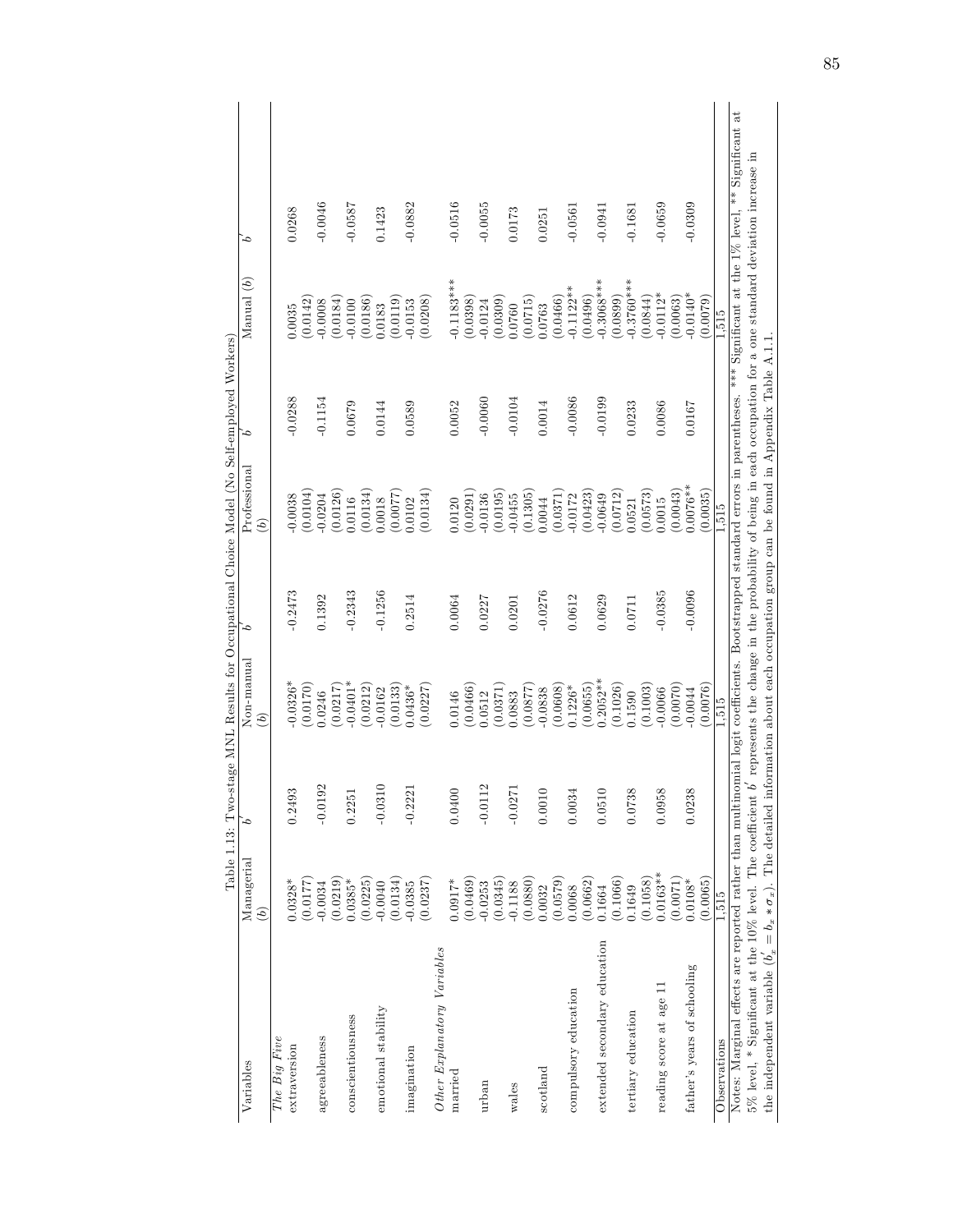Table 1.13: Two-stage MNL Results for Occupational Choice Model (No Self-employed Workers)

| Variables | Managerial ($b$) | $b'$ | Non-manual ($b$) | $b'$ | Professional ($b$) | $b'$ | Manual ($b$) | $b'$ |
|---|---|---|---|---|---|---|---|---|
| *The Big Five* | | | | | | | | |
| extraversion | 0.0328* | 0.2493 | -0.0326* | -0.2473 | -0.0038 | -0.0288 | 0.0035 | 0.0268 |
| | (0.0177) | | (0.0170) | | (0.0104) | | (0.0142) | |
| agreeableness | -0.0034 | -0.0192 | 0.0246 | 0.1392 | -0.0204 | -0.1154 | -0.0008 | -0.0046 |
| | (0.0219) | | (0.0217) | | (0.0126) | | (0.0184) | |
| conscientiousness | 0.0385* | 0.2251 | -0.0401* | -0.2343 | 0.0116 | 0.0679 | -0.0100 | -0.0587 |
| | (0.0225) | | (0.0212) | | (0.0134) | | (0.0186) | |
| emotional stability | -0.0040 | -0.0310 | -0.0162 | -0.1256 | 0.0018 | 0.0144 | 0.0183 | 0.1423 |
| | (0.0134) | | (0.0133) | | (0.0077) | | (0.0119) | |
| imagination | -0.0385 | -0.2221 | 0.0436* | 0.2514 | 0.0102 | 0.0589 | -0.0153 | -0.0882 |
| | (0.0237) | | (0.0227) | | (0.0134) | | (0.0208) | |
| *Other Explanatory Variables* | | | | | | | | |
| married | 0.0917* | 0.0400 | 0.0146 | 0.0064 | 0.0120 | 0.0052 | -0.1183*** | -0.0516 |
| | (0.0469) | | (0.0466) | | (0.0291) | | (0.0398) | |
| urban | -0.0253 | -0.0112 | 0.0512 | 0.0227 | -0.0136 | -0.0060 | -0.0124 | -0.0055 |
| | (0.0345) | | (0.0371) | | (0.0195) | | (0.0309) | |
| wales | -0.1188 | -0.0271 | 0.0883 | 0.0201 | -0.0455 | -0.0104 | 0.0760 | 0.0173 |
| | (0.0880) | | (0.0877) | | (0.1305) | | (0.0715) | |
| scotland | 0.0032 | 0.0010 | -0.0838 | -0.0276 | 0.0044 | 0.0014 | 0.0763 | 0.0251 |
| | (0.0579) | | (0.0608) | | (0.0371) | | (0.0466) | |
| compulsory education | 0.0068 | 0.0034 | 0.1226* | 0.0612 | -0.0172 | -0.0086 | -0.1122** | -0.0561 |
| | (0.0662) | | (0.0655) | | (0.0423) | | (0.0496) | |
| extended secondary education | 0.1664 | 0.0510 | 0.2052** | 0.0629 | -0.0649 | -0.0199 | -0.3068*** | -0.0941 |
| | (0.1066) | | (0.1026) | | (0.0712) | | (0.0899) | |
| tertiary education | 0.1649 | 0.0738 | 0.1590 | 0.0711 | 0.0521 | 0.0233 | -0.3760*** | -0.1681 |
| | (0.1058) | | (0.1003) | | (0.0573) | | (0.0844) | |
| reading score at age 11 | 0.0163** | 0.0958 | -0.0066 | -0.0385 | 0.0015 | 0.0086 | -0.0112* | -0.0659 |
| | (0.0071) | | (0.0070) | | (0.0043) | | (0.0063) | |
| father's years of schooling | 0.0108* | 0.0238 | -0.0044 | -0.0096 | 0.0076** | 0.0167 | -0.0140* | -0.0309 |
| | (0.0065) | | (0.0076) | | (0.0035) | | (0.0079) | |
| Observations | 1,515 | | 1,515 | | 1,515 | | 1,515 | |

Notes: Marginal effects are reported rather than multinomial logit coefficients. Bootstrapped standard errors in parentheses. *** Significant at the 1% level, ** Significant at 5% level, * Significant at the 10% level. The coefficient $b'$ represents the change in the probability of being in each occupation for a one standard deviation increase in the independent variable ($b'_x = b_x * \sigma_x$). The detailed information about each occupation group can be found in Appendix Table A.1.1.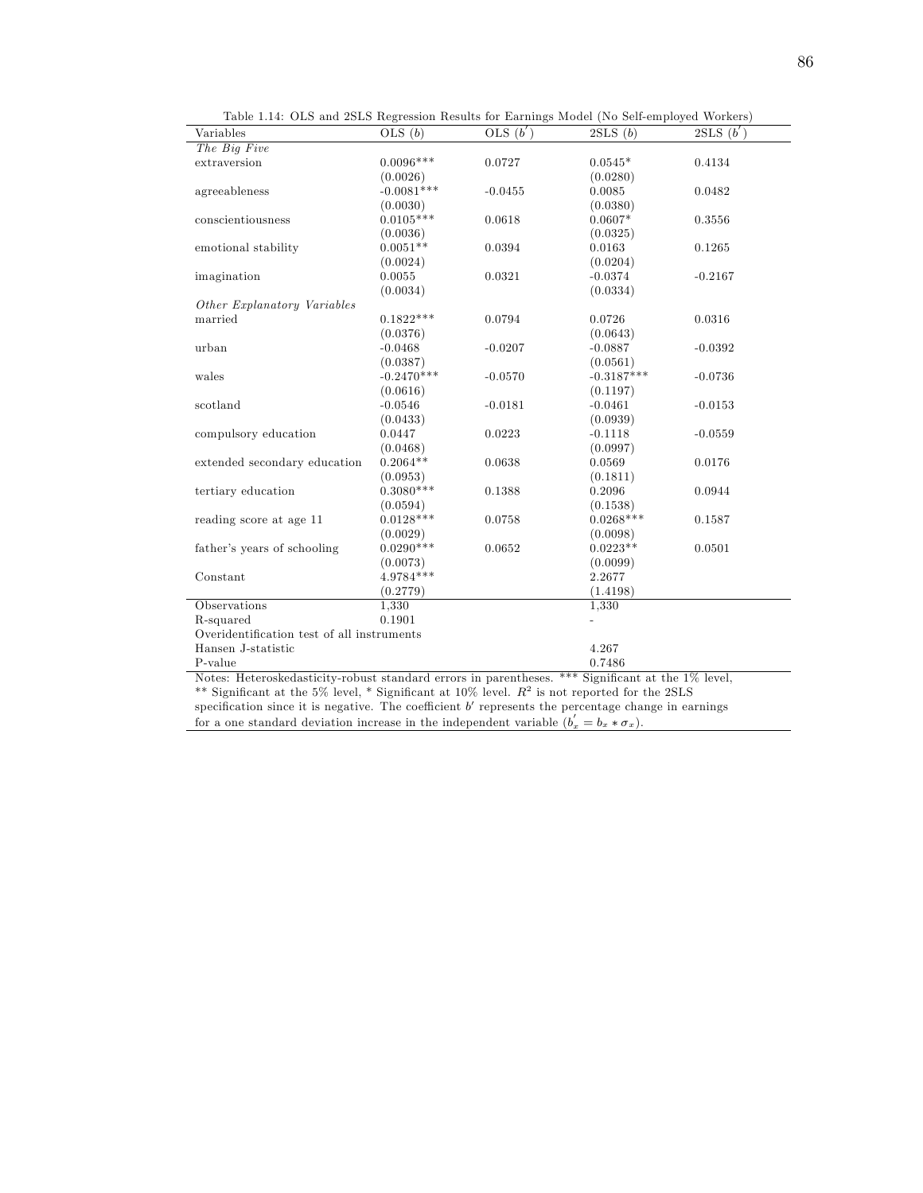Table 1.14: OLS and 2SLS Regression Results for Earnings Model (No Self-employed Workers)

| Variables | OLS ($b$) | OLS ($b'$) | 2SLS ($b$) | 2SLS ($b'$) |
|---|---|---|---|---|
| *The Big Five* | | | | |
| extraversion | 0.0096*** | 0.0727 | 0.0545* | 0.4134 |
| | (0.0026) | | (0.0280) | |
| agreeableness | -0.0081*** | -0.0455 | 0.0085 | 0.0482 |
| | (0.0030) | | (0.0380) | |
| conscientiousness | 0.0105*** | 0.0618 | 0.0607* | 0.3556 |
| | (0.0036) | | (0.0325) | |
| emotional stability | 0.0051** | 0.0394 | 0.0163 | 0.1265 |
| | (0.0024) | | (0.0204) | |
| imagination | 0.0055 | 0.0321 | -0.0374 | -0.2167 |
| | (0.0034) | | (0.0334) | |
| *Other Explanatory Variables* | | | | |
| married | 0.1822*** | 0.0794 | 0.0726 | 0.0316 |
| | (0.0376) | | (0.0643) | |
| urban | -0.0468 | -0.0207 | -0.0887 | -0.0392 |
| | (0.0387) | | (0.0561) | |
| wales | -0.2470*** | -0.0570 | -0.3187*** | -0.0736 |
| | (0.0616) | | (0.1197) | |
| scotland | -0.0546 | -0.0181 | -0.0461 | -0.0153 |
| | (0.0433) | | (0.0939) | |
| compulsory education | 0.0447 | 0.0223 | -0.1118 | -0.0559 |
| | (0.0468) | | (0.0997) | |
| extended secondary education | 0.2064** | 0.0638 | 0.0569 | 0.0176 |
| | (0.0953) | | (0.1811) | |
| tertiary education | 0.3080*** | 0.1388 | 0.2096 | 0.0944 |
| | (0.0594) | | (0.1538) | |
| reading score at age 11 | 0.0128*** | 0.0758 | 0.0268*** | 0.1587 |
| | (0.0029) | | (0.0098) | |
| father's years of schooling | 0.0290*** | 0.0652 | 0.0223** | 0.0501 |
| | (0.0073) | | (0.0099) | |
| Constant | 4.9784*** | | 2.2677 | |
| | (0.2779) | | (1.4198) | |
| Observations | 1,330 | | 1,330 | |
| R-squared | 0.1901 | | - | |
| Overidentification test of all instruments | | | | |
| Hansen J-statistic | | | 4.267 | |
| P-value | | | 0.7486 | |

Notes: Heteroskedasticity-robust standard errors in parentheses. *** Significant at the 1% level, ** Significant at the 5% level, * Significant at 10% level. $R^2$ is not reported for the 2SLS specification since it is negative. The coefficient $b'$ represents the percentage change in earnings for a one standard deviation increase in the independent variable ($b'_x = b_x * \sigma_x$).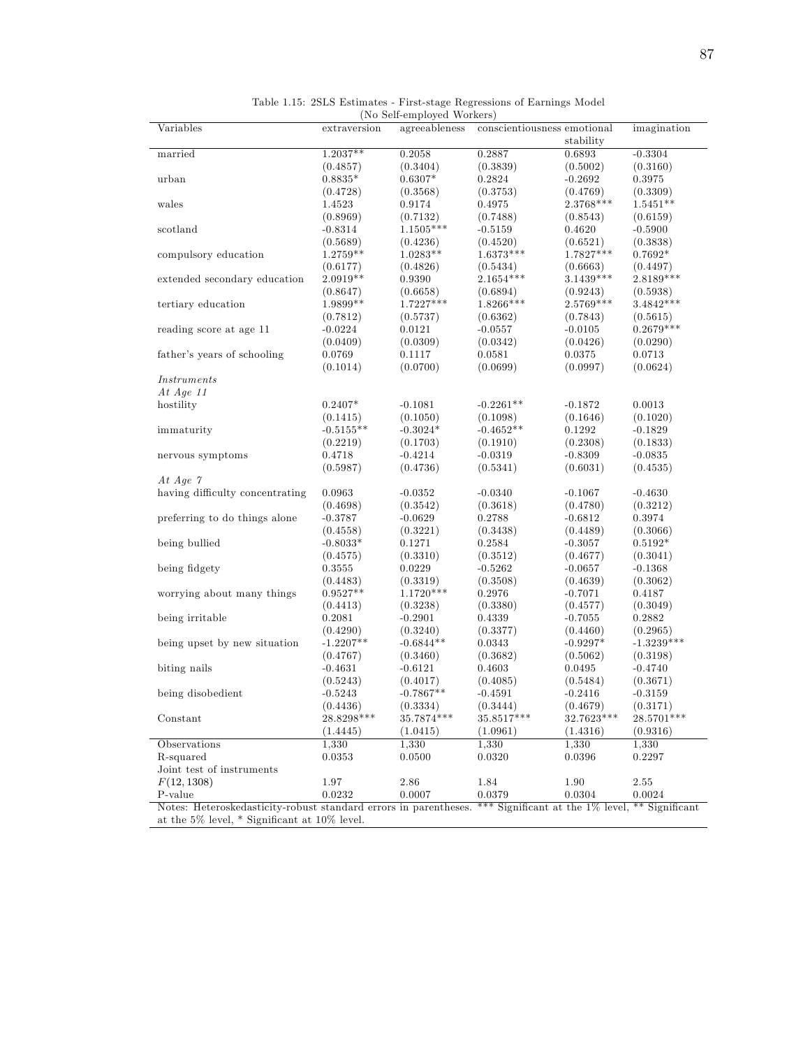Table 1.15: 2SLS Estimates - First-stage Regressions of Earnings Model (No Self-employed Workers)

| Variables | extraversion | agreeableness | conscientiousness | emotional stability | imagination |
|---|---|---|---|---|---|
| married | 1.2037** | 0.2058 | 0.2887 | 0.6893 | -0.3304 |
| | (0.4857) | (0.3404) | (0.3839) | (0.5002) | (0.3160) |
| urban | 0.8835* | 0.6307* | 0.2824 | -0.2692 | 0.3975 |
| | (0.4728) | (0.3568) | (0.3753) | (0.4769) | (0.3309) |
| wales | 1.4523 | 0.9174 | 0.4975 | 2.3768*** | 1.5451** |
| | (0.8969) | (0.7132) | (0.7488) | (0.8543) | (0.6159) |
| scotland | -0.8314 | 1.1505*** | -0.5159 | 0.4620 | -0.5900 |
| | (0.5689) | (0.4236) | (0.4520) | (0.6521) | (0.3838) |
| compulsory education | 1.2759** | 1.0283** | 1.6373*** | 1.7827*** | 0.7692* |
| | (0.6177) | (0.4826) | (0.5434) | (0.6663) | (0.4497) |
| extended secondary education | 2.0919** | 0.9390 | 2.1654*** | 3.1439*** | 2.8189*** |
| | (0.8647) | (0.6658) | (0.6894) | (0.9243) | (0.5938) |
| tertiary education | 1.9899** | 1.7227*** | 1.8266*** | 2.5769*** | 3.4842*** |
| | (0.7812) | (0.5737) | (0.6362) | (0.7843) | (0.5615) |
| reading score at age 11 | -0.0224 | 0.0121 | -0.0557 | -0.0105 | 0.2679*** |
| | (0.0409) | (0.0309) | (0.0342) | (0.0426) | (0.0290) |
| father's years of schooling | 0.0769 | 0.1117 | 0.0581 | 0.0375 | 0.0713 |
| | (0.1014) | (0.0700) | (0.0699) | (0.0997) | (0.0624) |
| *Instruments* | | | | | |
| *At Age 11* | | | | | |
| hostility | 0.2407* | -0.1081 | -0.2261** | -0.1872 | 0.0013 |
| | (0.1415) | (0.1050) | (0.1098) | (0.1646) | (0.1020) |
| immaturity | -0.5155** | -0.3024* | -0.4652** | 0.1292 | -0.1829 |
| | (0.2219) | (0.1703) | (0.1910) | (0.2308) | (0.1833) |
| nervous symptoms | 0.4718 | -0.4214 | -0.0319 | -0.8309 | -0.0835 |
| | (0.5987) | (0.4736) | (0.5341) | (0.6031) | (0.4535) |
| *At Age 7* | | | | | |
| having difficulty concentrating | 0.0963 | -0.0352 | -0.0340 | -0.1067 | -0.4630 |
| | (0.4698) | (0.3542) | (0.3618) | (0.4780) | (0.3212) |
| preferring to do things alone | -0.3787 | -0.0629 | 0.2788 | -0.6812 | 0.3974 |
| | (0.4558) | (0.3221) | (0.3438) | (0.4489) | (0.3066) |
| being bullied | -0.8033* | 0.1271 | 0.2584 | -0.3057 | 0.5192* |
| | (0.4575) | (0.3310) | (0.3512) | (0.4677) | (0.3041) |
| being fidgety | 0.3555 | 0.0229 | -0.5262 | -0.0657 | -0.1368 |
| | (0.4483) | (0.3319) | (0.3508) | (0.4639) | (0.3062) |
| worrying about many things | 0.9527** | 1.1720*** | 0.2976 | -0.7071 | 0.4187 |
| | (0.4413) | (0.3238) | (0.3380) | (0.4577) | (0.3049) |
| being irritable | 0.2081 | -0.2901 | 0.4339 | -0.7055 | 0.2882 |
| | (0.4290) | (0.3240) | (0.3377) | (0.4460) | (0.2965) |
| being upset by new situation | -1.2207** | -0.6844** | 0.0343 | -0.9297* | -1.3239*** |
| | (0.4767) | (0.3460) | (0.3682) | (0.5062) | (0.3198) |
| biting nails | -0.4631 | -0.6121 | 0.4603 | 0.0495 | -0.4740 |
| | (0.5243) | (0.4017) | (0.4085) | (0.5484) | (0.3671) |
| being disobedient | -0.5243 | -0.7867** | -0.4591 | -0.2416 | -0.3159 |
| | (0.4436) | (0.3334) | (0.3444) | (0.4679) | (0.3171) |
| Constant | 28.8298*** | 35.7874*** | 35.8517*** | 32.7623*** | 28.5701*** |
| | (1.4445) | (1.0415) | (1.0961) | (1.4316) | (0.9316) |
| Observations | 1,330 | 1,330 | 1,330 | 1,330 | 1,330 |
| R-squared | 0.0353 | 0.0500 | 0.0320 | 0.0396 | 0.2297 |
| Joint test of instruments | | | | | |
| $F(12, 1308)$ | 1.97 | 2.86 | 1.84 | 1.90 | 2.55 |
| P-value | 0.0232 | 0.0007 | 0.0379 | 0.0304 | 0.0024 |

Notes: Heteroskedasticity-robust standard errors in parentheses. *** Significant at the 1% level, ** Significant at the 5% level, * Significant at 10% level.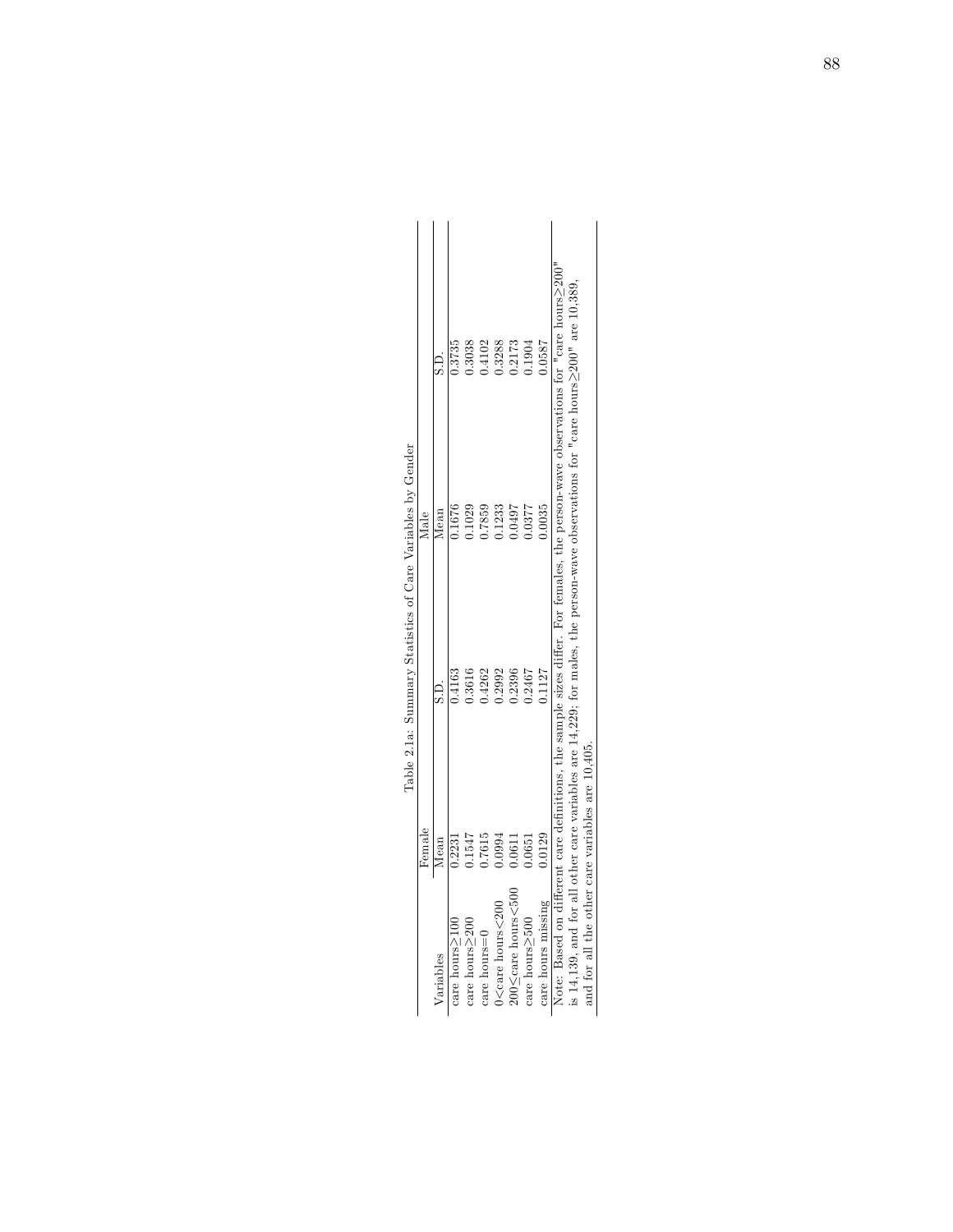Table 2.1a: Summary Statistics of Care Variables by Gender

| Variables | Female | | Male | |
|---|---|---|---|---|
| | Mean | S.D. | Mean | S.D. |
| care hours≥100 | 0.2231 | 0.4163 | 0.1676 | 0.3735 |
| care hours≥200 | 0.1547 | 0.3616 | 0.1029 | 0.3038 |
| care hours=0 | 0.7615 | 0.4262 | 0.7859 | 0.4102 |
| 0<care hours<200 | 0.0994 | 0.2992 | 0.1233 | 0.3288 |
| 200≤care hours<500 | 0.0611 | 0.2396 | 0.0497 | 0.2173 |
| care hours≥500 | 0.0651 | 0.2467 | 0.0377 | 0.1904 |
| care hours missing | 0.0129 | 0.1127 | 0.0035 | 0.0587 |

Note: Based on different care definitions, the sample sizes differ. For females, the person-wave observations for "care hours≥200" is 14,139, and for all other care variables are 14,229; for males, the person-wave observations for "care hours≥200" are 10,389, and for all the other care variables are 10,405.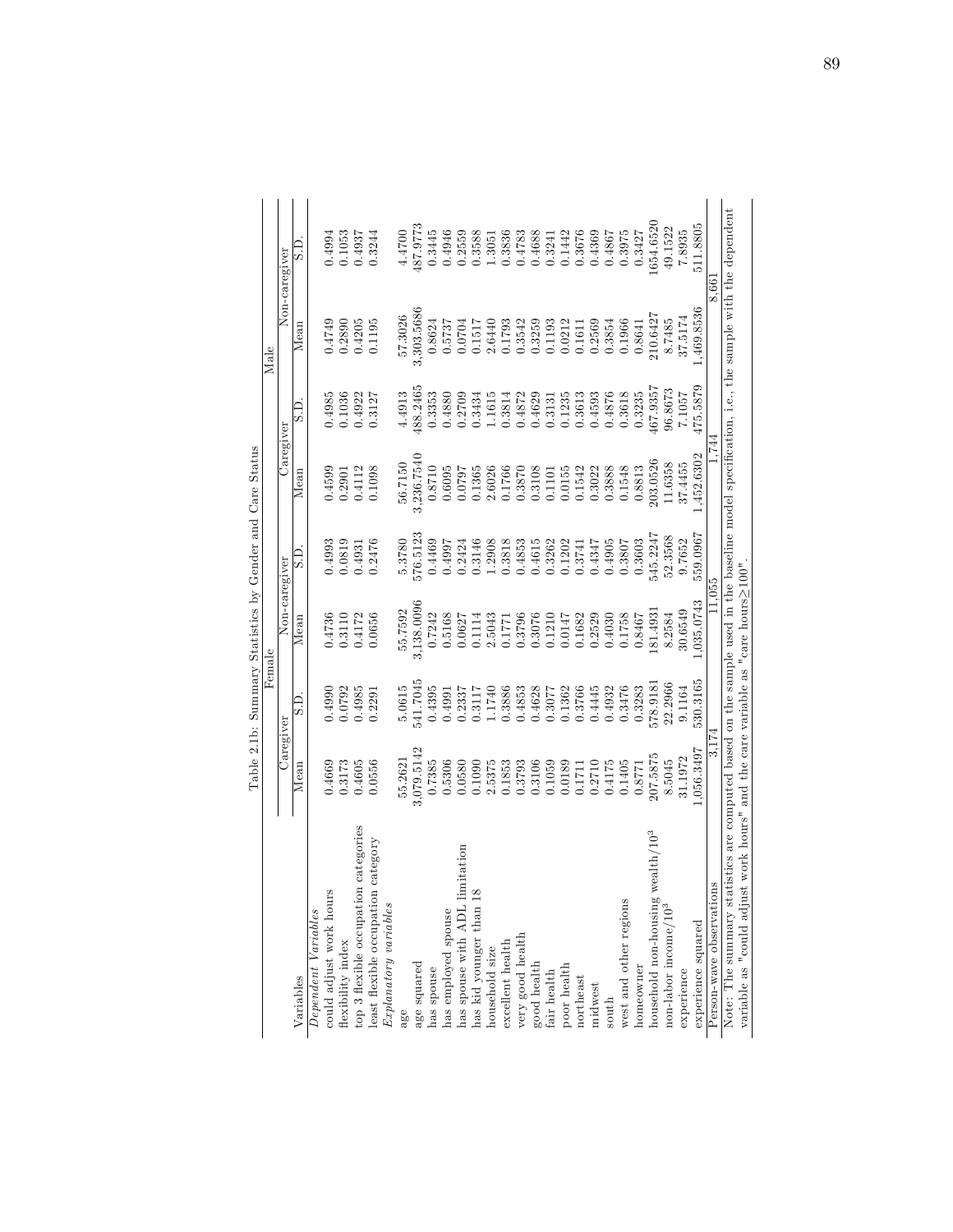Table 2.1b: Summary Statistics by Gender and Care Status

| | Female | | | | Male | | | |
|---|---|---|---|---|---|---|---|---|
| | Caregiver | | Non-caregiver | | Caregiver | | Non-caregiver | |
| Variables | Mean | S.D. | Mean | S.D. | Mean | S.D. | Mean | S.D. |
| *Dependent Variables* | | | | | | | | |
| could adjust work hours | 0.4669 | 0.4990 | 0.4736 | 0.4993 | 0.4599 | 0.4985 | 0.4749 | 0.4994 |
| flexibility index | 0.3173 | 0.0792 | 0.3110 | 0.0819 | 0.2901 | 0.1036 | 0.2890 | 0.1053 |
| top 3 flexible occupation categories | 0.4605 | 0.4985 | 0.4172 | 0.4931 | 0.4112 | 0.4922 | 0.4205 | 0.4937 |
| least flexible occupation category | 0.0556 | 0.2291 | 0.0656 | 0.2476 | 0.1098 | 0.3127 | 0.1195 | 0.3244 |
| *Explanatory variables* | | | | | | | | |
| age | 55.2621 | 5.0615 | 55.7592 | 5.3780 | 56.7150 | 4.4913 | 57.3026 | 4.4700 |
| age squared | 3,079.5142 | 541.7045 | 3,138.0096 | 576.5123 | 3,236.7540 | 488.2465 | 3,303.5686 | 487.9773 |
| has spouse | 0.7385 | 0.4395 | 0.7242 | 0.4469 | 0.8710 | 0.3353 | 0.8624 | 0.3445 |
| has employed spouse | 0.5306 | 0.4991 | 0.5168 | 0.4997 | 0.6095 | 0.4880 | 0.5737 | 0.4946 |
| has spouse with ADL limitation | 0.0580 | 0.2337 | 0.0627 | 0.2424 | 0.0797 | 0.2709 | 0.0704 | 0.2559 |
| has kid younger than 18 | 0.1090 | 0.3117 | 0.1114 | 0.3146 | 0.1365 | 0.3434 | 0.1517 | 0.3588 |
| household size | 2.5375 | 1.1740 | 2.5043 | 1.2908 | 2.6026 | 1.1615 | 2.6440 | 1.3051 |
| excellent health | 0.1853 | 0.3886 | 0.1771 | 0.3818 | 0.1766 | 0.3814 | 0.1793 | 0.3836 |
| very good health | 0.3793 | 0.4853 | 0.3796 | 0.4853 | 0.3870 | 0.4872 | 0.3542 | 0.4783 |
| good health | 0.3106 | 0.4628 | 0.3076 | 0.4615 | 0.3108 | 0.4629 | 0.3259 | 0.4688 |
| fair health | 0.1059 | 0.3077 | 0.1210 | 0.3262 | 0.1101 | 0.3131 | 0.1193 | 0.3241 |
| poor health | 0.0189 | 0.1362 | 0.0147 | 0.1202 | 0.0155 | 0.1235 | 0.0212 | 0.1442 |
| northeast | 0.1711 | 0.3766 | 0.1682 | 0.3741 | 0.1542 | 0.3613 | 0.1611 | 0.3676 |
| midwest | 0.2710 | 0.4445 | 0.2529 | 0.4347 | 0.3022 | 0.4593 | 0.2569 | 0.4369 |
| south | 0.4175 | 0.4932 | 0.4030 | 0.4905 | 0.3888 | 0.4876 | 0.3854 | 0.4867 |
| west and other regions | 0.1405 | 0.3476 | 0.1758 | 0.3807 | 0.1548 | 0.3618 | 0.1966 | 0.3975 |
| homeowner | 0.8771 | 0.3283 | 0.8467 | 0.3603 | 0.8813 | 0.3235 | 0.8641 | 0.3427 |
| household non-housing wealth/$10^3$ | 207.5875 | 578.9181 | 181.4931 | 545.2247 | 203.0526 | 467.9357 | 210.6427 | 1654.6520 |
| non-labor income/$10^3$ | 8.5045 | 22.2966 | 8.2584 | 52.3568 | 11.6358 | 96.8673 | 8.7485 | 49.1522 |
| experience | 31.1972 | 9.1164 | 30.6549 | 9.7652 | 37.4455 | 7.1057 | 37.5174 | 7.8935 |
| experience squared | 1,056.3497 | 530.3165 | 1,035.0743 | 559.0967 | 1,452.6302 | 475.5879 | 1,469.8536 | 511.8805 |
| Person-wave observations | 3,174 | | 11,055 | | 1,744 | | 8,661 | |

Note: The summary statistics are computed based on the sample used in the baseline model specification, i.e., the sample with the dependent variable as "could adjust work hours" and the care variable as "care hours≥100".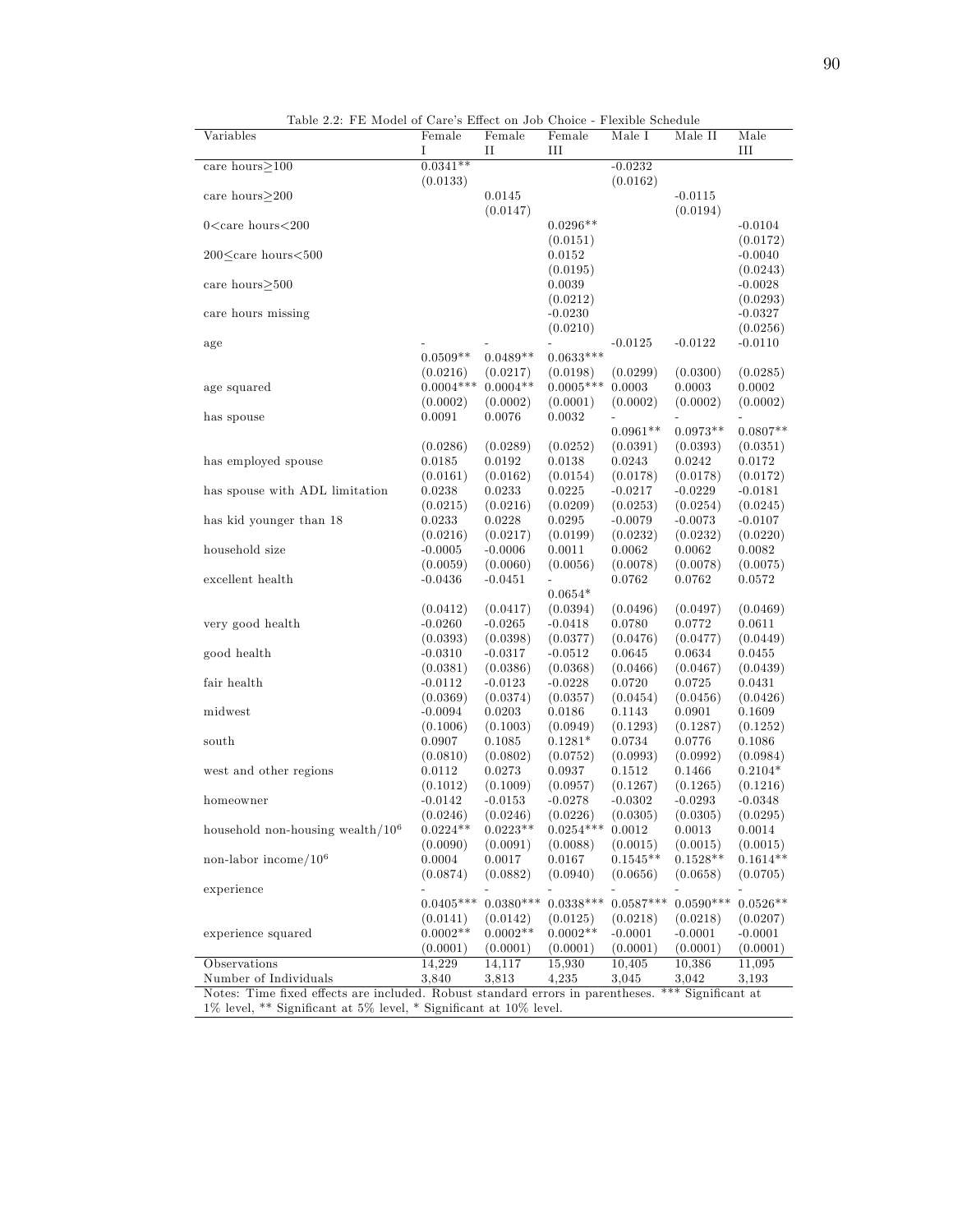Table 2.2: FE Model of Care's Effect on Job Choice - Flexible Schedule

| Variables | Female I | Female II | Female III | Male I | Male II | Male III |
|---|---|---|---|---|---|---|
| care hours≥100 | 0.0341** | | | -0.0232 | | |
| | (0.0133) | | | (0.0162) | | |
| care hours≥200 | | 0.0145 | | | -0.0115 | |
| | | (0.0147) | | | (0.0194) | |
| 0<care hours<200 | | | 0.0296** | | | -0.0104 |
| | | | (0.0151) | | | (0.0172) |
| 200≤care hours<500 | | | 0.0152 | | | -0.0040 |
| | | | (0.0195) | | | (0.0243) |
| care hours≥500 | | | 0.0039 | | | -0.0028 |
| | | | (0.0212) | | | (0.0293) |
| care hours missing | | | -0.0230 | | | -0.0327 |
| | | | (0.0210) | | | (0.0256) |
| age | -0.0509** | -0.0489** | -0.0633*** | -0.0125 | -0.0122 | -0.0110 |
| | (0.0216) | (0.0217) | (0.0198) | (0.0299) | (0.0300) | (0.0285) |
| age squared | 0.0004*** | 0.0004** | 0.0005*** | 0.0003 | 0.0003 | 0.0002 |
| | (0.0002) | (0.0002) | (0.0001) | (0.0002) | (0.0002) | (0.0002) |
| has spouse | 0.0091 | 0.0076 | 0.0032 | -0.0961** | -0.0973** | -0.0807** |
| | (0.0286) | (0.0289) | (0.0252) | (0.0391) | (0.0393) | (0.0351) |
| has employed spouse | 0.0185 | 0.0192 | 0.0138 | 0.0243 | 0.0242 | 0.0172 |
| | (0.0161) | (0.0162) | (0.0154) | (0.0178) | (0.0178) | (0.0172) |
| has spouse with ADL limitation | 0.0238 | 0.0233 | 0.0225 | -0.0217 | -0.0229 | -0.0181 |
| | (0.0215) | (0.0216) | (0.0209) | (0.0253) | (0.0254) | (0.0245) |
| has kid younger than 18 | 0.0233 | 0.0228 | 0.0295 | -0.0079 | -0.0073 | -0.0107 |
| | (0.0216) | (0.0217) | (0.0199) | (0.0232) | (0.0232) | (0.0220) |
| household size | -0.0005 | -0.0006 | 0.0011 | 0.0062 | 0.0062 | 0.0082 |
| | (0.0059) | (0.0060) | (0.0056) | (0.0078) | (0.0078) | (0.0075) |
| excellent health | -0.0436 | -0.0451 | -0.0654* | 0.0762 | 0.0762 | 0.0572 |
| | (0.0412) | (0.0417) | (0.0394) | (0.0496) | (0.0497) | (0.0469) |
| very good health | -0.0260 | -0.0265 | -0.0418 | 0.0780 | 0.0772 | 0.0611 |
| | (0.0393) | (0.0398) | (0.0377) | (0.0476) | (0.0477) | (0.0449) |
| good health | -0.0310 | -0.0317 | -0.0512 | 0.0645 | 0.0634 | 0.0455 |
| | (0.0381) | (0.0386) | (0.0368) | (0.0466) | (0.0467) | (0.0439) |
| fair health | -0.0112 | -0.0123 | -0.0228 | 0.0720 | 0.0725 | 0.0431 |
| | (0.0369) | (0.0374) | (0.0357) | (0.0454) | (0.0456) | (0.0426) |
| midwest | -0.0094 | 0.0203 | 0.0186 | 0.1143 | 0.0901 | 0.1609 |
| | (0.1006) | (0.1003) | (0.0949) | (0.1293) | (0.1287) | (0.1252) |
| south | 0.0907 | 0.1085 | 0.1281* | 0.0734 | 0.0776 | 0.1086 |
| | (0.0810) | (0.0802) | (0.0752) | (0.0993) | (0.0992) | (0.0984) |
| west and other regions | 0.0112 | 0.0273 | 0.0937 | 0.1512 | 0.1466 | 0.2104* |
| | (0.1012) | (0.1009) | (0.0957) | (0.1267) | (0.1265) | (0.1216) |
| homeowner | -0.0142 | -0.0153 | -0.0278 | -0.0302 | -0.0293 | -0.0348 |
| | (0.0246) | (0.0246) | (0.0226) | (0.0305) | (0.0305) | (0.0295) |
| household non-housing wealth/$10^6$ | 0.0224** | 0.0223** | 0.0254*** | 0.0012 | 0.0013 | 0.0014 |
| | (0.0090) | (0.0091) | (0.0088) | (0.0015) | (0.0015) | (0.0015) |
| non-labor income/$10^6$ | 0.0004 | 0.0017 | 0.0167 | 0.1545** | 0.1528** | 0.1614** |
| | (0.0874) | (0.0882) | (0.0940) | (0.0656) | (0.0658) | (0.0705) |
| experience | -0.0405*** | -0.0380*** | -0.0338*** | -0.0587*** | -0.0590*** | -0.0526** |
| | (0.0141) | (0.0142) | (0.0125) | (0.0218) | (0.0218) | (0.0207) |
| experience squared | 0.0002** | 0.0002** | 0.0002** | -0.0001 | -0.0001 | -0.0001 |
| | (0.0001) | (0.0001) | (0.0001) | (0.0001) | (0.0001) | (0.0001) |
| Observations | 14,229 | 14,117 | 15,930 | 10,405 | 10,386 | 11,095 |
| Number of Individuals | 3,840 | 3,813 | 4,235 | 3,045 | 3,042 | 3,193 |

Notes: Time fixed effects are included. Robust standard errors in parentheses. *** Significant at 1% level, ** Significant at 5% level, * Significant at 10% level.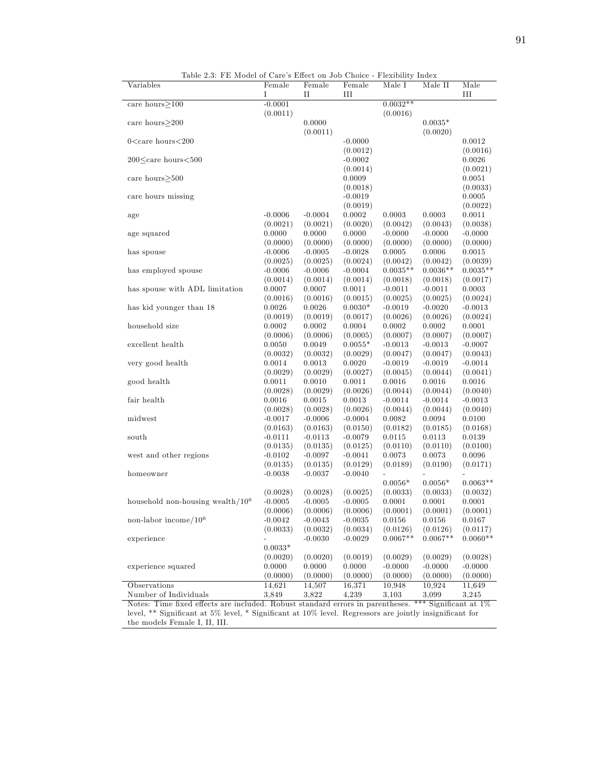Table 2.3: FE Model of Care's Effect on Job Choice - Flexibility Index

| Variables | Female I | Female II | Female III | Male I | Male II | Male III |
|---|---|---|---|---|---|---|
| care hours≥100 | -0.0001 | | | 0.0032** | | |
| | (0.0011) | | | (0.0016) | | |
| care hours≥200 | | 0.0000 | | | 0.0035* | |
| | | (0.0011) | | | (0.0020) | |
| 0<care hours<200 | | | -0.0000 | | | 0.0012 |
| | | | (0.0012) | | | (0.0016) |
| 200≤care hours<500 | | | -0.0002 | | | 0.0026 |
| | | | (0.0014) | | | (0.0021) |
| care hours≥500 | | | 0.0009 | | | 0.0051 |
| | | | (0.0018) | | | (0.0033) |
| care hours missing | | | -0.0019 | | | 0.0005 |
| | | | (0.0019) | | | (0.0022) |
| age | -0.0006 | -0.0004 | 0.0002 | 0.0003 | 0.0003 | 0.0011 |
| | (0.0021) | (0.0021) | (0.0020) | (0.0042) | (0.0043) | (0.0038) |
| age squared | 0.0000 | 0.0000 | 0.0000 | -0.0000 | -0.0000 | -0.0000 |
| | (0.0000) | (0.0000) | (0.0000) | (0.0000) | (0.0000) | (0.0000) |
| has spouse | -0.0006 | -0.0005 | -0.0028 | 0.0005 | 0.0006 | 0.0015 |
| | (0.0025) | (0.0025) | (0.0024) | (0.0042) | (0.0042) | (0.0039) |
| has employed spouse | -0.0006 | -0.0006 | -0.0004 | 0.0035** | 0.0036** | 0.0035** |
| | (0.0014) | (0.0014) | (0.0014) | (0.0018) | (0.0018) | (0.0017) |
| has spouse with ADL limitation | 0.0007 | 0.0007 | 0.0011 | -0.0011 | -0.0011 | 0.0003 |
| | (0.0016) | (0.0016) | (0.0015) | (0.0025) | (0.0025) | (0.0024) |
| has kid younger than 18 | 0.0026 | 0.0026 | 0.0030* | -0.0019 | -0.0020 | -0.0013 |
| | (0.0019) | (0.0019) | (0.0017) | (0.0026) | (0.0026) | (0.0024) |
| household size | 0.0002 | 0.0002 | 0.0004 | 0.0002 | 0.0002 | 0.0001 |
| | (0.0006) | (0.0006) | (0.0005) | (0.0007) | (0.0007) | (0.0007) |
| excellent health | 0.0050 | 0.0049 | 0.0055* | -0.0013 | -0.0013 | -0.0007 |
| | (0.0032) | (0.0032) | (0.0029) | (0.0047) | (0.0047) | (0.0043) |
| very good health | 0.0014 | 0.0013 | 0.0020 | -0.0019 | -0.0019 | -0.0014 |
| | (0.0029) | (0.0029) | (0.0027) | (0.0045) | (0.0044) | (0.0041) |
| good health | 0.0011 | 0.0010 | 0.0011 | 0.0016 | 0.0016 | 0.0016 |
| | (0.0028) | (0.0029) | (0.0026) | (0.0044) | (0.0044) | (0.0040) |
| fair health | 0.0016 | 0.0015 | 0.0013 | -0.0014 | -0.0014 | -0.0013 |
| | (0.0028) | (0.0028) | (0.0026) | (0.0044) | (0.0044) | (0.0040) |
| midwest | -0.0017 | -0.0006 | -0.0004 | 0.0082 | 0.0094 | 0.0100 |
| | (0.0163) | (0.0163) | (0.0150) | (0.0182) | (0.0185) | (0.0168) |
| south | -0.0111 | -0.0113 | -0.0079 | 0.0115 | 0.0113 | 0.0139 |
| | (0.0135) | (0.0135) | (0.0125) | (0.0110) | (0.0110) | (0.0100) |
| west and other regions | -0.0102 | -0.0097 | -0.0041 | 0.0073 | 0.0073 | 0.0096 |
| | (0.0135) | (0.0135) | (0.0129) | (0.0189) | (0.0190) | (0.0171) |
| homeowner | -0.0038 | -0.0037 | -0.0040 | -0.0056* | -0.0056* | -0.0063** |
| | (0.0028) | (0.0028) | (0.0025) | (0.0033) | (0.0033) | (0.0032) |
| household non-housing wealth/$10^6$ | -0.0005 | -0.0005 | -0.0005 | 0.0001 | 0.0001 | 0.0001 |
| | (0.0006) | (0.0006) | (0.0006) | (0.0001) | (0.0001) | (0.0001) |
| non-labor income/$10^6$ | -0.0042 | -0.0043 | -0.0035 | 0.0156 | 0.0156 | 0.0167 |
| | (0.0033) | (0.0032) | (0.0034) | (0.0126) | (0.0126) | (0.0117) |
| experience | -0.0033* | -0.0030 | -0.0029 | 0.0067** | 0.0067** | 0.0060** |
| | (0.0020) | (0.0020) | (0.0019) | (0.0029) | (0.0029) | (0.0028) |
| experience squared | 0.0000 | 0.0000 | 0.0000 | -0.0000 | -0.0000 | -0.0000 |
| | (0.0000) | (0.0000) | (0.0000) | (0.0000) | (0.0000) | (0.0000) |
| Observations | 14,621 | 14,507 | 16,371 | 10,948 | 10,924 | 11,649 |
| Number of Individuals | 3,849 | 3,822 | 4,239 | 3,103 | 3,099 | 3,245 |

Notes: Time fixed effects are included. Robust standard errors in parentheses. *** Significant at 1% level, ** Significant at 5% level, * Significant at 10% level. Regressors are jointly insignificant for the models Female I, II, III.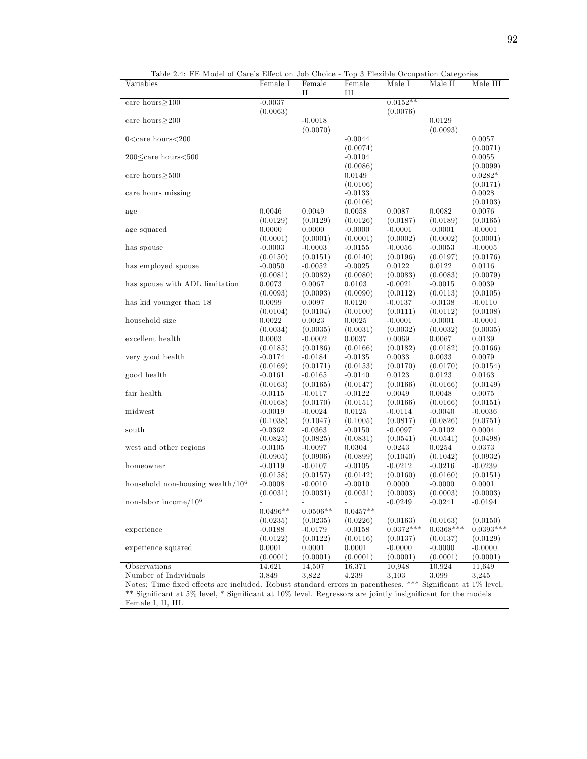Table 2.4: FE Model of Care's Effect on Job Choice - Top 3 Flexible Occupation Categories

| Variables | Female I | Female II | Female III | Male I | Male II | Male III |
|---|---|---|---|---|---|---|
| care hours≥100 | -0.0037 | | | 0.0152** | | |
| | (0.0063) | | | (0.0076) | | |
| care hours≥200 | | -0.0018 | | | 0.0129 | |
| | | (0.0070) | | | (0.0093) | |
| 0<care hours<200 | | | -0.0044 | | | 0.0057 |
| | | | (0.0074) | | | (0.0071) |
| 200≤care hours<500 | | | -0.0104 | | | 0.0055 |
| | | | (0.0086) | | | (0.0099) |
| care hours≥500 | | | 0.0149 | | | 0.0282* |
| | | | (0.0106) | | | (0.0171) |
| care hours missing | | | -0.0133 | | | 0.0028 |
| | | | (0.0106) | | | (0.0103) |
| age | 0.0046 | 0.0049 | 0.0058 | 0.0087 | 0.0082 | 0.0076 |
| | (0.0129) | (0.0129) | (0.0126) | (0.0187) | (0.0189) | (0.0165) |
| age squared | 0.0000 | 0.0000 | -0.0000 | -0.0001 | -0.0001 | -0.0001 |
| | (0.0001) | (0.0001) | (0.0001) | (0.0002) | (0.0002) | (0.0001) |
| has spouse | -0.0003 | -0.0003 | -0.0155 | -0.0056 | -0.0053 | -0.0005 |
| | (0.0150) | (0.0151) | (0.0140) | (0.0196) | (0.0197) | (0.0176) |
| has employed spouse | -0.0050 | -0.0052 | -0.0025 | 0.0122 | 0.0122 | 0.0116 |
| | (0.0081) | (0.0082) | (0.0080) | (0.0083) | (0.0083) | (0.0079) |
| has spouse with ADL limitation | 0.0073 | 0.0067 | 0.0103 | -0.0021 | -0.0015 | 0.0039 |
| | (0.0093) | (0.0093) | (0.0090) | (0.0112) | (0.0113) | (0.0105) |
| has kid younger than 18 | 0.0099 | 0.0097 | 0.0120 | -0.0137 | -0.0138 | -0.0110 |
| | (0.0104) | (0.0104) | (0.0100) | (0.0111) | (0.0112) | (0.0108) |
| household size | 0.0022 | 0.0023 | 0.0025 | -0.0001 | -0.0001 | -0.0001 |
| | (0.0034) | (0.0035) | (0.0031) | (0.0032) | (0.0032) | (0.0035) |
| excellent health | 0.0003 | -0.0002 | 0.0037 | 0.0069 | 0.0067 | 0.0139 |
| | (0.0185) | (0.0186) | (0.0166) | (0.0182) | (0.0182) | (0.0166) |
| very good health | -0.0174 | -0.0184 | -0.0135 | 0.0033 | 0.0033 | 0.0079 |
| | (0.0169) | (0.0171) | (0.0153) | (0.0170) | (0.0170) | (0.0154) |
| good health | -0.0161 | -0.0165 | -0.0140 | 0.0123 | 0.0123 | 0.0163 |
| | (0.0163) | (0.0165) | (0.0147) | (0.0166) | (0.0166) | (0.0149) |
| fair health | -0.0115 | -0.0117 | -0.0122 | 0.0049 | 0.0048 | 0.0075 |
| | (0.0168) | (0.0170) | (0.0151) | (0.0166) | (0.0166) | (0.0151) |
| midwest | -0.0019 | -0.0024 | 0.0125 | -0.0114 | -0.0040 | -0.0036 |
| | (0.1038) | (0.1047) | (0.1005) | (0.0817) | (0.0826) | (0.0751) |
| south | -0.0362 | -0.0363 | -0.0150 | -0.0097 | -0.0102 | 0.0004 |
| | (0.0825) | (0.0825) | (0.0831) | (0.0541) | (0.0541) | (0.0498) |
| west and other regions | -0.0105 | -0.0097 | 0.0304 | 0.0243 | 0.0254 | 0.0373 |
| | (0.0905) | (0.0906) | (0.0899) | (0.1040) | (0.1042) | (0.0932) |
| homeowner | -0.0119 | -0.0107 | -0.0105 | -0.0212 | -0.0216 | -0.0239 |
| | (0.0158) | (0.0157) | (0.0142) | (0.0160) | (0.0160) | (0.0151) |
| household non-housing wealth/$10^6$ | -0.0008 | -0.0010 | -0.0010 | 0.0000 | -0.0000 | 0.0001 |
| | (0.0031) | (0.0031) | (0.0031) | (0.0003) | (0.0003) | (0.0003) |
| non-labor income/$10^6$ | -0.0496** | -0.0506** | -0.0457** | -0.0249 | -0.0241 | -0.0194 |
| | (0.0235) | (0.0235) | (0.0226) | (0.0163) | (0.0163) | (0.0150) |
| experience | -0.0188 | -0.0179 | -0.0158 | 0.0372*** | 0.0368*** | 0.0393*** |
| | (0.0122) | (0.0122) | (0.0116) | (0.0137) | (0.0137) | (0.0129) |
| experience squared | 0.0001 | 0.0001 | 0.0001 | -0.0000 | -0.0000 | -0.0000 |
| | (0.0001) | (0.0001) | (0.0001) | (0.0001) | (0.0001) | (0.0001) |
| Observations | 14,621 | 14,507 | 16,371 | 10,948 | 10,924 | 11,649 |
| Number of Individuals | 3,849 | 3,822 | 4,239 | 3,103 | 3,099 | 3,245 |

Notes: Time fixed effects are included. Robust standard errors in parentheses. *** Significant at 1% level, ** Significant at 5% level, * Significant at 10% level. Regressors are jointly insignificant for the models Female I, II, III.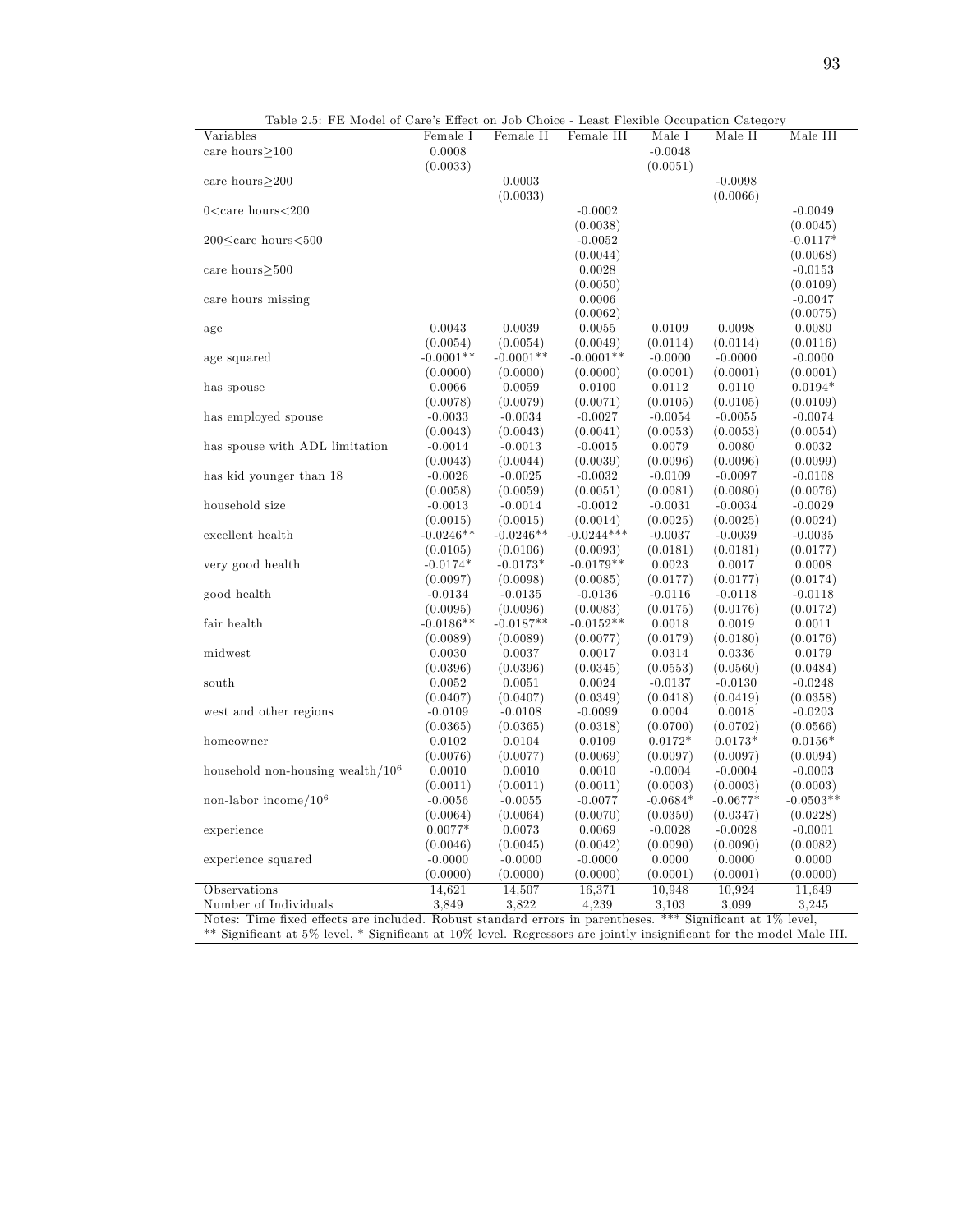Table 2.5: FE Model of Care's Effect on Job Choice - Least Flexible Occupation Category

| Variables | Female I | Female II | Female III | Male I | Male II | Male III |
|---|---|---|---|---|---|---|
| care hours≥100 | 0.0008 | | | -0.0048 | | |
| | (0.0033) | | | (0.0051) | | |
| care hours≥200 | | 0.0003 | | | -0.0098 | |
| | | (0.0033) | | | (0.0066) | |
| 0<care hours<200 | | | -0.0002 | | | -0.0049 |
| | | | (0.0038) | | | (0.0045) |
| 200≤care hours<500 | | | -0.0052 | | | -0.0117* |
| | | | (0.0044) | | | (0.0068) |
| care hours≥500 | | | 0.0028 | | | -0.0153 |
| | | | (0.0050) | | | (0.0109) |
| care hours missing | | | 0.0006 | | | -0.0047 |
| | | | (0.0062) | | | (0.0075) |
| age | 0.0043 | 0.0039 | 0.0055 | 0.0109 | 0.0098 | 0.0080 |
| | (0.0054) | (0.0054) | (0.0049) | (0.0114) | (0.0114) | (0.0116) |
| age squared | -0.0001** | -0.0001** | -0.0001** | -0.0000 | -0.0000 | -0.0000 |
| | (0.0000) | (0.0000) | (0.0000) | (0.0001) | (0.0001) | (0.0001) |
| has spouse | 0.0066 | 0.0059 | 0.0100 | 0.0112 | 0.0110 | 0.0194* |
| | (0.0078) | (0.0079) | (0.0071) | (0.0105) | (0.0105) | (0.0109) |
| has employed spouse | -0.0033 | -0.0034 | -0.0027 | -0.0054 | -0.0055 | -0.0074 |
| | (0.0043) | (0.0043) | (0.0041) | (0.0053) | (0.0053) | (0.0054) |
| has spouse with ADL limitation | -0.0014 | -0.0013 | -0.0015 | 0.0079 | 0.0080 | 0.0032 |
| | (0.0043) | (0.0044) | (0.0039) | (0.0096) | (0.0096) | (0.0099) |
| has kid younger than 18 | -0.0026 | -0.0025 | -0.0032 | -0.0109 | -0.0097 | -0.0108 |
| | (0.0058) | (0.0059) | (0.0051) | (0.0081) | (0.0080) | (0.0076) |
| household size | -0.0013 | -0.0014 | -0.0012 | -0.0031 | -0.0034 | -0.0029 |
| | (0.0015) | (0.0015) | (0.0014) | (0.0025) | (0.0025) | (0.0024) |
| excellent health | -0.0246** | -0.0246** | -0.0244*** | -0.0037 | -0.0039 | -0.0035 |
| | (0.0105) | (0.0106) | (0.0093) | (0.0181) | (0.0181) | (0.0177) |
| very good health | -0.0174* | -0.0173* | -0.0179** | 0.0023 | 0.0017 | 0.0008 |
| | (0.0097) | (0.0098) | (0.0085) | (0.0177) | (0.0177) | (0.0174) |
| good health | -0.0134 | -0.0135 | -0.0136 | -0.0116 | -0.0118 | -0.0118 |
| | (0.0095) | (0.0096) | (0.0083) | (0.0175) | (0.0176) | (0.0172) |
| fair health | -0.0186** | -0.0187** | -0.0152** | 0.0018 | 0.0019 | 0.0011 |
| | (0.0089) | (0.0089) | (0.0077) | (0.0179) | (0.0180) | (0.0176) |
| midwest | 0.0030 | 0.0037 | 0.0017 | 0.0314 | 0.0336 | 0.0179 |
| | (0.0396) | (0.0396) | (0.0345) | (0.0553) | (0.0560) | (0.0484) |
| south | 0.0052 | 0.0051 | 0.0024 | -0.0137 | -0.0130 | -0.0248 |
| | (0.0407) | (0.0407) | (0.0349) | (0.0418) | (0.0419) | (0.0358) |
| west and other regions | -0.0109 | -0.0108 | -0.0099 | 0.0004 | 0.0018 | -0.0203 |
| | (0.0365) | (0.0365) | (0.0318) | (0.0700) | (0.0702) | (0.0566) |
| homeowner | 0.0102 | 0.0104 | 0.0109 | 0.0172* | 0.0173* | 0.0156* |
| | (0.0076) | (0.0077) | (0.0069) | (0.0097) | (0.0097) | (0.0094) |
| household non-housing wealth/$10^6$ | 0.0010 | 0.0010 | 0.0010 | -0.0004 | -0.0004 | -0.0003 |
| | (0.0011) | (0.0011) | (0.0011) | (0.0003) | (0.0003) | (0.0003) |
| non-labor income/$10^6$ | -0.0056 | -0.0055 | -0.0077 | -0.0684* | -0.0677* | -0.0503** |
| | (0.0064) | (0.0064) | (0.0070) | (0.0350) | (0.0347) | (0.0228) |
| experience | 0.0077* | 0.0073 | 0.0069 | -0.0028 | -0.0028 | -0.0001 |
| | (0.0046) | (0.0045) | (0.0042) | (0.0090) | (0.0090) | (0.0082) |
| experience squared | -0.0000 | -0.0000 | -0.0000 | 0.0000 | 0.0000 | 0.0000 |
| | (0.0000) | (0.0000) | (0.0000) | (0.0001) | (0.0001) | (0.0000) |
| Observations | 14,621 | 14,507 | 16,371 | 10,948 | 10,924 | 11,649 |
| Number of Individuals | 3,849 | 3,822 | 4,239 | 3,103 | 3,099 | 3,245 |

Notes: Time fixed effects are included. Robust standard errors in parentheses. *** Significant at 1% level, ** Significant at 5% level, * Significant at 10% level. Regressors are jointly insignificant for the model Male III.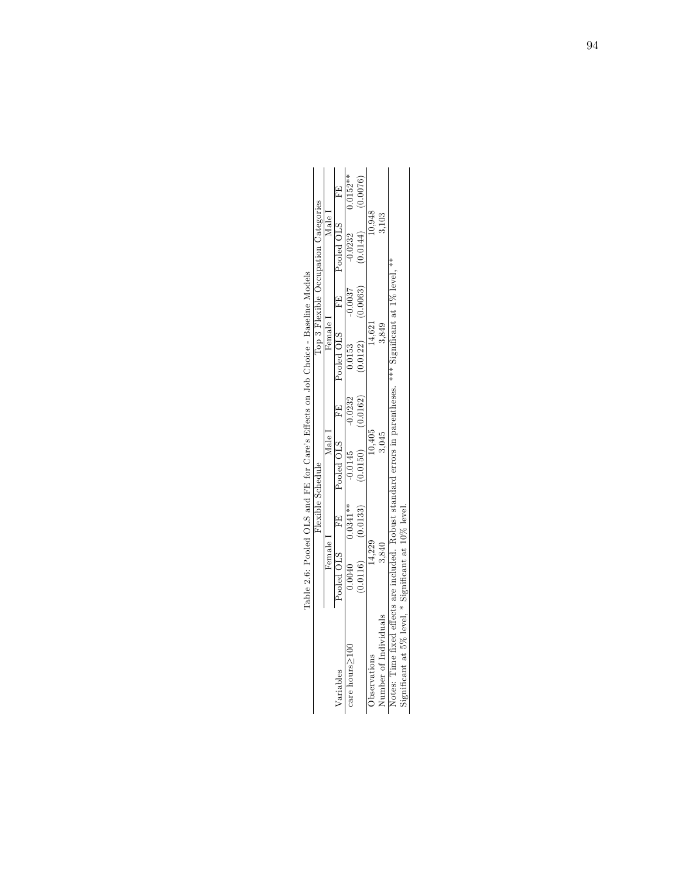Table 2.6: Pooled OLS and FE for Care's Effects on Job Choice - Baseline Models

| | Flexible Schedule | | | | Top 3 Flexible Occupation Categories | | | |
|---|---|---|---|---|---|---|---|---|
| | Female I | | Male I | | Female I | | Male I | |
| Variables | Pooled OLS | FE | Pooled OLS | FE | Pooled OLS | FE | Pooled OLS | FE |
| care hours≥100 | 0.0040 | 0.0341** | -0.0145 | -0.0232 | 0.0153 | -0.0037 | -0.0232 | 0.0152** |
| | (0.0116) | (0.0133) | (0.0150) | (0.0162) | (0.0122) | (0.0063) | (0.0144) | (0.0076) |
| Observations | 14,229 | | 10,405 | | 14,621 | | 10,948 | |
| Number of Individuals | 3,840 | | 3,045 | | 3,849 | | 3,103 | |

Notes: Time fixed effects are included. Robust standard errors in parentheses. *** Significant at 1% level, ** Significant at 5% level, * Significant at 10% level.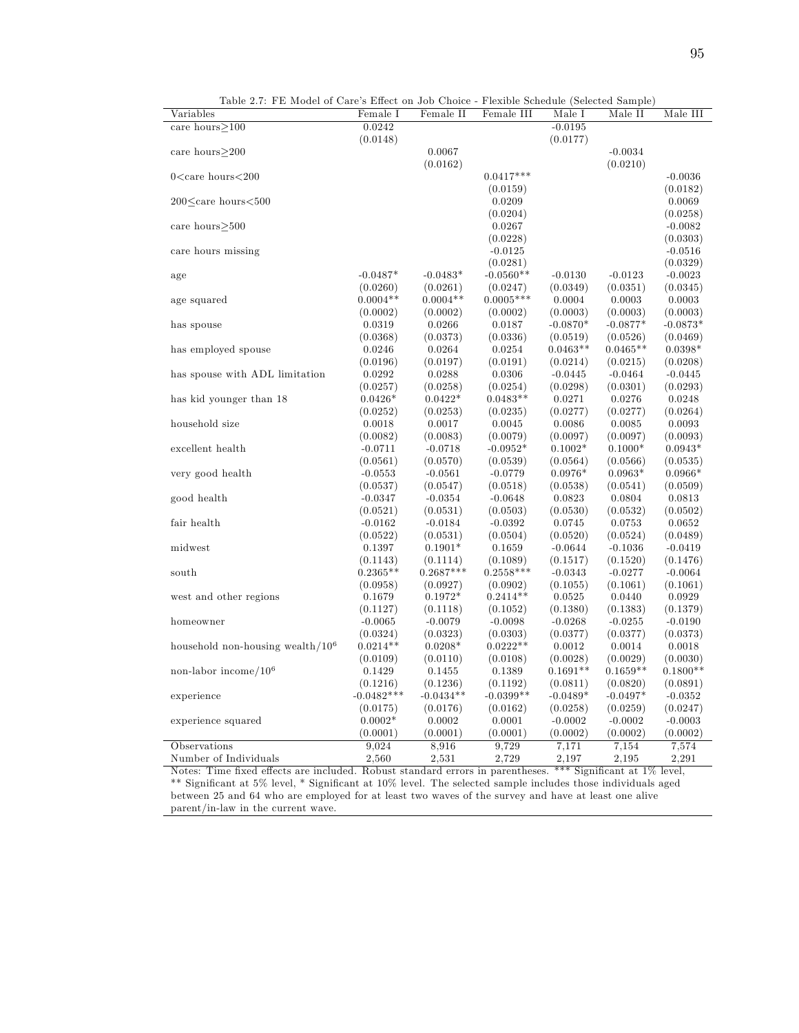Table 2.7: FE Model of Care's Effect on Job Choice - Flexible Schedule (Selected Sample)

| Variables | Female I | Female II | Female III | Male I | Male II | Male III |
|---|---|---|---|---|---|---|
| care hours≥100 | 0.0242 | | | -0.0195 | | |
| | (0.0148) | | | (0.0177) | | |
| care hours≥200 | | 0.0067 | | | -0.0034 | |
| | | (0.0162) | | | (0.0210) | |
| 0<care hours<200 | | | 0.0417*** | | | -0.0036 |
| | | | (0.0159) | | | (0.0182) |
| 200≤care hours<500 | | | 0.0209 | | | 0.0069 |
| | | | (0.0204) | | | (0.0258) |
| care hours≥500 | | | 0.0267 | | | -0.0082 |
| | | | (0.0228) | | | (0.0303) |
| care hours missing | | | -0.0125 | | | -0.0516 |
| | | | (0.0281) | | | (0.0329) |
| age | -0.0487* | -0.0483* | -0.0560** | -0.0130 | -0.0123 | -0.0023 |
| | (0.0260) | (0.0261) | (0.0247) | (0.0349) | (0.0351) | (0.0345) |
| age squared | 0.0004** | 0.0004** | 0.0005*** | 0.0004 | 0.0003 | 0.0003 |
| | (0.0002) | (0.0002) | (0.0002) | (0.0003) | (0.0003) | (0.0003) |
| has spouse | 0.0319 | 0.0266 | 0.0187 | -0.0870* | -0.0877* | -0.0873* |
| | (0.0368) | (0.0373) | (0.0336) | (0.0519) | (0.0526) | (0.0469) |
| has employed spouse | 0.0246 | 0.0264 | 0.0254 | 0.0463** | 0.0465** | 0.0398* |
| | (0.0196) | (0.0197) | (0.0191) | (0.0214) | (0.0215) | (0.0208) |
| has spouse with ADL limitation | 0.0292 | 0.0288 | 0.0306 | -0.0445 | -0.0464 | -0.0445 |
| | (0.0257) | (0.0258) | (0.0254) | (0.0298) | (0.0301) | (0.0293) |
| has kid younger than 18 | 0.0426* | 0.0422* | 0.0483** | 0.0271 | 0.0276 | 0.0248 |
| | (0.0252) | (0.0253) | (0.0235) | (0.0277) | (0.0277) | (0.0264) |
| household size | 0.0018 | 0.0017 | 0.0045 | 0.0086 | 0.0085 | 0.0093 |
| | (0.0082) | (0.0083) | (0.0079) | (0.0097) | (0.0097) | (0.0093) |
| excellent health | -0.0711 | -0.0718 | -0.0952* | 0.1002* | 0.1000* | 0.0943* |
| | (0.0561) | (0.0570) | (0.0539) | (0.0564) | (0.0566) | (0.0535) |
| very good health | -0.0553 | -0.0561 | -0.0779 | 0.0976* | 0.0963* | 0.0966* |
| | (0.0537) | (0.0547) | (0.0518) | (0.0538) | (0.0541) | (0.0509) |
| good health | -0.0347 | -0.0354 | -0.0648 | 0.0823 | 0.0804 | 0.0813 |
| | (0.0521) | (0.0531) | (0.0503) | (0.0530) | (0.0532) | (0.0502) |
| fair health | -0.0162 | -0.0184 | -0.0392 | 0.0745 | 0.0753 | 0.0652 |
| | (0.0522) | (0.0531) | (0.0504) | (0.0520) | (0.0524) | (0.0489) |
| midwest | 0.1397 | 0.1901* | 0.1659 | -0.0644 | -0.1036 | -0.0419 |
| | (0.1143) | (0.1114) | (0.1089) | (0.1517) | (0.1520) | (0.1476) |
| south | 0.2365** | 0.2687*** | 0.2558*** | -0.0343 | -0.0277 | -0.0064 |
| | (0.0958) | (0.0927) | (0.0902) | (0.1055) | (0.1061) | (0.1061) |
| west and other regions | 0.1679 | 0.1972* | 0.2414** | 0.0525 | 0.0440 | 0.0929 |
| | (0.1127) | (0.1118) | (0.1052) | (0.1380) | (0.1383) | (0.1379) |
| homeowner | -0.0065 | -0.0079 | -0.0098 | -0.0268 | -0.0255 | -0.0190 |
| | (0.0324) | (0.0323) | (0.0303) | (0.0377) | (0.0377) | (0.0373) |
| household non-housing wealth/$10^6$ | 0.0214** | 0.0208* | 0.0222** | 0.0012 | 0.0014 | 0.0018 |
| | (0.0109) | (0.0110) | (0.0108) | (0.0028) | (0.0029) | (0.0030) |
| non-labor income/$10^6$ | 0.1429 | 0.1455 | 0.1389 | 0.1691** | 0.1659** | 0.1800** |
| | (0.1216) | (0.1236) | (0.1192) | (0.0811) | (0.0820) | (0.0891) |
| experience | -0.0482*** | -0.0434** | -0.0399** | -0.0489* | -0.0497* | -0.0352 |
| | (0.0175) | (0.0176) | (0.0162) | (0.0258) | (0.0259) | (0.0247) |
| experience squared | 0.0002* | 0.0002 | 0.0001 | -0.0002 | -0.0002 | -0.0003 |
| | (0.0001) | (0.0001) | (0.0001) | (0.0002) | (0.0002) | (0.0002) |
| Observations | 9,024 | 8,916 | 9,729 | 7,171 | 7,154 | 7,574 |
| Number of Individuals | 2,560 | 2,531 | 2,729 | 2,197 | 2,195 | 2,291 |

Notes: Time fixed effects are included. Robust standard errors in parentheses. *** Significant at 1% level, ** Significant at 5% level, * Significant at 10% level. The selected sample includes those individuals aged between 25 and 64 who are employed for at least two waves of the survey and have at least one alive parent/in-law in the current wave.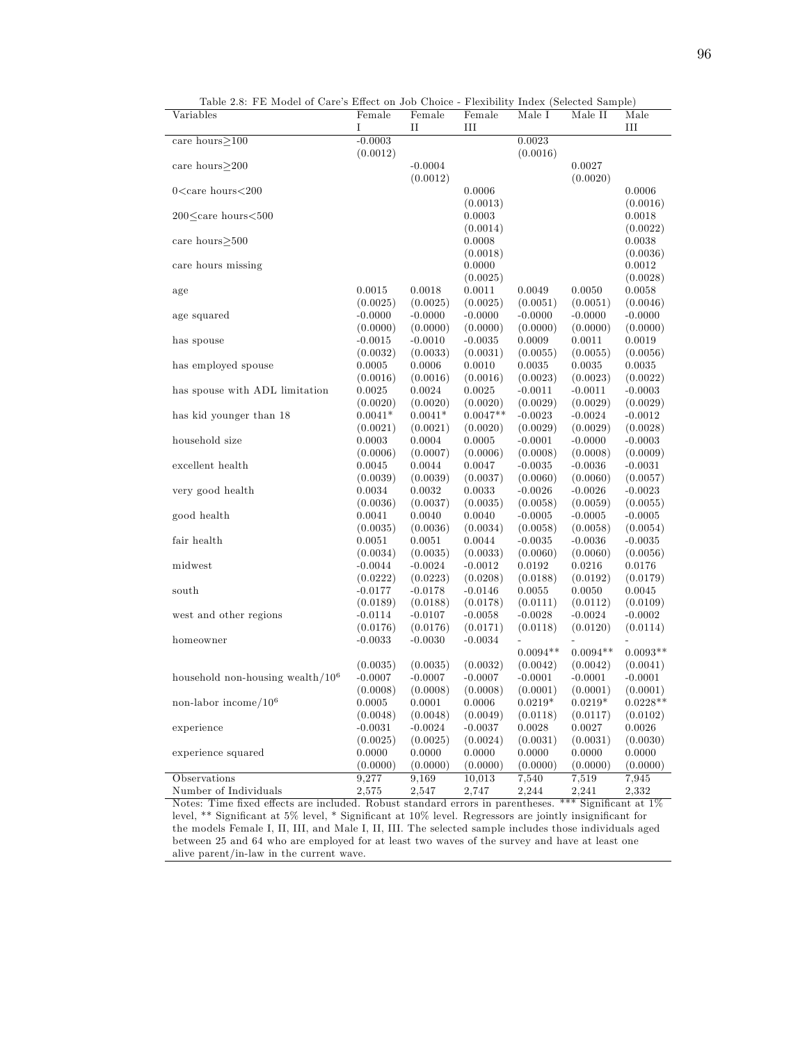Table 2.8: FE Model of Care's Effect on Job Choice - Flexibility Index (Selected Sample)

| Variables | Female I | Female II | Female III | Male I | Male II | Male III |
|---|---|---|---|---|---|---|
| care hours≥100 | -0.0003 | | | 0.0023 | | |
| | (0.0012) | | | (0.0016) | | |
| care hours≥200 | | -0.0004 | | | 0.0027 | |
| | | (0.0012) | | | (0.0020) | |
| 0<care hours<200 | | | 0.0006 | | | 0.0006 |
| | | | (0.0013) | | | (0.0016) |
| 200≤care hours<500 | | | 0.0003 | | | 0.0018 |
| | | | (0.0014) | | | (0.0022) |
| care hours≥500 | | | 0.0008 | | | 0.0038 |
| | | | (0.0018) | | | (0.0036) |
| care hours missing | | | 0.0000 | | | 0.0012 |
| | | | (0.0025) | | | (0.0028) |
| age | 0.0015 | 0.0018 | 0.0011 | 0.0049 | 0.0050 | 0.0058 |
| | (0.0025) | (0.0025) | (0.0025) | (0.0051) | (0.0051) | (0.0046) |
| age squared | -0.0000 | -0.0000 | -0.0000 | -0.0000 | -0.0000 | -0.0000 |
| | (0.0000) | (0.0000) | (0.0000) | (0.0000) | (0.0000) | (0.0000) |
| has spouse | -0.0015 | -0.0010 | -0.0035 | 0.0009 | 0.0011 | 0.0019 |
| | (0.0032) | (0.0033) | (0.0031) | (0.0055) | (0.0055) | (0.0056) |
| has employed spouse | 0.0005 | 0.0006 | 0.0010 | 0.0035 | 0.0035 | 0.0035 |
| | (0.0016) | (0.0016) | (0.0016) | (0.0023) | (0.0023) | (0.0022) |
| has spouse with ADL limitation | 0.0025 | 0.0024 | 0.0025 | -0.0011 | -0.0011 | -0.0003 |
| | (0.0020) | (0.0020) | (0.0020) | (0.0029) | (0.0029) | (0.0029) |
| has kid younger than 18 | 0.0041* | 0.0041* | 0.0047** | -0.0023 | -0.0024 | -0.0012 |
| | (0.0021) | (0.0021) | (0.0020) | (0.0029) | (0.0029) | (0.0028) |
| household size | 0.0003 | 0.0004 | 0.0005 | -0.0001 | -0.0000 | -0.0003 |
| | (0.0006) | (0.0007) | (0.0006) | (0.0008) | (0.0008) | (0.0009) |
| excellent health | 0.0045 | 0.0044 | 0.0047 | -0.0035 | -0.0036 | -0.0031 |
| | (0.0039) | (0.0039) | (0.0037) | (0.0060) | (0.0060) | (0.0057) |
| very good health | 0.0034 | 0.0032 | 0.0033 | -0.0026 | -0.0026 | -0.0023 |
| | (0.0036) | (0.0037) | (0.0035) | (0.0058) | (0.0059) | (0.0055) |
| good health | 0.0041 | 0.0040 | 0.0040 | -0.0005 | -0.0005 | -0.0005 |
| | (0.0035) | (0.0036) | (0.0034) | (0.0058) | (0.0058) | (0.0054) |
| fair health | 0.0051 | 0.0051 | 0.0044 | -0.0035 | -0.0036 | -0.0035 |
| | (0.0034) | (0.0035) | (0.0033) | (0.0060) | (0.0060) | (0.0056) |
| midwest | -0.0044 | -0.0024 | -0.0012 | 0.0192 | 0.0216 | 0.0176 |
| | (0.0222) | (0.0223) | (0.0208) | (0.0188) | (0.0192) | (0.0179) |
| south | -0.0177 | -0.0178 | -0.0146 | 0.0055 | 0.0050 | 0.0045 |
| | (0.0189) | (0.0188) | (0.0178) | (0.0111) | (0.0112) | (0.0109) |
| west and other regions | -0.0114 | -0.0107 | -0.0058 | -0.0028 | -0.0024 | -0.0002 |
| | (0.0176) | (0.0176) | (0.0171) | (0.0118) | (0.0120) | (0.0114) |
| homeowner | -0.0033 | -0.0030 | -0.0034 | -0.0094** | -0.0094** | -0.0093** |
| | (0.0035) | (0.0035) | (0.0032) | (0.0042) | (0.0042) | (0.0041) |
| household non-housing wealth/$10^6$ | -0.0007 | -0.0007 | -0.0007 | -0.0001 | -0.0001 | -0.0001 |
| | (0.0008) | (0.0008) | (0.0008) | (0.0001) | (0.0001) | (0.0001) |
| non-labor income/$10^6$ | 0.0005 | 0.0001 | 0.0006 | 0.0219* | 0.0219* | 0.0228** |
| | (0.0048) | (0.0048) | (0.0049) | (0.0118) | (0.0117) | (0.0102) |
| experience | -0.0031 | -0.0024 | -0.0037 | 0.0028 | 0.0027 | 0.0026 |
| | (0.0025) | (0.0025) | (0.0024) | (0.0031) | (0.0031) | (0.0030) |
| experience squared | 0.0000 | 0.0000 | 0.0000 | 0.0000 | 0.0000 | 0.0000 |
| | (0.0000) | (0.0000) | (0.0000) | (0.0000) | (0.0000) | (0.0000) |
| Observations | 9,277 | 9,169 | 10,013 | 7,540 | 7,519 | 7,945 |
| Number of Individuals | 2,575 | 2,547 | 2,747 | 2,244 | 2,241 | 2,332 |

Notes: Time fixed effects are included. Robust standard errors in parentheses. *** Significant at 1% level, ** Significant at 5% level, * Significant at 10% level. Regressors are jointly insignificant for the models Female I, II, III, and Male I, II, III. The selected sample includes those individuals aged between 25 and 64 who are employed for at least two waves of the survey and have at least one alive parent/in-law in the current wave.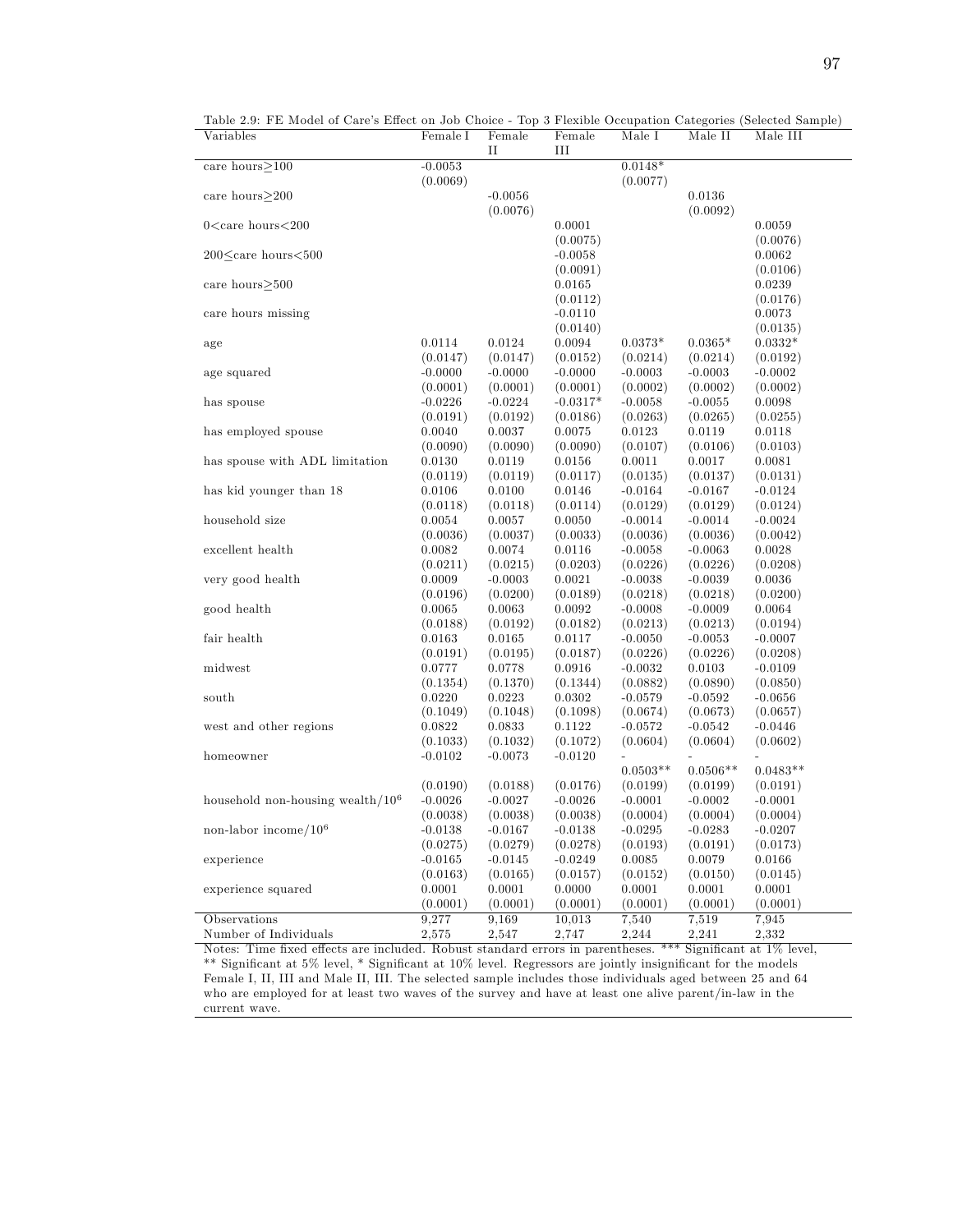Table 2.9: FE Model of Care's Effect on Job Choice - Top 3 Flexible Occupation Categories (Selected Sample)

| Variables | Female I | Female II | Female III | Male I | Male II | Male III |
|---|---|---|---|---|---|---|
| care hours≥100 | -0.0053 | | | 0.0148* | | |
| | (0.0069) | | | (0.0077) | | |
| care hours≥200 | | -0.0056 | | | 0.0136 | |
| | | (0.0076) | | | (0.0092) | |
| 0<care hours<200 | | | 0.0001 | | | 0.0059 |
| | | | (0.0075) | | | (0.0076) |
| 200≤care hours<500 | | | -0.0058 | | | 0.0062 |
| | | | (0.0091) | | | (0.0106) |
| care hours≥500 | | | 0.0165 | | | 0.0239 |
| | | | (0.0112) | | | (0.0176) |
| care hours missing | | | -0.0110 | | | 0.0073 |
| | | | (0.0140) | | | (0.0135) |
| age | 0.0114 | 0.0124 | 0.0094 | 0.0373* | 0.0365* | 0.0332* |
| | (0.0147) | (0.0147) | (0.0152) | (0.0214) | (0.0214) | (0.0192) |
| age squared | -0.0000 | -0.0000 | -0.0000 | -0.0003 | -0.0003 | -0.0002 |
| | (0.0001) | (0.0001) | (0.0001) | (0.0002) | (0.0002) | (0.0002) |
| has spouse | -0.0226 | -0.0224 | -0.0317* | -0.0058 | -0.0055 | 0.0098 |
| | (0.0191) | (0.0192) | (0.0186) | (0.0263) | (0.0265) | (0.0255) |
| has employed spouse | 0.0040 | 0.0037 | 0.0075 | 0.0123 | 0.0119 | 0.0118 |
| | (0.0090) | (0.0090) | (0.0090) | (0.0107) | (0.0106) | (0.0103) |
| has spouse with ADL limitation | 0.0130 | 0.0119 | 0.0156 | 0.0011 | 0.0017 | 0.0081 |
| | (0.0119) | (0.0119) | (0.0117) | (0.0135) | (0.0137) | (0.0131) |
| has kid younger than 18 | 0.0106 | 0.0100 | 0.0146 | -0.0164 | -0.0167 | -0.0124 |
| | (0.0118) | (0.0118) | (0.0114) | (0.0129) | (0.0129) | (0.0124) |
| household size | 0.0054 | 0.0057 | 0.0050 | -0.0014 | -0.0014 | -0.0024 |
| | (0.0036) | (0.0037) | (0.0033) | (0.0036) | (0.0036) | (0.0042) |
| excellent health | 0.0082 | 0.0074 | 0.0116 | -0.0058 | -0.0063 | 0.0028 |
| | (0.0211) | (0.0215) | (0.0203) | (0.0226) | (0.0226) | (0.0208) |
| very good health | 0.0009 | -0.0003 | 0.0021 | -0.0038 | -0.0039 | 0.0036 |
| | (0.0196) | (0.0200) | (0.0189) | (0.0218) | (0.0218) | (0.0200) |
| good health | 0.0065 | 0.0063 | 0.0092 | -0.0008 | -0.0009 | 0.0064 |
| | (0.0188) | (0.0192) | (0.0182) | (0.0213) | (0.0213) | (0.0194) |
| fair health | 0.0163 | 0.0165 | 0.0117 | -0.0050 | -0.0053 | -0.0007 |
| | (0.0191) | (0.0195) | (0.0187) | (0.0226) | (0.0226) | (0.0208) |
| midwest | 0.0777 | 0.0778 | 0.0916 | -0.0032 | 0.0103 | -0.0109 |
| | (0.1354) | (0.1370) | (0.1344) | (0.0882) | (0.0890) | (0.0850) |
| south | 0.0220 | 0.0223 | 0.0302 | -0.0579 | -0.0592 | -0.0656 |
| | (0.1049) | (0.1048) | (0.1098) | (0.0674) | (0.0673) | (0.0657) |
| west and other regions | 0.0822 | 0.0833 | 0.1122 | -0.0572 | -0.0542 | -0.0446 |
| | (0.1033) | (0.1032) | (0.1072) | (0.0604) | (0.0604) | (0.0602) |
| homeowner | -0.0102 | -0.0073 | -0.0120 | -0.0503** | -0.0506** | -0.0483** |
| | (0.0190) | (0.0188) | (0.0176) | (0.0199) | (0.0199) | (0.0191) |
| household non-housing wealth/$10^6$ | -0.0026 | -0.0027 | -0.0026 | -0.0001 | -0.0002 | -0.0001 |
| | (0.0038) | (0.0038) | (0.0038) | (0.0004) | (0.0004) | (0.0004) |
| non-labor income/$10^6$ | -0.0138 | -0.0167 | -0.0138 | -0.0295 | -0.0283 | -0.0207 |
| | (0.0275) | (0.0279) | (0.0278) | (0.0193) | (0.0191) | (0.0173) |
| experience | -0.0165 | -0.0145 | -0.0249 | 0.0085 | 0.0079 | 0.0166 |
| | (0.0163) | (0.0165) | (0.0157) | (0.0152) | (0.0150) | (0.0145) |
| experience squared | 0.0001 | 0.0001 | 0.0000 | 0.0001 | 0.0001 | 0.0001 |
| | (0.0001) | (0.0001) | (0.0001) | (0.0001) | (0.0001) | (0.0001) |
| Observations | 9,277 | 9,169 | 10,013 | 7,540 | 7,519 | 7,945 |
| Number of Individuals | 2,575 | 2,547 | 2,747 | 2,244 | 2,241 | 2,332 |

Notes: Time fixed effects are included. Robust standard errors in parentheses. *** Significant at 1% level, ** Significant at 5% level, * Significant at 10% level. Regressors are jointly insignificant for the models Female I, II, III and Male II, III. The selected sample includes those individuals aged between 25 and 64 who are employed for at least two waves of the survey and have at least one alive parent/in-law in the current wave.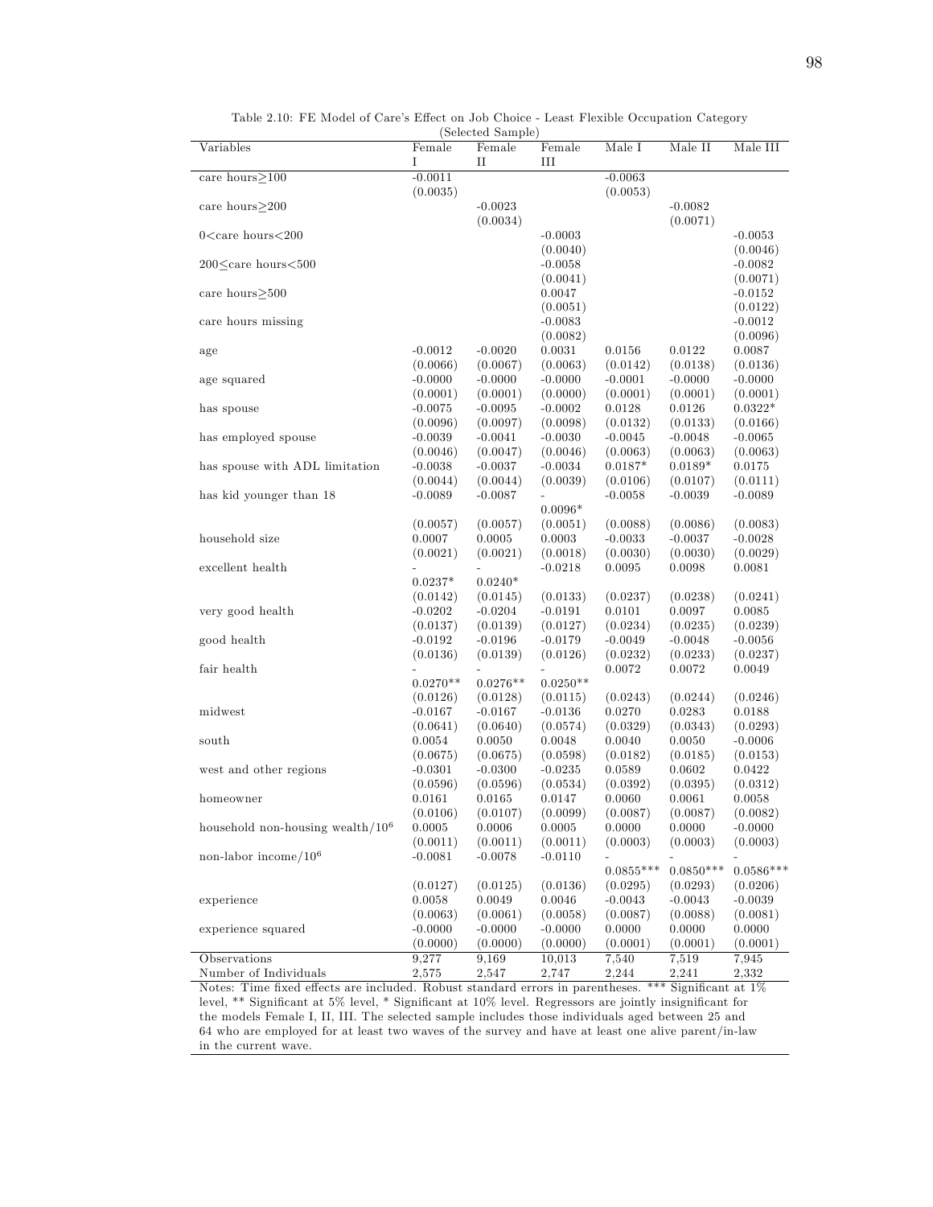Table 2.10: FE Model of Care's Effect on Job Choice - Least Flexible Occupation Category (Selected Sample)

| Variables | Female I | Female II | Female III | Male I | Male II | Male III |
|---|---|---|---|---|---|---|
| care hours≥100 | -0.0011 | | | -0.0063 | | |
| | (0.0035) | | | (0.0053) | | |
| care hours≥200 | | -0.0023 | | | -0.0082 | |
| | | (0.0034) | | | (0.0071) | |
| 0<care hours<200 | | | -0.0003 | | | -0.0053 |
| | | | (0.0040) | | | (0.0046) |
| 200≤care hours<500 | | | -0.0058 | | | -0.0082 |
| | | | (0.0041) | | | (0.0071) |
| care hours≥500 | | | 0.0047 | | | -0.0152 |
| | | | (0.0051) | | | (0.0122) |
| care hours missing | | | -0.0083 | | | -0.0012 |
| | | | (0.0082) | | | (0.0096) |
| age | -0.0012 | -0.0020 | 0.0031 | 0.0156 | 0.0122 | 0.0087 |
| | (0.0066) | (0.0067) | (0.0063) | (0.0142) | (0.0138) | (0.0136) |
| age squared | -0.0000 | -0.0000 | -0.0000 | -0.0001 | -0.0000 | -0.0000 |
| | (0.0001) | (0.0001) | (0.0000) | (0.0001) | (0.0001) | (0.0001) |
| has spouse | -0.0075 | -0.0095 | -0.0002 | 0.0128 | 0.0126 | 0.0322* |
| | (0.0096) | (0.0097) | (0.0098) | (0.0132) | (0.0133) | (0.0166) |
| has employed spouse | -0.0039 | -0.0041 | -0.0030 | -0.0045 | -0.0048 | -0.0065 |
| | (0.0046) | (0.0047) | (0.0046) | (0.0063) | (0.0063) | (0.0063) |
| has spouse with ADL limitation | -0.0038 | -0.0037 | -0.0034 | 0.0187* | 0.0189* | 0.0175 |
| | (0.0044) | (0.0044) | (0.0039) | (0.0106) | (0.0107) | (0.0111) |
| has kid younger than 18 | -0.0089 | -0.0087 | -0.0096* | -0.0058 | -0.0039 | -0.0089 |
| | (0.0057) | (0.0057) | (0.0051) | (0.0088) | (0.0086) | (0.0083) |
| household size | 0.0007 | 0.0005 | 0.0003 | -0.0033 | -0.0037 | -0.0028 |
| | (0.0021) | (0.0021) | (0.0018) | (0.0030) | (0.0030) | (0.0029) |
| excellent health | -0.0237* | -0.0240* | -0.0218 | 0.0095 | 0.0098 | 0.0081 |
| | (0.0142) | (0.0145) | (0.0133) | (0.0237) | (0.0238) | (0.0241) |
| very good health | -0.0202 | -0.0204 | -0.0191 | 0.0101 | 0.0097 | 0.0085 |
| | (0.0137) | (0.0139) | (0.0127) | (0.0234) | (0.0235) | (0.0239) |
| good health | -0.0192 | -0.0196 | -0.0179 | -0.0049 | -0.0048 | -0.0056 |
| | (0.0136) | (0.0139) | (0.0126) | (0.0232) | (0.0233) | (0.0237) |
| fair health | -0.0270** | -0.0276** | -0.0250** | 0.0072 | 0.0072 | 0.0049 |
| | (0.0126) | (0.0128) | (0.0115) | (0.0243) | (0.0244) | (0.0246) |
| midwest | -0.0167 | -0.0167 | -0.0136 | 0.0270 | 0.0283 | 0.0188 |
| | (0.0641) | (0.0640) | (0.0574) | (0.0329) | (0.0343) | (0.0293) |
| south | 0.0054 | 0.0050 | 0.0048 | 0.0040 | 0.0050 | -0.0006 |
| | (0.0675) | (0.0675) | (0.0598) | (0.0182) | (0.0185) | (0.0153) |
| west and other regions | -0.0301 | -0.0300 | -0.0235 | 0.0589 | 0.0602 | 0.0422 |
| | (0.0596) | (0.0596) | (0.0534) | (0.0392) | (0.0395) | (0.0312) |
| homeowner | 0.0161 | 0.0165 | 0.0147 | 0.0060 | 0.0061 | 0.0058 |
| | (0.0106) | (0.0107) | (0.0099) | (0.0087) | (0.0087) | (0.0082) |
| household non-housing wealth/$10^6$ | 0.0005 | 0.0006 | 0.0005 | 0.0000 | 0.0000 | -0.0000 |
| | (0.0011) | (0.0011) | (0.0011) | (0.0003) | (0.0003) | (0.0003) |
| non-labor income/$10^6$ | -0.0081 | -0.0078 | -0.0110 | -0.0855*** | -0.0850*** | -0.0586*** |
| | (0.0127) | (0.0125) | (0.0136) | (0.0295) | (0.0293) | (0.0206) |
| experience | 0.0058 | 0.0049 | 0.0046 | -0.0043 | -0.0043 | -0.0039 |
| | (0.0063) | (0.0061) | (0.0058) | (0.0087) | (0.0088) | (0.0081) |
| experience squared | -0.0000 | -0.0000 | -0.0000 | 0.0000 | 0.0000 | 0.0000 |
| | (0.0000) | (0.0000) | (0.0000) | (0.0001) | (0.0001) | (0.0001) |
| Observations | 9,277 | 9,169 | 10,013 | 7,540 | 7,519 | 7,945 |
| Number of Individuals | 2,575 | 2,547 | 2,747 | 2,244 | 2,241 | 2,332 |

Notes: Time fixed effects are included. Robust standard errors in parentheses. *** Significant at 1% level, ** Significant at 5% level, * Significant at 10% level. Regressors are jointly insignificant for the models Female I, II, III. The selected sample includes those individuals aged between 25 and 64 who are employed for at least two waves of the survey and have at least one alive parent/in-law in the current wave.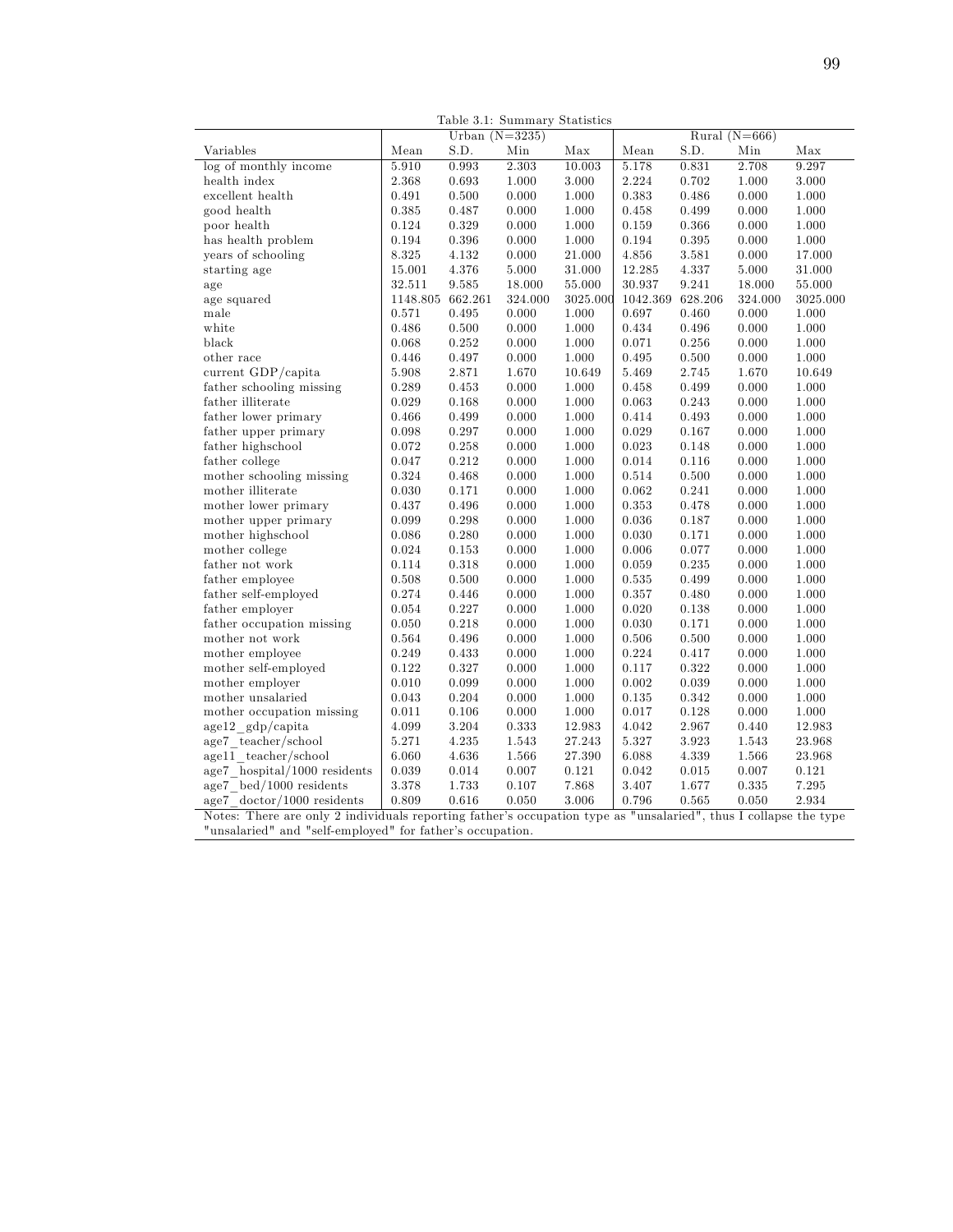Table 3.1: Summary Statistics

| | Urban (N=3235) | | | | Rural (N=666) | | | |
|---|---|---|---|---|---|---|---|---|
| Variables | Mean | S.D. | Min | Max | Mean | S.D. | Min | Max |
| log of monthly income | 5.910 | 0.993 | 2.303 | 10.003 | 5.178 | 0.831 | 2.708 | 9.297 |
| health index | 2.368 | 0.693 | 1.000 | 3.000 | 2.224 | 0.702 | 1.000 | 3.000 |
| excellent health | 0.491 | 0.500 | 0.000 | 1.000 | 0.383 | 0.486 | 0.000 | 1.000 |
| good health | 0.385 | 0.487 | 0.000 | 1.000 | 0.458 | 0.499 | 0.000 | 1.000 |
| poor health | 0.124 | 0.329 | 0.000 | 1.000 | 0.159 | 0.366 | 0.000 | 1.000 |
| has health problem | 0.194 | 0.396 | 0.000 | 1.000 | 0.194 | 0.395 | 0.000 | 1.000 |
| years of schooling | 8.325 | 4.132 | 0.000 | 21.000 | 4.856 | 3.581 | 0.000 | 17.000 |
| starting age | 15.001 | 4.376 | 5.000 | 31.000 | 12.285 | 4.337 | 5.000 | 31.000 |
| age | 32.511 | 9.585 | 18.000 | 55.000 | 30.937 | 9.241 | 18.000 | 55.000 |
| age squared | 1148.805 | 662.261 | 324.000 | 3025.000 | 1042.369 | 628.206 | 324.000 | 3025.000 |
| male | 0.571 | 0.495 | 0.000 | 1.000 | 0.697 | 0.460 | 0.000 | 1.000 |
| white | 0.486 | 0.500 | 0.000 | 1.000 | 0.434 | 0.496 | 0.000 | 1.000 |
| black | 0.068 | 0.252 | 0.000 | 1.000 | 0.071 | 0.256 | 0.000 | 1.000 |
| other race | 0.446 | 0.497 | 0.000 | 1.000 | 0.495 | 0.500 | 0.000 | 1.000 |
| current GDP/capita | 5.908 | 2.871 | 1.670 | 10.649 | 5.469 | 2.745 | 1.670 | 10.649 |
| father schooling missing | 0.289 | 0.453 | 0.000 | 1.000 | 0.458 | 0.499 | 0.000 | 1.000 |
| father illiterate | 0.029 | 0.168 | 0.000 | 1.000 | 0.063 | 0.243 | 0.000 | 1.000 |
| father lower primary | 0.466 | 0.499 | 0.000 | 1.000 | 0.414 | 0.493 | 0.000 | 1.000 |
| father upper primary | 0.098 | 0.297 | 0.000 | 1.000 | 0.029 | 0.167 | 0.000 | 1.000 |
| father highschool | 0.072 | 0.258 | 0.000 | 1.000 | 0.023 | 0.148 | 0.000 | 1.000 |
| father college | 0.047 | 0.212 | 0.000 | 1.000 | 0.014 | 0.116 | 0.000 | 1.000 |
| mother schooling missing | 0.324 | 0.468 | 0.000 | 1.000 | 0.514 | 0.500 | 0.000 | 1.000 |
| mother illiterate | 0.030 | 0.171 | 0.000 | 1.000 | 0.062 | 0.241 | 0.000 | 1.000 |
| mother lower primary | 0.437 | 0.496 | 0.000 | 1.000 | 0.353 | 0.478 | 0.000 | 1.000 |
| mother upper primary | 0.099 | 0.298 | 0.000 | 1.000 | 0.036 | 0.187 | 0.000 | 1.000 |
| mother highschool | 0.086 | 0.280 | 0.000 | 1.000 | 0.030 | 0.171 | 0.000 | 1.000 |
| mother college | 0.024 | 0.153 | 0.000 | 1.000 | 0.006 | 0.077 | 0.000 | 1.000 |
| father not work | 0.114 | 0.318 | 0.000 | 1.000 | 0.059 | 0.235 | 0.000 | 1.000 |
| father employee | 0.508 | 0.500 | 0.000 | 1.000 | 0.535 | 0.499 | 0.000 | 1.000 |
| father self-employed | 0.274 | 0.446 | 0.000 | 1.000 | 0.357 | 0.480 | 0.000 | 1.000 |
| father employer | 0.054 | 0.227 | 0.000 | 1.000 | 0.020 | 0.138 | 0.000 | 1.000 |
| father occupation missing | 0.050 | 0.218 | 0.000 | 1.000 | 0.030 | 0.171 | 0.000 | 1.000 |
| mother not work | 0.564 | 0.496 | 0.000 | 1.000 | 0.506 | 0.500 | 0.000 | 1.000 |
| mother employee | 0.249 | 0.433 | 0.000 | 1.000 | 0.224 | 0.417 | 0.000 | 1.000 |
| mother self-employed | 0.122 | 0.327 | 0.000 | 1.000 | 0.117 | 0.322 | 0.000 | 1.000 |
| mother employer | 0.010 | 0.099 | 0.000 | 1.000 | 0.002 | 0.039 | 0.000 | 1.000 |
| mother unsalaried | 0.043 | 0.204 | 0.000 | 1.000 | 0.135 | 0.342 | 0.000 | 1.000 |
| mother occupation missing | 0.011 | 0.106 | 0.000 | 1.000 | 0.017 | 0.128 | 0.000 | 1.000 |
| age12_gdp/capita | 4.099 | 3.204 | 0.333 | 12.983 | 4.042 | 2.967 | 0.440 | 12.983 |
| age7_teacher/school | 5.271 | 4.235 | 1.543 | 27.243 | 5.327 | 3.923 | 1.543 | 23.968 |
| age11_teacher/school | 6.060 | 4.636 | 1.566 | 27.390 | 6.088 | 4.339 | 1.566 | 23.968 |
| age7_hospital/1000 residents | 0.039 | 0.014 | 0.007 | 0.121 | 0.042 | 0.015 | 0.007 | 0.121 |
| age7_bed/1000 residents | 3.378 | 1.733 | 0.107 | 7.868 | 3.407 | 1.677 | 0.335 | 7.295 |
| age7_doctor/1000 residents | 0.809 | 0.616 | 0.050 | 3.006 | 0.796 | 0.565 | 0.050 | 2.934 |

Notes: There are only 2 individuals reporting father's occupation type as "unsalaried", thus I collapse the type "unsalaried" and "self-employed" for father's occupation.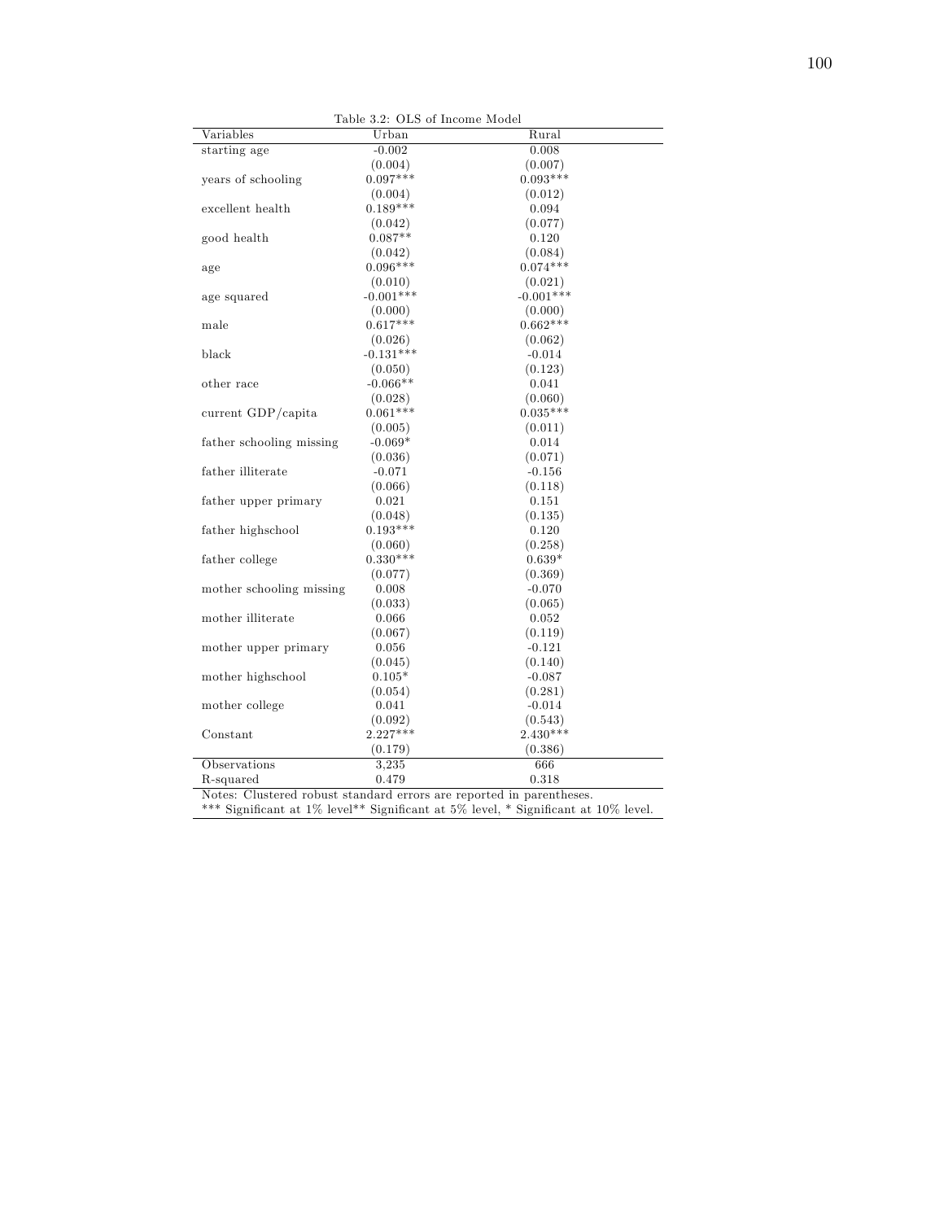Table 3.2: OLS of Income Model

| Variables | Urban | Rural |
|---|---|---|
| starting age | -0.002 | 0.008 |
| | (0.004) | (0.007) |
| years of schooling | 0.097*** | 0.093*** |
| | (0.004) | (0.012) |
| excellent health | 0.189*** | 0.094 |
| | (0.042) | (0.077) |
| good health | 0.087** | 0.120 |
| | (0.042) | (0.084) |
| age | 0.096*** | 0.074*** |
| | (0.010) | (0.021) |
| age squared | -0.001*** | -0.001*** |
| | (0.000) | (0.000) |
| male | 0.617*** | 0.662*** |
| | (0.026) | (0.062) |
| black | -0.131*** | -0.014 |
| | (0.050) | (0.123) |
| other race | -0.066** | 0.041 |
| | (0.028) | (0.060) |
| current GDP/capita | 0.061*** | 0.035*** |
| | (0.005) | (0.011) |
| father schooling missing | -0.069* | 0.014 |
| | (0.036) | (0.071) |
| father illiterate | -0.071 | -0.156 |
| | (0.066) | (0.118) |
| father upper primary | 0.021 | 0.151 |
| | (0.048) | (0.135) |
| father highschool | 0.193*** | 0.120 |
| | (0.060) | (0.258) |
| father college | 0.330*** | 0.639* |
| | (0.077) | (0.369) |
| mother schooling missing | 0.008 | -0.070 |
| | (0.033) | (0.065) |
| mother illiterate | 0.066 | 0.052 |
| | (0.067) | (0.119) |
| mother upper primary | 0.056 | -0.121 |
| | (0.045) | (0.140) |
| mother highschool | 0.105* | -0.087 |
| | (0.054) | (0.281) |
| mother college | 0.041 | -0.014 |
| | (0.092) | (0.543) |
| Constant | 2.227*** | 2.430*** |
| | (0.179) | (0.386) |
| Observations | 3,235 | 666 |
| R-squared | 0.479 | 0.318 |

Notes: Clustered robust standard errors are reported in parentheses.
*** Significant at 1% level** Significant at 5% level, * Significant at 10% level.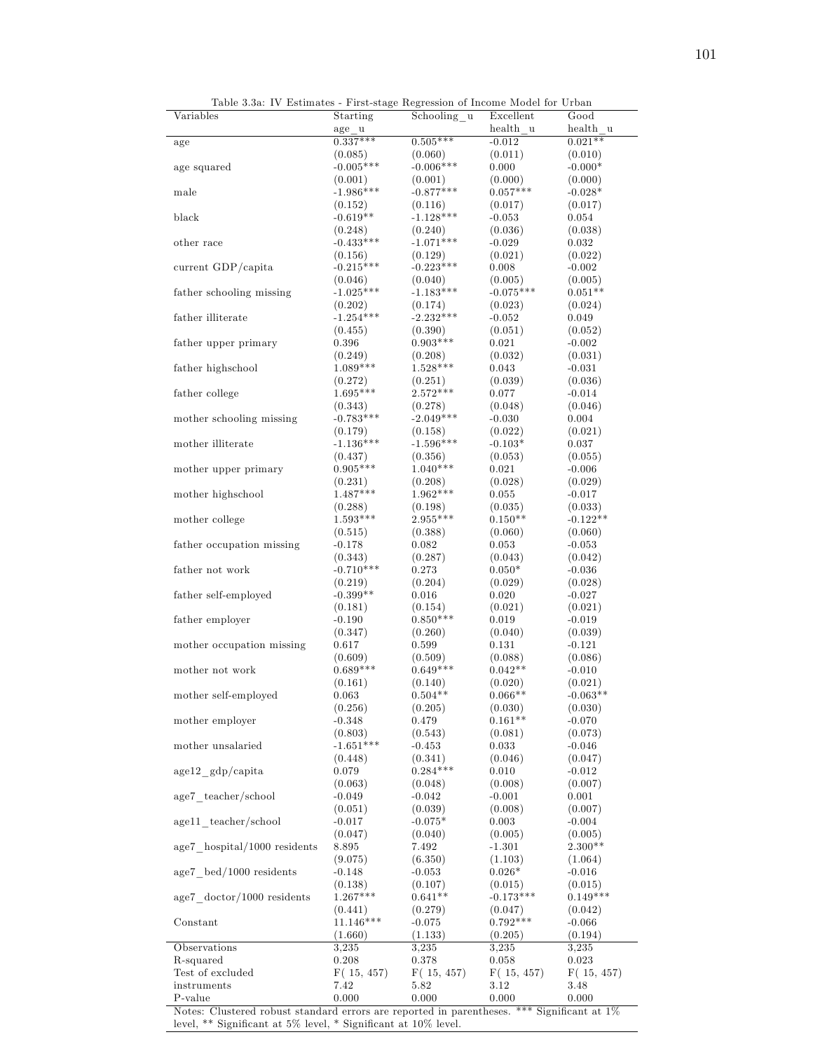Table 3.3a: IV Estimates - First-stage Regression of Income Model for Urban

| Variables | Starting age_u | Schooling_u | Excellent health_u | Good health_u |
|---|---|---|---|---|
| age | 0.337*** | 0.505*** | -0.012 | 0.021** |
| | (0.085) | (0.060) | (0.011) | (0.010) |
| age squared | -0.005*** | -0.006*** | 0.000 | -0.000* |
| | (0.001) | (0.001) | (0.000) | (0.000) |
| male | -1.986*** | -0.877*** | 0.057*** | -0.028* |
| | (0.152) | (0.116) | (0.017) | (0.017) |
| black | -0.619** | -1.128*** | -0.053 | 0.054 |
| | (0.248) | (0.240) | (0.036) | (0.038) |
| other race | -0.433*** | -1.071*** | -0.029 | 0.032 |
| | (0.156) | (0.129) | (0.021) | (0.022) |
| current GDP/capita | -0.215*** | -0.223*** | 0.008 | -0.002 |
| | (0.046) | (0.040) | (0.005) | (0.005) |
| father schooling missing | -1.025*** | -1.183*** | -0.075*** | 0.051** |
| | (0.202) | (0.174) | (0.023) | (0.024) |
| father illiterate | -1.254*** | -2.232*** | -0.052 | 0.049 |
| | (0.455) | (0.390) | (0.051) | (0.052) |
| father upper primary | 0.396 | 0.903*** | 0.021 | -0.002 |
| | (0.249) | (0.208) | (0.032) | (0.031) |
| father highschool | 1.089*** | 1.528*** | 0.043 | -0.031 |
| | (0.272) | (0.251) | (0.039) | (0.036) |
| father college | 1.695*** | 2.572*** | 0.077 | -0.014 |
| | (0.343) | (0.278) | (0.048) | (0.046) |
| mother schooling missing | -0.783*** | -2.049*** | -0.030 | 0.004 |
| | (0.179) | (0.158) | (0.022) | (0.021) |
| mother illiterate | -1.136*** | -1.596*** | -0.103* | 0.037 |
| | (0.437) | (0.356) | (0.053) | (0.055) |
| mother upper primary | 0.905*** | 1.040*** | 0.021 | -0.006 |
| | (0.231) | (0.208) | (0.028) | (0.029) |
| mother highschool | 1.487*** | 1.962*** | 0.055 | -0.017 |
| | (0.288) | (0.198) | (0.035) | (0.033) |
| mother college | 1.593*** | 2.955*** | 0.150** | -0.122** |
| | (0.515) | (0.388) | (0.060) | (0.060) |
| father occupation missing | -0.178 | 0.082 | 0.053 | -0.053 |
| | (0.343) | (0.287) | (0.043) | (0.042) |
| father not work | -0.710*** | 0.273 | 0.050* | -0.036 |
| | (0.219) | (0.204) | (0.029) | (0.028) |
| father self-employed | -0.399** | 0.016 | 0.020 | -0.027 |
| | (0.181) | (0.154) | (0.021) | (0.021) |
| father employer | -0.190 | 0.850*** | 0.019 | -0.019 |
| | (0.347) | (0.260) | (0.040) | (0.039) |
| mother occupation missing | 0.617 | 0.599 | 0.131 | -0.121 |
| | (0.609) | (0.509) | (0.088) | (0.086) |
| mother not work | 0.689*** | 0.649*** | 0.042** | -0.010 |
| | (0.161) | (0.140) | (0.020) | (0.021) |
| mother self-employed | 0.063 | 0.504** | 0.066** | -0.063** |
| | (0.256) | (0.205) | (0.030) | (0.030) |
| mother employer | -0.348 | 0.479 | 0.161** | -0.070 |
| | (0.803) | (0.543) | (0.081) | (0.073) |
| mother unsalaried | -1.651*** | -0.453 | 0.033 | -0.046 |
| | (0.448) | (0.341) | (0.046) | (0.047) |
| age12_gdp/capita | 0.079 | 0.284*** | 0.010 | -0.012 |
| | (0.063) | (0.048) | (0.008) | (0.007) |
| age7_teacher/school | -0.049 | -0.042 | -0.001 | 0.001 |
| | (0.051) | (0.039) | (0.008) | (0.007) |
| age11_teacher/school | -0.017 | -0.075* | 0.003 | -0.004 |
| | (0.047) | (0.040) | (0.005) | (0.005) |
| age7_hospital/1000 residents | 8.895 | 7.492 | -1.301 | 2.300** |
| | (9.075) | (6.350) | (1.103) | (1.064) |
| age7_bed/1000 residents | -0.148 | -0.053 | 0.026* | -0.016 |
| | (0.138) | (0.107) | (0.015) | (0.015) |
| age7_doctor/1000 residents | 1.267*** | 0.641** | -0.173*** | 0.149*** |
| | (0.441) | (0.279) | (0.047) | (0.042) |
| Constant | 11.146*** | -0.075 | 0.792*** | -0.066 |
| | (1.660) | (1.133) | (0.205) | (0.194) |
| Observations | 3,235 | 3,235 | 3,235 | 3,235 |
| R-squared | 0.208 | 0.378 | 0.058 | 0.023 |
| Test of excluded instruments | F( 15, 457) 7.42 | F( 15, 457) 5.82 | F( 15, 457) 3.12 | F( 15, 457) 3.48 |
| P-value | 0.000 | 0.000 | 0.000 | 0.000 |

Notes: Clustered robust standard errors are reported in parentheses. *** Significant at 1% level, ** Significant at 5% level, * Significant at 10% level.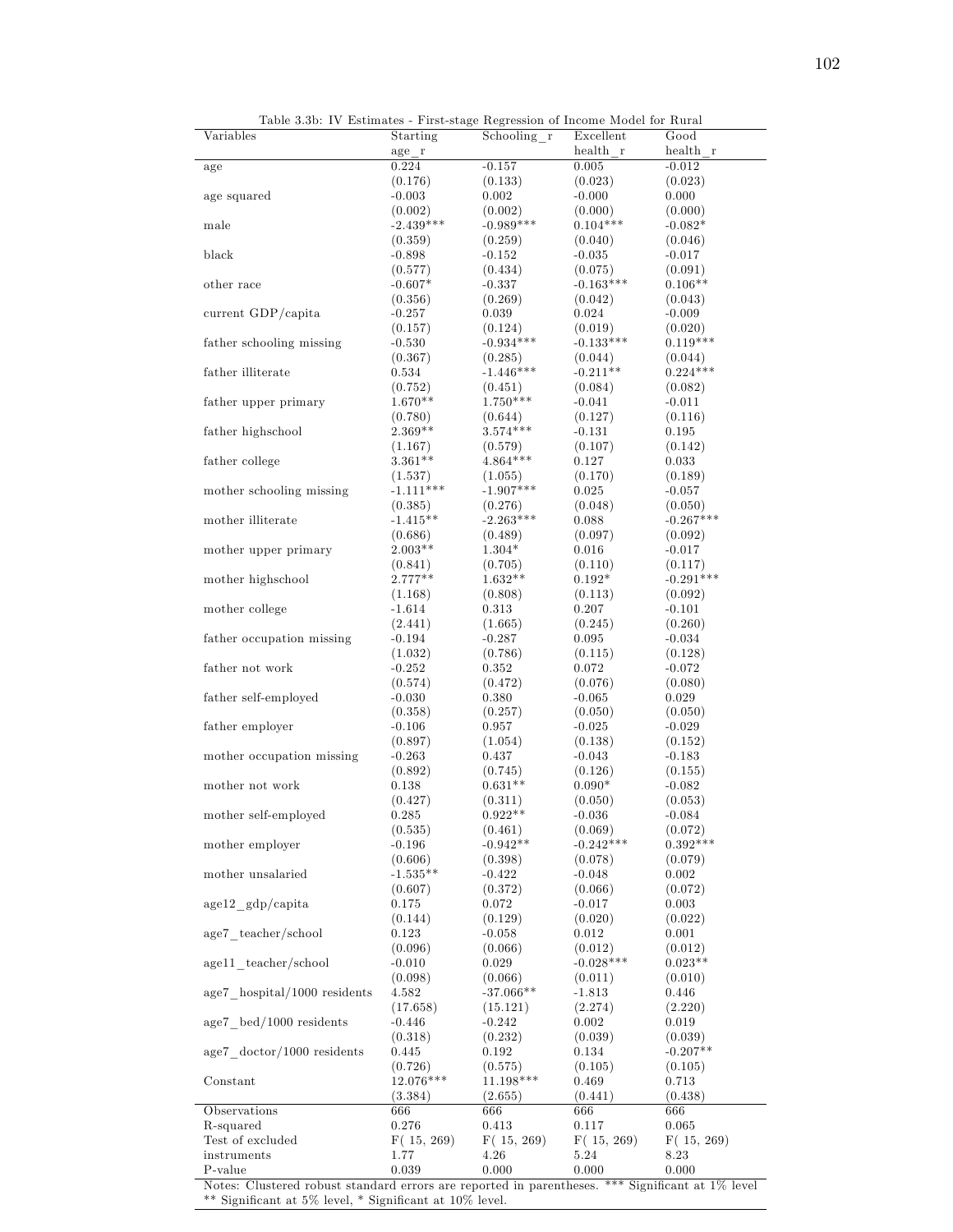Table 3.3b: IV Estimates - First-stage Regression of Income Model for Rural

| Variables | Starting age_r | Schooling_r | Excellent health_r | Good health_r |
|---|---|---|---|---|
| age | 0.224 | -0.157 | 0.005 | -0.012 |
| | (0.176) | (0.133) | (0.023) | (0.023) |
| age squared | -0.003 | 0.002 | -0.000 | 0.000 |
| | (0.002) | (0.002) | (0.000) | (0.000) |
| male | -2.439*** | -0.989*** | 0.104*** | -0.082* |
| | (0.359) | (0.259) | (0.040) | (0.046) |
| black | -0.898 | -0.152 | -0.035 | -0.017 |
| | (0.577) | (0.434) | (0.075) | (0.091) |
| other race | -0.607* | -0.337 | -0.163*** | 0.106** |
| | (0.356) | (0.269) | (0.042) | (0.043) |
| current GDP/capita | -0.257 | 0.039 | 0.024 | -0.009 |
| | (0.157) | (0.124) | (0.019) | (0.020) |
| father schooling missing | -0.530 | -0.934*** | -0.133*** | 0.119*** |
| | (0.367) | (0.285) | (0.044) | (0.044) |
| father illiterate | 0.534 | -1.446*** | -0.211** | 0.224*** |
| | (0.752) | (0.451) | (0.084) | (0.082) |
| father upper primary | 1.670** | 1.750*** | -0.041 | -0.011 |
| | (0.780) | (0.644) | (0.127) | (0.116) |
| father highschool | 2.369** | 3.574*** | -0.131 | 0.195 |
| | (1.167) | (0.579) | (0.107) | (0.142) |
| father college | 3.361** | 4.864*** | 0.127 | 0.033 |
| | (1.537) | (1.055) | (0.170) | (0.189) |
| mother schooling missing | -1.111*** | -1.907*** | 0.025 | -0.057 |
| | (0.385) | (0.276) | (0.048) | (0.050) |
| mother illiterate | -1.415** | -2.263*** | 0.088 | -0.267*** |
| | (0.686) | (0.489) | (0.097) | (0.092) |
| mother upper primary | 2.003** | 1.304* | 0.016 | -0.017 |
| | (0.841) | (0.705) | (0.110) | (0.117) |
| mother highschool | 2.777** | 1.632** | 0.192* | -0.291*** |
| | (1.168) | (0.808) | (0.113) | (0.092) |
| mother college | -1.614 | 0.313 | 0.207 | -0.101 |
| | (2.441) | (1.665) | (0.245) | (0.260) |
| father occupation missing | -0.194 | -0.287 | 0.095 | -0.034 |
| | (1.032) | (0.786) | (0.115) | (0.128) |
| father not work | -0.252 | 0.352 | 0.072 | -0.072 |
| | (0.574) | (0.472) | (0.076) | (0.080) |
| father self-employed | -0.030 | 0.380 | -0.065 | 0.029 |
| | (0.358) | (0.257) | (0.050) | (0.050) |
| father employer | -0.106 | 0.957 | -0.025 | -0.029 |
| | (0.897) | (1.054) | (0.138) | (0.152) |
| mother occupation missing | -0.263 | 0.437 | -0.043 | -0.183 |
| | (0.892) | (0.745) | (0.126) | (0.155) |
| mother not work | 0.138 | 0.631** | 0.090* | -0.082 |
| | (0.427) | (0.311) | (0.050) | (0.053) |
| mother self-employed | 0.285 | 0.922** | -0.036 | -0.084 |
| | (0.535) | (0.461) | (0.069) | (0.072) |
| mother employer | -0.196 | -0.942** | -0.242*** | 0.392*** |
| | (0.606) | (0.398) | (0.078) | (0.079) |
| mother unsalaried | -1.535** | -0.422 | -0.048 | 0.002 |
| | (0.607) | (0.372) | (0.066) | (0.072) |
| age12_gdp/capita | 0.175 | 0.072 | -0.017 | 0.003 |
| | (0.144) | (0.129) | (0.020) | (0.022) |
| age7_teacher/school | 0.123 | -0.058 | 0.012 | 0.001 |
| | (0.096) | (0.066) | (0.012) | (0.012) |
| age11_teacher/school | -0.010 | 0.029 | -0.028*** | 0.023** |
| | (0.098) | (0.066) | (0.011) | (0.010) |
| age7_hospital/1000 residents | 4.582 | -37.066** | -1.813 | 0.446 |
| | (17.658) | (15.121) | (2.274) | (2.220) |
| age7_bed/1000 residents | -0.446 | -0.242 | 0.002 | 0.019 |
| | (0.318) | (0.232) | (0.039) | (0.039) |
| age7_doctor/1000 residents | 0.445 | 0.192 | 0.134 | -0.207** |
| | (0.726) | (0.575) | (0.105) | (0.105) |
| Constant | 12.076*** | 11.198*** | 0.469 | 0.713 |
| | (3.384) | (2.655) | (0.441) | (0.438) |
| Observations | 666 | 666 | 666 | 666 |
| R-squared | 0.276 | 0.413 | 0.117 | 0.065 |
| Test of excluded instruments | F( 15, 269) 1.77 | F( 15, 269) 4.26 | F( 15, 269) 5.24 | F( 15, 269) 8.23 |
| P-value | 0.039 | 0.000 | 0.000 | 0.000 |

Notes: Clustered robust standard errors are reported in parentheses. *** Significant at 1% level ** Significant at 5% level, * Significant at 10% level.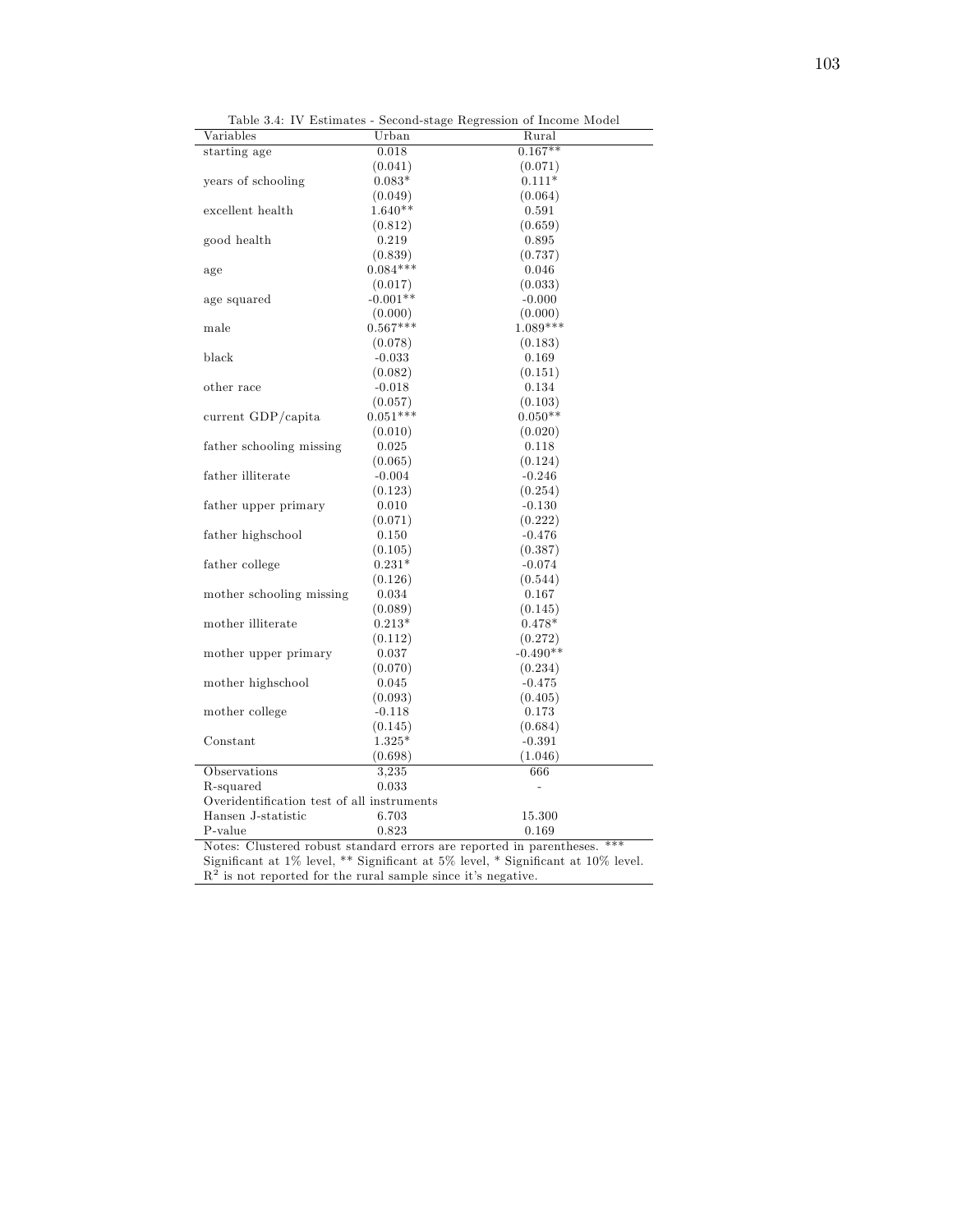Table 3.4: IV Estimates - Second-stage Regression of Income Model

| Variables | Urban | Rural |
|---|---|---|
| starting age | 0.018 | 0.167** |
| | (0.041) | (0.071) |
| years of schooling | 0.083* | 0.111* |
| | (0.049) | (0.064) |
| excellent health | 1.640** | 0.591 |
| | (0.812) | (0.659) |
| good health | 0.219 | 0.895 |
| | (0.839) | (0.737) |
| age | 0.084*** | 0.046 |
| | (0.017) | (0.033) |
| age squared | -0.001** | -0.000 |
| | (0.000) | (0.000) |
| male | 0.567*** | 1.089*** |
| | (0.078) | (0.183) |
| black | -0.033 | 0.169 |
| | (0.082) | (0.151) |
| other race | -0.018 | 0.134 |
| | (0.057) | (0.103) |
| current GDP/capita | 0.051*** | 0.050** |
| | (0.010) | (0.020) |
| father schooling missing | 0.025 | 0.118 |
| | (0.065) | (0.124) |
| father illiterate | -0.004 | -0.246 |
| | (0.123) | (0.254) |
| father upper primary | 0.010 | -0.130 |
| | (0.071) | (0.222) |
| father highschool | 0.150 | -0.476 |
| | (0.105) | (0.387) |
| father college | 0.231* | -0.074 |
| | (0.126) | (0.544) |
| mother schooling missing | 0.034 | 0.167 |
| | (0.089) | (0.145) |
| mother illiterate | 0.213* | 0.478* |
| | (0.112) | (0.272) |
| mother upper primary | 0.037 | -0.490** |
| | (0.070) | (0.234) |
| mother highschool | 0.045 | -0.475 |
| | (0.093) | (0.405) |
| mother college | -0.118 | 0.173 |
| | (0.145) | (0.684) |
| Constant | 1.325* | -0.391 |
| | (0.698) | (1.046) |
| Observations | 3,235 | 666 |
| R-squared | 0.033 | - |
| Overidentification test of all instruments | | |
| Hansen J-statistic | 6.703 | 15.300 |
| P-value | 0.823 | 0.169 |

Notes: Clustered robust standard errors are reported in parentheses. *** Significant at 1% level, ** Significant at 5% level, * Significant at 10% level. $R^2$ is not reported for the rural sample since it's negative.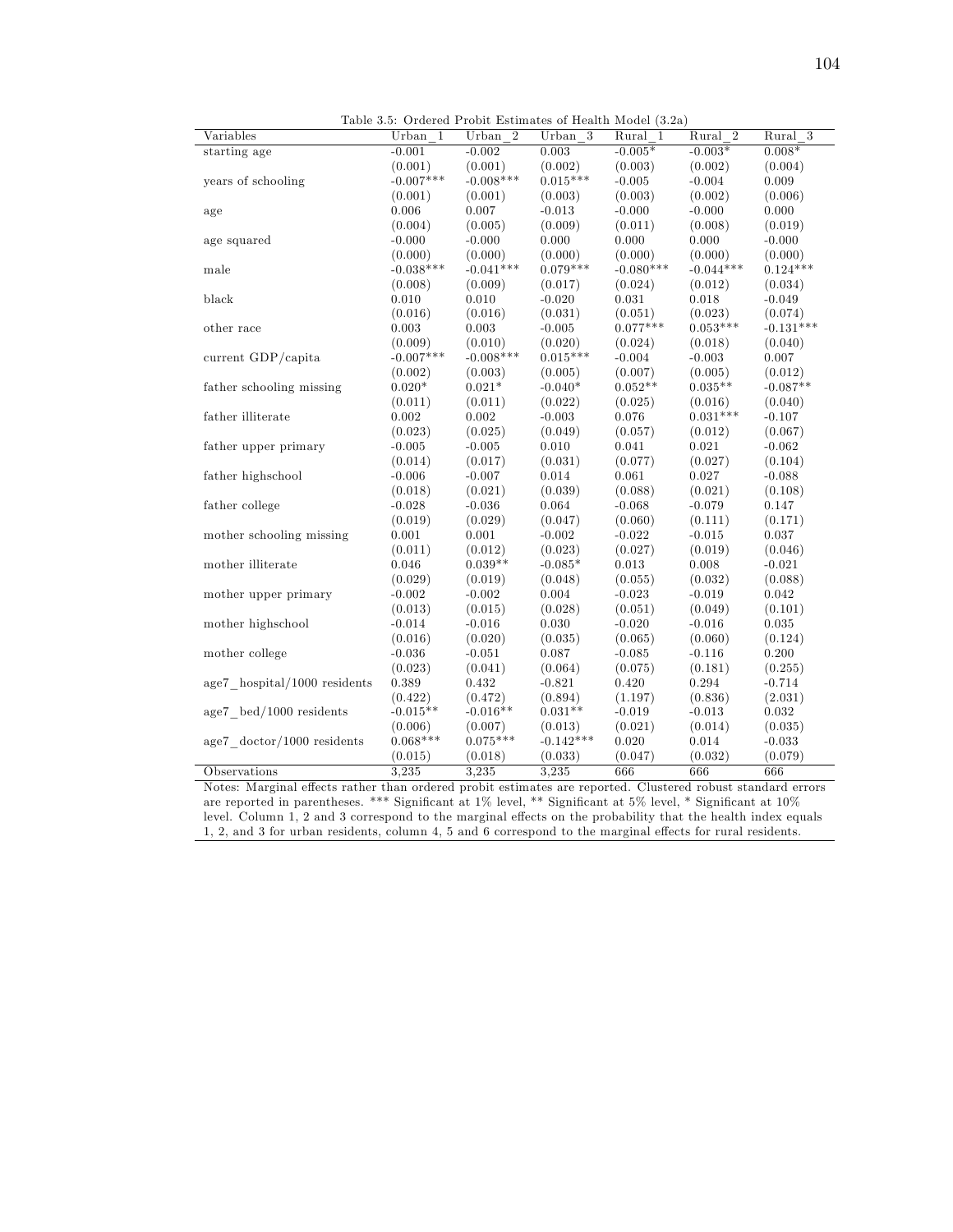Table 3.5: Ordered Probit Estimates of Health Model (3.2a)

| Variables | Urban_1 | Urban_2 | Urban_3 | Rural_1 | Rural_2 | Rural_3 |
|---|---|---|---|---|---|---|
| starting age | -0.001 | -0.002 | 0.003 | -0.005* | -0.003* | 0.008* |
| | (0.001) | (0.001) | (0.002) | (0.003) | (0.002) | (0.004) |
| years of schooling | -0.007*** | -0.008*** | 0.015*** | -0.005 | -0.004 | 0.009 |
| | (0.001) | (0.001) | (0.003) | (0.003) | (0.002) | (0.006) |
| age | 0.006 | 0.007 | -0.013 | -0.000 | -0.000 | 0.000 |
| | (0.004) | (0.005) | (0.009) | (0.011) | (0.008) | (0.019) |
| age squared | -0.000 | -0.000 | 0.000 | 0.000 | 0.000 | -0.000 |
| | (0.000) | (0.000) | (0.000) | (0.000) | (0.000) | (0.000) |
| male | -0.038*** | -0.041*** | 0.079*** | -0.080*** | -0.044*** | 0.124*** |
| | (0.008) | (0.009) | (0.017) | (0.024) | (0.012) | (0.034) |
| black | 0.010 | 0.010 | -0.020 | 0.031 | 0.018 | -0.049 |
| | (0.016) | (0.016) | (0.031) | (0.051) | (0.023) | (0.074) |
| other race | 0.003 | 0.003 | -0.005 | 0.077*** | 0.053*** | -0.131*** |
| | (0.009) | (0.010) | (0.020) | (0.024) | (0.018) | (0.040) |
| current GDP/capita | -0.007*** | -0.008*** | 0.015*** | -0.004 | -0.003 | 0.007 |
| | (0.002) | (0.003) | (0.005) | (0.007) | (0.005) | (0.012) |
| father schooling missing | 0.020* | 0.021* | -0.040* | 0.052** | 0.035** | -0.087** |
| | (0.011) | (0.011) | (0.022) | (0.025) | (0.016) | (0.040) |
| father illiterate | 0.002 | 0.002 | -0.003 | 0.076 | 0.031*** | -0.107 |
| | (0.023) | (0.025) | (0.049) | (0.057) | (0.012) | (0.067) |
| father upper primary | -0.005 | -0.005 | 0.010 | 0.041 | 0.021 | -0.062 |
| | (0.014) | (0.017) | (0.031) | (0.077) | (0.027) | (0.104) |
| father highschool | -0.006 | -0.007 | 0.014 | 0.061 | 0.027 | -0.088 |
| | (0.018) | (0.021) | (0.039) | (0.088) | (0.021) | (0.108) |
| father college | -0.028 | -0.036 | 0.064 | -0.068 | -0.079 | 0.147 |
| | (0.019) | (0.029) | (0.047) | (0.060) | (0.111) | (0.171) |
| mother schooling missing | 0.001 | 0.001 | -0.002 | -0.022 | -0.015 | 0.037 |
| | (0.011) | (0.012) | (0.023) | (0.027) | (0.019) | (0.046) |
| mother illiterate | 0.046 | 0.039** | -0.085* | 0.013 | 0.008 | -0.021 |
| | (0.029) | (0.019) | (0.048) | (0.055) | (0.032) | (0.088) |
| mother upper primary | -0.002 | -0.002 | 0.004 | -0.023 | -0.019 | 0.042 |
| | (0.013) | (0.015) | (0.028) | (0.051) | (0.049) | (0.101) |
| mother highschool | -0.014 | -0.016 | 0.030 | -0.020 | -0.016 | 0.035 |
| | (0.016) | (0.020) | (0.035) | (0.065) | (0.060) | (0.124) |
| mother college | -0.036 | -0.051 | 0.087 | -0.085 | -0.116 | 0.200 |
| | (0.023) | (0.041) | (0.064) | (0.075) | (0.181) | (0.255) |
| age7_hospital/1000 residents | 0.389 | 0.432 | -0.821 | 0.420 | 0.294 | -0.714 |
| | (0.422) | (0.472) | (0.894) | (1.197) | (0.836) | (2.031) |
| age7_bed/1000 residents | -0.015** | -0.016** | 0.031** | -0.019 | -0.013 | 0.032 |
| | (0.006) | (0.007) | (0.013) | (0.021) | (0.014) | (0.035) |
| age7_doctor/1000 residents | 0.068*** | 0.075*** | -0.142*** | 0.020 | 0.014 | -0.033 |
| | (0.015) | (0.018) | (0.033) | (0.047) | (0.032) | (0.079) |
| Observations | 3,235 | 3,235 | 3,235 | 666 | 666 | 666 |

Notes: Marginal effects rather than ordered probit estimates are reported. Clustered robust standard errors are reported in parentheses. *** Significant at 1% level, ** Significant at 5% level, * Significant at 10% level. Column 1, 2 and 3 correspond to the marginal effects on the probability that the health index equals 1, 2, and 3 for urban residents, column 4, 5 and 6 correspond to the marginal effects for rural residents.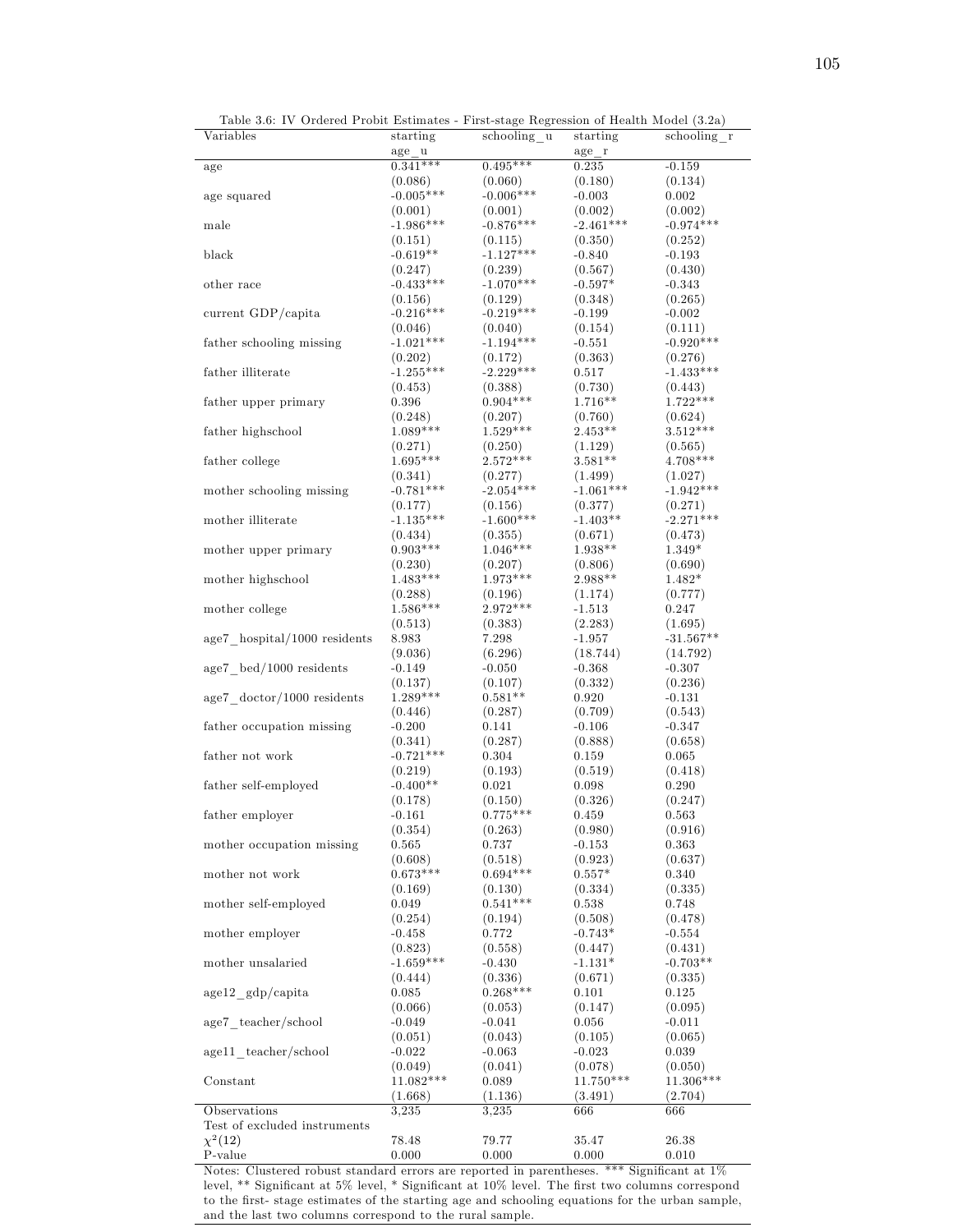Table 3.6: IV Ordered Probit Estimates - First-stage Regression of Health Model (3.2a)

| Variables | starting age_u | schooling_u | starting age_r | schooling_r |
|---|---|---|---|---|
| age | 0.341*** | 0.495*** | 0.235 | -0.159 |
| | (0.086) | (0.060) | (0.180) | (0.134) |
| age squared | -0.005*** | -0.006*** | -0.003 | 0.002 |
| | (0.001) | (0.001) | (0.002) | (0.002) |
| male | -1.986*** | -0.876*** | -2.461*** | -0.974*** |
| | (0.151) | (0.115) | (0.350) | (0.252) |
| black | -0.619** | -1.127*** | -0.840 | -0.193 |
| | (0.247) | (0.239) | (0.567) | (0.430) |
| other race | -0.433*** | -1.070*** | -0.597* | -0.343 |
| | (0.156) | (0.129) | (0.348) | (0.265) |
| current GDP/capita | -0.216*** | -0.219*** | -0.199 | -0.002 |
| | (0.046) | (0.040) | (0.154) | (0.111) |
| father schooling missing | -1.021*** | -1.194*** | -0.551 | -0.920*** |
| | (0.202) | (0.172) | (0.363) | (0.276) |
| father illiterate | -1.255*** | -2.229*** | 0.517 | -1.433*** |
| | (0.453) | (0.388) | (0.730) | (0.443) |
| father upper primary | 0.396 | 0.904*** | 1.716** | 1.722*** |
| | (0.248) | (0.207) | (0.760) | (0.624) |
| father highschool | 1.089*** | 1.529*** | 2.453** | 3.512*** |
| | (0.271) | (0.250) | (1.129) | (0.565) |
| father college | 1.695*** | 2.572*** | 3.581** | 4.708*** |
| | (0.341) | (0.277) | (1.499) | (1.027) |
| mother schooling missing | -0.781*** | -2.054*** | -1.061*** | -1.942*** |
| | (0.177) | (0.156) | (0.377) | (0.271) |
| mother illiterate | -1.135*** | -1.600*** | -1.403** | -2.271*** |
| | (0.434) | (0.355) | (0.671) | (0.473) |
| mother upper primary | 0.903*** | 1.046*** | 1.938** | 1.349* |
| | (0.230) | (0.207) | (0.806) | (0.690) |
| mother highschool | 1.483*** | 1.973*** | 2.988** | 1.482* |
| | (0.288) | (0.196) | (1.174) | (0.777) |
| mother college | 1.586*** | 2.972*** | -1.513 | 0.247 |
| | (0.513) | (0.383) | (2.283) | (1.695) |
| age7_hospital/1000 residents | 8.983 | 7.298 | -1.957 | -31.567** |
| | (9.036) | (6.296) | (18.744) | (14.792) |
| age7_bed/1000 residents | -0.149 | -0.050 | -0.368 | -0.307 |
| | (0.137) | (0.107) | (0.332) | (0.236) |
| age7_doctor/1000 residents | 1.289*** | 0.581** | 0.920 | -0.131 |
| | (0.446) | (0.287) | (0.709) | (0.543) |
| father occupation missing | -0.200 | 0.141 | -0.106 | -0.347 |
| | (0.341) | (0.287) | (0.888) | (0.658) |
| father not work | -0.721*** | 0.304 | 0.159 | 0.065 |
| | (0.219) | (0.193) | (0.519) | (0.418) |
| father self-employed | -0.400** | 0.021 | 0.098 | 0.290 |
| | (0.178) | (0.150) | (0.326) | (0.247) |
| father employer | -0.161 | 0.775*** | 0.459 | 0.563 |
| | (0.354) | (0.263) | (0.980) | (0.916) |
| mother occupation missing | 0.565 | 0.737 | -0.153 | 0.363 |
| | (0.608) | (0.518) | (0.923) | (0.637) |
| mother not work | 0.673*** | 0.694*** | 0.557* | 0.340 |
| | (0.169) | (0.130) | (0.334) | (0.335) |
| mother self-employed | 0.049 | 0.541*** | 0.538 | 0.748 |
| | (0.254) | (0.194) | (0.508) | (0.478) |
| mother employer | -0.458 | 0.772 | -0.743* | -0.554 |
| | (0.823) | (0.558) | (0.447) | (0.431) |
| mother unsalaried | -1.659*** | -0.430 | -1.131* | -0.703** |
| | (0.444) | (0.336) | (0.671) | (0.335) |
| age12_gdp/capita | 0.085 | 0.268*** | 0.101 | 0.125 |
| | (0.066) | (0.053) | (0.147) | (0.095) |
| age7_teacher/school | -0.049 | -0.041 | 0.056 | -0.011 |
| | (0.051) | (0.043) | (0.105) | (0.065) |
| age11_teacher/school | -0.022 | -0.063 | -0.023 | 0.039 |
| | (0.049) | (0.041) | (0.078) | (0.050) |
| Constant | 11.082*** | 0.089 | 11.750*** | 11.306*** |
| | (1.668) | (1.136) | (3.491) | (2.704) |
| Observations | 3,235 | 3,235 | 666 | 666 |
| Test of excluded instruments | | | | |
| $\chi^2(12)$ | 78.48 | 79.77 | 35.47 | 26.38 |
| P-value | 0.000 | 0.000 | 0.000 | 0.010 |

Notes: Clustered robust standard errors are reported in parentheses. *** Significant at 1% level, ** Significant at 5% level, * Significant at 10% level. The first two columns correspond to the first- stage estimates of the starting age and schooling equations for the urban sample, and the last two columns correspond to the rural sample.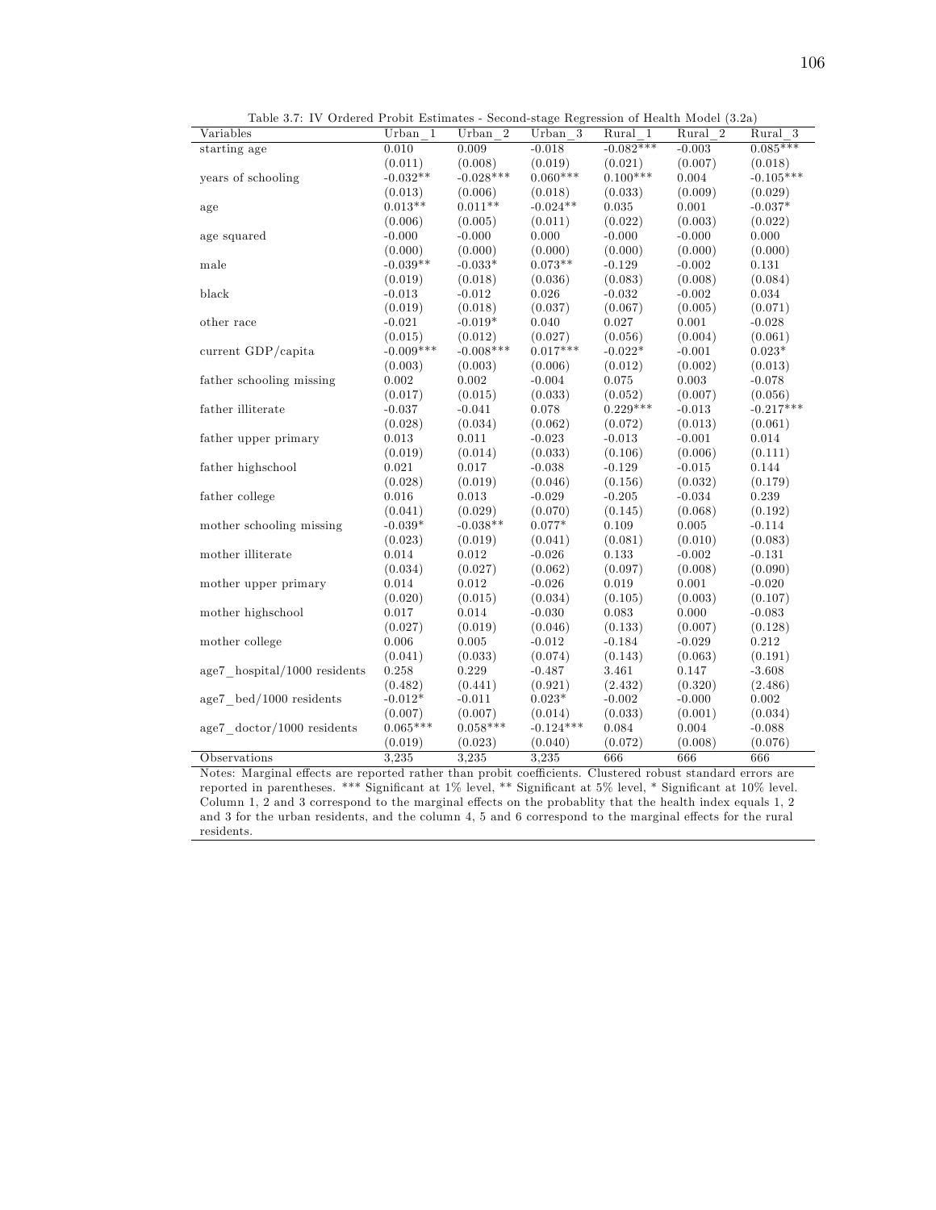Table 3.7: IV Ordered Probit Estimates - Second-stage Regression of Health Model (3.2a)

| Variables | Urban_1 | Urban_2 | Urban_3 | Rural_1 | Rural_2 | Rural_3 |
|---|---|---|---|---|---|---|
| starting age | 0.010 | 0.009 | -0.018 | -0.082*** | -0.003 | 0.085*** |
| | (0.011) | (0.008) | (0.019) | (0.021) | (0.007) | (0.018) |
| years of schooling | -0.032** | -0.028*** | 0.060*** | 0.100*** | 0.004 | -0.105*** |
| | (0.013) | (0.006) | (0.018) | (0.033) | (0.009) | (0.029) |
| age | 0.013** | 0.011** | -0.024** | 0.035 | 0.001 | -0.037* |
| | (0.006) | (0.005) | (0.011) | (0.022) | (0.003) | (0.022) |
| age squared | -0.000 | -0.000 | 0.000 | -0.000 | -0.000 | 0.000 |
| | (0.000) | (0.000) | (0.000) | (0.000) | (0.000) | (0.000) |
| male | -0.039** | -0.033* | 0.073** | -0.129 | -0.002 | 0.131 |
| | (0.019) | (0.018) | (0.036) | (0.083) | (0.008) | (0.084) |
| black | -0.013 | -0.012 | 0.026 | -0.032 | -0.002 | 0.034 |
| | (0.019) | (0.018) | (0.037) | (0.067) | (0.005) | (0.071) |
| other race | -0.021 | -0.019* | 0.040 | 0.027 | 0.001 | -0.028 |
| | (0.015) | (0.012) | (0.027) | (0.056) | (0.004) | (0.061) |
| current GDP/capita | -0.009*** | -0.008*** | 0.017*** | -0.022* | -0.001 | 0.023* |
| | (0.003) | (0.003) | (0.006) | (0.012) | (0.002) | (0.013) |
| father schooling missing | 0.002 | 0.002 | -0.004 | 0.075 | 0.003 | -0.078 |
| | (0.017) | (0.015) | (0.033) | (0.052) | (0.007) | (0.056) |
| father illiterate | -0.037 | -0.041 | 0.078 | 0.229*** | -0.013 | -0.217*** |
| | (0.028) | (0.034) | (0.062) | (0.072) | (0.013) | (0.061) |
| father upper primary | 0.013 | 0.011 | -0.023 | -0.013 | -0.001 | 0.014 |
| | (0.019) | (0.014) | (0.033) | (0.106) | (0.006) | (0.111) |
| father highschool | 0.021 | 0.017 | -0.038 | -0.129 | -0.015 | 0.144 |
| | (0.028) | (0.019) | (0.046) | (0.156) | (0.032) | (0.179) |
| father college | 0.016 | 0.013 | -0.029 | -0.205 | -0.034 | 0.239 |
| | (0.041) | (0.029) | (0.070) | (0.145) | (0.068) | (0.192) |
| mother schooling missing | -0.039* | -0.038** | 0.077* | 0.109 | 0.005 | -0.114 |
| | (0.023) | (0.019) | (0.041) | (0.081) | (0.010) | (0.083) |
| mother illiterate | 0.014 | 0.012 | -0.026 | 0.133 | -0.002 | -0.131 |
| | (0.034) | (0.027) | (0.062) | (0.097) | (0.008) | (0.090) |
| mother upper primary | 0.014 | 0.012 | -0.026 | 0.019 | 0.001 | -0.020 |
| | (0.020) | (0.015) | (0.034) | (0.105) | (0.003) | (0.107) |
| mother highschool | 0.017 | 0.014 | -0.030 | 0.083 | 0.000 | -0.083 |
| | (0.027) | (0.019) | (0.046) | (0.133) | (0.007) | (0.128) |
| mother college | 0.006 | 0.005 | -0.012 | -0.184 | -0.029 | 0.212 |
| | (0.041) | (0.033) | (0.074) | (0.143) | (0.063) | (0.191) |
| age7_hospital/1000 residents | 0.258 | 0.229 | -0.487 | 3.461 | 0.147 | -3.608 |
| | (0.482) | (0.441) | (0.921) | (2.432) | (0.320) | (2.486) |
| age7_bed/1000 residents | -0.012* | -0.011 | 0.023* | -0.002 | -0.000 | 0.002 |
| | (0.007) | (0.007) | (0.014) | (0.033) | (0.001) | (0.034) |
| age7_doctor/1000 residents | 0.065*** | 0.058*** | -0.124*** | 0.084 | 0.004 | -0.088 |
| | (0.019) | (0.023) | (0.040) | (0.072) | (0.008) | (0.076) |
| Observations | 3,235 | 3,235 | 3,235 | 666 | 666 | 666 |

Notes: Marginal effects are reported rather than probit coefficients. Clustered robust standard errors are reported in parentheses. *** Significant at 1% level, ** Significant at 5% level, * Significant at 10% level. Column 1, 2 and 3 correspond to the marginal effects on the probablity that the health index equals 1, 2 and 3 for the urban residents, and the column 4, 5 and 6 correspond to the marginal effects for the rural residents.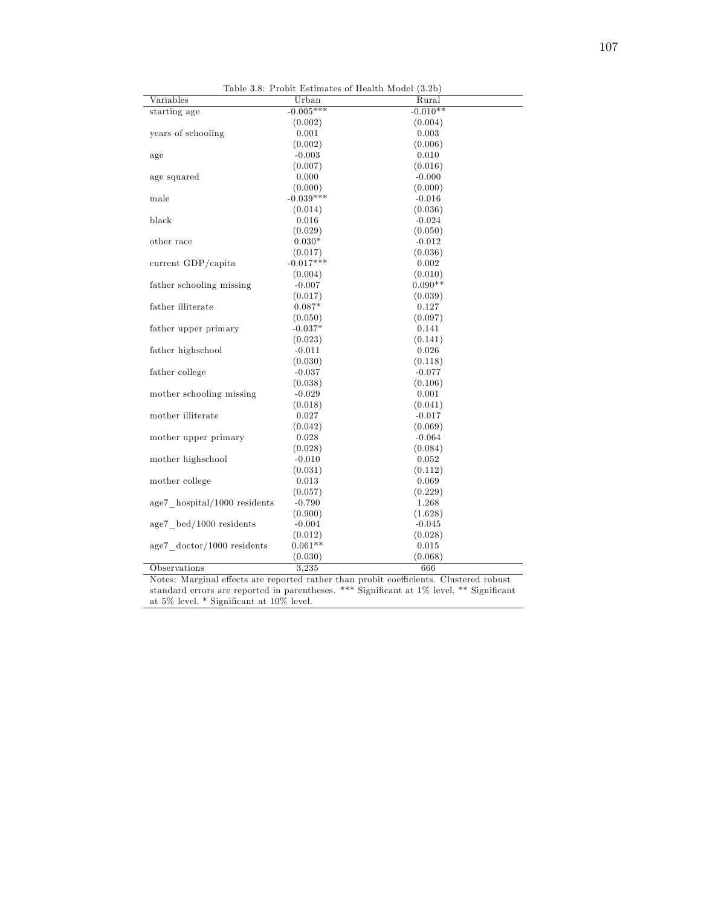Table 3.8: Probit Estimates of Health Model (3.2b)

| Variables | Urban | Rural |
|---|---|---|
| starting age | -0.005*** | -0.010** |
| | (0.002) | (0.004) |
| years of schooling | 0.001 | 0.003 |
| | (0.002) | (0.006) |
| age | -0.003 | 0.010 |
| | (0.007) | (0.016) |
| age squared | 0.000 | -0.000 |
| | (0.000) | (0.000) |
| male | -0.039*** | -0.016 |
| | (0.014) | (0.036) |
| black | 0.016 | -0.024 |
| | (0.029) | (0.050) |
| other race | 0.030* | -0.012 |
| | (0.017) | (0.036) |
| current GDP/capita | -0.017*** | 0.002 |
| | (0.004) | (0.010) |
| father schooling missing | -0.007 | 0.090** |
| | (0.017) | (0.039) |
| father illiterate | 0.087* | 0.127 |
| | (0.050) | (0.097) |
| father upper primary | -0.037* | 0.141 |
| | (0.023) | (0.141) |
| father highschool | -0.011 | 0.026 |
| | (0.030) | (0.118) |
| father college | -0.037 | -0.077 |
| | (0.038) | (0.106) |
| mother schooling missing | -0.029 | 0.001 |
| | (0.018) | (0.041) |
| mother illiterate | 0.027 | -0.017 |
| | (0.042) | (0.069) |
| mother upper primary | 0.028 | -0.064 |
| | (0.028) | (0.084) |
| mother highschool | -0.010 | 0.052 |
| | (0.031) | (0.112) |
| mother college | 0.013 | 0.069 |
| | (0.057) | (0.229) |
| age7_hospital/1000 residents | -0.790 | 1.268 |
| | (0.900) | (1.628) |
| age7_bed/1000 residents | -0.004 | -0.045 |
| | (0.012) | (0.028) |
| age7_doctor/1000 residents | 0.061** | 0.015 |
| | (0.030) | (0.068) |
| Observations | 3,235 | 666 |

Notes: Marginal effects are reported rather than probit coefficients. Clustered robust standard errors are reported in parentheses. *** Significant at 1% level, ** Significant at 5% level, * Significant at 10% level.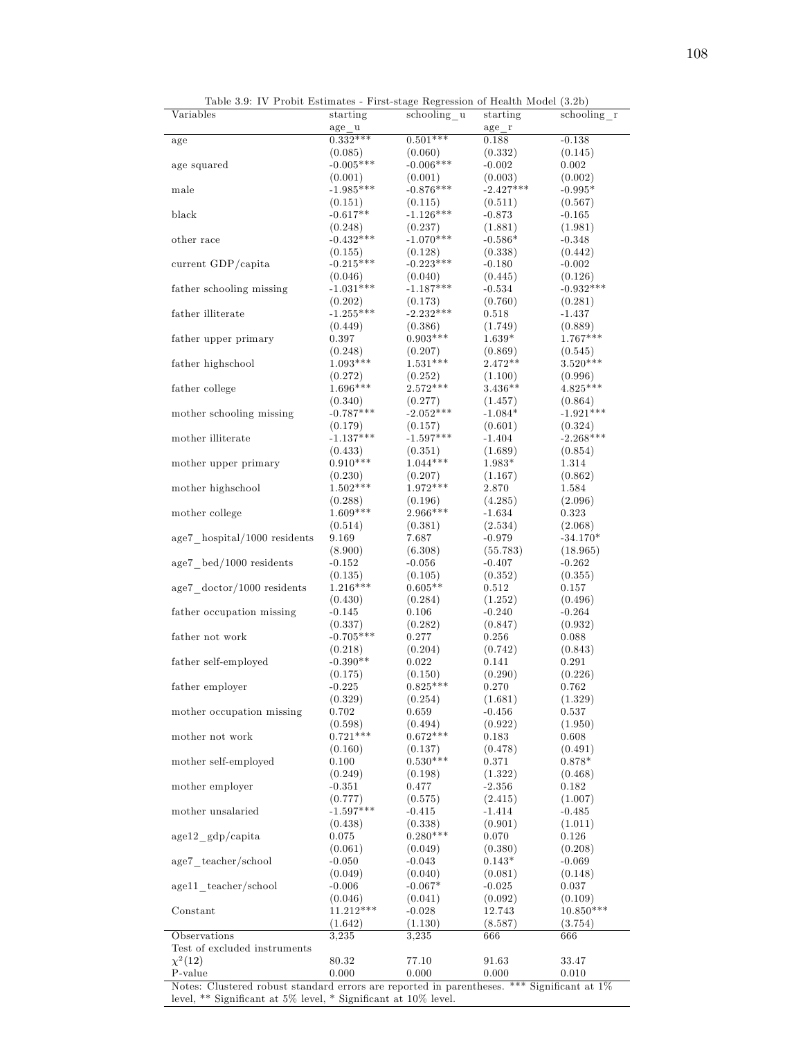Table 3.9: IV Probit Estimates - First-stage Regression of Health Model (3.2b)

| Variables | starting age_u | schooling_u | starting age_r | schooling_r |
|---|---|---|---|---|
| age | 0.332*** | 0.501*** | 0.188 | -0.138 |
| | (0.085) | (0.060) | (0.332) | (0.145) |
| age squared | -0.005*** | -0.006*** | -0.002 | 0.002 |
| | (0.001) | (0.001) | (0.003) | (0.002) |
| male | -1.985*** | -0.876*** | -2.427*** | -0.995* |
| | (0.151) | (0.115) | (0.511) | (0.567) |
| black | -0.617** | -1.126*** | -0.873 | -0.165 |
| | (0.248) | (0.237) | (1.881) | (1.981) |
| other race | -0.432*** | -1.070*** | -0.586* | -0.348 |
| | (0.155) | (0.128) | (0.338) | (0.442) |
| current GDP/capita | -0.215*** | -0.223*** | -0.180 | -0.002 |
| | (0.046) | (0.040) | (0.445) | (0.126) |
| father schooling missing | -1.031*** | -1.187*** | -0.534 | -0.932*** |
| | (0.202) | (0.173) | (0.760) | (0.281) |
| father illiterate | -1.255*** | -2.232*** | 0.518 | -1.437 |
| | (0.449) | (0.386) | (1.749) | (0.889) |
| father upper primary | 0.397 | 0.903*** | 1.639* | 1.767*** |
| | (0.248) | (0.207) | (0.869) | (0.545) |
| father highschool | 1.093*** | 1.531*** | 2.472** | 3.520*** |
| | (0.272) | (0.252) | (1.100) | (0.996) |
| father college | 1.696*** | 2.572*** | 3.436** | 4.825*** |
| | (0.340) | (0.277) | (1.457) | (0.864) |
| mother schooling missing | -0.787*** | -2.052*** | -1.084* | -1.921*** |
| | (0.179) | (0.157) | (0.601) | (0.324) |
| mother illiterate | -1.137*** | -1.597*** | -1.404 | -2.268*** |
| | (0.433) | (0.351) | (1.689) | (0.854) |
| mother upper primary | 0.910*** | 1.044*** | 1.983* | 1.314 |
| | (0.230) | (0.207) | (1.167) | (0.862) |
| mother highschool | 1.502*** | 1.972*** | 2.870 | 1.584 |
| | (0.288) | (0.196) | (4.285) | (2.096) |
| mother college | 1.609*** | 2.966*** | -1.634 | 0.323 |
| | (0.514) | (0.381) | (2.534) | (2.068) |
| age7_hospital/1000 residents | 9.169 | 7.687 | -0.979 | -34.170* |
| | (8.900) | (6.308) | (55.783) | (18.965) |
| age7_bed/1000 residents | -0.152 | -0.056 | -0.407 | -0.262 |
| | (0.135) | (0.105) | (0.352) | (0.355) |
| age7_doctor/1000 residents | 1.216*** | 0.605** | 0.512 | 0.157 |
| | (0.430) | (0.284) | (1.252) | (0.496) |
| father occupation missing | -0.145 | 0.106 | -0.240 | -0.264 |
| | (0.337) | (0.282) | (0.847) | (0.932) |
| father not work | -0.705*** | 0.277 | 0.256 | 0.088 |
| | (0.218) | (0.204) | (0.742) | (0.843) |
| father self-employed | -0.390** | 0.022 | 0.141 | 0.291 |
| | (0.175) | (0.150) | (0.290) | (0.226) |
| father employer | -0.225 | 0.825*** | 0.270 | 0.762 |
| | (0.329) | (0.254) | (1.681) | (1.329) |
| mother occupation missing | 0.702 | 0.659 | -0.456 | 0.537 |
| | (0.598) | (0.494) | (0.922) | (1.950) |
| mother not work | 0.721*** | 0.672*** | 0.183 | 0.608 |
| | (0.160) | (0.137) | (0.478) | (0.491) |
| mother self-employed | 0.100 | 0.530*** | 0.371 | 0.878* |
| | (0.249) | (0.198) | (1.322) | (0.468) |
| mother employer | -0.351 | 0.477 | -2.356 | 0.182 |
| | (0.777) | (0.575) | (2.415) | (1.007) |
| mother unsalaried | -1.597*** | -0.415 | -1.414 | -0.485 |
| | (0.438) | (0.338) | (0.901) | (1.011) |
| age12_gdp/capita | 0.075 | 0.280*** | 0.070 | 0.126 |
| | (0.061) | (0.049) | (0.380) | (0.208) |
| age7_teacher/school | -0.050 | -0.043 | 0.143* | -0.069 |
| | (0.049) | (0.040) | (0.081) | (0.148) |
| age11_teacher/school | -0.006 | -0.067* | -0.025 | 0.037 |
| | (0.046) | (0.041) | (0.092) | (0.109) |
| Constant | 11.212*** | -0.028 | 12.743 | 10.850*** |
| | (1.642) | (1.130) | (8.587) | (3.754) |
| Observations | 3,235 | 3,235 | 666 | 666 |
| Test of excluded instruments | | | | |
| $\chi^2(12)$ | 80.32 | 77.10 | 91.63 | 33.47 |
| P-value | 0.000 | 0.000 | 0.000 | 0.010 |

Notes: Clustered robust standard errors are reported in parentheses. *** Significant at 1% level, ** Significant at 5% level, * Significant at 10% level.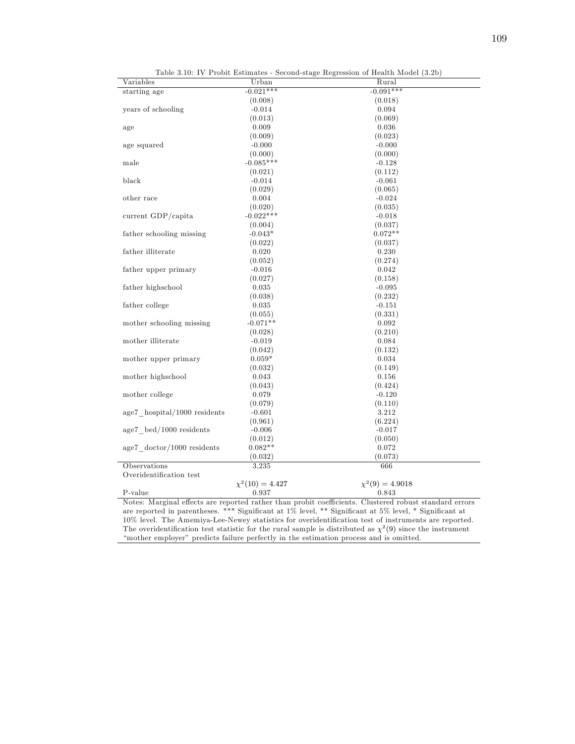Table 3.10: IV Probit Estimates - Second-stage Regression of Health Model (3.2b)

| Variables | Urban | Rural |
|---|---|---|
| starting age | -0.021*** | -0.091*** |
| | (0.008) | (0.018) |
| years of schooling | -0.014 | 0.094 |
| | (0.013) | (0.069) |
| age | 0.009 | 0.036 |
| | (0.009) | (0.023) |
| age squared | -0.000 | -0.000 |
| | (0.000) | (0.000) |
| male | -0.085*** | -0.128 |
| | (0.021) | (0.112) |
| black | -0.014 | -0.061 |
| | (0.029) | (0.065) |
| other race | 0.004 | -0.024 |
| | (0.020) | (0.035) |
| current GDP/capita | -0.022*** | -0.018 |
| | (0.004) | (0.037) |
| father schooling missing | -0.043* | 0.072** |
| | (0.022) | (0.037) |
| father illiterate | 0.020 | 0.230 |
| | (0.052) | (0.274) |
| father upper primary | -0.016 | 0.042 |
| | (0.027) | (0.158) |
| father highschool | 0.035 | -0.095 |
| | (0.038) | (0.232) |
| father college | 0.035 | -0.151 |
| | (0.055) | (0.331) |
| mother schooling missing | -0.071** | 0.092 |
| | (0.028) | (0.210) |
| mother illiterate | -0.019 | 0.084 |
| | (0.042) | (0.132) |
| mother upper primary | 0.059* | 0.034 |
| | (0.032) | (0.149) |
| mother highschool | 0.043 | 0.156 |
| | (0.043) | (0.424) |
| mother college | 0.079 | -0.120 |
| | (0.079) | (0.110) |
| age7_hospital/1000 residents | -0.601 | 3.212 |
| | (0.961) | (6.224) |
| age7_bed/1000 residents | -0.006 | -0.017 |
| | (0.012) | (0.050) |
| age7_doctor/1000 residents | 0.082** | 0.072 |
| | (0.032) | (0.073) |
| Observations | 3,235 | 666 |
| Overidentification test | | |
| | $\chi^2(10) = 4.427$ | $\chi^2(9) = 4.9018$ |
| P-value | 0.937 | 0.843 |

Notes: Marginal effects are reported rather than probit coefficients. Clustered robust standard errors are reported in parentheses. *** Significant at 1% level, ** Significant at 5% level, * Significant at 10% level. The Amemiya-Lee-Newey statistics for overidentification test of instruments are reported. The overidentification test statistic for the rural sample is distributed as $\chi^2(9)$ since the instrument "mother employer" predicts failure perfectly in the estimation process and is omitted.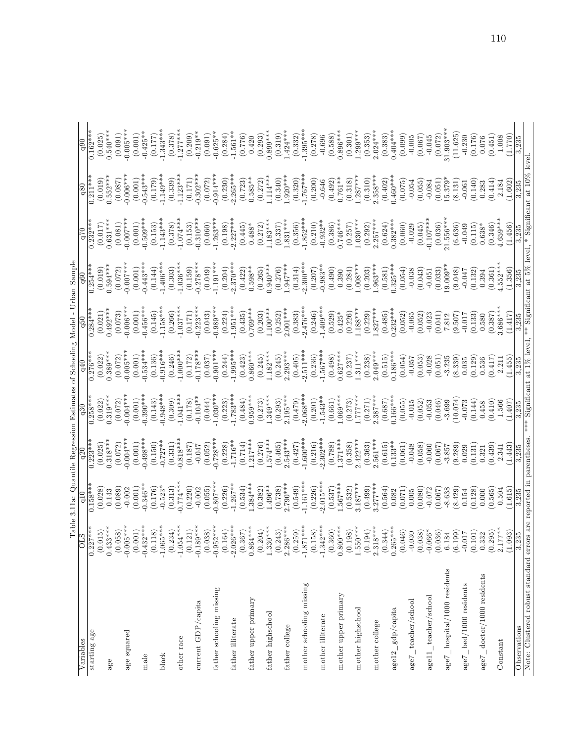Table 3.11a: Quantile Regression Estimates of Schooling Model - Urban Sample

| Variables | OLS | q10 | q20 | q30 | q40 | q50 | q60 | q70 | q80 | q90 |
|---|---|---|---|---|---|---|---|---|---|---|
| starting age | 0.227*** | 0.158*** | 0.223*** | 0.258*** | 0.276*** | 0.284*** | 0.254*** | 0.232*** | 0.211*** | 0.162*** |
| | (0.015) | (0.028) | (0.025) | (0.022) | (0.022) | (0.021) | (0.019) | (0.017) | (0.019) | (0.025) |
| age | 0.433*** | 0.143 | 0.318*** | 0.319*** | 0.389*** | 0.492*** | 0.594*** | 0.631*** | 0.552*** | 0.540*** |
| | (0.058) | (0.089) | (0.072) | (0.072) | (0.072) | (0.073) | (0.072) | (0.081) | (0.087) | (0.091) |
| age squared | -0.005*** | -0.002 | -0.004*** | -0.004*** | -0.005*** | -0.006*** | -0.007*** | -0.007*** | -0.006*** | -0.005*** |
| | (0.001) | (0.001) | (0.001) | (0.001) | (0.001) | (0.001) | (0.001) | (0.001) | (0.001) | (0.001) |
| male | -0.432*** | -0.346** | -0.498*** | -0.390*** | -0.534*** | -0.456*** | -0.443*** | -0.509*** | -0.543*** | -0.425** |
| | (0.118) | (0.176) | (0.150) | (0.143) | (0.136) | (0.145) | (0.144) | (0.153) | (0.179) | (0.177) |
| black | -1.065*** | -0.523* | -0.727** | -0.948*** | -0.916*** | -1.158*** | -1.406*** | -1.143*** | -1.149*** | -1.343*** |
| | (0.234) | (0.313) | (0.331) | (0.309) | (0.246) | (0.266) | (0.303) | (0.378) | (0.339) | (0.378) |
| other race | -1.054*** | -0.774*** | -0.818*** | -1.041*** | -1.000*** | -1.037*** | -1.036*** | -1.074*** | -1.123*** | -1.277*** |
| | (0.121) | (0.220) | (0.187) | (0.178) | (0.172) | (0.171) | (0.159) | (0.153) | (0.171) | (0.209) |
| current GDP/capita | -0.189*** | -0.002 | -0.047 | -0.104** | -0.178*** | -0.223*** | -0.278*** | -0.310*** | -0.302*** | -0.219** |
| | (0.038) | (0.055) | (0.052) | (0.044) | (0.037) | (0.043) | (0.049) | (0.060) | (0.072) | (0.091) |
| father schooling missing | -0.952*** | -0.807*** | -0.728*** | -1.030*** | -0.901*** | -0.989*** | -1.191*** | -1.263*** | -0.914*** | -0.625** |
| | (0.164) | (0.226) | (0.228) | (0.223) | (0.244) | (0.224) | (0.204) | (0.198) | (0.230) | (0.284) |
| father illiterate | -2.026*** | -1.267** | -1.716** | -1.783*** | -1.995*** | -1.951*** | -2.370*** | -2.227*** | -2.265*** | -1.561** |
| | (0.367) | (0.534) | (0.714) | (0.484) | (0.423) | (0.435) | (0.422) | (0.445) | (0.723) | (0.776) |
| father upper primary | 0.864*** | 1.384*** | 1.217*** | 0.959*** | 0.860*** | 0.769*** | 0.598** | 0.488* | 0.585** | 0.420 |
| | (0.204) | (0.382) | (0.276) | (0.273) | (0.245) | (0.203) | (0.265) | (0.272) | (0.272) | (0.293) |
| father highschool | 1.330*** | 1.496** | 1.574*** | 1.349*** | 1.182*** | 1.100*** | 0.940*** | 1.183*** | 1.114*** | 0.899*** |
| | (0.243) | (0.738) | (0.465) | (0.293) | (0.245) | (0.252) | (0.276) | (0.337) | (0.340) | (0.319) |
| father college | 2.286*** | 2.790*** | 2.543*** | 2.195*** | 2.293*** | 2.001*** | 1.947*** | 1.831*** | 1.920*** | 1.424*** |
| | (0.259) | (0.549) | (0.427) | (0.479) | (0.405) | (0.383) | (0.314) | (0.356) | (0.320) | (0.332) |
| mother schooling missing | -1.871*** | -1.161*** | -1.600*** | -2.068*** | -2.511*** | -2.476*** | -2.300*** | -1.852*** | -1.767*** | -1.395*** |
| | (0.158) | (0.226) | (0.216) | (0.201) | (0.236) | (0.246) | (0.207) | (0.210) | (0.200) | (0.278) |
| mother illiterate | -1.342*** | -2.015*** | -2.302*** | -1.543** | -1.567*** | -1.409*** | -0.983** | -0.932** | -0.646 | -0.696 |
| | (0.360) | (0.537) | (0.788) | (0.661) | (0.498) | (0.529) | (0.490) | (0.386) | (0.492) | (0.588) |
| mother upper primary | 0.800*** | 1.567*** | 1.371*** | 1.069*** | 0.627*** | 0.425* | 0.390 | 0.746*** | 0.761** | 0.896*** |
| | (0.198) | (0.532) | (0.358) | (0.273) | (0.237) | (0.226) | (0.284) | (0.257) | (0.318) | (0.301) |
| mother highschool | 1.550*** | 3.187*** | 2.422*** | 1.777*** | 1.311*** | 1.188*** | 1.008*** | 1.030*** | 1.287*** | 1.299*** |
| | (0.194) | (0.499) | (0.363) | (0.271) | (0.238) | (0.229) | (0.203) | (0.292) | (0.310) | (0.353) |
| mother college | 2.318*** | 3.277*** | 2.561*** | 2.387*** | 2.049*** | 1.827*** | 1.963*** | 2.257*** | 2.358*** | 2.024*** |
| | (0.344) | (0.564) | (0.615) | (0.687) | (0.515) | (0.485) | (0.581) | (0.624) | (0.402) | (0.383) |
| age12_gdp/capita | 0.265*** | 0.082 | 0.133** | 0.166*** | 0.186*** | 0.232*** | 0.325*** | 0.382*** | 0.460*** | 0.404*** |
| | (0.046) | (0.071) | (0.061) | (0.055) | (0.054) | (0.052) | (0.054) | (0.060) | (0.075) | (0.099) |
| age7_teacher/school | -0.030 | 0.005 | -0.048 | -0.015 | -0.057 | -0.065 | -0.038 | -0.029 | -0.054 | -0.005 |
| | (0.038) | (0.080) | (0.058) | (0.052) | (0.053) | (0.052) | (0.043) | (0.045) | (0.055) | (0.067) |
| age11_teacher/school | -0.066* | -0.072 | -0.060 | -0.053 | -0.028 | -0.023 | -0.051 | -0.107*** | -0.084 | -0.045 |
| | (0.036) | (0.067) | (0.067) | (0.046) | (0.051) | (0.041) | (0.033) | (0.036) | (0.051) | (0.072) |
| age7_hospital/1000 residents | 6.184 | -8.638 | -3.857 | -3.699 | -3.235 | 7.812 | 19.009** | 21.556*** | 15.379* | 31.903*** |
| | (6.199) | (8.429) | (9.289) | (10.074) | (8.339) | (9.507) | (9.048) | (6.636) | (8.131) | (11.625) |
| age7_bed/1000 residents | -0.017 | 0.154 | 0.029 | -0.073 | 0.035 | -0.017 | -0.047 | -0.049 | -0.061 | -0.230 |
| | (0.101) | (0.128) | (0.131) | (0.144) | (0.129) | (0.133) | (0.132) | (0.115) | (0.140) | (0.176) |
| age7_doctor/1000 residents | 0.332 | 0.000 | 0.321 | 0.458 | 0.536 | 0.580 | 0.394 | 0.638* | 0.283 | 0.076 |
| | (0.295) | (0.565) | (0.439) | (0.410) | (0.417) | (0.387) | (0.361) | (0.346) | (0.414) | (0.451) |
| Constant | -2.177** | -0.504 | -2.341 | -1.566 | -2.211 | -3.686*** | -4.552*** | -4.659*** | -2.184 | -1.008 |
| | (1.093) | (1.615) | (1.443) | (1.407) | (1.455) | (1.417) | (1.356) | (1.456) | (1.602) | (1.770) |
| Observations | 3,235 | 3,235 | 3,235 | 3,235 | 3,235 | 3,235 | 3,235 | 3,235 | 3,235 | 3,235 |

Note: Clustered robust standard errors are reported in parentheses. *** Significant at 1% level, ** Significant at 5% level, * Significant at 10% level.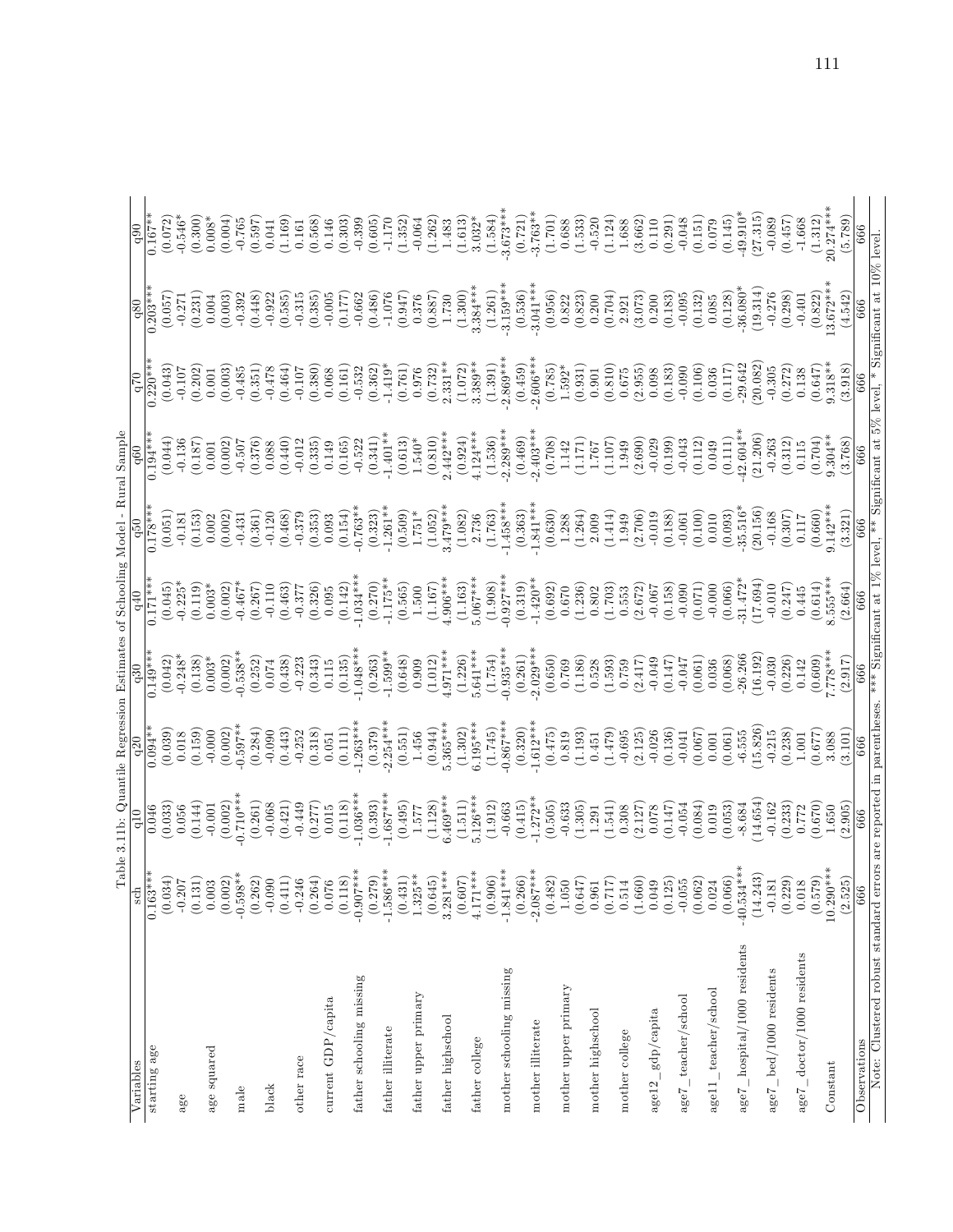Table 3.11b: Quantile Regression Estimates of Schooling Model - Rural Sample

| Variables | sch | q10 | q20 | q30 | q40 | q50 | q60 | q70 | q80 | q90 |
|---|---|---|---|---|---|---|---|---|---|---|
| starting age | 0.163*** | 0.046 | 0.094** | 0.149*** | 0.171*** | 0.178*** | 0.194*** | 0.220*** | 0.203*** | 0.167** |
| | (0.034) | (0.033) | (0.039) | (0.042) | (0.045) | (0.051) | (0.044) | (0.043) | (0.057) | (0.072) |
| age | -0.207 | 0.056 | 0.018 | -0.248* | -0.225* | -0.181 | -0.136 | -0.107 | -0.271 | -0.546* |
| | (0.131) | (0.144) | (0.159) | (0.138) | (0.119) | (0.153) | (0.187) | (0.202) | (0.231) | (0.300) |
| age squared | 0.003 | -0.001 | -0.000 | 0.003* | 0.003* | 0.002 | 0.001 | 0.001 | 0.004 | 0.008* |
| | (0.002) | (0.002) | (0.002) | (0.002) | (0.002) | (0.002) | (0.002) | (0.003) | (0.003) | (0.004) |
| male | -0.598** | -0.710*** | -0.597** | -0.538** | -0.467* | -0.431 | -0.507 | -0.485 | -0.392 | -0.765 |
| | (0.262) | (0.261) | (0.284) | (0.252) | (0.267) | (0.361) | (0.376) | (0.351) | (0.448) | (0.597) |
| black | -0.090 | -0.068 | -0.090 | 0.074 | -0.110 | -0.120 | 0.088 | -0.478 | -0.922 | 0.041 |
| | (0.411) | (0.421) | (0.443) | (0.438) | (0.463) | (0.468) | (0.440) | (0.464) | (0.585) | (1.169) |
| other race | -0.246 | -0.449 | -0.252 | -0.223 | -0.377 | -0.379 | -0.012 | -0.107 | -0.315 | 0.161 |
| | (0.264) | (0.277) | (0.318) | (0.343) | (0.326) | (0.353) | (0.335) | (0.380) | (0.385) | (0.568) |
| current GDP/capita | 0.076 | 0.015 | 0.051 | 0.115 | 0.095 | 0.093 | 0.149 | 0.068 | -0.005 | 0.146 |
| | (0.118) | (0.118) | (0.111) | (0.135) | (0.142) | (0.154) | (0.165) | (0.161) | (0.177) | (0.303) |
| father schooling missing | -0.907*** | -1.036*** | -1.263*** | -1.048*** | -1.034*** | -0.763** | -0.522 | -0.532 | -0.662 | -0.399 |
| | (0.279) | (0.393) | (0.379) | (0.263) | (0.270) | (0.323) | (0.341) | (0.362) | (0.486) | (0.605) |
| father illiterate | -1.586*** | -1.687*** | -2.254*** | -1.599** | -1.175** | -1.261** | -1.401** | -1.419* | -1.076 | -1.170 |
| | (0.431) | (0.495) | (0.551) | (0.648) | (0.565) | (0.509) | (0.613) | (0.761) | (0.947) | (1.352) |
| father upper primary | 1.325** | 1.577 | 1.456 | 0.909 | 1.500 | 1.751* | 1.540* | 0.976 | 0.376 | -0.064 |
| | (0.645) | (1.128) | (0.944) | (1.012) | (1.167) | (1.052) | (0.810) | (0.732) | (0.887) | (1.262) |
| father highschool | 3.281*** | 6.469*** | 5.365*** | 4.971*** | 4.906*** | 3.479*** | 2.442*** | 2.331** | 1.730 | 1.483 |
| | (0.607) | (1.511) | (1.302) | (1.226) | (1.163) | (1.082) | (0.924) | (1.072) | (1.300) | (1.613) |
| father college | 4.171*** | 5.126*** | 6.195*** | 5.641*** | 5.067*** | 2.736 | 4.124*** | 3.389*** | 3.384*** | 3.032* |
| | (0.906) | (1.912) | (1.745) | (1.754) | (1.908) | (1.763) | (1.536) | (1.391) | (1.261) | (1.584) |
| mother schooling missing | -1.841*** | -0.663 | -0.867*** | -0.935*** | -0.927*** | -1.458*** | -2.289*** | -2.869*** | -3.159*** | -3.673*** |
| | (0.266) | (0.415) | (0.320) | (0.261) | (0.319) | (0.363) | (0.469) | (0.459) | (0.536) | (0.721) |
| mother illiterate | -2.087*** | -1.272** | -1.612*** | -2.029*** | -1.420** | -1.841*** | -2.403*** | -2.606*** | -3.041*** | -3.763** |
| | (0.482) | (0.505) | (0.475) | (0.650) | (0.692) | (0.630) | (0.708) | (0.785) | (0.956) | (1.701) |
| mother upper primary | 1.050 | -0.633 | 0.819 | 0.769 | 0.670 | 1.288 | 1.142 | 1.592* | 0.822 | 0.688 |
| | (0.647) | (1.305) | (1.193) | (1.186) | (1.236) | (1.264) | (1.171) | (0.931) | (0.823) | (1.533) |
| mother highschool | 0.961 | 1.291 | 0.451 | 0.528 | 0.802 | 2.009 | 1.767 | 0.901 | 0.200 | -0.520 |
| | (0.717) | (1.541) | (1.479) | (1.593) | (1.703) | (1.414) | (1.107) | (0.810) | (0.704) | (1.124) |
| mother college | 0.514 | 0.308 | -0.695 | 0.759 | 0.553 | 1.949 | 1.949 | 0.675 | 2.921 | 1.688 |
| | (1.660) | (2.127) | (2.125) | (2.417) | (2.672) | (2.706) | (2.690) | (2.955) | (3.073) | (3.662) |
| age12_gdp/capita | 0.049 | 0.078 | -0.026 | -0.049 | -0.067 | -0.019 | -0.029 | 0.098 | 0.200 | 0.110 |
| | (0.125) | (0.147) | (0.136) | (0.147) | (0.158) | (0.188) | (0.199) | (0.183) | (0.183) | (0.291) |
| age7_teacher/school | -0.055 | -0.054 | -0.041 | -0.047 | -0.090 | -0.061 | -0.043 | -0.090 | -0.095 | -0.048 |
| | (0.062) | (0.084) | (0.067) | (0.061) | (0.071) | (0.100) | (0.112) | (0.106) | (0.132) | (0.151) |
| age11_teacher/school | 0.024 | 0.019 | 0.001 | 0.036 | -0.000 | 0.010 | 0.049 | 0.036 | 0.085 | 0.079 |
| | (0.066) | (0.053) | (0.061) | (0.068) | (0.066) | (0.093) | (0.111) | (0.117) | (0.128) | (0.145) |
| age7_hospital/1000 residents | -40.534*** | -8.684 | -6.555 | -26.266 | -31.472* | -35.516* | -42.604** | -29.642 | -36.080* | -49.910* |
| | (14.243) | (14.654) | (15.826) | (16.192) | (17.694) | (20.156) | (21.206) | (20.082) | (19.314) | (27.315) |
| age7_bed/1000 residents | -0.181 | -0.162 | -0.215 | -0.030 | -0.010 | -0.168 | -0.263 | -0.305 | -0.276 | -0.089 |
| | (0.229) | (0.233) | (0.238) | (0.226) | (0.247) | (0.307) | (0.312) | (0.272) | (0.298) | (0.457) |
| age7_doctor/1000 residents | 0.018 | 0.772 | 1.001 | 0.142 | 0.445 | 0.117 | 0.115 | 0.138 | -0.401 | -1.668 |
| | (0.579) | (0.670) | (0.677) | (0.609) | (0.614) | (0.660) | (0.704) | (0.647) | (0.822) | (1.312) |
| Constant | 10.290*** | 1.650 | 3.088 | 7.778*** | 8.555*** | 9.142*** | 9.304** | 9.318** | 13.672*** | 20.274*** |
| | (2.525) | (2.905) | (3.101) | (2.917) | (2.664) | (3.321) | (3.768) | (3.918) | (4.542) | (5.789) |
| Observations | 666 | 666 | 666 | 666 | 666 | 666 | 666 | 666 | 666 | 666 |

Note: Clustered robust standard errors are reported in parentheses. *** Significant at 1% level, ** Significant at 5% level, * Significant at 10% level.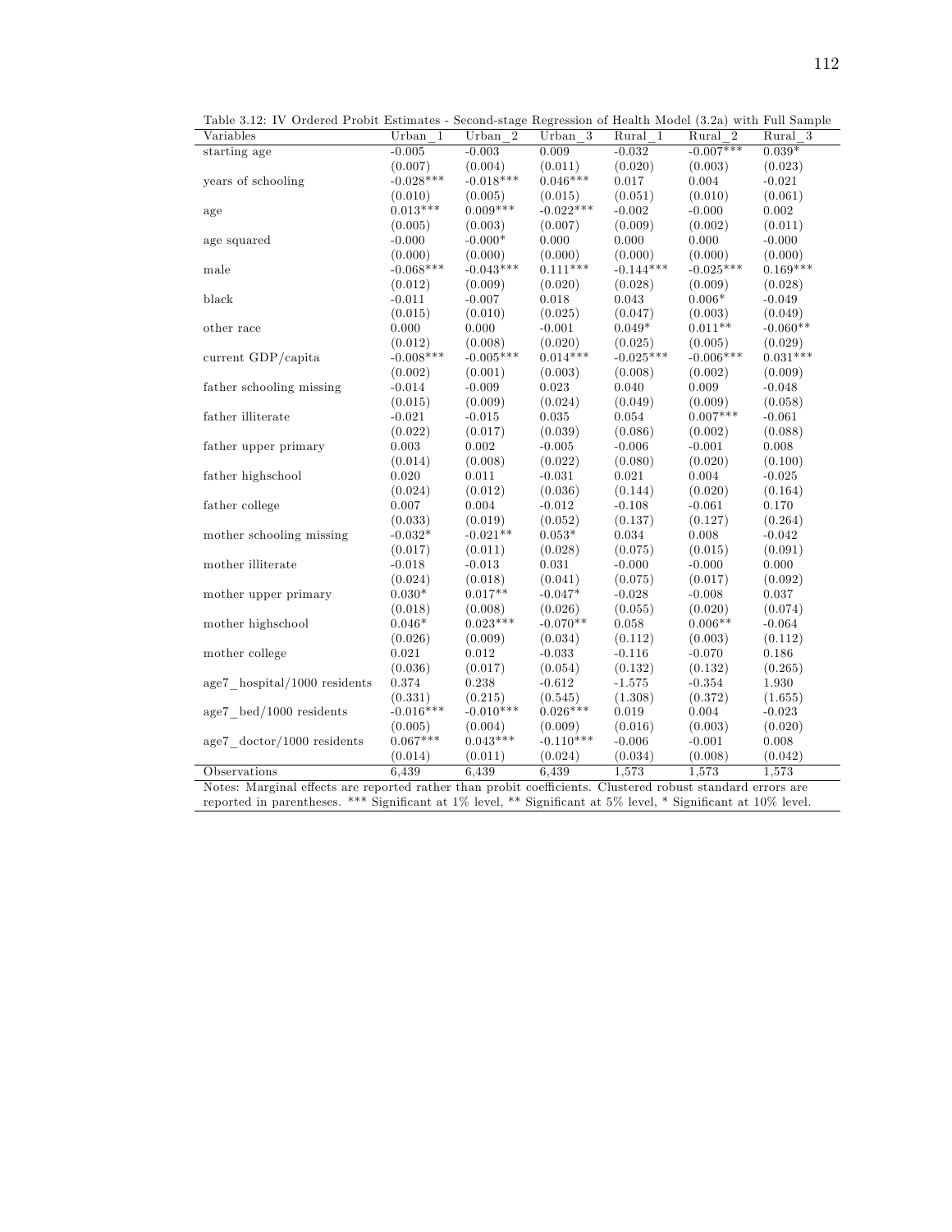Table 3.12: IV Ordered Probit Estimates - Second-stage Regression of Health Model (3.2a) with Full Sample

| Variables | Urban_1 | Urban_2 | Urban_3 | Rural_1 | Rural_2 | Rural_3 |
|---|---|---|---|---|---|---|
| starting age | -0.005 | -0.003 | 0.009 | -0.032 | -0.007*** | 0.039* |
| | (0.007) | (0.004) | (0.011) | (0.020) | (0.003) | (0.023) |
| years of schooling | -0.028*** | -0.018*** | 0.046*** | 0.017 | 0.004 | -0.021 |
| | (0.010) | (0.005) | (0.015) | (0.051) | (0.010) | (0.061) |
| age | 0.013*** | 0.009*** | -0.022*** | -0.002 | -0.000 | 0.002 |
| | (0.005) | (0.003) | (0.007) | (0.009) | (0.002) | (0.011) |
| age squared | -0.000 | -0.000* | 0.000 | 0.000 | 0.000 | -0.000 |
| | (0.000) | (0.000) | (0.000) | (0.000) | (0.000) | (0.000) |
| male | -0.068*** | -0.043*** | 0.111*** | -0.144*** | -0.025*** | 0.169*** |
| | (0.012) | (0.009) | (0.020) | (0.028) | (0.009) | (0.028) |
| black | -0.011 | -0.007 | 0.018 | 0.043 | 0.006* | -0.049 |
| | (0.015) | (0.010) | (0.025) | (0.047) | (0.003) | (0.049) |
| other race | 0.000 | 0.000 | -0.001 | 0.049* | 0.011** | -0.060** |
| | (0.012) | (0.008) | (0.020) | (0.025) | (0.005) | (0.029) |
| current GDP/capita | -0.008*** | -0.005*** | 0.014*** | -0.025*** | -0.006*** | 0.031*** |
| | (0.002) | (0.001) | (0.003) | (0.008) | (0.002) | (0.009) |
| father schooling missing | -0.014 | -0.009 | 0.023 | 0.040 | 0.009 | -0.048 |
| | (0.015) | (0.009) | (0.024) | (0.049) | (0.009) | (0.058) |
| father illiterate | -0.021 | -0.015 | 0.035 | 0.054 | 0.007*** | -0.061 |
| | (0.022) | (0.017) | (0.039) | (0.086) | (0.002) | (0.088) |
| father upper primary | 0.003 | 0.002 | -0.005 | -0.006 | -0.001 | 0.008 |
| | (0.014) | (0.008) | (0.022) | (0.080) | (0.020) | (0.100) |
| father highschool | 0.020 | 0.011 | -0.031 | 0.021 | 0.004 | -0.025 |
| | (0.024) | (0.012) | (0.036) | (0.144) | (0.020) | (0.164) |
| father college | 0.007 | 0.004 | -0.012 | -0.108 | -0.061 | 0.170 |
| | (0.033) | (0.019) | (0.052) | (0.137) | (0.127) | (0.264) |
| mother schooling missing | -0.032* | -0.021** | 0.053* | 0.034 | 0.008 | -0.042 |
| | (0.017) | (0.011) | (0.028) | (0.075) | (0.015) | (0.091) |
| mother illiterate | -0.018 | -0.013 | 0.031 | -0.000 | -0.000 | 0.000 |
| | (0.024) | (0.018) | (0.041) | (0.075) | (0.017) | (0.092) |
| mother upper primary | 0.030* | 0.017** | -0.047* | -0.028 | -0.008 | 0.037 |
| | (0.018) | (0.008) | (0.026) | (0.055) | (0.020) | (0.074) |
| mother highschool | 0.046* | 0.023*** | -0.070** | 0.058 | 0.006** | -0.064 |
| | (0.026) | (0.009) | (0.034) | (0.112) | (0.003) | (0.112) |
| mother college | 0.021 | 0.012 | -0.033 | -0.116 | -0.070 | 0.186 |
| | (0.036) | (0.017) | (0.054) | (0.132) | (0.132) | (0.265) |
| age7_hospital/1000 residents | 0.374 | 0.238 | -0.612 | -1.575 | -0.354 | 1.930 |
| | (0.331) | (0.215) | (0.545) | (1.308) | (0.372) | (1.655) |
| age7_bed/1000 residents | -0.016*** | -0.010*** | 0.026*** | 0.019 | 0.004 | -0.023 |
| | (0.005) | (0.004) | (0.009) | (0.016) | (0.003) | (0.020) |
| age7_doctor/1000 residents | 0.067*** | 0.043*** | -0.110*** | -0.006 | -0.001 | 0.008 |
| | (0.014) | (0.011) | (0.024) | (0.034) | (0.008) | (0.042) |
| Observations | 6,439 | 6,439 | 6,439 | 1,573 | 1,573 | 1,573 |

Notes: Marginal effects are reported rather than probit coefficients. Clustered robust standard errors are reported in parentheses. *** Significant at 1% level, ** Significant at 5% level, * Significant at 10% level.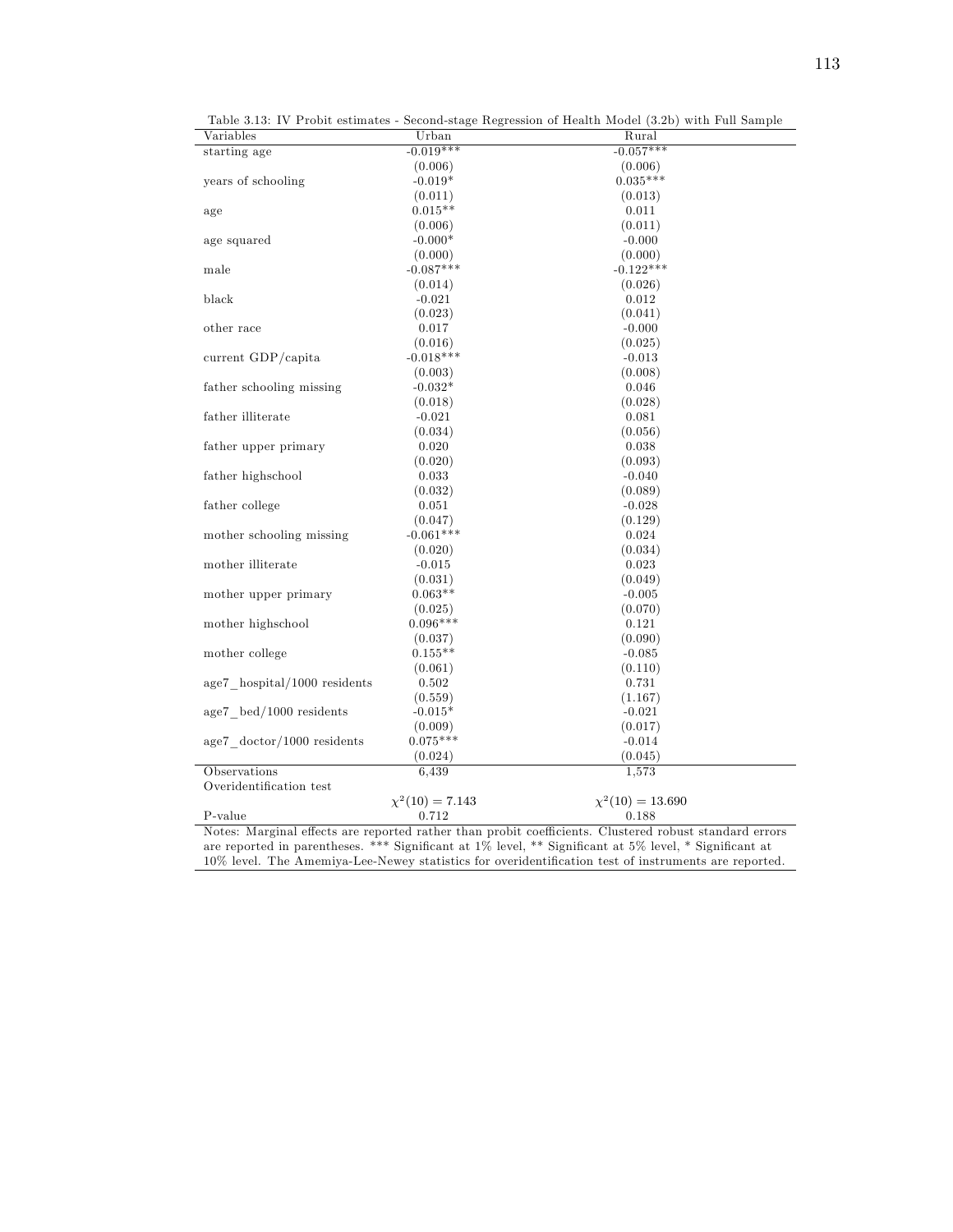Table 3.13: IV Probit estimates - Second-stage Regression of Health Model (3.2b) with Full Sample

| Variables | Urban | Rural |
|---|---|---|
| starting age | -0.019*** | -0.057*** |
| | (0.006) | (0.006) |
| years of schooling | -0.019* | 0.035*** |
| | (0.011) | (0.013) |
| age | 0.015** | 0.011 |
| | (0.006) | (0.011) |
| age squared | -0.000* | -0.000 |
| | (0.000) | (0.000) |
| male | -0.087*** | -0.122*** |
| | (0.014) | (0.026) |
| black | -0.021 | 0.012 |
| | (0.023) | (0.041) |
| other race | 0.017 | -0.000 |
| | (0.016) | (0.025) |
| current GDP/capita | -0.018*** | -0.013 |
| | (0.003) | (0.008) |
| father schooling missing | -0.032* | 0.046 |
| | (0.018) | (0.028) |
| father illiterate | -0.021 | 0.081 |
| | (0.034) | (0.056) |
| father upper primary | 0.020 | 0.038 |
| | (0.020) | (0.093) |
| father highschool | 0.033 | -0.040 |
| | (0.032) | (0.089) |
| father college | 0.051 | -0.028 |
| | (0.047) | (0.129) |
| mother schooling missing | -0.061*** | 0.024 |
| | (0.020) | (0.034) |
| mother illiterate | -0.015 | 0.023 |
| | (0.031) | (0.049) |
| mother upper primary | 0.063** | -0.005 |
| | (0.025) | (0.070) |
| mother highschool | 0.096*** | 0.121 |
| | (0.037) | (0.090) |
| mother college | 0.155** | -0.085 |
| | (0.061) | (0.110) |
| age7_hospital/1000 residents | 0.502 | 0.731 |
| | (0.559) | (1.167) |
| age7_bed/1000 residents | -0.015* | -0.021 |
| | (0.009) | (0.017) |
| age7_doctor/1000 residents | 0.075*** | -0.014 |
| | (0.024) | (0.045) |
| Observations | 6,439 | 1,573 |
| Overidentification test | | |
| | $\chi^2(10) = 7.143$ | $\chi^2(10) = 13.690$ |
| P-value | 0.712 | 0.188 |

Notes: Marginal effects are reported rather than probit coefficients. Clustered robust standard errors are reported in parentheses. *** Significant at 1% level, ** Significant at 5% level, * Significant at 10% level. The Amemiya-Lee-Newey statistics for overidentification test of instruments are reported.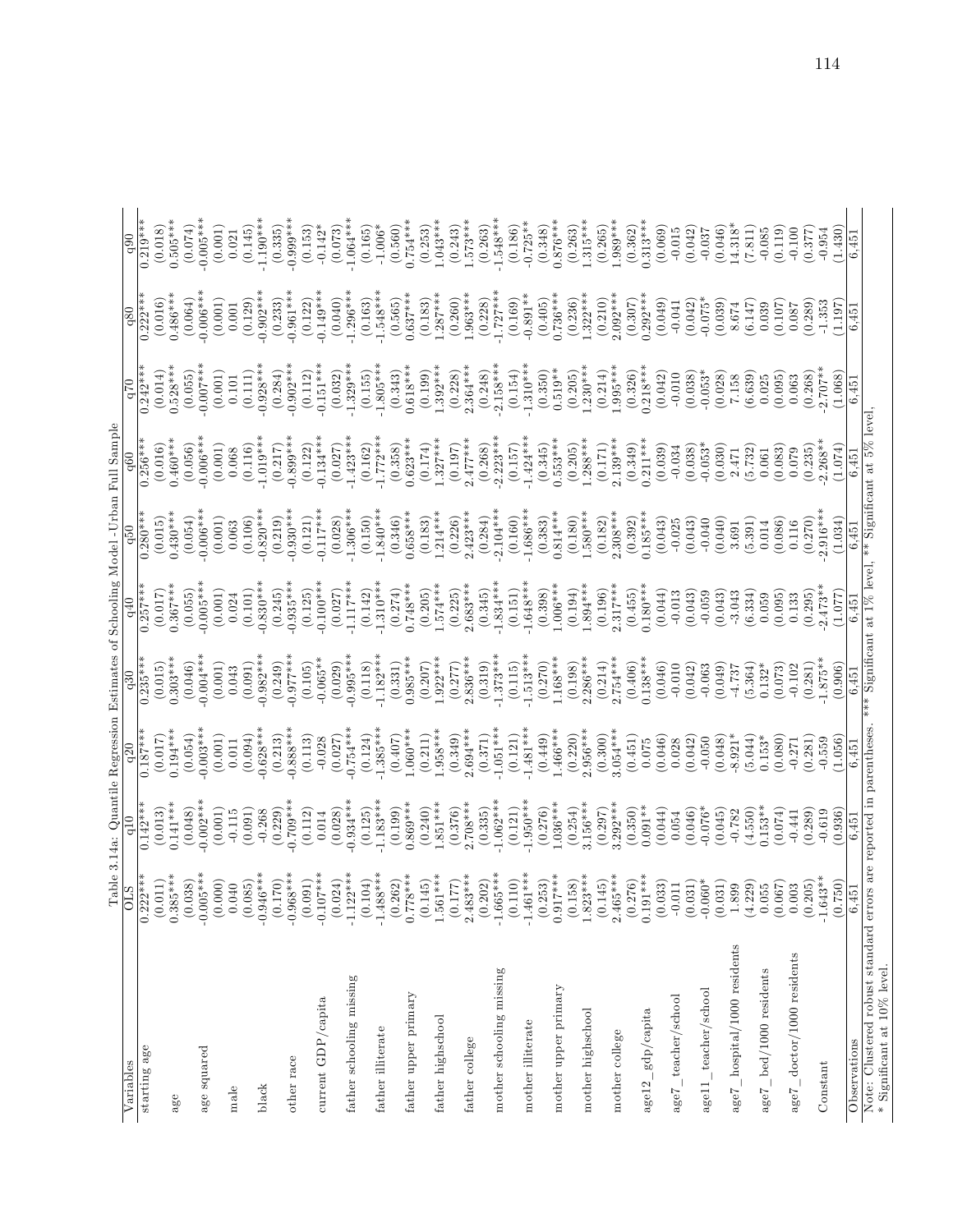Table 3.14a: Quantile Regression Estimates of Schooling Model -Urban Full Sample

| Variables | OLS | q10 | q20 | q30 | q40 | q50 | q60 | q70 | q80 | q90 |
|---|---|---|---|---|---|---|---|---|---|---|
| starting age | 0.222*** | 0.142*** | 0.187*** | 0.235*** | 0.257*** | 0.280*** | 0.256*** | 0.242*** | 0.222*** | 0.219*** |
| | (0.011) | (0.013) | (0.017) | (0.015) | (0.017) | (0.015) | (0.016) | (0.014) | (0.016) | (0.018) |
| age | 0.385*** | 0.141*** | 0.194*** | 0.303*** | 0.367*** | 0.430*** | 0.460*** | 0.528*** | 0.486*** | 0.505*** |
| | (0.038) | (0.048) | (0.054) | (0.046) | (0.055) | (0.054) | (0.056) | (0.055) | (0.064) | (0.074) |
| age squared | -0.005*** | -0.002*** | -0.003*** | -0.004*** | -0.005*** | -0.006*** | -0.006*** | -0.007*** | -0.006*** | -0.005*** |
| | (0.000) | (0.001) | (0.001) | (0.001) | (0.001) | (0.001) | (0.001) | (0.001) | (0.001) | (0.001) |
| male | 0.040 | -0.115 | 0.011 | 0.043 | 0.024 | 0.063 | 0.068 | 0.101 | 0.001 | 0.021 |
| | (0.085) | (0.091) | (0.094) | (0.091) | (0.101) | (0.106) | (0.116) | (0.111) | (0.129) | (0.145) |
| black | -0.946*** | -0.268 | -0.628*** | -0.982*** | -0.830*** | -0.820*** | -1.019*** | -0.928*** | -0.902*** | -1.190*** |
| | (0.170) | (0.229) | (0.213) | (0.249) | (0.245) | (0.219) | (0.217) | (0.284) | (0.233) | (0.335) |
| other race | -0.968*** | -0.709*** | -0.888*** | -0.977*** | -0.935*** | -0.930*** | -0.899*** | -0.902*** | -0.961*** | -0.999*** |
| | (0.091) | (0.112) | (0.113) | (0.105) | (0.125) | (0.121) | (0.122) | (0.112) | (0.122) | (0.153) |
| current GDP/capita | -0.107*** | 0.014 | -0.028 | -0.065** | -0.100*** | -0.117*** | -0.134*** | -0.151*** | -0.149*** | -0.142* |
| | (0.024) | (0.028) | (0.027) | (0.029) | (0.027) | (0.028) | (0.027) | (0.032) | (0.040) | (0.073) |
| father schooling missing | -1.122*** | -0.934*** | -0.754*** | -0.995*** | -1.117*** | -1.306*** | -1.423*** | -1.329*** | -1.296*** | -1.064*** |
| | (0.104) | (0.125) | (0.124) | (0.118) | (0.142) | (0.150) | (0.162) | (0.165) | (0.163) | (0.165) |
| father illiterate | -1.488*** | -1.183*** | -1.385*** | -1.182*** | -1.310*** | -1.840*** | -1.772*** | -1.805*** | -1.548*** | -1.006* |
| | (0.262) | (0.199) | (0.407) | (0.331) | (0.274) | (0.346) | (0.358) | (0.343) | (0.565) | (0.560) |
| father upper primary | 0.778*** | 0.869*** | 1.060*** | 0.985*** | 0.748*** | 0.658*** | 0.623*** | 0.618*** | 0.637*** | 0.754*** |
| | (0.145) | (0.240) | (0.211) | (0.207) | (0.205) | (0.183) | (0.174) | (0.199) | (0.183) | (0.253) |
| father highschool | 1.561*** | 1.851*** | 1.958*** | 1.922*** | 1.574*** | 1.214*** | 1.327*** | 1.392*** | 1.287*** | 1.043*** |
| | (0.177) | (0.376) | (0.349) | (0.277) | (0.225) | (0.226) | (0.197) | (0.228) | (0.260) | (0.243) |
| father college | 2.483*** | 2.708*** | 2.694*** | 2.836*** | 2.683*** | 2.423*** | 2.477*** | 2.364*** | 1.963*** | 1.573*** |
| | (0.202) | (0.335) | (0.371) | (0.319) | (0.345) | (0.284) | (0.268) | (0.248) | (0.228) | (0.263) |
| mother schooling missing | -1.665*** | -1.062*** | -1.051*** | -1.373*** | -1.834*** | -2.104*** | -2.223*** | -2.158*** | -1.727*** | -1.548*** |
| | (0.110) | (0.121) | (0.121) | (0.115) | (0.151) | (0.160) | (0.157) | (0.154) | (0.169) | (0.186) |
| mother illiterate | -1.461*** | -1.950*** | -1.481*** | -1.513*** | -1.648*** | -1.686*** | -1.424*** | -1.310*** | -0.891** | -0.725** |
| | (0.253) | (0.276) | (0.449) | (0.270) | (0.398) | (0.383) | (0.345) | (0.350) | (0.405) | (0.348) |
| mother upper primary | 0.917*** | 1.036*** | 1.466*** | 1.168*** | 1.006*** | 0.814*** | 0.553*** | 0.519** | 0.736*** | 0.876*** |
| | (0.158) | (0.254) | (0.220) | (0.198) | (0.194) | (0.180) | (0.205) | (0.205) | (0.236) | (0.263) |
| mother highschool | 1.823*** | 3.156*** | 2.956*** | 2.286*** | 1.894*** | 1.580*** | 1.288*** | 1.230*** | 1.322*** | 1.315*** |
| | (0.145) | (0.297) | (0.300) | (0.214) | (0.196) | (0.182) | (0.171) | (0.214) | (0.210) | (0.265) |
| mother college | 2.465*** | 3.292*** | 3.054*** | 2.754*** | 2.317*** | 2.308*** | 2.139*** | 1.995*** | 2.092*** | 1.989*** |
| | (0.276) | (0.350) | (0.451) | (0.406) | (0.455) | (0.392) | (0.349) | (0.326) | (0.307) | (0.362) |
| age12_gdp/capita | 0.191*** | 0.091** | 0.075 | 0.138*** | 0.180*** | 0.185*** | 0.211*** | 0.218*** | 0.292*** | 0.313*** |
| | (0.033) | (0.044) | (0.046) | (0.046) | (0.046) | (0.043) | (0.039) | (0.042) | (0.049) | (0.069) |
| age7_teacher/school | -0.011 | 0.054 | 0.028 | -0.010 | -0.013 | -0.025 | -0.034 | -0.010 | -0.041 | -0.015 |
| | (0.031) | (0.046) | (0.042) | (0.042) | (0.043) | (0.043) | (0.038) | (0.038) | (0.042) | (0.042) |
| age11_teacher/school | -0.060* | -0.076* | -0.050 | -0.063 | -0.059 | -0.040 | -0.053* | -0.053* | -0.075* | -0.037 |
| | (0.031) | (0.045) | (0.048) | (0.049) | (0.043) | (0.040) | (0.030) | (0.028) | (0.039) | (0.046) |
| age7_hospital/1000 residents | 1.899 | -0.782 | -8.921* | -4.737 | -3.043 | 3.691 | 2.471 | 7.158 | 8.674 | 14.318* |
| | (4.229) | (4.550) | (5.044) | (5.364) | (6.334) | (5.391) | (5.732) | (6.639) | (6.147) | (7.811) |
| age7_bed/1000 residents | 0.055 | 0.153** | 0.153* | 0.132* | 0.059 | 0.014 | 0.061 | 0.025 | 0.039 | -0.085 |
| | (0.067) | (0.074) | (0.080) | (0.073) | (0.095) | (0.086) | (0.083) | (0.095) | (0.107) | (0.119) |
| age7_doctor/1000 residents | 0.003 | -0.441 | -0.271 | -0.102 | 0.133 | 0.116 | 0.079 | 0.063 | 0.087 | -0.100 |
| | (0.205) | (0.289) | (0.281) | (0.281) | (0.295) | (0.270) | (0.235) | (0.268) | (0.289) | (0.377) |
| Constant | -1.643** | -0.619 | -0.559 | -1.875** | -2.473** | -2.916*** | -2.268** | -2.707** | -1.353 | -0.954 |
| | (0.750) | (0.936) | (1.056) | (0.906) | (1.077) | (1.034) | (1.074) | (1.068) | (1.197) | (1.430) |
| Observations | 6,451 | 6,451 | 6,451 | 6,451 | 6,451 | 6,451 | 6,451 | 6,451 | 6,451 | 6,451 |

Note: Clustered robust standard errors are reported in parentheses. *** Significant at 1% level, ** Significant at 5% level,
* Significant at 10% level.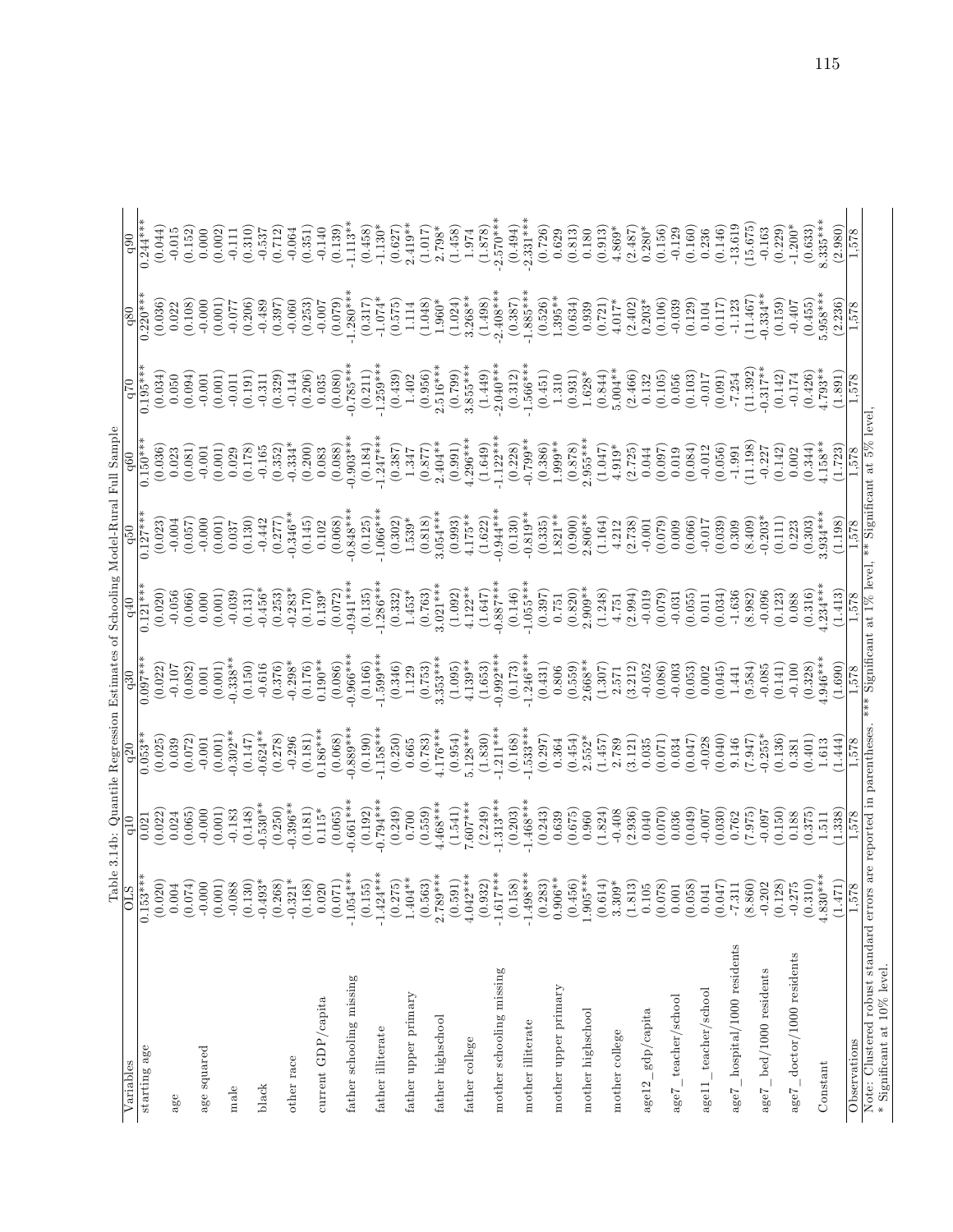Table 3.14b: Quantile Regression Estimates of Schooling Model-Rural Full Sample

| Variables | OLS | q10 | q20 | q30 | q40 | q50 | q60 | q70 | q80 | q90 |
|---|---|---|---|---|---|---|---|---|---|---|
| starting age | 0.153*** | 0.021 | 0.053** | 0.097*** | 0.121*** | 0.127*** | 0.150*** | 0.195*** | 0.220*** | 0.244*** |
| | (0.020) | (0.022) | (0.025) | (0.022) | (0.020) | (0.023) | (0.036) | (0.034) | (0.036) | (0.044) |
| age | 0.004 | 0.024 | 0.039 | -0.107 | -0.056 | -0.004 | 0.023 | 0.050 | 0.022 | -0.015 |
| | (0.074) | (0.065) | (0.072) | (0.082) | (0.066) | (0.057) | (0.081) | (0.094) | (0.108) | (0.152) |
| age squared | -0.000 | -0.000 | -0.001 | 0.001 | 0.000 | -0.000 | -0.001 | -0.001 | -0.000 | 0.000 |
| | (0.001) | (0.001) | (0.001) | (0.001) | (0.001) | (0.001) | (0.001) | (0.001) | (0.001) | (0.002) |
| male | -0.088 | -0.183 | -0.302** | -0.338** | -0.039 | 0.037 | 0.029 | -0.011 | -0.077 | -0.111 |
| | (0.130) | (0.148) | (0.147) | (0.150) | (0.131) | (0.130) | (0.178) | (0.191) | (0.206) | (0.310) |
| black | -0.493* | -0.530** | -0.624** | -0.616 | -0.456* | -0.442 | -0.165 | -0.311 | -0.489 | -0.537 |
| | (0.268) | (0.250) | (0.278) | (0.376) | (0.253) | (0.277) | (0.352) | (0.329) | (0.397) | (0.712) |
| other race | -0.321* | -0.396** | -0.296 | -0.298* | -0.283* | -0.346** | -0.334* | -0.144 | -0.060 | -0.064 |
| | (0.168) | (0.181) | (0.181) | (0.176) | (0.170) | (0.145) | (0.200) | (0.206) | (0.253) | (0.351) |
| current GDP/capita | 0.020 | 0.115* | 0.186*** | 0.190** | 0.139* | 0.102 | 0.083 | 0.035 | -0.007 | -0.140 |
| | (0.071) | (0.065) | (0.068) | (0.086) | (0.072) | (0.068) | (0.088) | (0.080) | (0.079) | (0.139) |
| father schooling missing | -1.054*** | -0.661*** | -0.889*** | -0.966*** | -0.941*** | -0.848*** | -0.903*** | -0.785*** | -1.280*** | -1.113** |
| | (0.155) | (0.192) | (0.190) | (0.166) | (0.135) | (0.125) | (0.184) | (0.211) | (0.317) | (0.458) |
| father illiterate | -1.424*** | -0.794*** | -1.158*** | -1.599*** | -1.286*** | -1.066*** | -1.247*** | -1.259*** | -1.074* | -1.130* |
| | (0.275) | (0.249) | (0.250) | (0.346) | (0.332) | (0.302) | (0.387) | (0.439) | (0.575) | (0.627) |
| father upper primary | 1.404** | 0.700 | 0.665 | 1.129 | 1.453* | 1.539* | 1.347 | 1.402 | 1.114 | 2.419** |
| | (0.563) | (0.559) | (0.783) | (0.753) | (0.763) | (0.818) | (0.877) | (0.956) | (1.048) | (1.017) |
| father highschool | 2.789*** | 4.468*** | 4.176*** | 3.353*** | 3.021*** | 3.054*** | 2.404** | 2.516*** | 1.960* | 2.798* |
| | (0.591) | (1.541) | (0.954) | (1.095) | (1.092) | (0.993) | (0.991) | (0.799) | (1.024) | (1.458) |
| father college | 4.042*** | 7.607*** | 5.128*** | 4.139** | 4.122** | 4.175** | 4.296*** | 3.855*** | 3.268** | 1.974 |
| | (0.932) | (2.249) | (1.830) | (1.653) | (1.647) | (1.622) | (1.649) | (1.449) | (1.498) | (1.878) |
| mother schooling missing | -1.617*** | -1.313*** | -1.211*** | -0.992*** | -0.887*** | -0.944*** | -1.122*** | -2.040*** | -2.408*** | -2.570*** |
| | (0.158) | (0.203) | (0.168) | (0.173) | (0.146) | (0.130) | (0.228) | (0.312) | (0.387) | (0.494) |
| mother illiterate | -1.498*** | -1.468*** | -1.533*** | -1.246*** | -1.055*** | -0.819** | -0.799** | -1.566*** | -1.885*** | -2.331*** |
| | (0.283) | (0.243) | (0.297) | (0.431) | (0.397) | (0.335) | (0.386) | (0.451) | (0.526) | (0.726) |
| mother upper primary | 0.906** | 0.639 | 0.364 | 0.806 | 0.751 | 1.821** | 1.999** | 1.310 | 1.395** | 0.629 |
| | (0.456) | (0.675) | (0.454) | (0.559) | (0.820) | (0.900) | (0.878) | (0.931) | (0.634) | (0.813) |
| mother highschool | 1.905*** | 0.960 | 2.552* | 2.668** | 2.909** | 2.806** | 2.955*** | 1.628* | 0.939 | 0.180 |
| | (0.614) | (1.824) | (1.457) | (1.307) | (1.248) | (1.164) | (1.047) | (0.844) | (0.721) | (0.913) |
| mother college | 3.309* | -0.408 | 2.789 | 2.571 | 4.751 | 4.212 | 4.919* | 5.004** | 4.017* | 4.869* |
| | (1.813) | (2.936) | (3.121) | (3.212) | (2.994) | (2.738) | (2.725) | (2.466) | (2.402) | (2.487) |
| age12_gdp/capita | 0.105 | 0.040 | 0.035 | -0.052 | -0.019 | -0.001 | 0.044 | 0.132 | 0.203* | 0.280* |
| | (0.078) | (0.070) | (0.071) | (0.086) | (0.079) | (0.079) | (0.097) | (0.105) | (0.106) | (0.156) |
| age7_teacher/school | 0.001 | 0.036 | 0.034 | -0.003 | -0.031 | 0.009 | 0.019 | 0.056 | -0.039 | -0.129 |
| | (0.058) | (0.049) | (0.047) | (0.053) | (0.055) | (0.066) | (0.084) | (0.103) | (0.129) | (0.160) |
| age11_teacher/school | 0.041 | -0.007 | -0.028 | 0.002 | 0.011 | -0.017 | -0.012 | -0.017 | 0.104 | 0.236 |
| | (0.047) | (0.030) | (0.040) | (0.045) | (0.034) | (0.039) | (0.056) | (0.091) | (0.117) | (0.146) |
| age7_hospital/1000 residents | -7.311 | 0.762 | 9.146 | 1.441 | -1.636 | 0.309 | -1.991 | -7.254 | -1.123 | -13.619 |
| | (8.860) | (7.975) | (7.947) | (9.584) | (8.982) | (8.409) | (11.198) | (11.392) | (11.467) | (15.675) |
| age7_bed/1000 residents | -0.202 | -0.097 | -0.255* | -0.085 | -0.096 | -0.203* | -0.227 | -0.317** | -0.334** | -0.163 |
| | (0.128) | (0.150) | (0.136) | (0.141) | (0.123) | (0.111) | (0.142) | (0.142) | (0.159) | (0.229) |
| age7_doctor/1000 residents | -0.275 | 0.188 | 0.381 | -0.100 | 0.088 | 0.223 | 0.002 | -0.174 | -0.407 | -1.200* |
| | (0.310) | (0.375) | (0.401) | (0.328) | (0.316) | (0.303) | (0.344) | (0.426) | (0.455) | (0.633) |
| Constant | 4.830*** | 1.511 | 1.613 | 4.946*** | 4.234*** | 3.934*** | 4.158** | 4.793** | 5.958*** | 8.335*** |
| | (1.471) | (1.338) | (1.444) | (1.690) | (1.413) | (1.198) | (1.723) | (1.891) | (2.236) | (2.980) |
| Observations | 1,578 | 1,578 | 1,578 | 1,578 | 1,578 | 1,578 | 1,578 | 1,578 | 1,578 | 1,578 |

Note: Clustered robust standard errors are reported in parentheses. *** Significant at 1% level, ** Significant at 5% level,
* Significant at 10% level.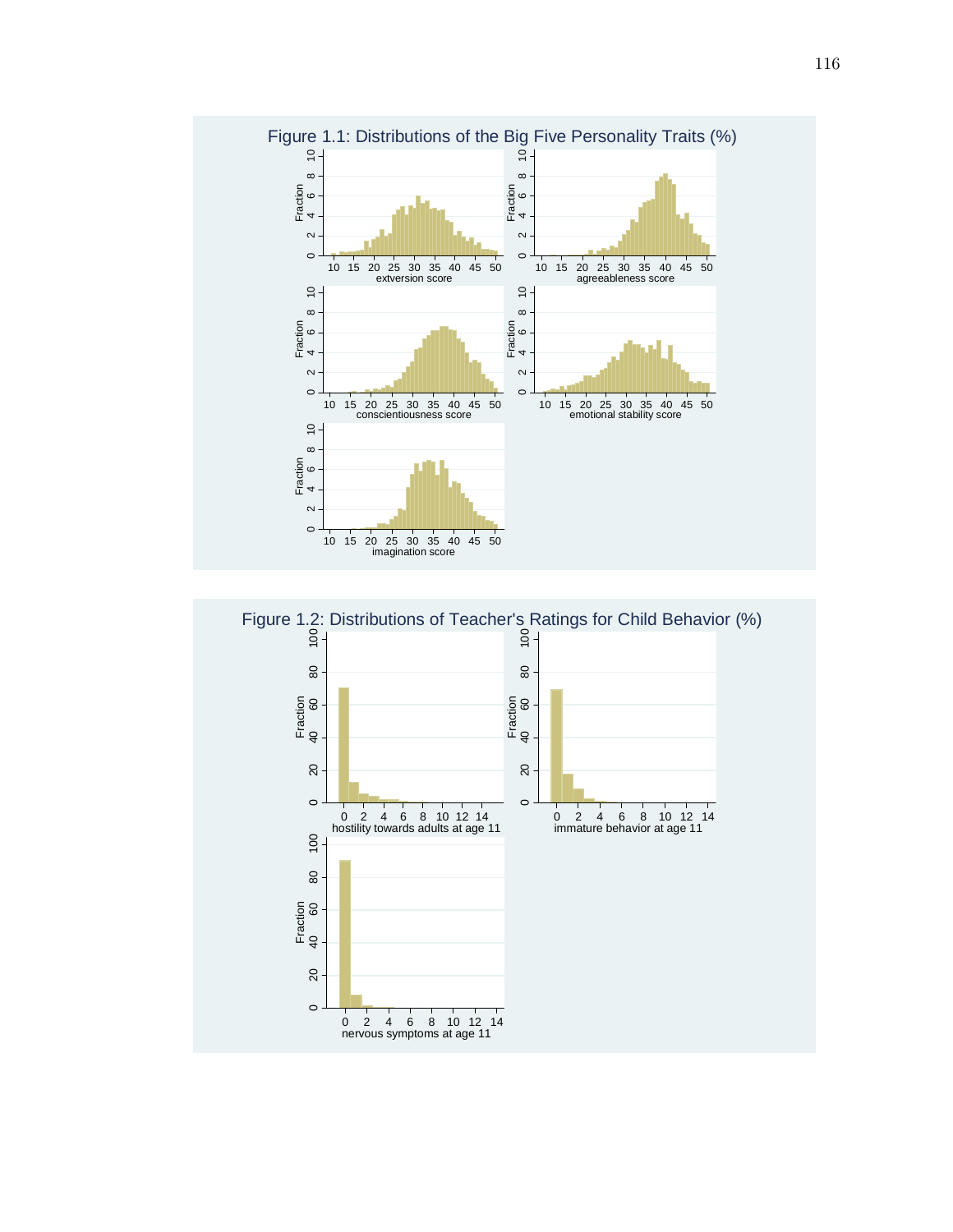Figure 1.1: Distributions of the Big Five Personality Traits (%)

Figure 1.2: Distributions of Teacher's Ratings for Child Behavior (%)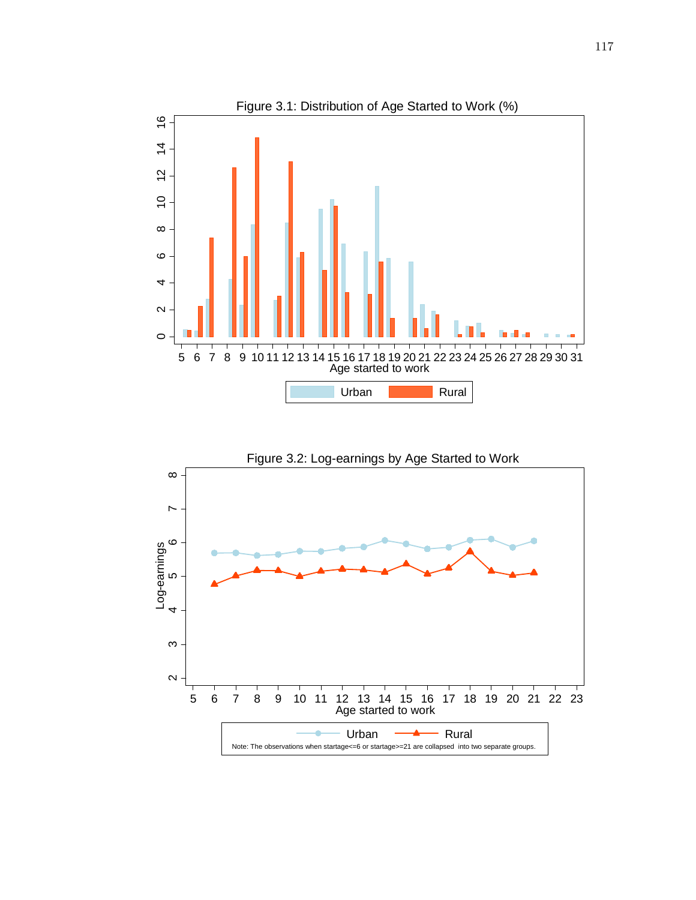Figure 3.1: Distribution of Age Started to Work (%)

Figure 3.2: Log-earnings by Age Started to Work

Note: The observations when startage<=6 or startage>=21 are collapsed into two separate groups.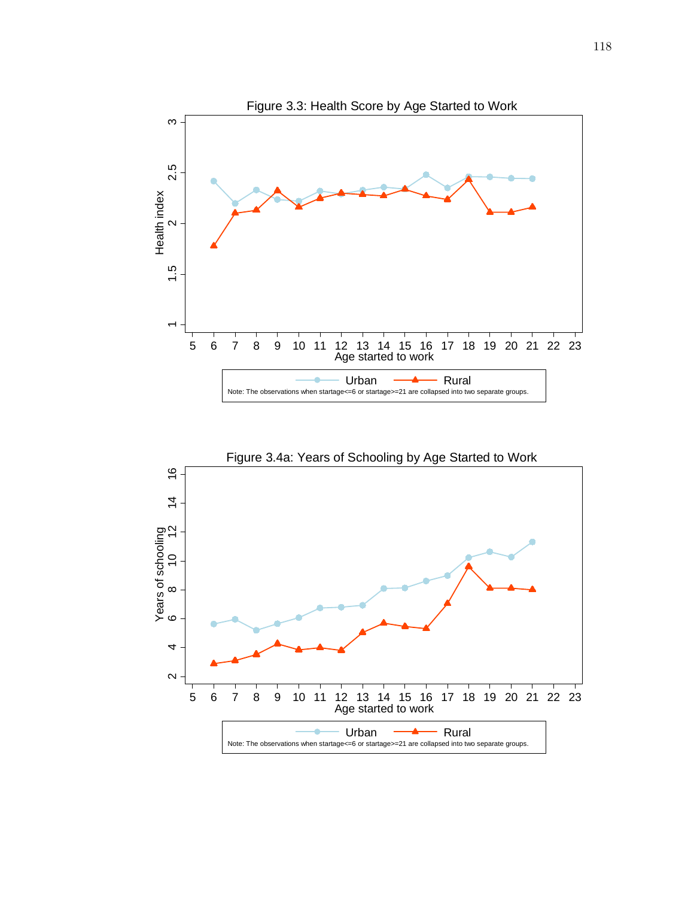Figure 3.3: Health Score by Age Started to Work

Note: The observations when startage<=6 or startage>=21 are collapsed into two separate groups.

Figure 3.4a: Years of Schooling by Age Started to Work

Note: The observations when startage<=6 or startage>=21 are collapsed into two separate groups.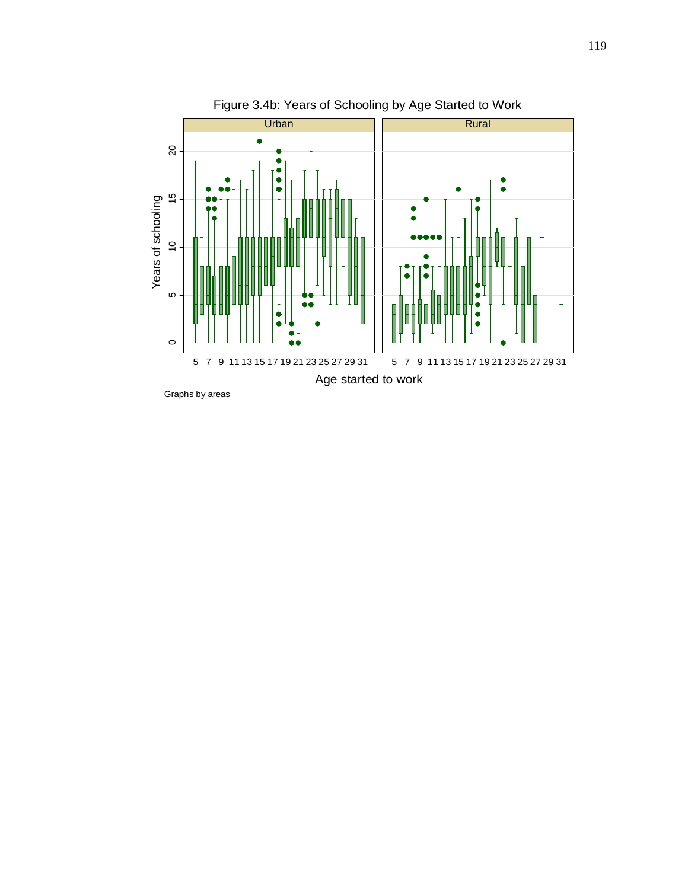Figure 3.4b: Years of Schooling by Age Started to Work

Graphs by areas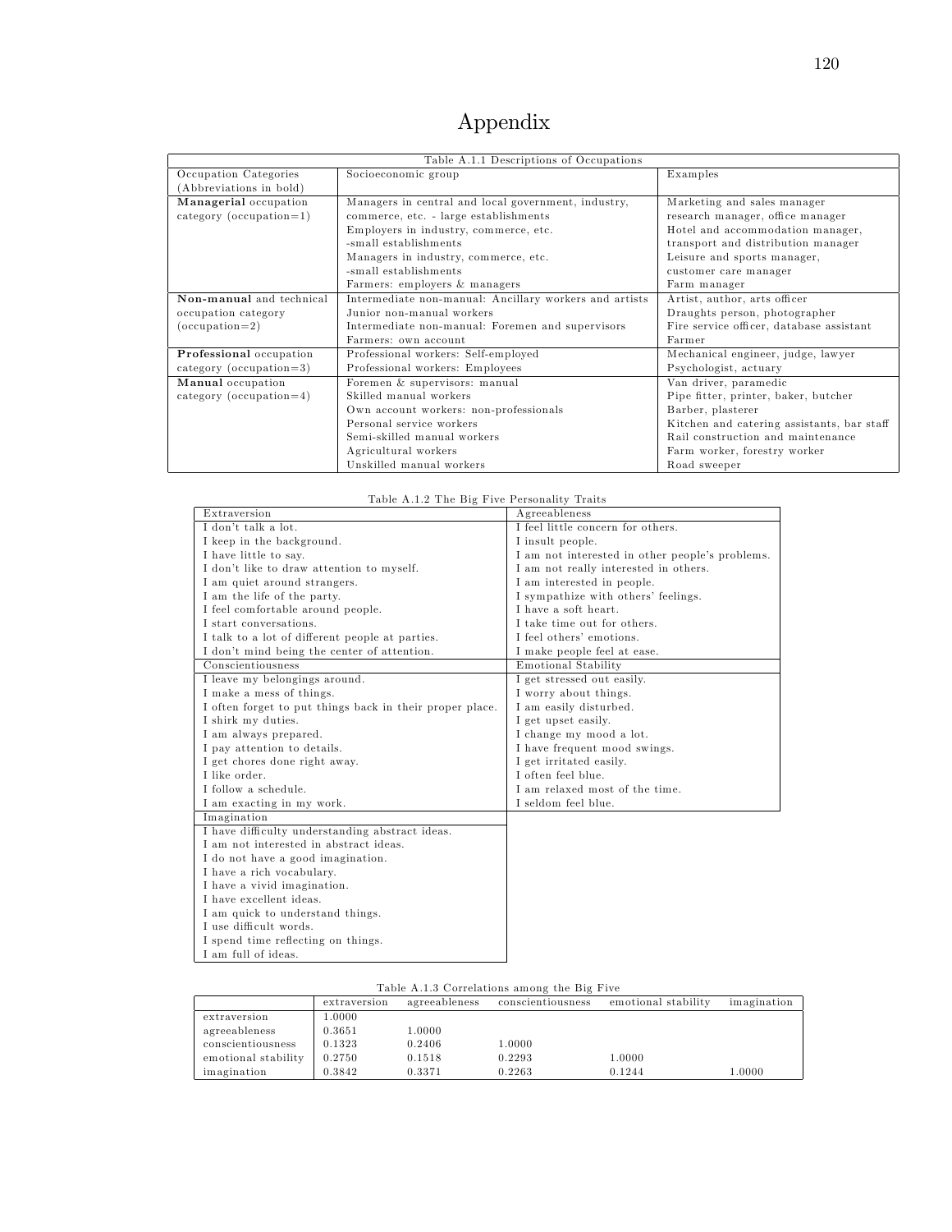# Appendix

Table A.1.1 Descriptions of Occupations

| Occupation Categories (Abbreviations in bold) | Socioeconomic group | Examples |
|---|---|---|
| **Managerial** occupation category (occupation=1) | Managers in central and local government, industry, commerce, etc. - large establishments<br>Employers in industry, commerce, etc. -small establishments<br>Managers in industry, commerce, etc. -small establishments<br>Farmers: employers & managers | Marketing and sales manager<br>research manager, office manager<br>Hotel and accommodation manager, transport and distribution manager<br>Leisure and sports manager, customer care manager<br>Farm manager |
| **Non-manual** and technical occupation category (occupation=2) | Intermediate non-manual: Ancillary workers and artists<br>Junior non-manual workers<br>Intermediate non-manual: Foremen and supervisors<br>Farmers: own account | Artist, author, arts officer<br>Draughts person, photographer<br>Fire service officer, database assistant<br>Farmer |
| **Professional** occupation category (occupation=3) | Professional workers: Self-employed<br>Professional workers: Employees | Mechanical engineer, judge, lawyer<br>Psychologist, actuary |
| **Manual** occupation category (occupation=4) | Foremen & supervisors: manual<br>Skilled manual workers<br>Own account workers: non-professionals<br>Personal service workers<br>Semi-skilled manual workers<br>Agricultural workers<br>Unskilled manual workers | Van driver, paramedic<br>Pipe fitter, printer, baker, butcher<br>Barber, plasterer<br>Kitchen and catering assistants, bar staff<br>Rail construction and maintenance<br>Farm worker, forestry worker<br>Road sweeper |

Table A.1.2 The Big Five Personality Traits

| Extraversion | Agreeableness |
|---|---|
| I don't talk a lot. | I feel little concern for others. |
| I keep in the background. | I insult people. |
| I have little to say. | I am not interested in other people's problems. |
| I don't like to draw attention to myself. | I am not really interested in others. |
| I am quiet around strangers. | I am interested in people. |
| I am the life of the party. | I sympathize with others' feelings. |
| I feel comfortable around people. | I have a soft heart. |
| I start conversations. | I take time out for others. |
| I talk to a lot of different people at parties. | I feel others' emotions. |
| I don't mind being the center of attention. | I make people feel at ease. |
| **Conscientiousness** | **Emotional Stability** |
| I leave my belongings around. | I get stressed out easily. |
| I make a mess of things. | I worry about things. |
| I often forget to put things back in their proper place. | I am easily disturbed. |
| I shirk my duties. | I get upset easily. |
| I am always prepared. | I change my mood a lot. |
| I pay attention to details. | I have frequent mood swings. |
| I get chores done right away. | I get irritated easily. |
| I like order. | I often feel blue. |
| I follow a schedule. | I am relaxed most of the time. |
| I am exacting in my work. | I seldom feel blue. |
| **Imagination** | |
| I have difficulty understanding abstract ideas. | |
| I am not interested in abstract ideas. | |
| I do not have a good imagination. | |
| I have a rich vocabulary. | |
| I have a vivid imagination. | |
| I have excellent ideas. | |
| I am quick to understand things. | |
| I use difficult words. | |
| I spend time reflecting on things. | |
| I am full of ideas. | |

Table A.1.3 Correlations among the Big Five

| | extraversion | agreeableness | conscientiousness | emotional stability | imagination |
|---|---|---|---|---|---|
| extraversion | 1.0000 | | | | |
| agreeableness | 0.3651 | 1.0000 | | | |
| conscientiousness | 0.1323 | 0.2406 | 1.0000 | | |
| emotional stability | 0.2750 | 0.1518 | 0.2293 | 1.0000 | |
| imagination | 0.3842 | 0.3371 | 0.2263 | 0.1244 | 1.0000 |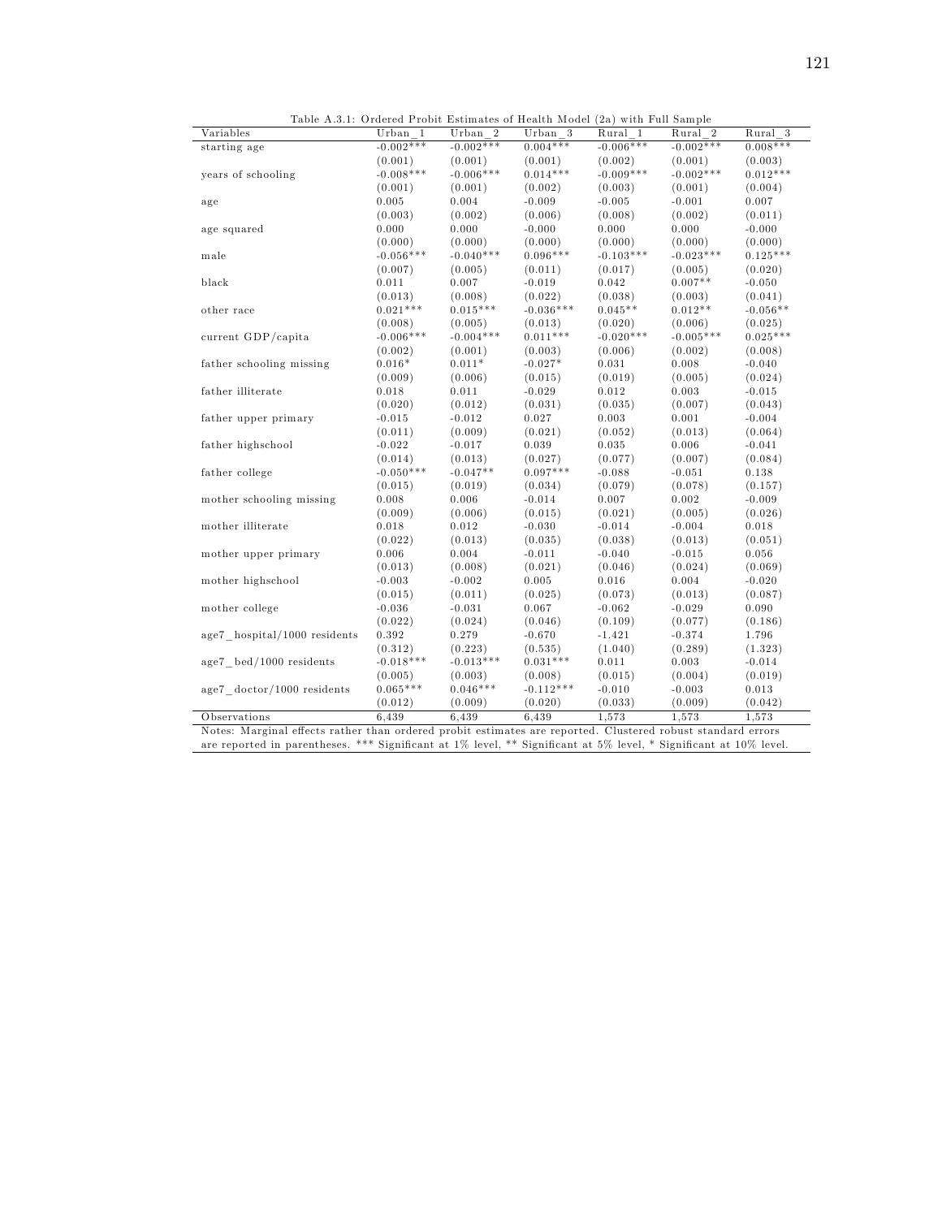Table A.3.1: Ordered Probit Estimates of Health Model (2a) with Full Sample

| Variables | Urban_1 | Urban_2 | Urban_3 | Rural_1 | Rural_2 | Rural_3 |
|---|---|---|---|---|---|---|
| starting age | -0.002*** | -0.002*** | 0.004*** | -0.006*** | -0.002*** | 0.008*** |
| | (0.001) | (0.001) | (0.001) | (0.002) | (0.001) | (0.003) |
| years of schooling | -0.008*** | -0.006*** | 0.014*** | -0.009*** | -0.002*** | 0.012*** |
| | (0.001) | (0.001) | (0.002) | (0.003) | (0.001) | (0.004) |
| age | 0.005 | 0.004 | -0.009 | -0.005 | -0.001 | 0.007 |
| | (0.003) | (0.002) | (0.006) | (0.008) | (0.002) | (0.011) |
| age squared | 0.000 | 0.000 | -0.000 | 0.000 | 0.000 | -0.000 |
| | (0.000) | (0.000) | (0.000) | (0.000) | (0.000) | (0.000) |
| male | -0.056*** | -0.040*** | 0.096*** | -0.103*** | -0.023*** | 0.125*** |
| | (0.007) | (0.005) | (0.011) | (0.017) | (0.005) | (0.020) |
| black | 0.011 | 0.007 | -0.019 | 0.042 | 0.007** | -0.050 |
| | (0.013) | (0.008) | (0.022) | (0.038) | (0.003) | (0.041) |
| other race | 0.021*** | 0.015*** | -0.036*** | 0.045** | 0.012** | -0.056** |
| | (0.008) | (0.005) | (0.013) | (0.020) | (0.006) | (0.025) |
| current GDP/capita | -0.006*** | -0.004*** | 0.011*** | -0.020*** | -0.005*** | 0.025*** |
| | (0.002) | (0.001) | (0.003) | (0.006) | (0.002) | (0.008) |
| father schooling missing | 0.016* | 0.011* | -0.027* | 0.031 | 0.008 | -0.040 |
| | (0.009) | (0.006) | (0.015) | (0.019) | (0.005) | (0.024) |
| father illiterate | 0.018 | 0.011 | -0.029 | 0.012 | 0.003 | -0.015 |
| | (0.020) | (0.012) | (0.031) | (0.035) | (0.007) | (0.043) |
| father upper primary | -0.015 | -0.012 | 0.027 | 0.003 | 0.001 | -0.004 |
| | (0.011) | (0.009) | (0.021) | (0.052) | (0.013) | (0.064) |
| father highschool | -0.022 | -0.017 | 0.039 | 0.035 | 0.006 | -0.041 |
| | (0.014) | (0.013) | (0.027) | (0.077) | (0.007) | (0.084) |
| father college | -0.050*** | -0.047** | 0.097*** | -0.088 | -0.051 | 0.138 |
| | (0.015) | (0.019) | (0.034) | (0.079) | (0.078) | (0.157) |
| mother schooling missing | 0.008 | 0.006 | -0.014 | 0.007 | 0.002 | -0.009 |
| | (0.009) | (0.006) | (0.015) | (0.021) | (0.005) | (0.026) |
| mother illiterate | 0.018 | 0.012 | -0.030 | -0.014 | -0.004 | 0.018 |
| | (0.022) | (0.013) | (0.035) | (0.038) | (0.013) | (0.051) |
| mother upper primary | 0.006 | 0.004 | -0.011 | -0.040 | -0.015 | 0.056 |
| | (0.013) | (0.008) | (0.021) | (0.046) | (0.024) | (0.069) |
| mother highschool | -0.003 | -0.002 | 0.005 | 0.016 | 0.004 | -0.020 |
| | (0.015) | (0.011) | (0.025) | (0.073) | (0.013) | (0.087) |
| mother college | -0.036 | -0.031 | 0.067 | -0.062 | -0.029 | 0.090 |
| | (0.022) | (0.024) | (0.046) | (0.109) | (0.077) | (0.186) |
| age7_hospital/1000 residents | 0.392 | 0.279 | -0.670 | -1.421 | -0.374 | 1.796 |
| | (0.312) | (0.223) | (0.535) | (1.040) | (0.289) | (1.323) |
| age7_bed/1000 residents | -0.018*** | -0.013*** | 0.031*** | 0.011 | 0.003 | -0.014 |
| | (0.005) | (0.003) | (0.008) | (0.015) | (0.004) | (0.019) |
| age7_doctor/1000 residents | 0.065*** | 0.046*** | -0.112*** | -0.010 | -0.003 | 0.013 |
| | (0.012) | (0.009) | (0.020) | (0.033) | (0.009) | (0.042) |
| Observations | 6,439 | 6,439 | 6,439 | 1,573 | 1,573 | 1,573 |

Notes: Marginal effects rather than ordered probit estimates are reported. Clustered robust standard errors are reported in parentheses. *** Significant at 1% level, ** Significant at 5% level, * Significant at 10% level.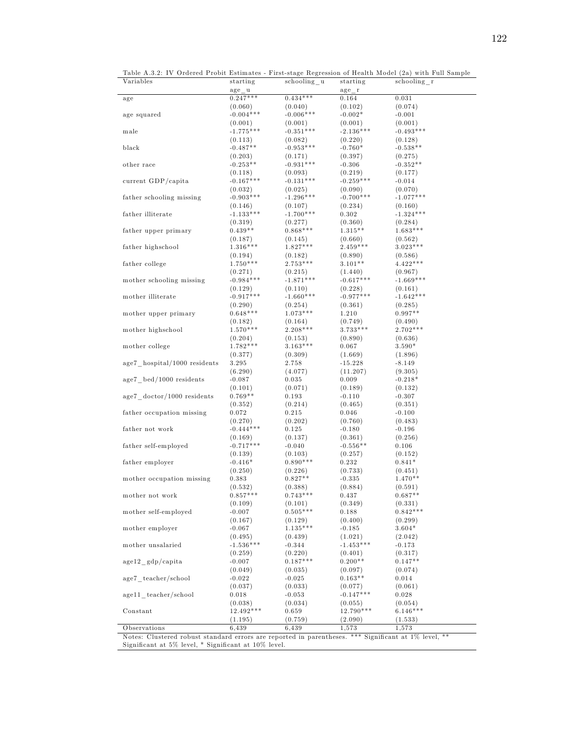Table A.3.2: IV Ordered Probit Estimates - First-stage Regression of Health Model (2a) with Full Sample

| Variables | starting age_u | schooling_u | starting age_r | schooling_r |
|---|---|---|---|---|
| age | 0.247*** | 0.434*** | 0.164 | 0.031 |
| | (0.060) | (0.040) | (0.102) | (0.074) |
| age squared | -0.004*** | -0.006*** | -0.002* | -0.001 |
| | (0.001) | (0.001) | (0.001) | (0.001) |
| male | -1.775*** | -0.351*** | -2.136*** | -0.493*** |
| | (0.113) | (0.082) | (0.220) | (0.128) |
| black | -0.487** | -0.953*** | -0.760* | -0.538** |
| | (0.203) | (0.171) | (0.397) | (0.275) |
| other race | -0.253** | -0.931*** | -0.306 | -0.352** |
| | (0.118) | (0.093) | (0.219) | (0.177) |
| current GDP/capita | -0.167*** | -0.131*** | -0.259*** | -0.014 |
| | (0.032) | (0.025) | (0.090) | (0.070) |
| father schooling missing | -0.903*** | -1.296*** | -0.700*** | -1.077*** |
| | (0.146) | (0.107) | (0.234) | (0.160) |
| father illiterate | -1.133*** | -1.700*** | 0.302 | -1.324*** |
| | (0.319) | (0.277) | (0.360) | (0.284) |
| father upper primary | 0.439** | 0.868*** | 1.315** | 1.683*** |
| | (0.187) | (0.145) | (0.660) | (0.562) |
| father highschool | 1.316*** | 1.827*** | 2.459*** | 3.023*** |
| | (0.194) | (0.182) | (0.890) | (0.586) |
| father college | 1.750*** | 2.753*** | 3.101** | 4.422*** |
| | (0.271) | (0.215) | (1.440) | (0.967) |
| mother schooling missing | -0.984*** | -1.871*** | -0.617*** | -1.669*** |
| | (0.129) | (0.110) | (0.228) | (0.161) |
| mother illiterate | -0.917*** | -1.660*** | -0.977*** | -1.642*** |
| | (0.290) | (0.254) | (0.361) | (0.285) |
| mother upper primary | 0.648*** | 1.073*** | 1.210 | 0.997** |
| | (0.182) | (0.164) | (0.749) | (0.490) |
| mother highschool | 1.570*** | 2.208*** | 3.733*** | 2.702*** |
| | (0.204) | (0.153) | (0.890) | (0.636) |
| mother college | 1.782*** | 3.163*** | 0.067 | 3.590* |
| | (0.377) | (0.309) | (1.669) | (1.896) |
| age7_hospital/1000 residents | 3.295 | 2.758 | -15.228 | -8.149 |
| | (6.290) | (4.077) | (11.207) | (9.305) |
| age7_bed/1000 residents | -0.087 | 0.035 | 0.009 | -0.218* |
| | (0.101) | (0.071) | (0.189) | (0.132) |
| age7_doctor/1000 residents | 0.769** | 0.193 | -0.110 | -0.307 |
| | (0.352) | (0.214) | (0.465) | (0.351) |
| father occupation missing | 0.072 | 0.215 | 0.046 | -0.100 |
| | (0.270) | (0.202) | (0.760) | (0.483) |
| father not work | -0.444*** | 0.125 | -0.180 | -0.196 |
| | (0.169) | (0.137) | (0.361) | (0.256) |
| father self-employed | -0.717*** | -0.040 | -0.556** | 0.106 |
| | (0.139) | (0.103) | (0.257) | (0.152) |
| father employer | -0.416* | 0.890*** | 0.232 | 0.841* |
| | (0.250) | (0.226) | (0.733) | (0.451) |
| mother occupation missing | 0.383 | 0.827** | -0.335 | 1.470** |
| | (0.532) | (0.388) | (0.884) | (0.591) |
| mother not work | 0.857*** | 0.743*** | 0.437 | 0.687** |
| | (0.109) | (0.101) | (0.349) | (0.331) |
| mother self-employed | -0.007 | 0.505*** | 0.188 | 0.842*** |
| | (0.167) | (0.129) | (0.400) | (0.299) |
| mother employer | -0.067 | 1.135*** | -0.185 | 3.604* |
| | (0.495) | (0.439) | (1.021) | (2.042) |
| mother unsalaried | -1.536*** | -0.344 | -1.453*** | -0.173 |
| | (0.259) | (0.220) | (0.401) | (0.317) |
| age12_gdp/capita | -0.007 | 0.187*** | 0.200** | 0.147** |
| | (0.049) | (0.035) | (0.097) | (0.074) |
| age7_teacher/school | -0.022 | -0.025 | 0.163** | 0.014 |
| | (0.037) | (0.033) | (0.077) | (0.061) |
| age11_teacher/school | 0.018 | -0.053 | -0.147*** | 0.028 |
| | (0.038) | (0.034) | (0.055) | (0.054) |
| Constant | 12.492*** | 0.659 | 12.790*** | 6.146*** |
| | (1.195) | (0.759) | (2.090) | (1.533) |
| Observations | 6,439 | 6,439 | 1,573 | 1,573 |

Notes: Clustered robust standard errors are reported in parentheses. *** Significant at 1% level, ** Significant at 5% level, * Significant at 10% level.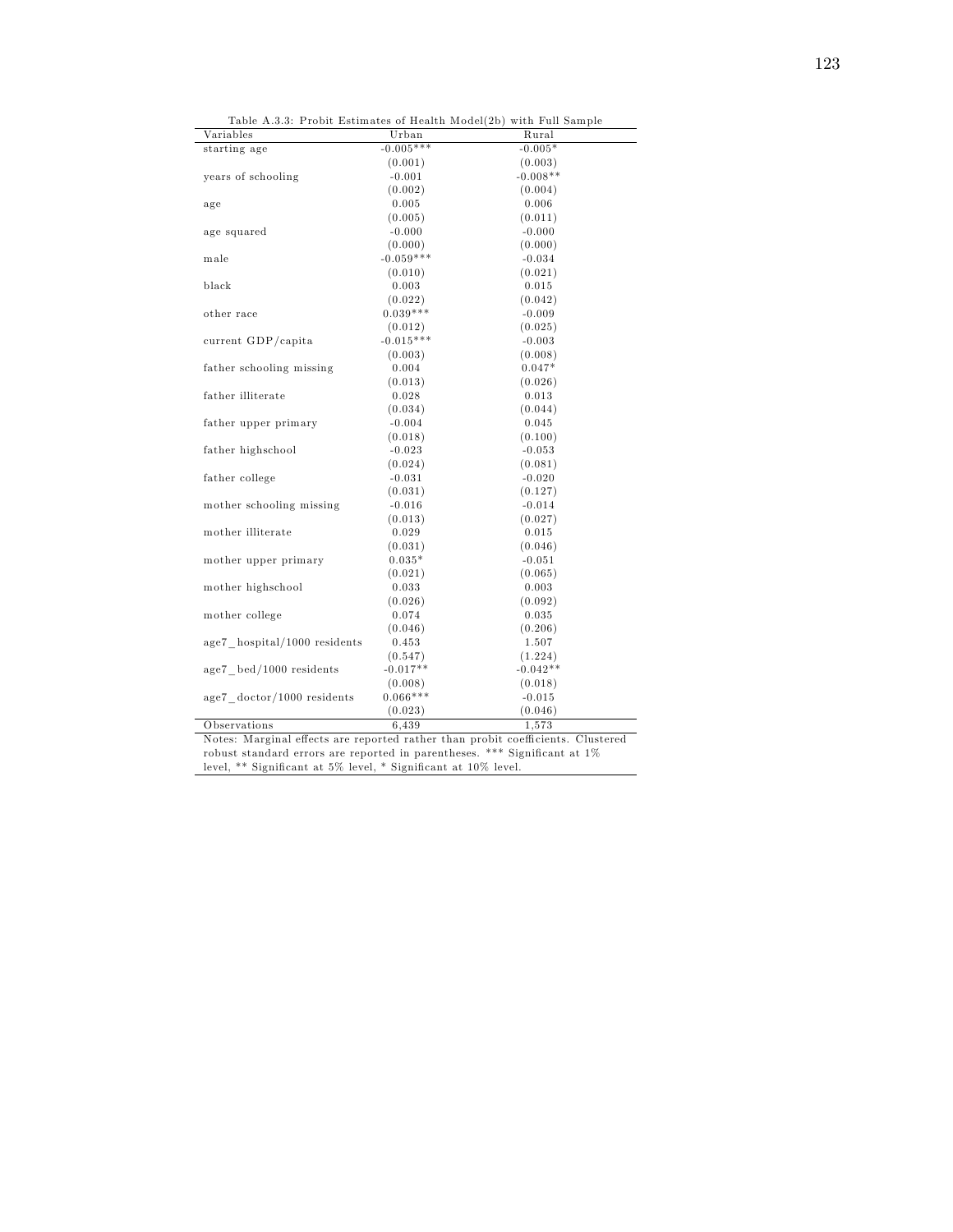Table A.3.3: Probit Estimates of Health Model(2b) with Full Sample

| Variables | Urban | Rural |
|---|---|---|
| starting age | -0.005*** | -0.005* |
| | (0.001) | (0.003) |
| years of schooling | -0.001 | -0.008** |
| | (0.002) | (0.004) |
| age | 0.005 | 0.006 |
| | (0.005) | (0.011) |
| age squared | -0.000 | -0.000 |
| | (0.000) | (0.000) |
| male | -0.059*** | -0.034 |
| | (0.010) | (0.021) |
| black | 0.003 | 0.015 |
| | (0.022) | (0.042) |
| other race | 0.039*** | -0.009 |
| | (0.012) | (0.025) |
| current GDP/capita | -0.015*** | -0.003 |
| | (0.003) | (0.008) |
| father schooling missing | 0.004 | 0.047* |
| | (0.013) | (0.026) |
| father illiterate | 0.028 | 0.013 |
| | (0.034) | (0.044) |
| father upper primary | -0.004 | 0.045 |
| | (0.018) | (0.100) |
| father highschool | -0.023 | -0.053 |
| | (0.024) | (0.081) |
| father college | -0.031 | -0.020 |
| | (0.031) | (0.127) |
| mother schooling missing | -0.016 | -0.014 |
| | (0.013) | (0.027) |
| mother illiterate | 0.029 | 0.015 |
| | (0.031) | (0.046) |
| mother upper primary | 0.035* | -0.051 |
| | (0.021) | (0.065) |
| mother highschool | 0.033 | 0.003 |
| | (0.026) | (0.092) |
| mother college | 0.074 | 0.035 |
| | (0.046) | (0.206) |
| age7_hospital/1000 residents | 0.453 | 1.507 |
| | (0.547) | (1.224) |
| age7_bed/1000 residents | -0.017** | -0.042** |
| | (0.008) | (0.018) |
| age7_doctor/1000 residents | 0.066*** | -0.015 |
| | (0.023) | (0.046) |
| Observations | 6,439 | 1,573 |

Notes: Marginal effects are reported rather than probit coefficients. Clustered robust standard errors are reported in parentheses. *** Significant at 1% level, ** Significant at 5% level, * Significant at 10% level.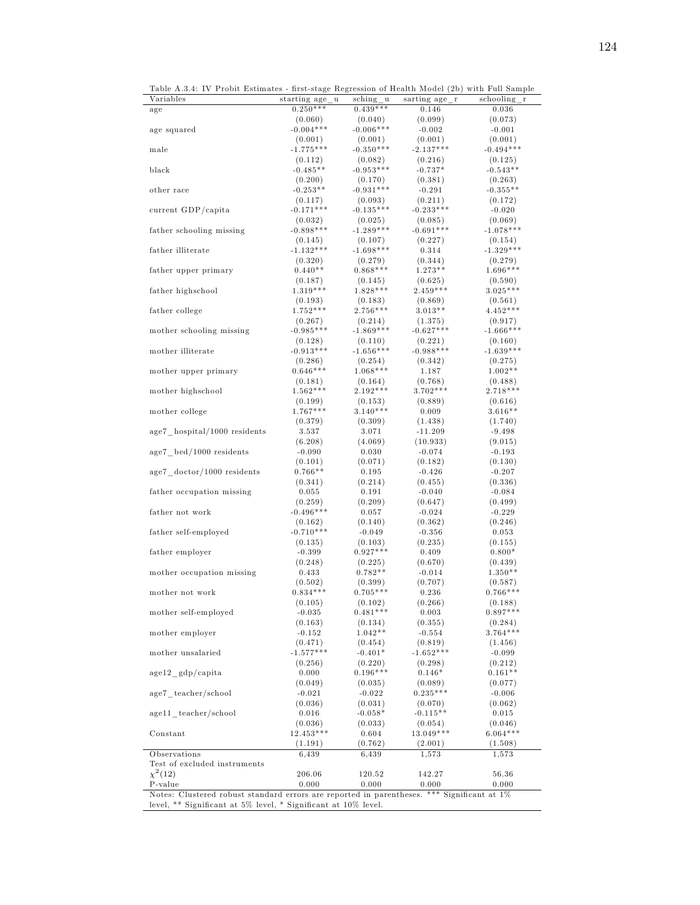Table A.3.4: IV Probit Estimates - first-stage Regression of Health Model (2b) with Full Sample

| Variables | starting age_u | sching_u | sarting age_r | schooling_r |
|---|---|---|---|---|
| age | 0.250*** | 0.439*** | 0.146 | 0.036 |
| | (0.060) | (0.040) | (0.099) | (0.073) |
| age squared | -0.004*** | -0.006*** | -0.002 | -0.001 |
| | (0.001) | (0.001) | (0.001) | (0.001) |
| male | -1.775*** | -0.350*** | -2.137*** | -0.494*** |
| | (0.112) | (0.082) | (0.216) | (0.125) |
| black | -0.485** | -0.953*** | -0.737* | -0.543** |
| | (0.200) | (0.170) | (0.381) | (0.263) |
| other race | -0.253** | -0.931*** | -0.291 | -0.355** |
| | (0.117) | (0.093) | (0.211) | (0.172) |
| current GDP/capita | -0.171*** | -0.135*** | -0.233*** | -0.020 |
| | (0.032) | (0.025) | (0.085) | (0.069) |
| father schooling missing | -0.898*** | -1.289*** | -0.691*** | -1.078*** |
| | (0.145) | (0.107) | (0.227) | (0.154) |
| father illiterate | -1.132*** | -1.698*** | 0.314 | -1.329*** |
| | (0.320) | (0.279) | (0.344) | (0.279) |
| father upper primary | 0.440** | 0.868*** | 1.273** | 1.696*** |
| | (0.187) | (0.145) | (0.625) | (0.590) |
| father highschool | 1.319*** | 1.828*** | 2.459*** | 3.025*** |
| | (0.193) | (0.183) | (0.869) | (0.561) |
| father college | 1.752*** | 2.756*** | 3.013** | 4.452*** |
| | (0.267) | (0.214) | (1.375) | (0.917) |
| mother schooling missing | -0.985*** | -1.869*** | -0.627*** | -1.666*** |
| | (0.128) | (0.110) | (0.221) | (0.160) |
| mother illiterate | -0.913*** | -1.656*** | -0.988*** | -1.639*** |
| | (0.286) | (0.254) | (0.342) | (0.275) |
| mother upper primary | 0.646*** | 1.068*** | 1.187 | 1.002** |
| | (0.181) | (0.164) | (0.768) | (0.488) |
| mother highschool | 1.562*** | 2.192*** | 3.702*** | 2.718*** |
| | (0.199) | (0.153) | (0.889) | (0.616) |
| mother college | 1.767*** | 3.140*** | 0.009 | 3.616** |
| | (0.379) | (0.309) | (1.438) | (1.740) |
| age7_hospital/1000 residents | 3.537 | 3.071 | -11.209 | -9.498 |
| | (6.208) | (4.069) | (10.933) | (9.015) |
| age7_bed/1000 residents | -0.090 | 0.030 | -0.074 | -0.193 |
| | (0.101) | (0.071) | (0.182) | (0.130) |
| age7_doctor/1000 residents | 0.766** | 0.195 | -0.426 | -0.207 |
| | (0.341) | (0.214) | (0.455) | (0.336) |
| father occupation missing | 0.055 | 0.191 | -0.040 | -0.084 |
| | (0.259) | (0.209) | (0.647) | (0.499) |
| father not work | -0.496*** | 0.057 | -0.024 | -0.229 |
| | (0.162) | (0.140) | (0.362) | (0.246) |
| father self-employed | -0.710*** | -0.049 | -0.356 | 0.053 |
| | (0.135) | (0.103) | (0.235) | (0.155) |
| father employer | -0.399 | 0.927*** | 0.409 | 0.800* |
| | (0.248) | (0.225) | (0.670) | (0.439) |
| mother occupation missing | 0.433 | 0.782** | -0.014 | 1.350** |
| | (0.502) | (0.399) | (0.707) | (0.587) |
| mother not work | 0.834*** | 0.705*** | 0.236 | 0.766*** |
| | (0.105) | (0.102) | (0.266) | (0.188) |
| mother self-employed | -0.035 | 0.481*** | 0.003 | 0.897*** |
| | (0.163) | (0.134) | (0.355) | (0.284) |
| mother employer | -0.152 | 1.042** | -0.554 | 3.764*** |
| | (0.471) | (0.454) | (0.819) | (1.456) |
| mother unsalaried | -1.577*** | -0.401* | -1.652*** | -0.099 |
| | (0.256) | (0.220) | (0.298) | (0.212) |
| age12_gdp/capita | 0.000 | 0.196*** | 0.146* | 0.161** |
| | (0.049) | (0.035) | (0.089) | (0.077) |
| age7_teacher/school | -0.021 | -0.022 | 0.235*** | -0.006 |
| | (0.036) | (0.031) | (0.070) | (0.062) |
| age11_teacher/school | 0.016 | -0.058* | -0.115** | 0.015 |
| | (0.036) | (0.033) | (0.054) | (0.046) |
| Constant | 12.453*** | 0.604 | 13.049*** | 6.064*** |
| | (1.191) | (0.762) | (2.001) | (1.508) |
| Observations | 6,439 | 6,439 | 1,573 | 1,573 |
| Test of excluded instruments | | | | |
| $\chi^2(12)$ | 206.06 | 120.52 | 142.27 | 56.36 |
| P-value | 0.000 | 0.000 | 0.000 | 0.000 |

Notes: Clustered robust standard errors are reported in parentheses. *** Significant at 1% level, ** Significant at 5% level, * Significant at 10% level.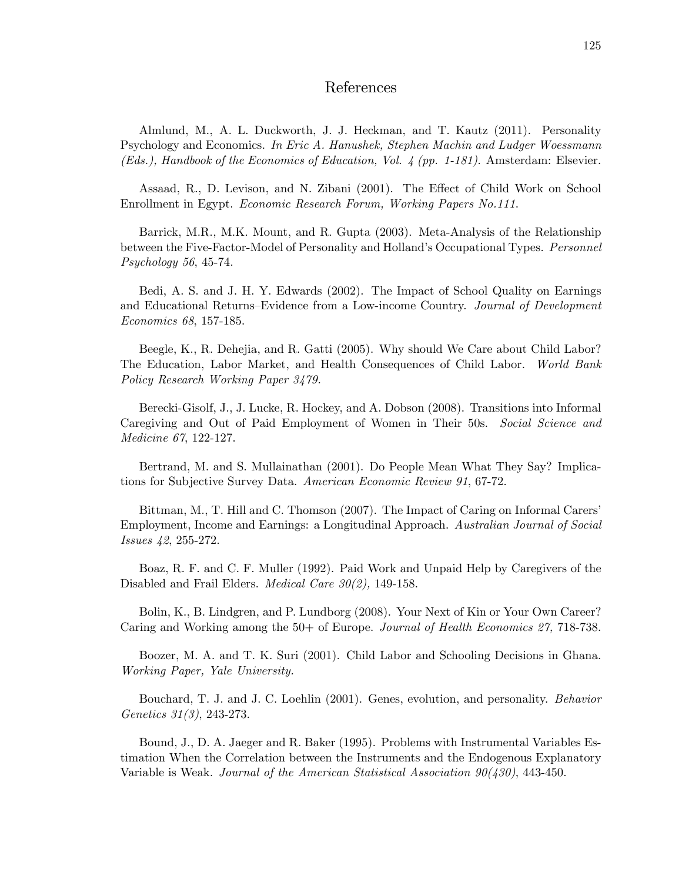# References

Almlund, M., A. L. Duckworth, J. J. Heckman, and T. Kautz (2011). Personality Psychology and Economics. *In Eric A. Hanushek, Stephen Machin and Ludger Woessmann (Eds.), Handbook of the Economics of Education, Vol. 4 (pp. 1-181).* Amsterdam: Elsevier.

Assaad, R., D. Levison, and N. Zibani (2001). The Effect of Child Work on School Enrollment in Egypt. *Economic Research Forum, Working Papers No.111.*

Barrick, M.R., M.K. Mount, and R. Gupta (2003). Meta-Analysis of the Relationship between the Five-Factor-Model of Personality and Holland's Occupational Types. *Personnel Psychology 56*, 45-74.

Bedi, A. S. and J. H. Y. Edwards (2002). The Impact of School Quality on Earnings and Educational Returns–Evidence from a Low-income Country. *Journal of Development Economics 68*, 157-185.

Beegle, K., R. Dehejia, and R. Gatti (2005). Why should We Care about Child Labor? The Education, Labor Market, and Health Consequences of Child Labor. *World Bank Policy Research Working Paper 3479.*

Berecki-Gisolf, J., J. Lucke, R. Hockey, and A. Dobson (2008). Transitions into Informal Caregiving and Out of Paid Employment of Women in Their 50s. *Social Science and Medicine 67*, 122-127.

Bertrand, M. and S. Mullainathan (2001). Do People Mean What They Say? Implications for Subjective Survey Data. *American Economic Review 91*, 67-72.

Bittman, M., T. Hill and C. Thomson (2007). The Impact of Caring on Informal Carers' Employment, Income and Earnings: a Longitudinal Approach. *Australian Journal of Social Issues 42*, 255-272.

Boaz, R. F. and C. F. Muller (1992). Paid Work and Unpaid Help by Caregivers of the Disabled and Frail Elders. *Medical Care 30(2),* 149-158.

Bolin, K., B. Lindgren, and P. Lundborg (2008). Your Next of Kin or Your Own Career? Caring and Working among the 50+ of Europe. *Journal of Health Economics 27,* 718-738.

Boozer, M. A. and T. K. Suri (2001). Child Labor and Schooling Decisions in Ghana. *Working Paper, Yale University.*

Bouchard, T. J. and J. C. Loehlin (2001). Genes, evolution, and personality. *Behavior Genetics 31(3)*, 243-273.

Bound, J., D. A. Jaeger and R. Baker (1995). Problems with Instrumental Variables Estimation When the Correlation between the Instruments and the Endogenous Explanatory Variable is Weak. *Journal of the American Statistical Association 90(430)*, 443-450.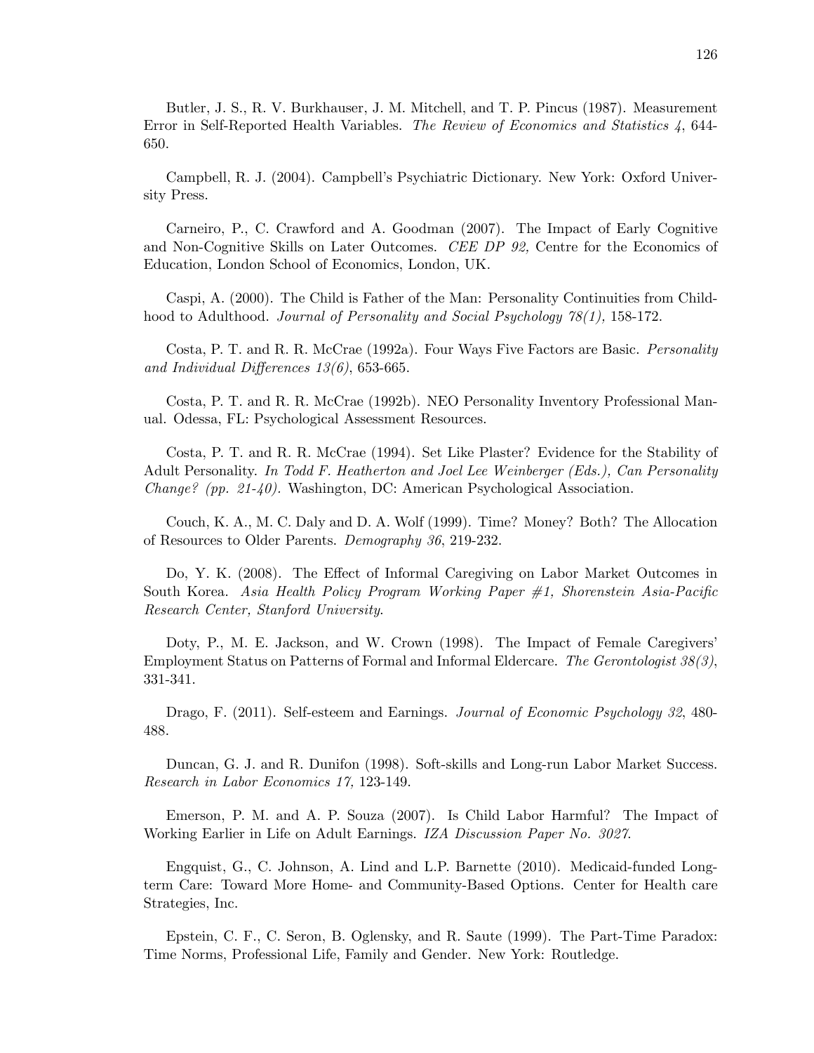Butler, J. S., R. V. Burkhauser, J. M. Mitchell, and T. P. Pincus (1987). Measurement Error in Self-Reported Health Variables. *The Review of Economics and Statistics 4*, 644-650.

Campbell, R. J. (2004). Campbell's Psychiatric Dictionary. New York: Oxford University Press.

Carneiro, P., C. Crawford and A. Goodman (2007). The Impact of Early Cognitive and Non-Cognitive Skills on Later Outcomes. *CEE DP 92,* Centre for the Economics of Education, London School of Economics, London, UK.

Caspi, A. (2000). The Child is Father of the Man: Personality Continuities from Childhood to Adulthood. *Journal of Personality and Social Psychology 78(1),* 158-172.

Costa, P. T. and R. R. McCrae (1992a). Four Ways Five Factors are Basic. *Personality and Individual Differences 13(6)*, 653-665.

Costa, P. T. and R. R. McCrae (1992b). NEO Personality Inventory Professional Manual. Odessa, FL: Psychological Assessment Resources.

Costa, P. T. and R. R. McCrae (1994). Set Like Plaster? Evidence for the Stability of Adult Personality. *In Todd F. Heatherton and Joel Lee Weinberger (Eds.), Can Personality Change? (pp. 21-40).* Washington, DC: American Psychological Association.

Couch, K. A., M. C. Daly and D. A. Wolf (1999). Time? Money? Both? The Allocation of Resources to Older Parents. *Demography 36*, 219-232.

Do, Y. K. (2008). The Effect of Informal Caregiving on Labor Market Outcomes in South Korea. *Asia Health Policy Program Working Paper #1, Shorenstein Asia-Pacific Research Center, Stanford University*.

Doty, P., M. E. Jackson, and W. Crown (1998). The Impact of Female Caregivers' Employment Status on Patterns of Formal and Informal Eldercare. *The Gerontologist 38(3)*, 331-341.

Drago, F. (2011). Self-esteem and Earnings. *Journal of Economic Psychology 32*, 480-488.

Duncan, G. J. and R. Dunifon (1998). Soft-skills and Long-run Labor Market Success. *Research in Labor Economics 17,* 123-149.

Emerson, P. M. and A. P. Souza (2007). Is Child Labor Harmful? The Impact of Working Earlier in Life on Adult Earnings. *IZA Discussion Paper No. 3027*.

Engquist, G., C. Johnson, A. Lind and L.P. Barnette (2010). Medicaid-funded Long-term Care: Toward More Home- and Community-Based Options. Center for Health care Strategies, Inc.

Epstein, C. F., C. Seron, B. Oglensky, and R. Saute (1999). The Part-Time Paradox: Time Norms, Professional Life, Family and Gender. New York: Routledge.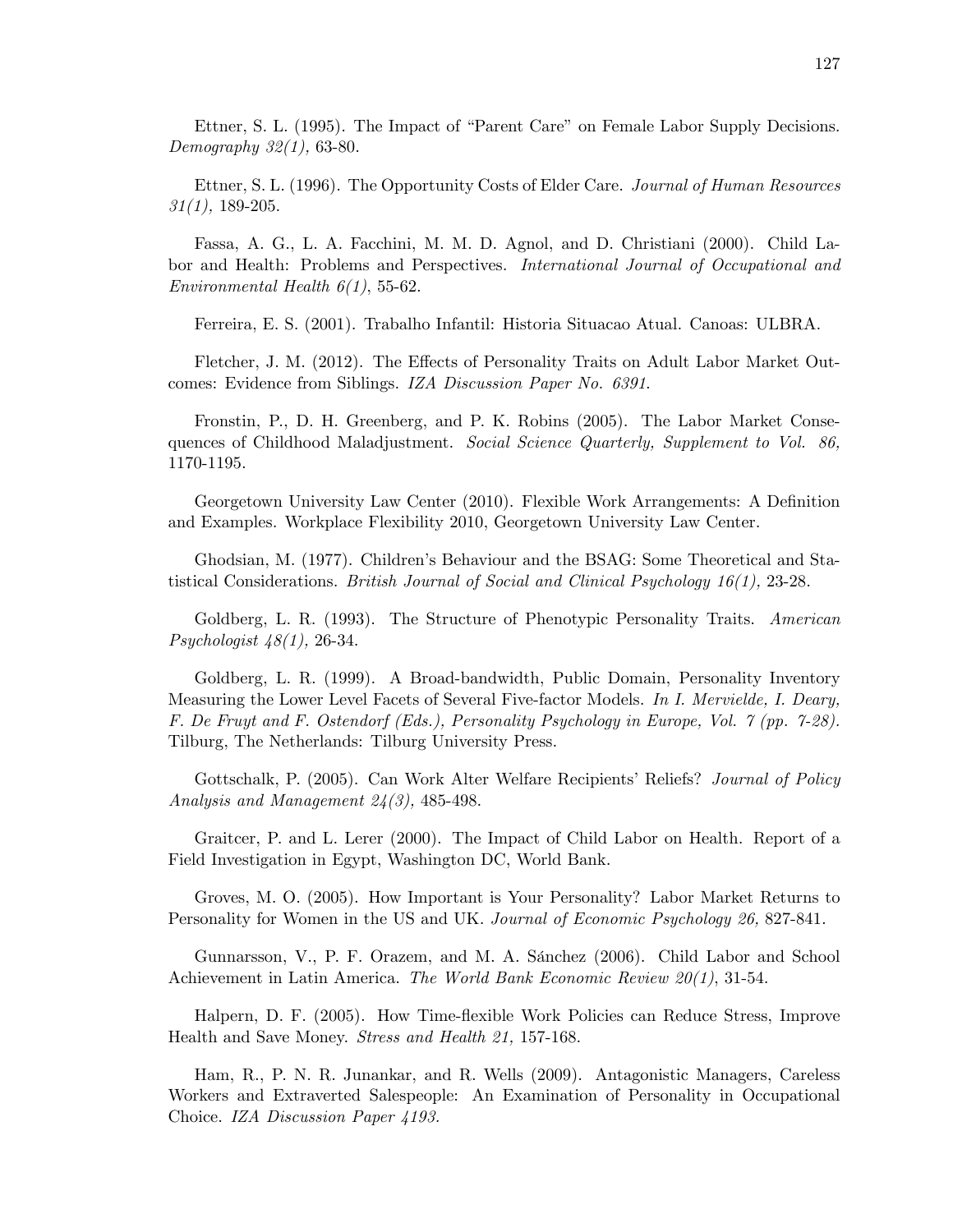Ettner, S. L. (1995). The Impact of "Parent Care" on Female Labor Supply Decisions. *Demography 32(1),* 63-80.

Ettner, S. L. (1996). The Opportunity Costs of Elder Care. *Journal of Human Resources 31(1),* 189-205.

Fassa, A. G., L. A. Facchini, M. M. D. Agnol, and D. Christiani (2000). Child Labor and Health: Problems and Perspectives. *International Journal of Occupational and Environmental Health 6(1)*, 55-62.

Ferreira, E. S. (2001). Trabalho Infantil: Historia Situacao Atual. Canoas: ULBRA.

Fletcher, J. M. (2012). The Effects of Personality Traits on Adult Labor Market Outcomes: Evidence from Siblings. *IZA Discussion Paper No. 6391.*

Fronstin, P., D. H. Greenberg, and P. K. Robins (2005). The Labor Market Consequences of Childhood Maladjustment. *Social Science Quarterly, Supplement to Vol. 86,* 1170-1195.

Georgetown University Law Center (2010). Flexible Work Arrangements: A Definition and Examples. Workplace Flexibility 2010, Georgetown University Law Center.

Ghodsian, M. (1977). Children's Behaviour and the BSAG: Some Theoretical and Statistical Considerations. *British Journal of Social and Clinical Psychology 16(1),* 23-28.

Goldberg, L. R. (1993). The Structure of Phenotypic Personality Traits. *American Psychologist 48(1),* 26-34.

Goldberg, L. R. (1999). A Broad-bandwidth, Public Domain, Personality Inventory Measuring the Lower Level Facets of Several Five-factor Models. *In I. Mervielde, I. Deary, F. De Fruyt and F. Ostendorf (Eds.), Personality Psychology in Europe, Vol. 7 (pp. 7-28).* Tilburg, The Netherlands: Tilburg University Press.

Gottschalk, P. (2005). Can Work Alter Welfare Recipients' Reliefs? *Journal of Policy Analysis and Management 24(3),* 485-498.

Graitcer, P. and L. Lerer (2000). The Impact of Child Labor on Health. Report of a Field Investigation in Egypt, Washington DC, World Bank.

Groves, M. O. (2005). How Important is Your Personality? Labor Market Returns to Personality for Women in the US and UK. *Journal of Economic Psychology 26,* 827-841.

Gunnarsson, V., P. F. Orazem, and M. A. Sánchez (2006). Child Labor and School Achievement in Latin America. *The World Bank Economic Review 20(1)*, 31-54.

Halpern, D. F. (2005). How Time-flexible Work Policies can Reduce Stress, Improve Health and Save Money. *Stress and Health 21,* 157-168.

Ham, R., P. N. R. Junankar, and R. Wells (2009). Antagonistic Managers, Careless Workers and Extraverted Salespeople: An Examination of Personality in Occupational Choice. *IZA Discussion Paper 4193.*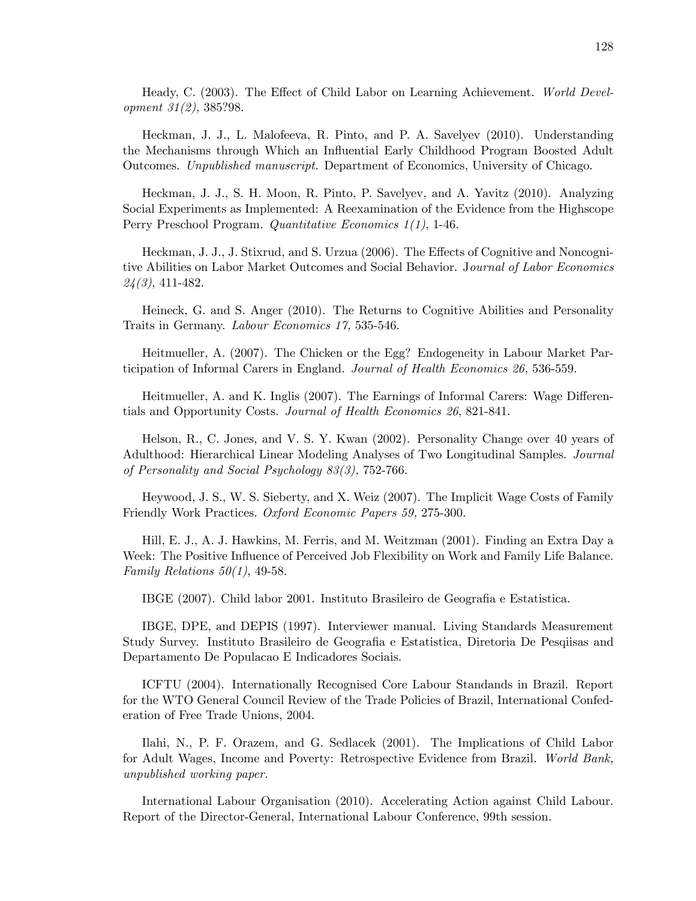Heady, C. (2003). The Effect of Child Labor on Learning Achievement. *World Development 31(2),* 385?98.

Heckman, J. J., L. Malofeeva, R. Pinto, and P. A. Savelyev (2010). Understanding the Mechanisms through Which an Influential Early Childhood Program Boosted Adult Outcomes. *Unpublished manuscript.* Department of Economics, University of Chicago.

Heckman, J. J., S. H. Moon, R. Pinto, P. Savelyev, and A. Yavitz (2010). Analyzing Social Experiments as Implemented: A Reexamination of the Evidence from the Highscope Perry Preschool Program. *Quantitative Economics 1(1)*, 1-46.

Heckman, J. J., J. Stixrud, and S. Urzua (2006). The Effects of Cognitive and Noncognitive Abilities on Labor Market Outcomes and Social Behavior. J*ournal of Labor Economics 24(3)*, 411-482.

Heineck, G. and S. Anger (2010). The Returns to Cognitive Abilities and Personality Traits in Germany. *Labour Economics 17,* 535-546.

Heitmueller, A. (2007). The Chicken or the Egg? Endogeneity in Labour Market Participation of Informal Carers in England. *Journal of Health Economics 26,* 536-559.

Heitmueller, A. and K. Inglis (2007). The Earnings of Informal Carers: Wage Differentials and Opportunity Costs. *Journal of Health Economics 26*, 821-841.

Helson, R., C. Jones, and V. S. Y. Kwan (2002). Personality Change over 40 years of Adulthood: Hierarchical Linear Modeling Analyses of Two Longitudinal Samples. *Journal of Personality and Social Psychology 83(3),* 752-766.

Heywood, J. S., W. S. Sieberty, and X. Weiz (2007). The Implicit Wage Costs of Family Friendly Work Practices. *Oxford Economic Papers 59,* 275-300.

Hill, E. J., A. J. Hawkins, M. Ferris, and M. Weitzman (2001). Finding an Extra Day a Week: The Positive Influence of Perceived Job Flexibility on Work and Family Life Balance. *Family Relations 50(1)*, 49-58.

IBGE (2007). Child labor 2001. Instituto Brasileiro de Geografia e Estatistica.

IBGE, DPE, and DEPIS (1997). Interviewer manual. Living Standards Measurement Study Survey. Instituto Brasileiro de Geografia e Estatistica, Diretoria De Pesqiisas and Departamento De Populacao E Indicadores Sociais.

ICFTU (2004). Internationally Recognised Core Labour Standands in Brazil. Report for the WTO General Council Review of the Trade Policies of Brazil, International Confederation of Free Trade Unions, 2004.

Ilahi, N., P. F. Orazem, and G. Sedlacek (2001). The Implications of Child Labor for Adult Wages, Income and Poverty: Retrospective Evidence from Brazil. *World Bank, unpublished working paper.*

International Labour Organisation (2010). Accelerating Action against Child Labour. Report of the Director-General, International Labour Conference, 99th session.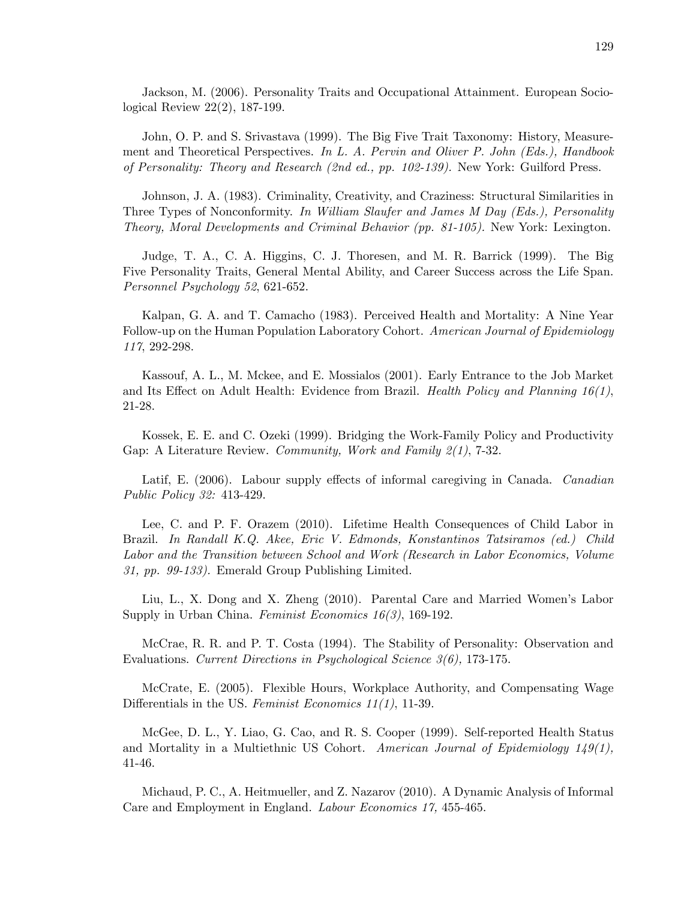Jackson, M. (2006). Personality Traits and Occupational Attainment. European Sociological Review 22(2), 187-199.

John, O. P. and S. Srivastava (1999). The Big Five Trait Taxonomy: History, Measurement and Theoretical Perspectives. *In L. A. Pervin and Oliver P. John (Eds.), Handbook of Personality: Theory and Research (2nd ed., pp. 102-139).* New York: Guilford Press.

Johnson, J. A. (1983). Criminality, Creativity, and Craziness: Structural Similarities in Three Types of Nonconformity. *In William Slaufer and James M Day (Eds.), Personality Theory, Moral Developments and Criminal Behavior (pp. 81-105).* New York: Lexington.

Judge, T. A., C. A. Higgins, C. J. Thoresen, and M. R. Barrick (1999). The Big Five Personality Traits, General Mental Ability, and Career Success across the Life Span. *Personnel Psychology 52*, 621-652.

Kalpan, G. A. and T. Camacho (1983). Perceived Health and Mortality: A Nine Year Follow-up on the Human Population Laboratory Cohort. *American Journal of Epidemiology 117*, 292-298.

Kassouf, A. L., M. Mckee, and E. Mossialos (2001). Early Entrance to the Job Market and Its Effect on Adult Health: Evidence from Brazil. *Health Policy and Planning 16(1)*, 21-28.

Kossek, E. E. and C. Ozeki (1999). Bridging the Work-Family Policy and Productivity Gap: A Literature Review. *Community, Work and Family 2(1)*, 7-32.

Latif, E. (2006). Labour supply effects of informal caregiving in Canada. *Canadian Public Policy 32:* 413-429.

Lee, C. and P. F. Orazem (2010). Lifetime Health Consequences of Child Labor in Brazil. *In Randall K.Q. Akee, Eric V. Edmonds, Konstantinos Tatsiramos (ed.) Child Labor and the Transition between School and Work (Research in Labor Economics, Volume 31, pp. 99-133).* Emerald Group Publishing Limited.

Liu, L., X. Dong and X. Zheng (2010). Parental Care and Married Women's Labor Supply in Urban China. *Feminist Economics 16(3)*, 169-192.

McCrae, R. R. and P. T. Costa (1994). The Stability of Personality: Observation and Evaluations. *Current Directions in Psychological Science 3(6),* 173-175.

McCrate, E. (2005). Flexible Hours, Workplace Authority, and Compensating Wage Differentials in the US. *Feminist Economics 11(1)*, 11-39.

McGee, D. L., Y. Liao, G. Cao, and R. S. Cooper (1999). Self-reported Health Status and Mortality in a Multiethnic US Cohort. *American Journal of Epidemiology 149(1),* 41-46.

Michaud, P. C., A. Heitmueller, and Z. Nazarov (2010). A Dynamic Analysis of Informal Care and Employment in England. *Labour Economics 17,* 455-465.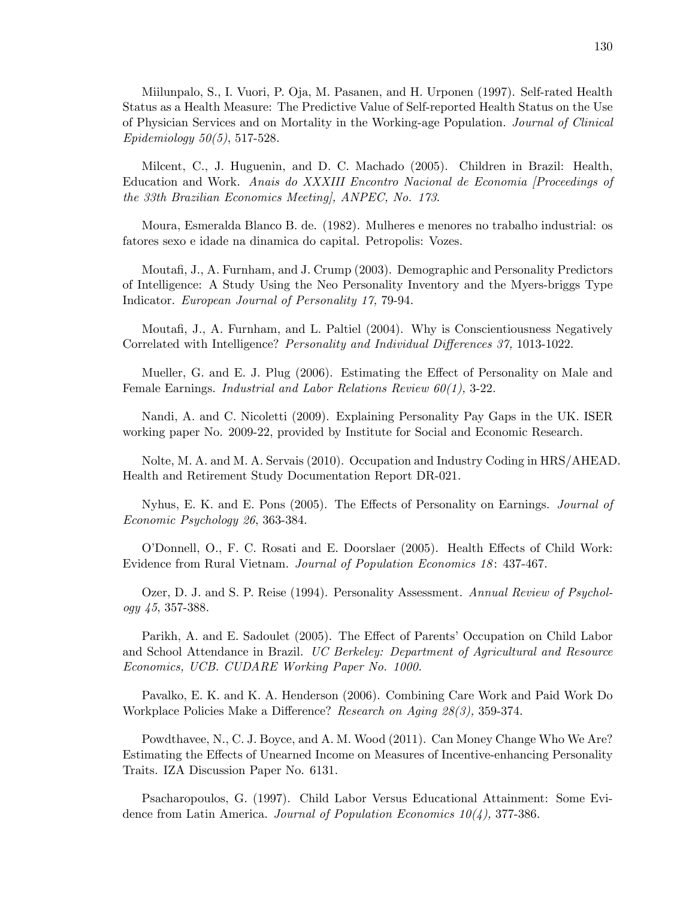Miilunpalo, S., I. Vuori, P. Oja, M. Pasanen, and H. Urponen (1997). Self-rated Health Status as a Health Measure: The Predictive Value of Self-reported Health Status on the Use of Physician Services and on Mortality in the Working-age Population. *Journal of Clinical Epidemiology 50(5)*, 517-528.

Milcent, C., J. Huguenin, and D. C. Machado (2005). Children in Brazil: Health, Education and Work. *Anais do XXXIII Encontro Nacional de Economia [Proceedings of the 33th Brazilian Economics Meeting], ANPEC, No. 173*.

Moura, Esmeralda Blanco B. de. (1982). Mulheres e menores no trabalho industrial: os fatores sexo e idade na dinamica do capital. Petropolis: Vozes.

Moutafi, J., A. Furnham, and J. Crump (2003). Demographic and Personality Predictors of Intelligence: A Study Using the Neo Personality Inventory and the Myers-briggs Type Indicator. *European Journal of Personality 17,* 79-94.

Moutafi, J., A. Furnham, and L. Paltiel (2004). Why is Conscientiousness Negatively Correlated with Intelligence? *Personality and Individual Differences 37,* 1013-1022.

Mueller, G. and E. J. Plug (2006). Estimating the Effect of Personality on Male and Female Earnings. *Industrial and Labor Relations Review 60(1),* 3-22.

Nandi, A. and C. Nicoletti (2009). Explaining Personality Pay Gaps in the UK. ISER working paper No. 2009-22, provided by Institute for Social and Economic Research.

Nolte, M. A. and M. A. Servais (2010). Occupation and Industry Coding in HRS/AHEAD. Health and Retirement Study Documentation Report DR-021.

Nyhus, E. K. and E. Pons (2005). The Effects of Personality on Earnings. *Journal of Economic Psychology 26*, 363-384.

O'Donnell, O., F. C. Rosati and E. Doorslaer (2005). Health Effects of Child Work: Evidence from Rural Vietnam. *Journal of Population Economics 18*: 437-467.

Ozer, D. J. and S. P. Reise (1994). Personality Assessment. *Annual Review of Psychology 45*, 357-388.

Parikh, A. and E. Sadoulet (2005). The Effect of Parents' Occupation on Child Labor and School Attendance in Brazil. *UC Berkeley: Department of Agricultural and Resource Economics, UCB. CUDARE Working Paper No. 1000.*

Pavalko, E. K. and K. A. Henderson (2006). Combining Care Work and Paid Work Do Workplace Policies Make a Difference? *Research on Aging 28(3),* 359-374.

Powdthavee, N., C. J. Boyce, and A. M. Wood (2011). Can Money Change Who We Are? Estimating the Effects of Unearned Income on Measures of Incentive-enhancing Personality Traits. IZA Discussion Paper No. 6131.

Psacharopoulos, G. (1997). Child Labor Versus Educational Attainment: Some Evidence from Latin America. *Journal of Population Economics 10(4),* 377-386.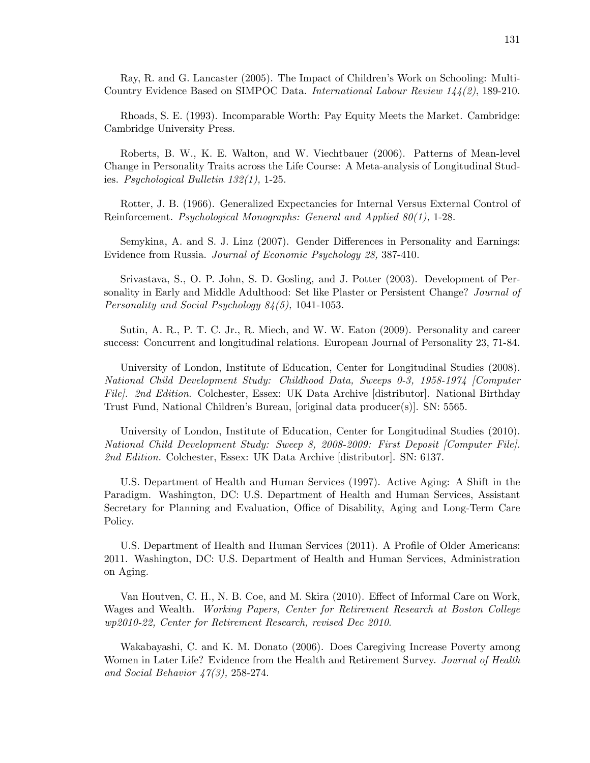Ray, R. and G. Lancaster (2005). The Impact of Children's Work on Schooling: Multi-Country Evidence Based on SIMPOC Data. *International Labour Review 144(2)*, 189-210.

Rhoads, S. E. (1993). Incomparable Worth: Pay Equity Meets the Market. Cambridge: Cambridge University Press.

Roberts, B. W., K. E. Walton, and W. Viechtbauer (2006). Patterns of Mean-level Change in Personality Traits across the Life Course: A Meta-analysis of Longitudinal Studies. *Psychological Bulletin 132(1),* 1-25.

Rotter, J. B. (1966). Generalized Expectancies for Internal Versus External Control of Reinforcement. *Psychological Monographs: General and Applied 80(1),* 1-28.

Semykina, A. and S. J. Linz (2007). Gender Differences in Personality and Earnings: Evidence from Russia. *Journal of Economic Psychology 28,* 387-410.

Srivastava, S., O. P. John, S. D. Gosling, and J. Potter (2003). Development of Personality in Early and Middle Adulthood: Set like Plaster or Persistent Change? *Journal of Personality and Social Psychology 84(5),* 1041-1053.

Sutin, A. R., P. T. C. Jr., R. Miech, and W. W. Eaton (2009). Personality and career success: Concurrent and longitudinal relations. European Journal of Personality 23, 71-84.

University of London, Institute of Education, Center for Longitudinal Studies (2008). *National Child Development Study: Childhood Data, Sweeps 0-3, 1958-1974 [Computer File]. 2nd Edition.* Colchester, Essex: UK Data Archive [distributor]. National Birthday Trust Fund, National Children's Bureau, [original data producer(s)]. SN: 5565.

University of London, Institute of Education, Center for Longitudinal Studies (2010). *National Child Development Study: Sweep 8, 2008-2009: First Deposit [Computer File]. 2nd Edition.* Colchester, Essex: UK Data Archive [distributor]. SN: 6137.

U.S. Department of Health and Human Services (1997). Active Aging: A Shift in the Paradigm. Washington, DC: U.S. Department of Health and Human Services, Assistant Secretary for Planning and Evaluation, Office of Disability, Aging and Long-Term Care Policy.

U.S. Department of Health and Human Services (2011). A Profile of Older Americans: 2011. Washington, DC: U.S. Department of Health and Human Services, Administration on Aging.

Van Houtven, C. H., N. B. Coe, and M. Skira (2010). Effect of Informal Care on Work, Wages and Wealth. *Working Papers, Center for Retirement Research at Boston College wp2010-22, Center for Retirement Research, revised Dec 2010.*

Wakabayashi, C. and K. M. Donato (2006). Does Caregiving Increase Poverty among Women in Later Life? Evidence from the Health and Retirement Survey. *Journal of Health and Social Behavior 47(3),* 258-274.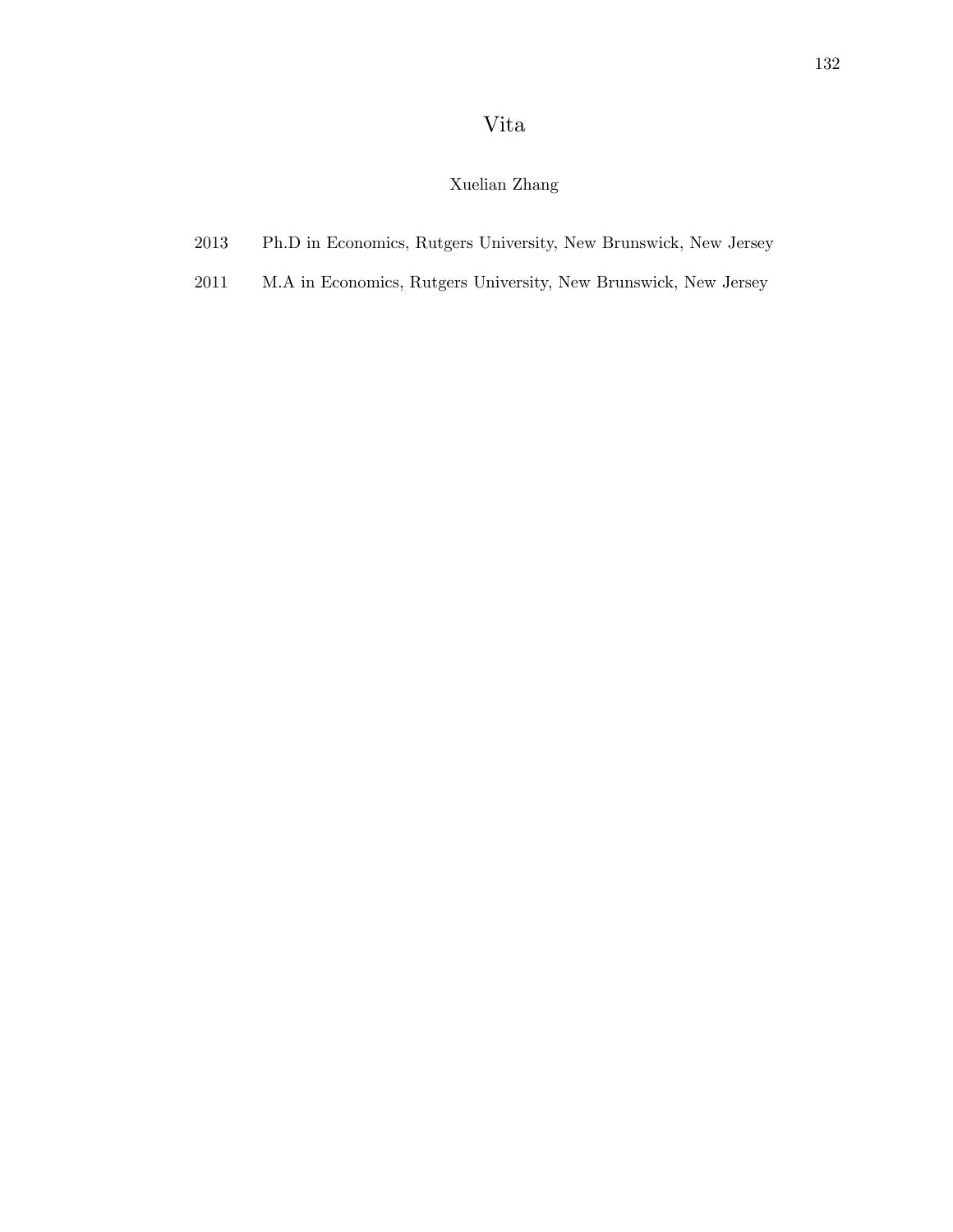# Vita

Xuelian Zhang

2013 Ph.D in Economics, Rutgers University, New Brunswick, New Jersey

2011 M.A in Economics, Rutgers University, New Brunswick, New Jersey